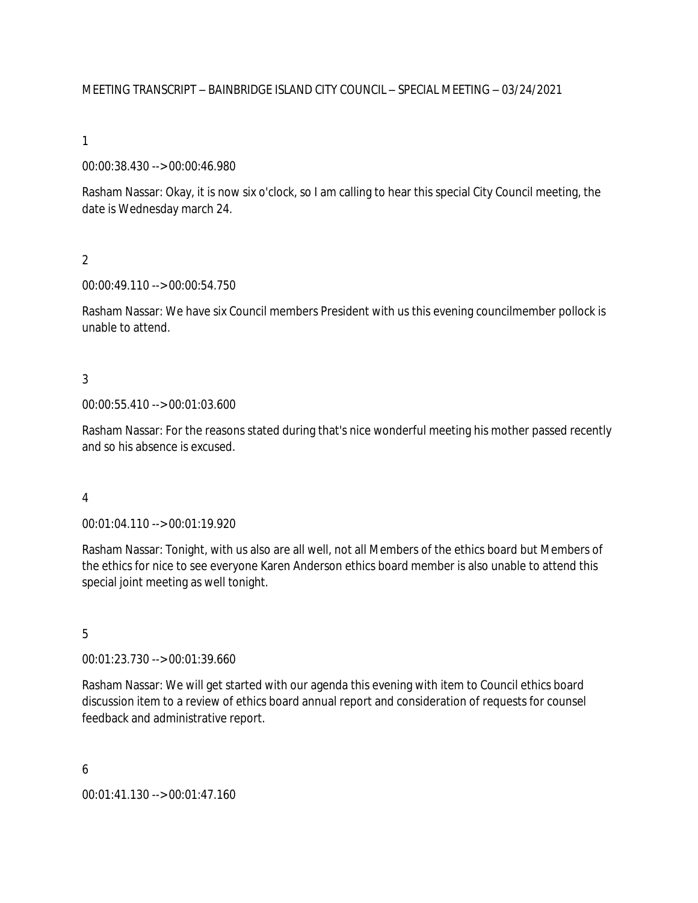MEETING TRANSCRIPT – BAINBRIDGE ISLAND CITY COUNCIL – SPECIAL MEETING – 03/24/2021

1

00:00:38.430 --> 00:00:46.980

Rasham Nassar: Okay, it is now six o'clock, so I am calling to hear this special City Council meeting, the date is Wednesday march 24.

2

00:00:49.110 --> 00:00:54.750

Rasham Nassar: We have six Council members President with us this evening councilmember pollock is unable to attend.

3

00:00:55.410 --> 00:01:03.600

Rasham Nassar: For the reasons stated during that's nice wonderful meeting his mother passed recently and so his absence is excused.

4

00:01:04.110 --> 00:01:19.920

Rasham Nassar: Tonight, with us also are all well, not all Members of the ethics board but Members of the ethics for nice to see everyone Karen Anderson ethics board member is also unable to attend this special joint meeting as well tonight.

5

00:01:23.730 --> 00:01:39.660

Rasham Nassar: We will get started with our agenda this evening with item to Council ethics board discussion item to a review of ethics board annual report and consideration of requests for counsel feedback and administrative report.

6

00:01:41.130 --> 00:01:47.160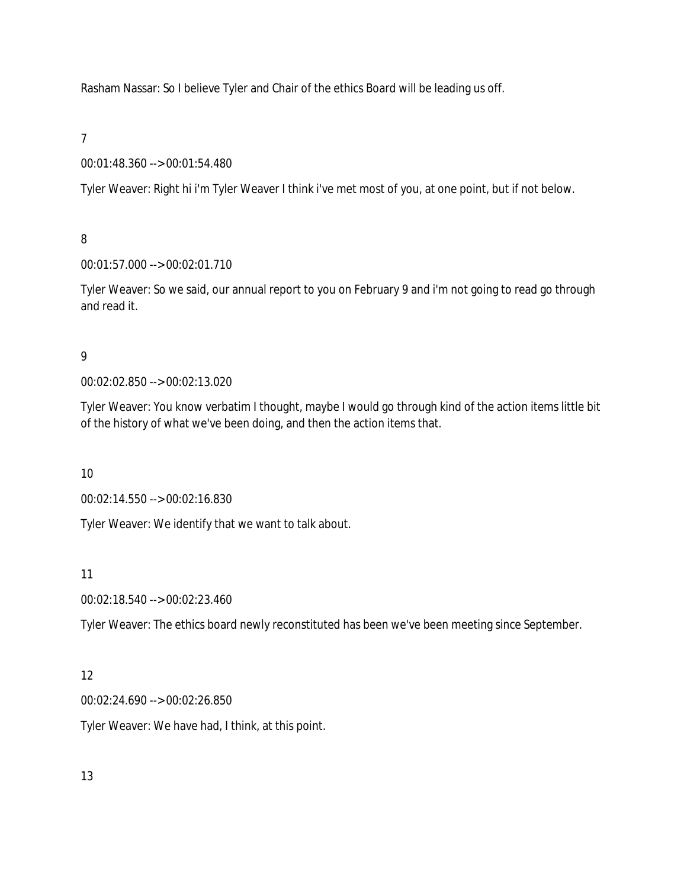Rasham Nassar: So I believe Tyler and Chair of the ethics Board will be leading us off.

7

00:01:48.360 --> 00:01:54.480

Tyler Weaver: Right hi i'm Tyler Weaver I think i've met most of you, at one point, but if not below.

8

00:01:57.000 --> 00:02:01.710

Tyler Weaver: So we said, our annual report to you on February 9 and i'm not going to read go through and read it.

9

00:02:02.850 --> 00:02:13.020

Tyler Weaver: You know verbatim I thought, maybe I would go through kind of the action items little bit of the history of what we've been doing, and then the action items that.

10

00:02:14.550 --> 00:02:16.830

Tyler Weaver: We identify that we want to talk about.

11

00:02:18.540 --> 00:02:23.460

Tyler Weaver: The ethics board newly reconstituted has been we've been meeting since September.

12

00:02:24.690 --> 00:02:26.850

Tyler Weaver: We have had, I think, at this point.

13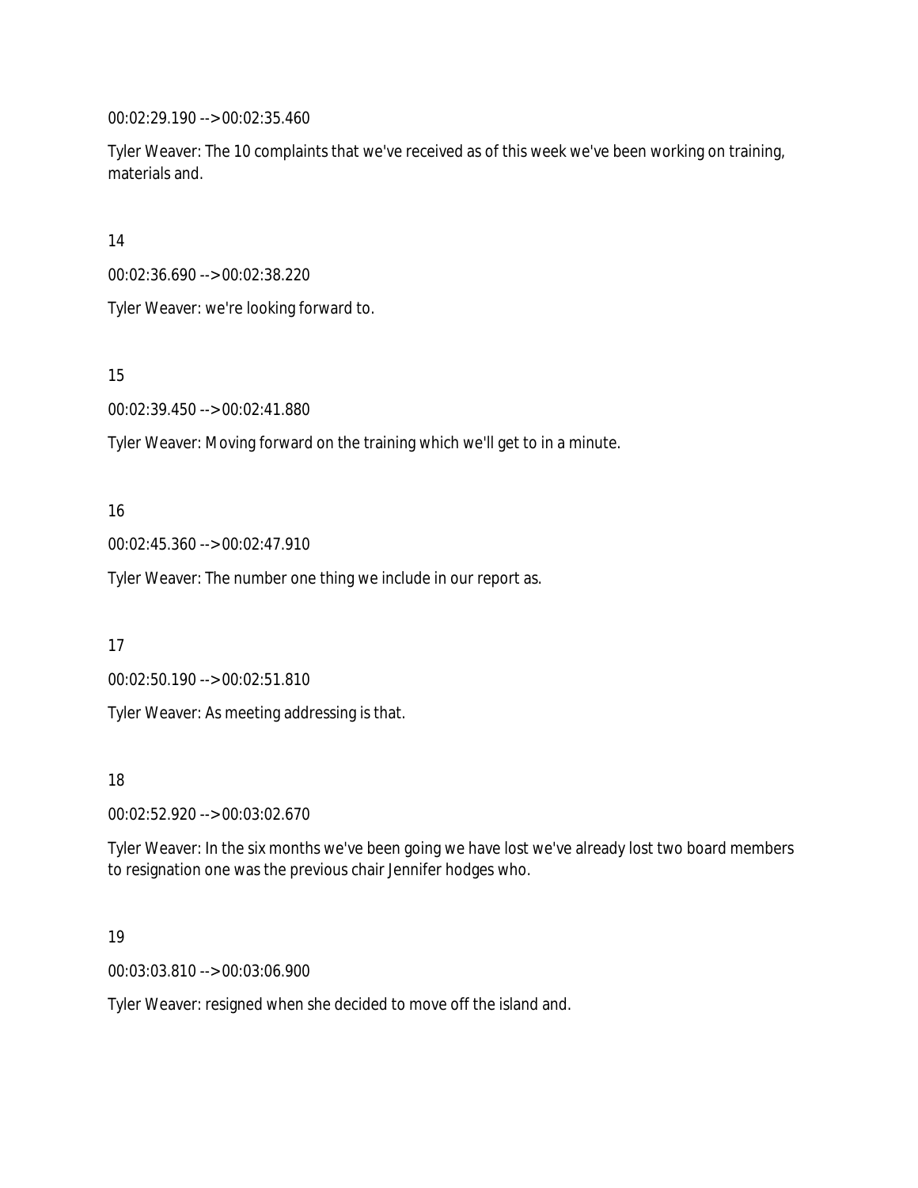00:02:29.190 --> 00:02:35.460

Tyler Weaver: The 10 complaints that we've received as of this week we've been working on training, materials and.

14

00:02:36.690 --> 00:02:38.220

Tyler Weaver: we're looking forward to.

15

00:02:39.450 --> 00:02:41.880

Tyler Weaver: Moving forward on the training which we'll get to in a minute.

16

00:02:45.360 --> 00:02:47.910

Tyler Weaver: The number one thing we include in our report as.

17

00:02:50.190 --> 00:02:51.810

Tyler Weaver: As meeting addressing is that.

18

00:02:52.920 --> 00:03:02.670

Tyler Weaver: In the six months we've been going we have lost we've already lost two board members to resignation one was the previous chair Jennifer hodges who.

19

00:03:03.810 --> 00:03:06.900

Tyler Weaver: resigned when she decided to move off the island and.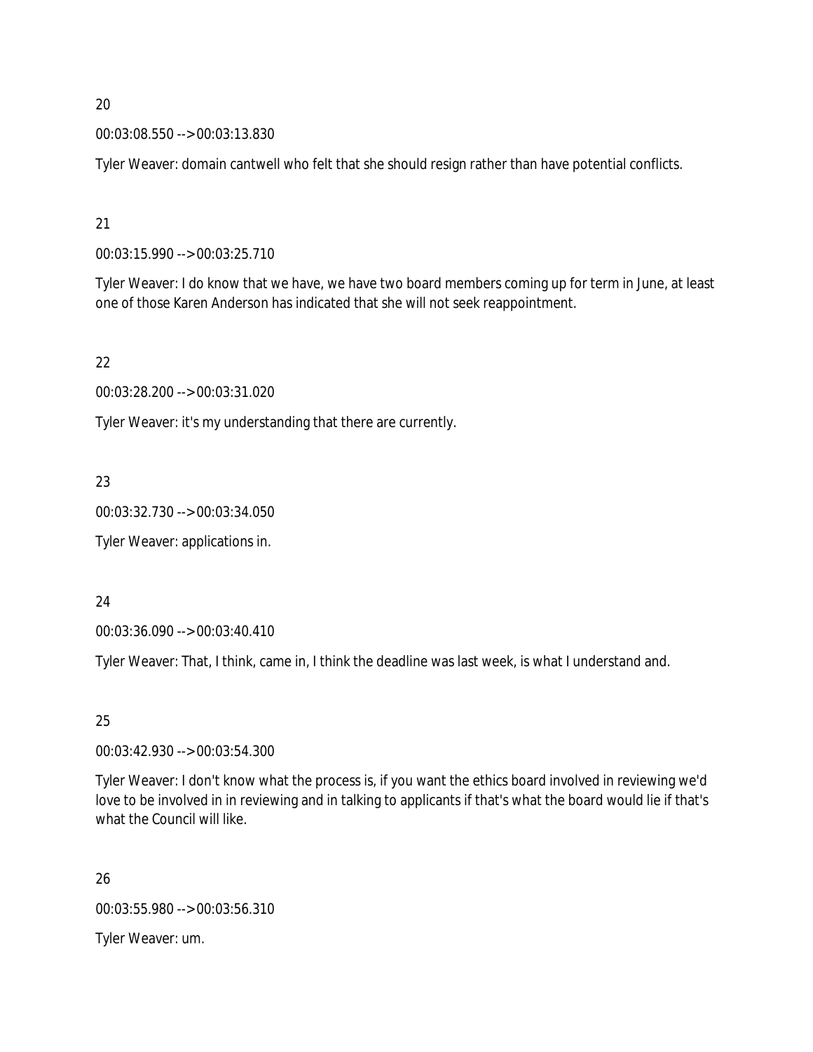20

00:03:08.550 --> 00:03:13.830

Tyler Weaver: domain cantwell who felt that she should resign rather than have potential conflicts.

21

00:03:15.990 --> 00:03:25.710

Tyler Weaver: I do know that we have, we have two board members coming up for term in June, at least one of those Karen Anderson has indicated that she will not seek reappointment.

22

00:03:28.200 --> 00:03:31.020

Tyler Weaver: it's my understanding that there are currently.

23

00:03:32.730 --> 00:03:34.050

Tyler Weaver: applications in.

24

00:03:36.090 --> 00:03:40.410

Tyler Weaver: That, I think, came in, I think the deadline was last week, is what I understand and.

25

00:03:42.930 --> 00:03:54.300

Tyler Weaver: I don't know what the process is, if you want the ethics board involved in reviewing we'd love to be involved in in reviewing and in talking to applicants if that's what the board would lie if that's what the Council will like.

26

00:03:55.980 --> 00:03:56.310

Tyler Weaver: um.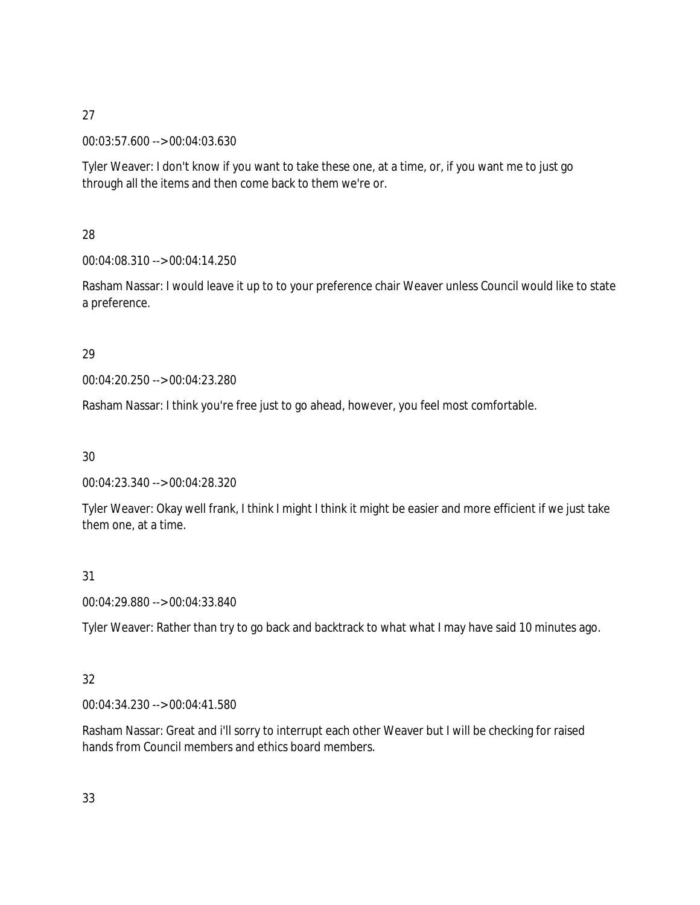27

00:03:57.600 --> 00:04:03.630

Tyler Weaver: I don't know if you want to take these one, at a time, or, if you want me to just go through all the items and then come back to them we're or.

28

00:04:08.310 --> 00:04:14.250

Rasham Nassar: I would leave it up to to your preference chair Weaver unless Council would like to state a preference.

29

00:04:20.250 --> 00:04:23.280

Rasham Nassar: I think you're free just to go ahead, however, you feel most comfortable.

30

00:04:23.340 --> 00:04:28.320

Tyler Weaver: Okay well frank, I think I might I think it might be easier and more efficient if we just take them one, at a time.

31

00:04:29.880 --> 00:04:33.840

Tyler Weaver: Rather than try to go back and backtrack to what what I may have said 10 minutes ago.

32

00:04:34.230 --> 00:04:41.580

Rasham Nassar: Great and i'll sorry to interrupt each other Weaver but I will be checking for raised hands from Council members and ethics board members.

33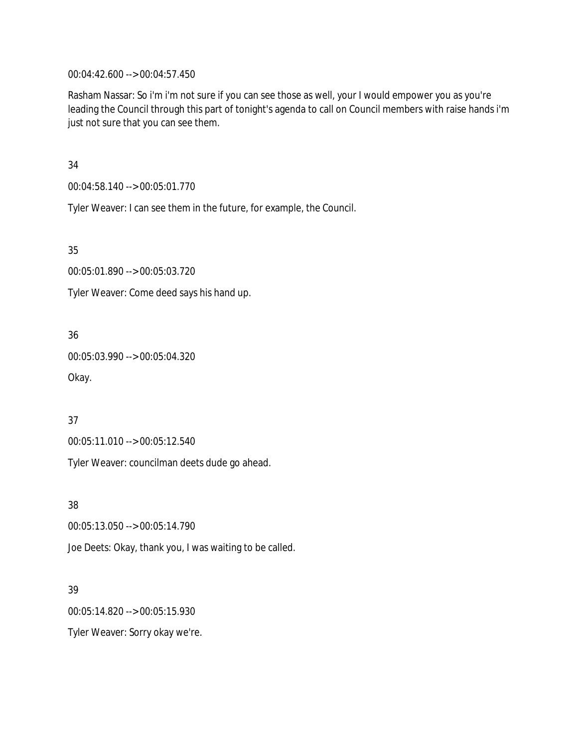00:04:42.600 --> 00:04:57.450

Rasham Nassar: So i'm i'm not sure if you can see those as well, your I would empower you as you're leading the Council through this part of tonight's agenda to call on Council members with raise hands i'm just not sure that you can see them.

34

00:04:58.140 --> 00:05:01.770

Tyler Weaver: I can see them in the future, for example, the Council.

35

00:05:01.890 --> 00:05:03.720

Tyler Weaver: Come deed says his hand up.

36

00:05:03.990 --> 00:05:04.320

Okay.

37

00:05:11.010 --> 00:05:12.540

Tyler Weaver: councilman deets dude go ahead.

38

00:05:13.050 --> 00:05:14.790

Joe Deets: Okay, thank you, I was waiting to be called.

39

00:05:14.820 --> 00:05:15.930

Tyler Weaver: Sorry okay we're.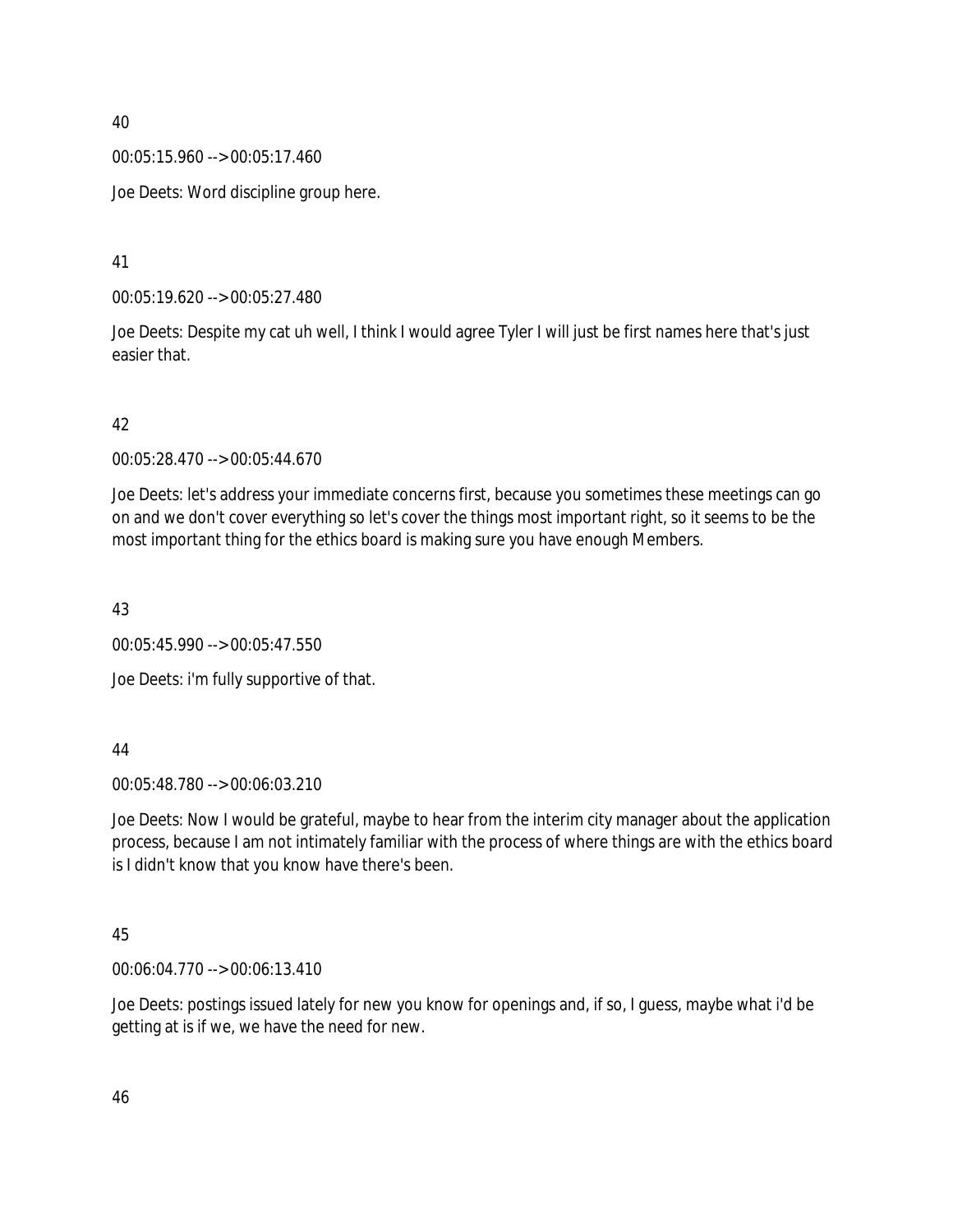40

00:05:15.960 --> 00:05:17.460

Joe Deets: Word discipline group here.

41

00:05:19.620 --> 00:05:27.480

Joe Deets: Despite my cat uh well, I think I would agree Tyler I will just be first names here that's just easier that.

42

00:05:28.470 --> 00:05:44.670

Joe Deets: let's address your immediate concerns first, because you sometimes these meetings can go on and we don't cover everything so let's cover the things most important right, so it seems to be the most important thing for the ethics board is making sure you have enough Members.

43

00:05:45.990 --> 00:05:47.550

Joe Deets: i'm fully supportive of that.

44

00:05:48.780 --> 00:06:03.210

Joe Deets: Now I would be grateful, maybe to hear from the interim city manager about the application process, because I am not intimately familiar with the process of where things are with the ethics board is I didn't know that you know have there's been.

45

00:06:04.770 --> 00:06:13.410

Joe Deets: postings issued lately for new you know for openings and, if so, I guess, maybe what i'd be getting at is if we, we have the need for new.

46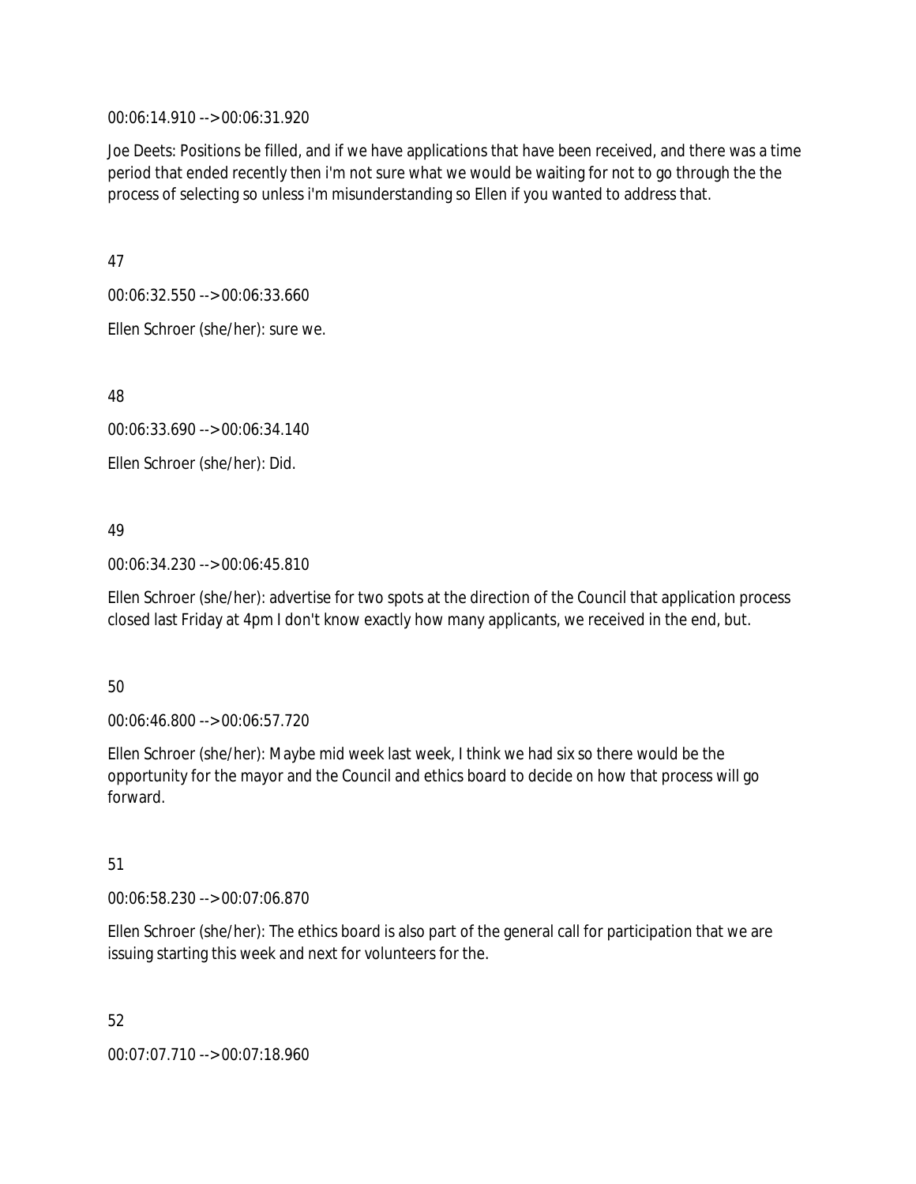00:06:14.910 --> 00:06:31.920

Joe Deets: Positions be filled, and if we have applications that have been received, and there was a time period that ended recently then i'm not sure what we would be waiting for not to go through the the process of selecting so unless i'm misunderstanding so Ellen if you wanted to address that.

47

00:06:32.550 --> 00:06:33.660

Ellen Schroer (she/her): sure we.

48

00:06:33.690 --> 00:06:34.140

Ellen Schroer (she/her): Did.

49

00:06:34.230 --> 00:06:45.810

Ellen Schroer (she/her): advertise for two spots at the direction of the Council that application process closed last Friday at 4pm I don't know exactly how many applicants, we received in the end, but.

50

00:06:46.800 --> 00:06:57.720

Ellen Schroer (she/her): Maybe mid week last week, I think we had six so there would be the opportunity for the mayor and the Council and ethics board to decide on how that process will go forward.

51

00:06:58.230 --> 00:07:06.870

Ellen Schroer (she/her): The ethics board is also part of the general call for participation that we are issuing starting this week and next for volunteers for the.

52

00:07:07.710 --> 00:07:18.960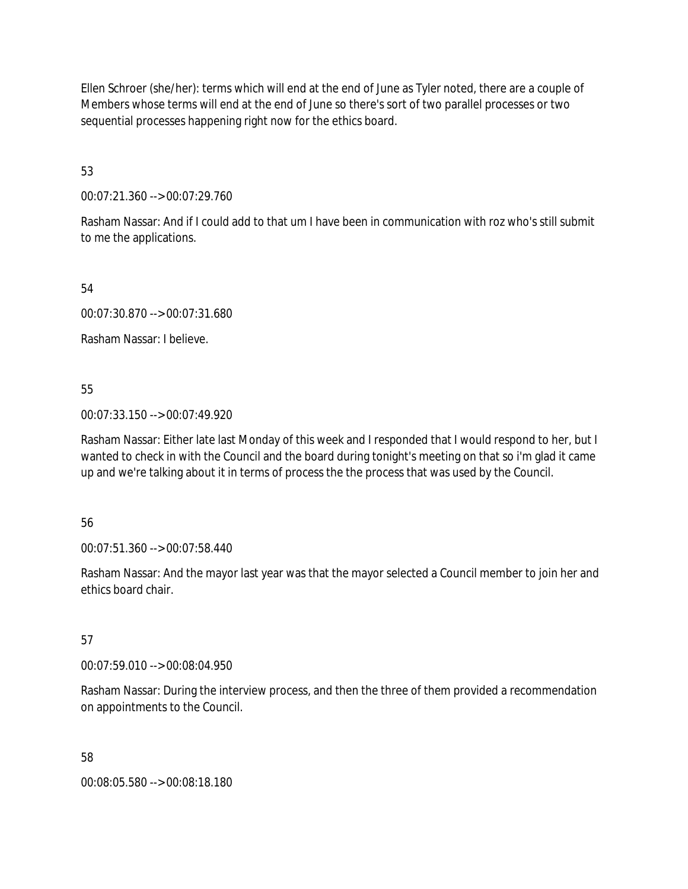Ellen Schroer (she/her): terms which will end at the end of June as Tyler noted, there are a couple of Members whose terms will end at the end of June so there's sort of two parallel processes or two sequential processes happening right now for the ethics board.

53

00:07:21.360 --> 00:07:29.760

Rasham Nassar: And if I could add to that um I have been in communication with roz who's still submit to me the applications.

54

00:07:30.870 --> 00:07:31.680

Rasham Nassar: I believe.

55

00:07:33.150 --> 00:07:49.920

Rasham Nassar: Either late last Monday of this week and I responded that I would respond to her, but I wanted to check in with the Council and the board during tonight's meeting on that so i'm glad it came up and we're talking about it in terms of process the the process that was used by the Council.

56

00:07:51.360 --> 00:07:58.440

Rasham Nassar: And the mayor last year was that the mayor selected a Council member to join her and ethics board chair.

57

00:07:59.010 --> 00:08:04.950

Rasham Nassar: During the interview process, and then the three of them provided a recommendation on appointments to the Council.

58

00:08:05.580 --> 00:08:18.180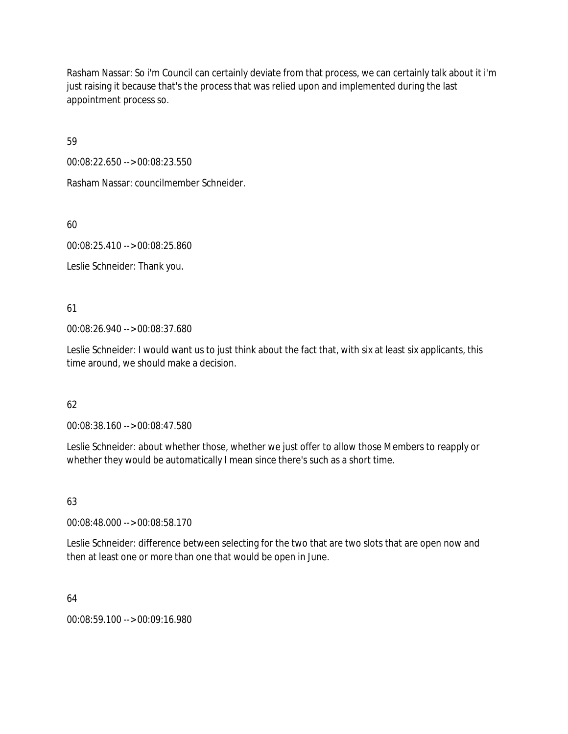Rasham Nassar: So i'm Council can certainly deviate from that process, we can certainly talk about it i'm just raising it because that's the process that was relied upon and implemented during the last appointment process so.

59

00:08:22.650 --> 00:08:23.550

Rasham Nassar: councilmember Schneider.

60

00:08:25.410 --> 00:08:25.860

Leslie Schneider: Thank you.

61

00:08:26.940 --> 00:08:37.680

Leslie Schneider: I would want us to just think about the fact that, with six at least six applicants, this time around, we should make a decision.

62

00:08:38.160 --> 00:08:47.580

Leslie Schneider: about whether those, whether we just offer to allow those Members to reapply or whether they would be automatically I mean since there's such as a short time.

63

00:08:48.000 --> 00:08:58.170

Leslie Schneider: difference between selecting for the two that are two slots that are open now and then at least one or more than one that would be open in June.

64

00:08:59.100 --> 00:09:16.980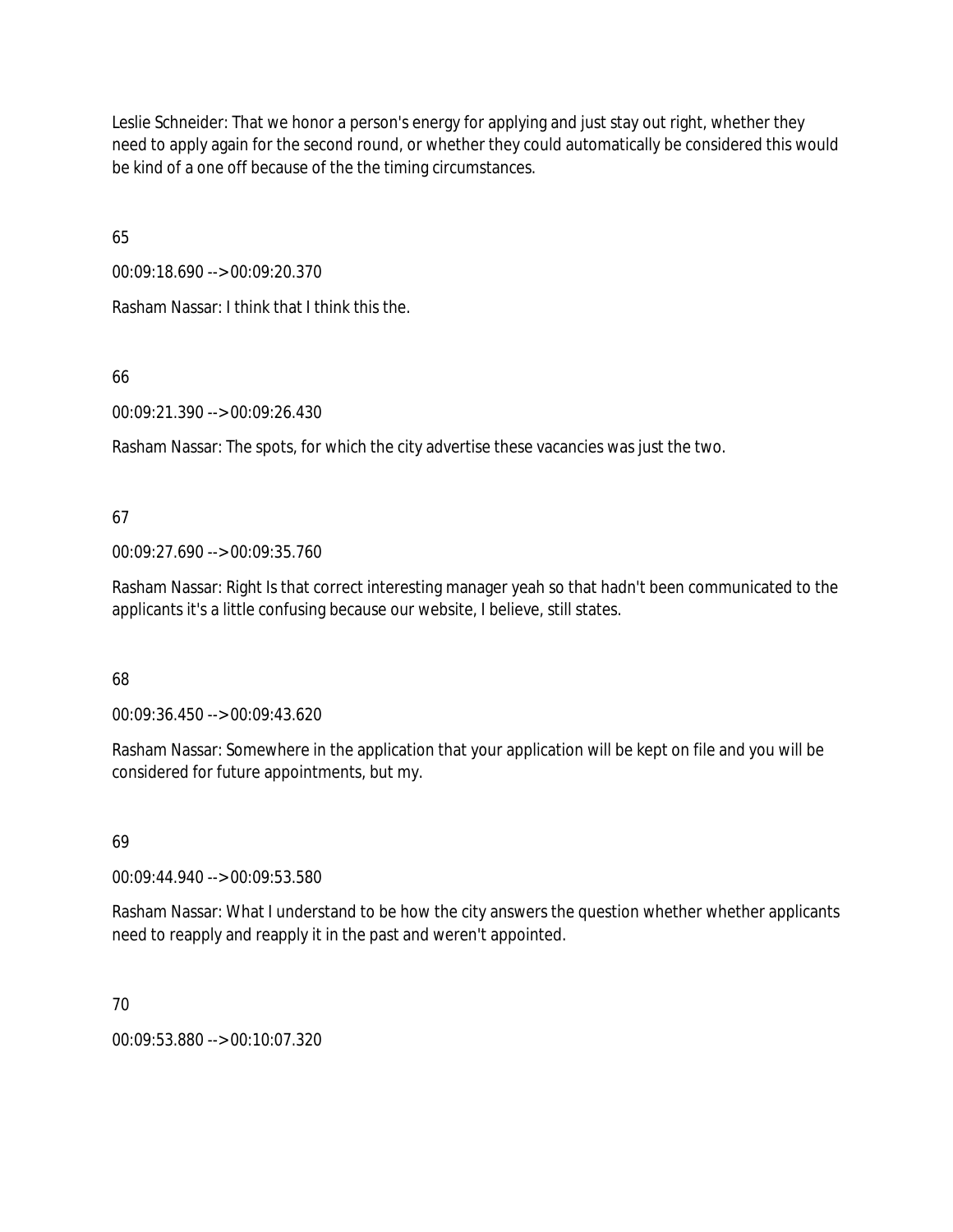Leslie Schneider: That we honor a person's energy for applying and just stay out right, whether they need to apply again for the second round, or whether they could automatically be considered this would be kind of a one off because of the the timing circumstances.

65

00:09:18.690 --> 00:09:20.370

Rasham Nassar: I think that I think this the.

66

00:09:21.390 --> 00:09:26.430

Rasham Nassar: The spots, for which the city advertise these vacancies was just the two.

67

00:09:27.690 --> 00:09:35.760

Rasham Nassar: Right Is that correct interesting manager yeah so that hadn't been communicated to the applicants it's a little confusing because our website, I believe, still states.

68

00:09:36.450 --> 00:09:43.620

Rasham Nassar: Somewhere in the application that your application will be kept on file and you will be considered for future appointments, but my.

69

00:09:44.940 --> 00:09:53.580

Rasham Nassar: What I understand to be how the city answers the question whether whether applicants need to reapply and reapply it in the past and weren't appointed.

70

00:09:53.880 --> 00:10:07.320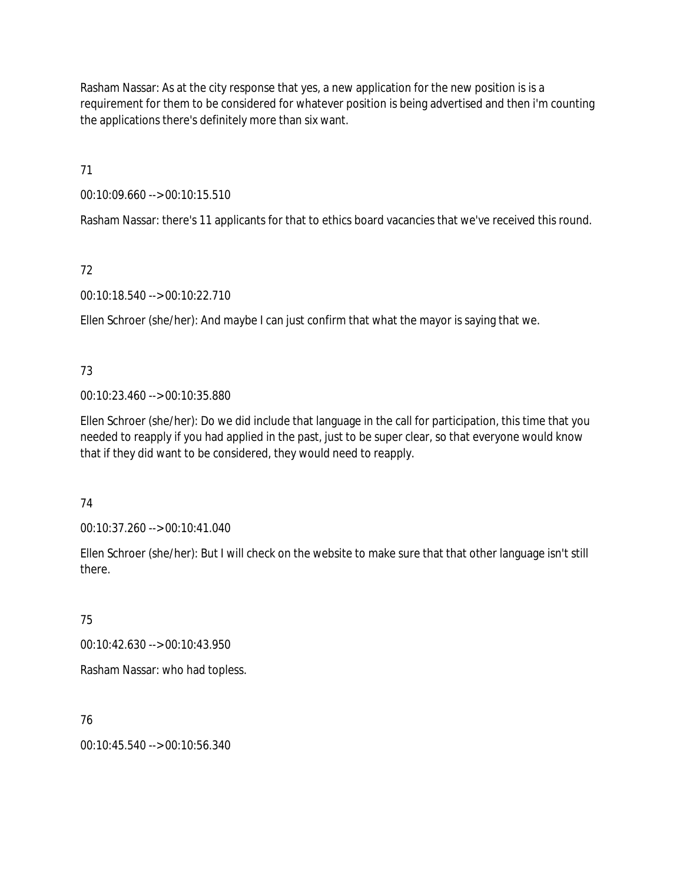Rasham Nassar: As at the city response that yes, a new application for the new position is is a requirement for them to be considered for whatever position is being advertised and then i'm counting the applications there's definitely more than six want.

71

00:10:09.660 --> 00:10:15.510

Rasham Nassar: there's 11 applicants for that to ethics board vacancies that we've received this round.

72

00:10:18.540 --> 00:10:22.710

Ellen Schroer (she/her): And maybe I can just confirm that what the mayor is saying that we.

73

00:10:23.460 --> 00:10:35.880

Ellen Schroer (she/her): Do we did include that language in the call for participation, this time that you needed to reapply if you had applied in the past, just to be super clear, so that everyone would know that if they did want to be considered, they would need to reapply.

74

00:10:37.260 --> 00:10:41.040

Ellen Schroer (she/her): But I will check on the website to make sure that that other language isn't still there.

75

00:10:42.630 --> 00:10:43.950

Rasham Nassar: who had topless.

76

00:10:45.540 --> 00:10:56.340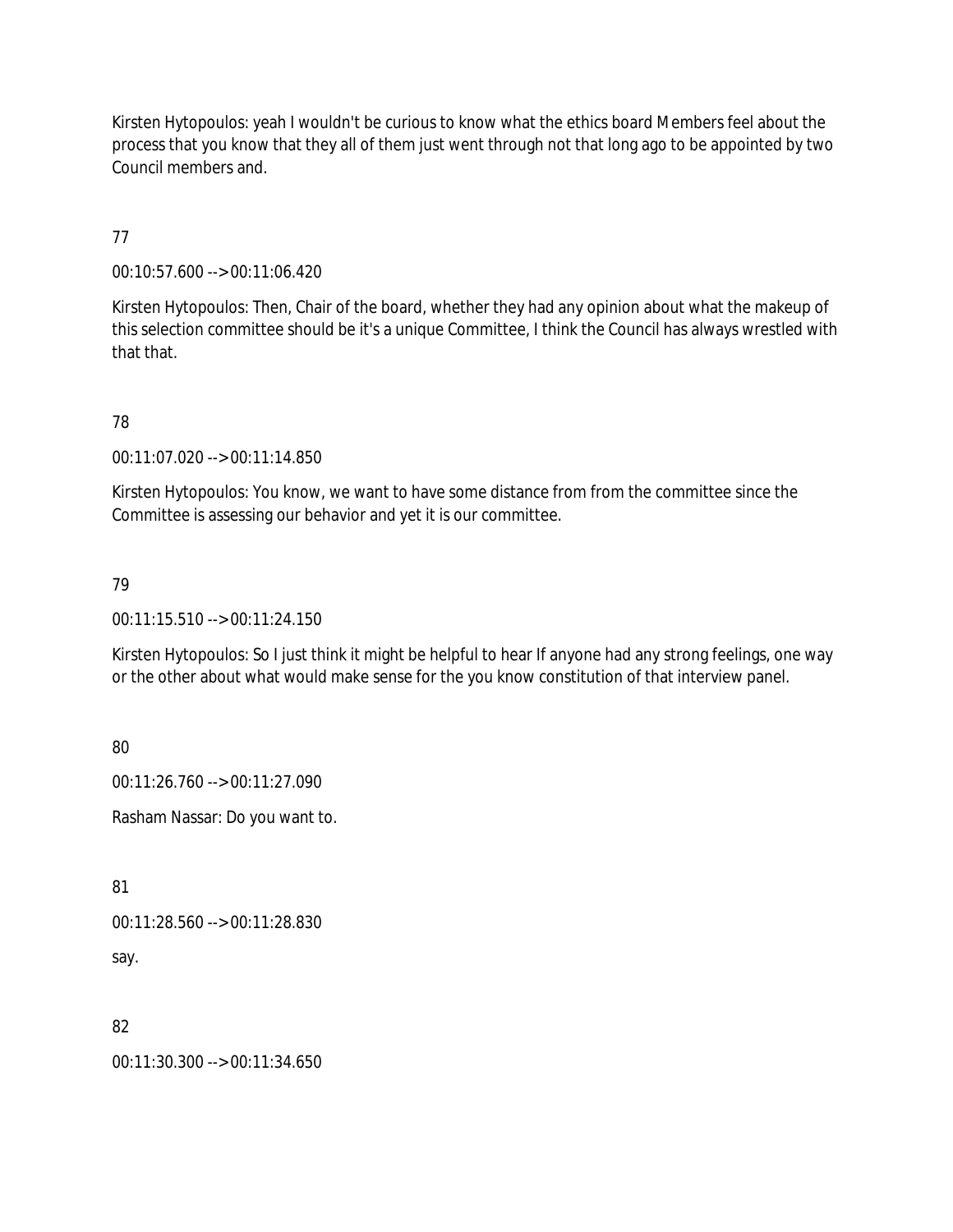Kirsten Hytopoulos: yeah I wouldn't be curious to know what the ethics board Members feel about the process that you know that they all of them just went through not that long ago to be appointed by two Council members and.

77

00:10:57.600 --> 00:11:06.420

Kirsten Hytopoulos: Then, Chair of the board, whether they had any opinion about what the makeup of this selection committee should be it's a unique Committee, I think the Council has always wrestled with that that.

78

00:11:07.020 --> 00:11:14.850

Kirsten Hytopoulos: You know, we want to have some distance from from the committee since the Committee is assessing our behavior and yet it is our committee.

79

00:11:15.510 --> 00:11:24.150

Kirsten Hytopoulos: So I just think it might be helpful to hear If anyone had any strong feelings, one way or the other about what would make sense for the you know constitution of that interview panel.

80

00:11:26.760 --> 00:11:27.090

Rasham Nassar: Do you want to.

81

00:11:28.560 --> 00:11:28.830

say.

82

00:11:30.300 --> 00:11:34.650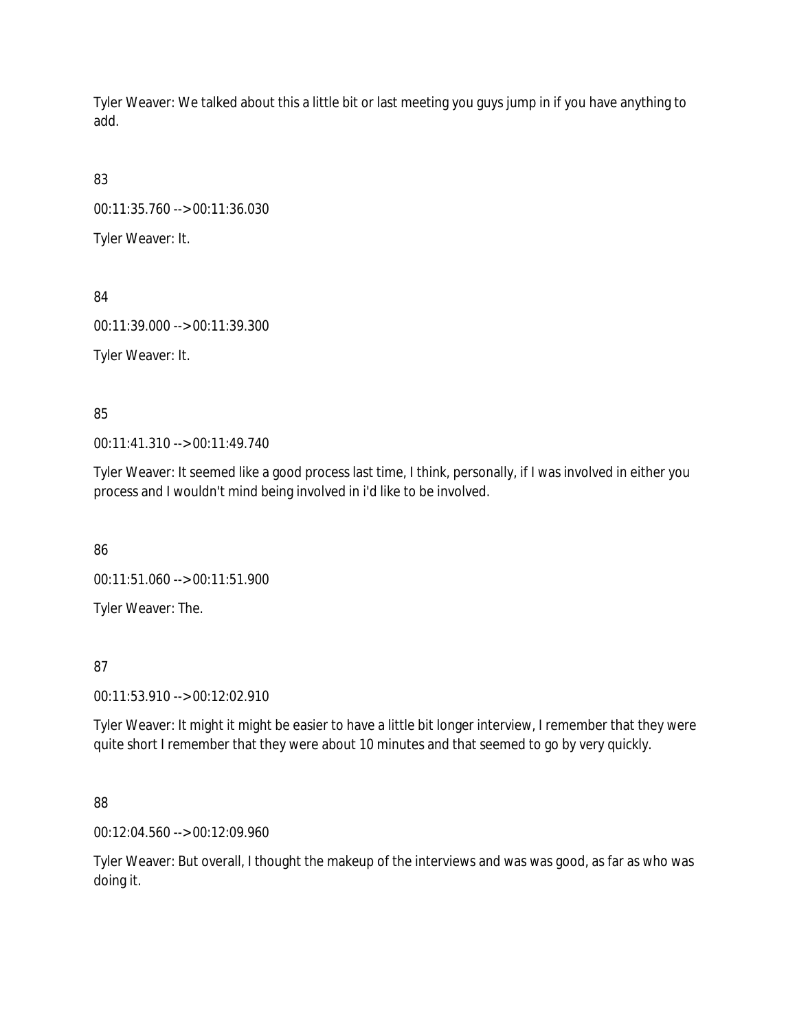Tyler Weaver: We talked about this a little bit or last meeting you guys jump in if you have anything to add.

83

00:11:35.760 --> 00:11:36.030

Tyler Weaver: It.

84

00:11:39.000 --> 00:11:39.300

Tyler Weaver: It.

85

00:11:41.310 --> 00:11:49.740

Tyler Weaver: It seemed like a good process last time, I think, personally, if I was involved in either you process and I wouldn't mind being involved in i'd like to be involved.

86

00:11:51.060 --> 00:11:51.900

Tyler Weaver: The.

87

00:11:53.910 --> 00:12:02.910

Tyler Weaver: It might it might be easier to have a little bit longer interview, I remember that they were quite short I remember that they were about 10 minutes and that seemed to go by very quickly.

88

00:12:04.560 --> 00:12:09.960

Tyler Weaver: But overall, I thought the makeup of the interviews and was was good, as far as who was doing it.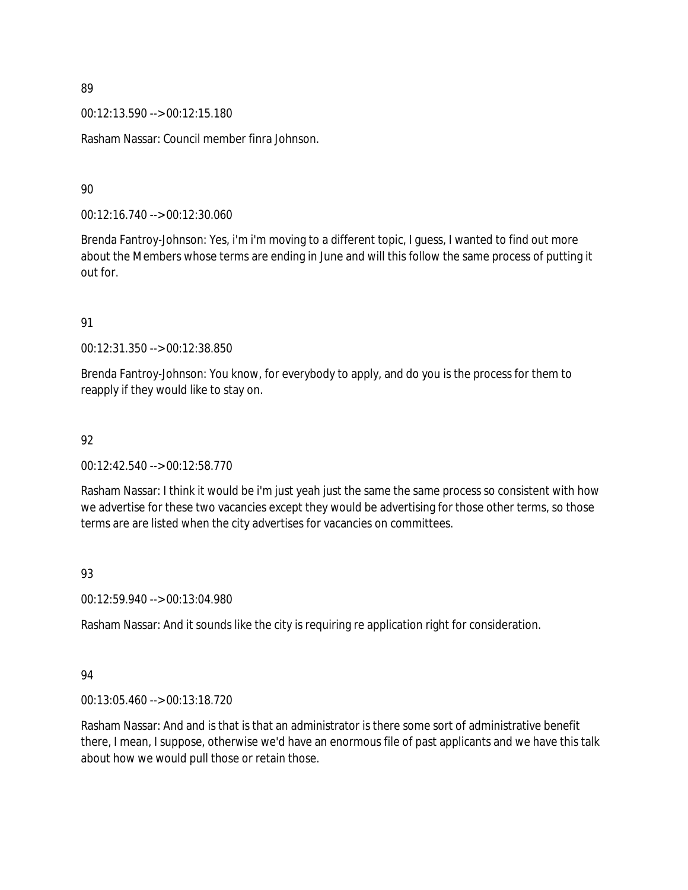89

00:12:13.590 --> 00:12:15.180

Rasham Nassar: Council member finra Johnson.

90

00:12:16.740 --> 00:12:30.060

Brenda Fantroy-Johnson: Yes, i'm i'm moving to a different topic, I guess, I wanted to find out more about the Members whose terms are ending in June and will this follow the same process of putting it out for.

91

00:12:31.350 --> 00:12:38.850

Brenda Fantroy-Johnson: You know, for everybody to apply, and do you is the process for them to reapply if they would like to stay on.

92

00:12:42.540 --> 00:12:58.770

Rasham Nassar: I think it would be i'm just yeah just the same the same process so consistent with how we advertise for these two vacancies except they would be advertising for those other terms, so those terms are are listed when the city advertises for vacancies on committees.

93

00:12:59.940 --> 00:13:04.980

Rasham Nassar: And it sounds like the city is requiring re application right for consideration.

94

00:13:05.460 --> 00:13:18.720

Rasham Nassar: And and is that is that an administrator is there some sort of administrative benefit there, I mean, I suppose, otherwise we'd have an enormous file of past applicants and we have this talk about how we would pull those or retain those.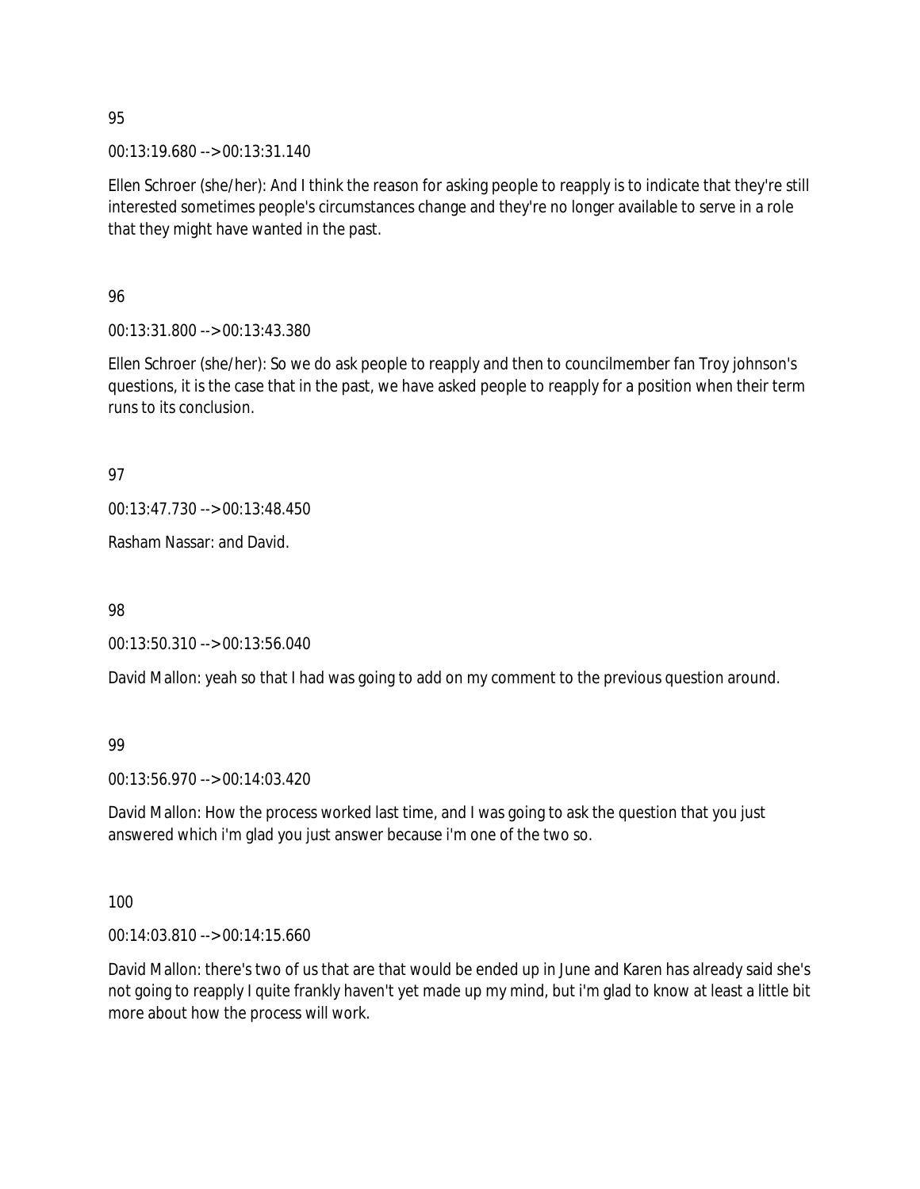95

00:13:19.680 --> 00:13:31.140

Ellen Schroer (she/her): And I think the reason for asking people to reapply is to indicate that they're still interested sometimes people's circumstances change and they're no longer available to serve in a role that they might have wanted in the past.

96

00:13:31.800 --> 00:13:43.380

Ellen Schroer (she/her): So we do ask people to reapply and then to councilmember fan Troy johnson's questions, it is the case that in the past, we have asked people to reapply for a position when their term runs to its conclusion.

97

00:13:47.730 --> 00:13:48.450

Rasham Nassar: and David.

98

00:13:50.310 --> 00:13:56.040

David Mallon: yeah so that I had was going to add on my comment to the previous question around.

99

00:13:56.970 --> 00:14:03.420

David Mallon: How the process worked last time, and I was going to ask the question that you just answered which i'm glad you just answer because i'm one of the two so.

100

00:14:03.810 --> 00:14:15.660

David Mallon: there's two of us that are that would be ended up in June and Karen has already said she's not going to reapply I quite frankly haven't yet made up my mind, but i'm glad to know at least a little bit more about how the process will work.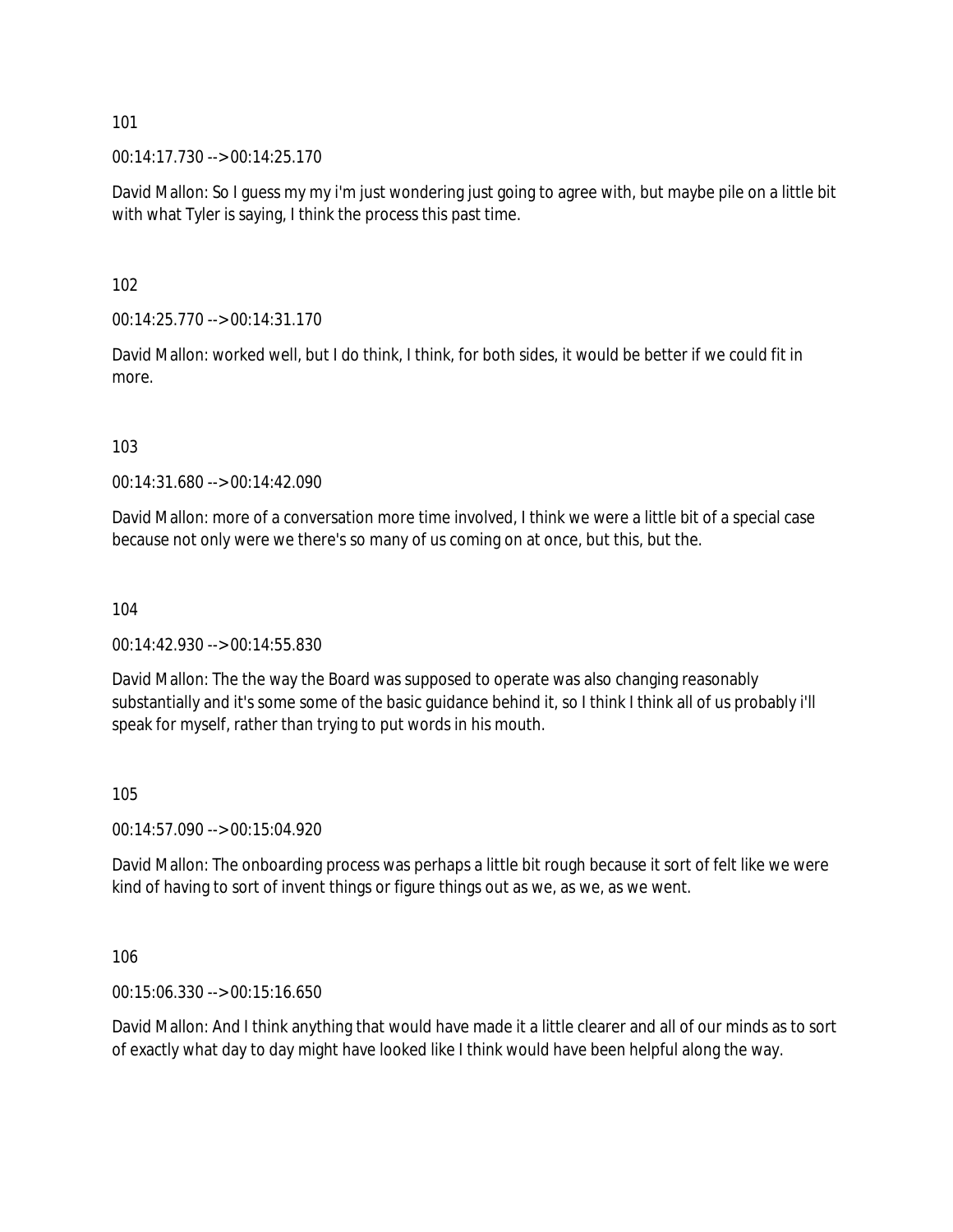101

00:14:17.730 --> 00:14:25.170

David Mallon: So I guess my my i'm just wondering just going to agree with, but maybe pile on a little bit with what Tyler is saying, I think the process this past time.

102

00:14:25.770 --> 00:14:31.170

David Mallon: worked well, but I do think, I think, for both sides, it would be better if we could fit in more.

103

00:14:31.680 --> 00:14:42.090

David Mallon: more of a conversation more time involved, I think we were a little bit of a special case because not only were we there's so many of us coming on at once, but this, but the.

104

00:14:42.930 --> 00:14:55.830

David Mallon: The the way the Board was supposed to operate was also changing reasonably substantially and it's some some of the basic guidance behind it, so I think I think all of us probably i'll speak for myself, rather than trying to put words in his mouth.

105

00:14:57.090 --> 00:15:04.920

David Mallon: The onboarding process was perhaps a little bit rough because it sort of felt like we were kind of having to sort of invent things or figure things out as we, as we, as we went.

106

00:15:06.330 --> 00:15:16.650

David Mallon: And I think anything that would have made it a little clearer and all of our minds as to sort of exactly what day to day might have looked like I think would have been helpful along the way.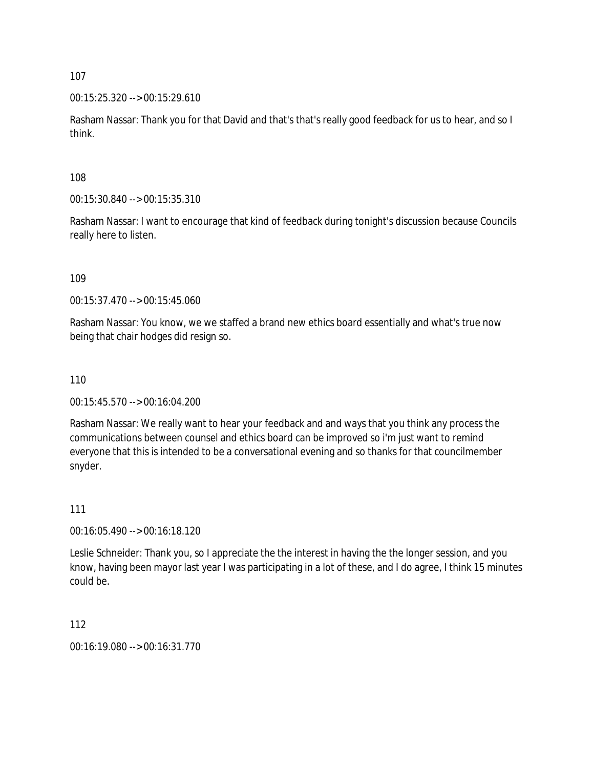107

00:15:25.320 --> 00:15:29.610

Rasham Nassar: Thank you for that David and that's that's really good feedback for us to hear, and so I think.

108

00:15:30.840 --> 00:15:35.310

Rasham Nassar: I want to encourage that kind of feedback during tonight's discussion because Councils really here to listen.

109

00:15:37.470 --> 00:15:45.060

Rasham Nassar: You know, we we staffed a brand new ethics board essentially and what's true now being that chair hodges did resign so.

110

00:15:45.570 --> 00:16:04.200

Rasham Nassar: We really want to hear your feedback and and ways that you think any process the communications between counsel and ethics board can be improved so i'm just want to remind everyone that this is intended to be a conversational evening and so thanks for that councilmember snyder.

111

00:16:05.490 --> 00:16:18.120

Leslie Schneider: Thank you, so I appreciate the the interest in having the the longer session, and you know, having been mayor last year I was participating in a lot of these, and I do agree, I think 15 minutes could be.

112

00:16:19.080 --> 00:16:31.770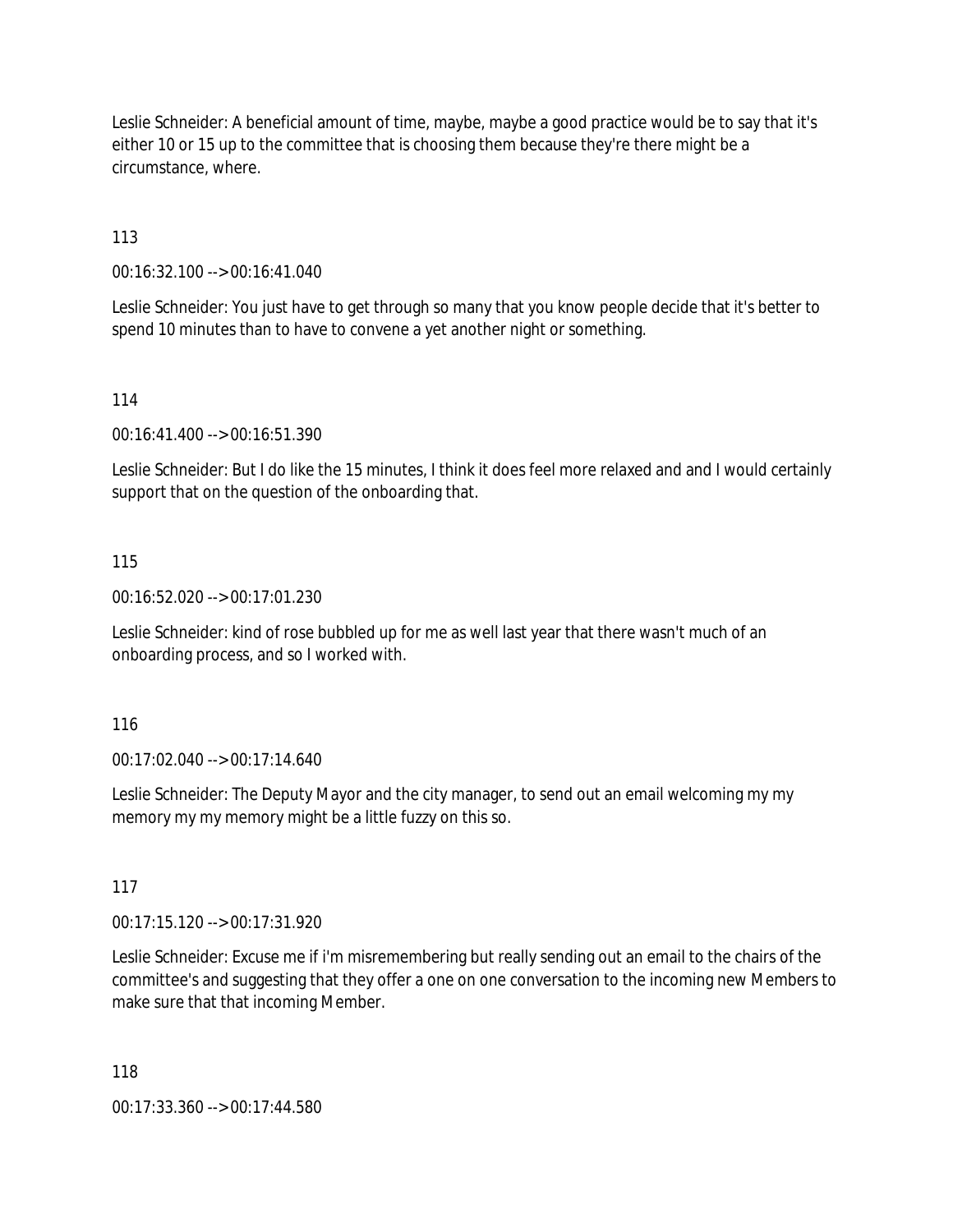Leslie Schneider: A beneficial amount of time, maybe, maybe a good practice would be to say that it's either 10 or 15 up to the committee that is choosing them because they're there might be a circumstance, where.

113

00:16:32.100 --> 00:16:41.040

Leslie Schneider: You just have to get through so many that you know people decide that it's better to spend 10 minutes than to have to convene a yet another night or something.

114

00:16:41.400 --> 00:16:51.390

Leslie Schneider: But I do like the 15 minutes, I think it does feel more relaxed and and I would certainly support that on the question of the onboarding that.

115

00:16:52.020 --> 00:17:01.230

Leslie Schneider: kind of rose bubbled up for me as well last year that there wasn't much of an onboarding process, and so I worked with.

116

00:17:02.040 --> 00:17:14.640

Leslie Schneider: The Deputy Mayor and the city manager, to send out an email welcoming my my memory my my memory might be a little fuzzy on this so.

117

00:17:15.120 --> 00:17:31.920

Leslie Schneider: Excuse me if i'm misremembering but really sending out an email to the chairs of the committee's and suggesting that they offer a one on one conversation to the incoming new Members to make sure that that incoming Member.

118

00:17:33.360 --> 00:17:44.580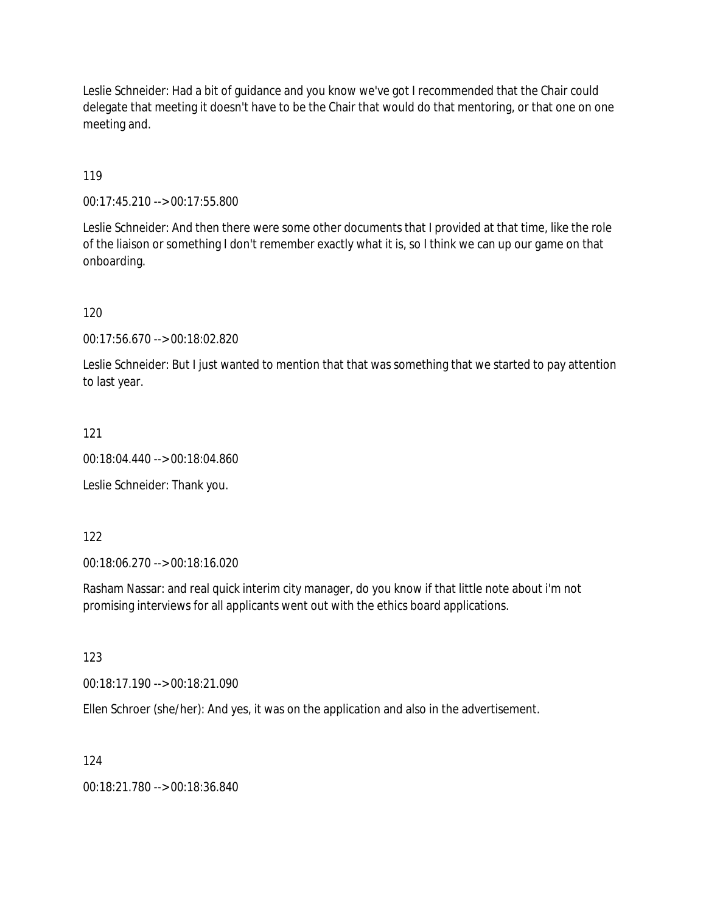Leslie Schneider: Had a bit of guidance and you know we've got I recommended that the Chair could delegate that meeting it doesn't have to be the Chair that would do that mentoring, or that one on one meeting and.

119

00:17:45.210 --> 00:17:55.800

Leslie Schneider: And then there were some other documents that I provided at that time, like the role of the liaison or something I don't remember exactly what it is, so I think we can up our game on that onboarding.

120

00:17:56.670 --> 00:18:02.820

Leslie Schneider: But I just wanted to mention that that was something that we started to pay attention to last year.

121

00:18:04.440 --> 00:18:04.860

Leslie Schneider: Thank you.

122

00:18:06.270 --> 00:18:16.020

Rasham Nassar: and real quick interim city manager, do you know if that little note about i'm not promising interviews for all applicants went out with the ethics board applications.

123

00:18:17.190 --> 00:18:21.090

Ellen Schroer (she/her): And yes, it was on the application and also in the advertisement.

124

00:18:21.780 --> 00:18:36.840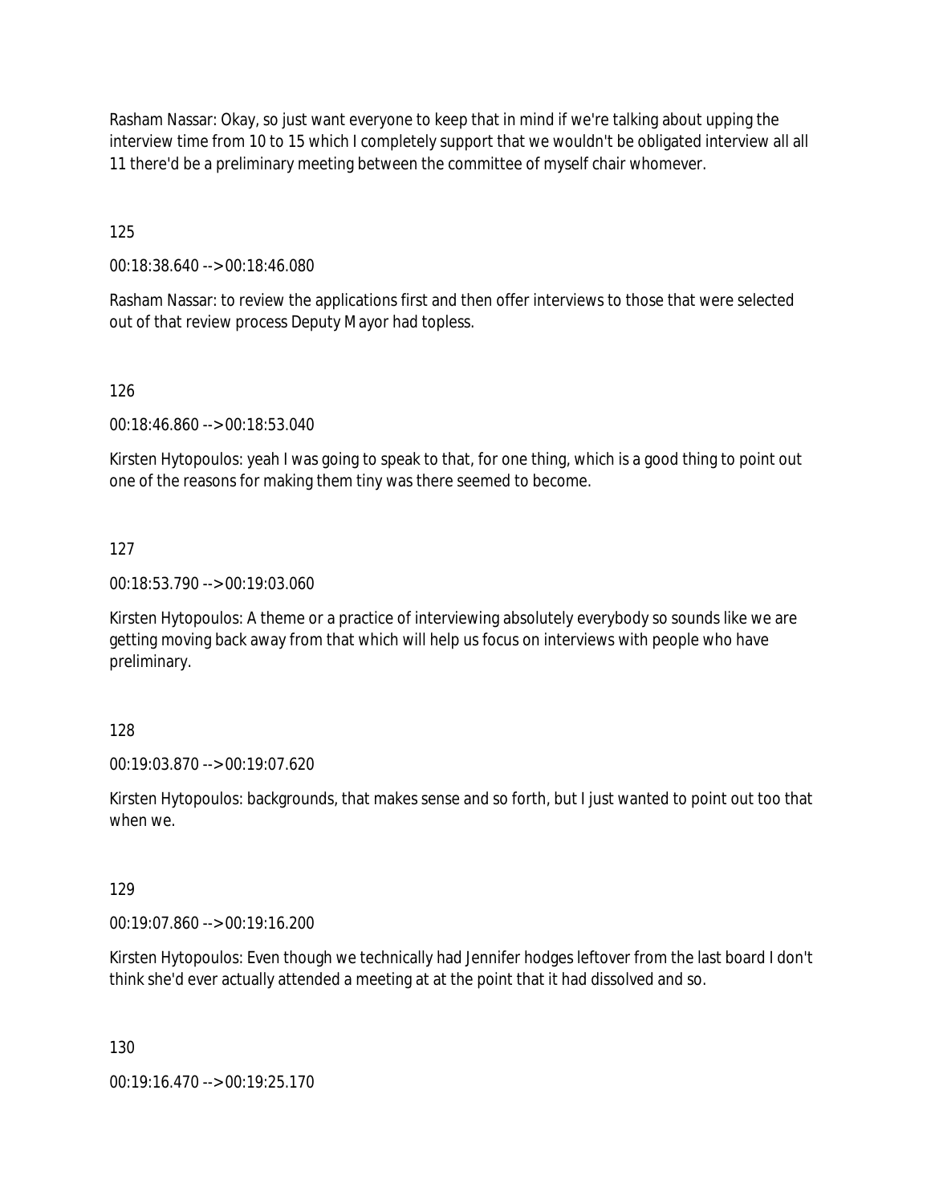Rasham Nassar: Okay, so just want everyone to keep that in mind if we're talking about upping the interview time from 10 to 15 which I completely support that we wouldn't be obligated interview all all 11 there'd be a preliminary meeting between the committee of myself chair whomever.

125

00:18:38.640 --> 00:18:46.080

Rasham Nassar: to review the applications first and then offer interviews to those that were selected out of that review process Deputy Mayor had topless.

126

00:18:46.860 --> 00:18:53.040

Kirsten Hytopoulos: yeah I was going to speak to that, for one thing, which is a good thing to point out one of the reasons for making them tiny was there seemed to become.

127

00:18:53.790 --> 00:19:03.060

Kirsten Hytopoulos: A theme or a practice of interviewing absolutely everybody so sounds like we are getting moving back away from that which will help us focus on interviews with people who have preliminary.

128

00:19:03.870 --> 00:19:07.620

Kirsten Hytopoulos: backgrounds, that makes sense and so forth, but I just wanted to point out too that when we.

129

00:19:07.860 --> 00:19:16.200

Kirsten Hytopoulos: Even though we technically had Jennifer hodges leftover from the last board I don't think she'd ever actually attended a meeting at at the point that it had dissolved and so.

130

00:19:16.470 --> 00:19:25.170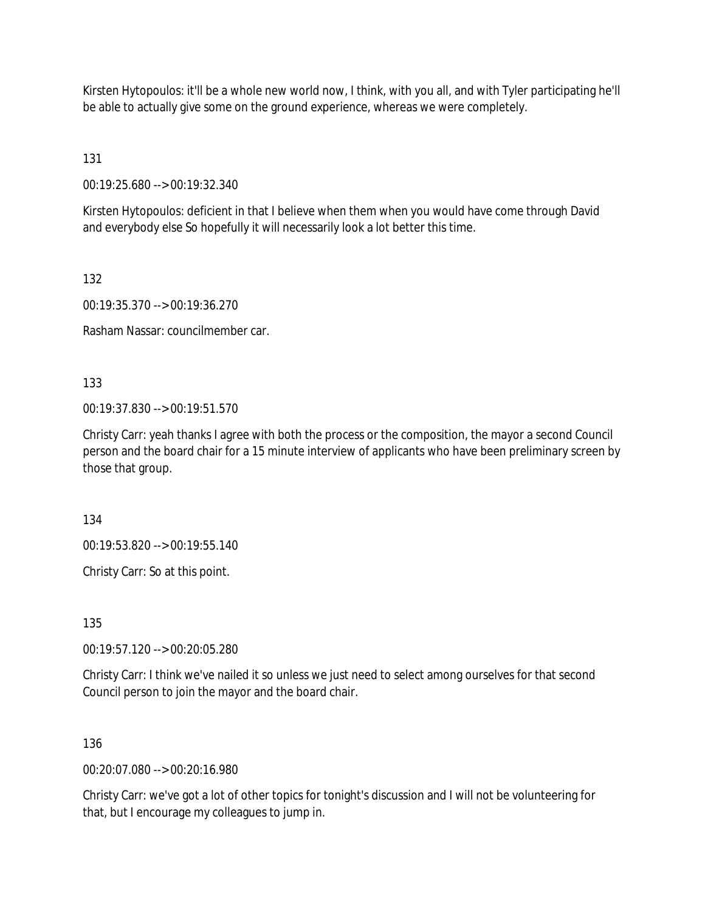Kirsten Hytopoulos: it'll be a whole new world now, I think, with you all, and with Tyler participating he'll be able to actually give some on the ground experience, whereas we were completely.

131

00:19:25.680 --> 00:19:32.340

Kirsten Hytopoulos: deficient in that I believe when them when you would have come through David and everybody else So hopefully it will necessarily look a lot better this time.

132

00:19:35.370 --> 00:19:36.270

Rasham Nassar: councilmember car.

133

00:19:37.830 --> 00:19:51.570

Christy Carr: yeah thanks I agree with both the process or the composition, the mayor a second Council person and the board chair for a 15 minute interview of applicants who have been preliminary screen by those that group.

134

00:19:53.820 --> 00:19:55.140

Christy Carr: So at this point.

135

00:19:57.120 --> 00:20:05.280

Christy Carr: I think we've nailed it so unless we just need to select among ourselves for that second Council person to join the mayor and the board chair.

136

00:20:07.080 --> 00:20:16.980

Christy Carr: we've got a lot of other topics for tonight's discussion and I will not be volunteering for that, but I encourage my colleagues to jump in.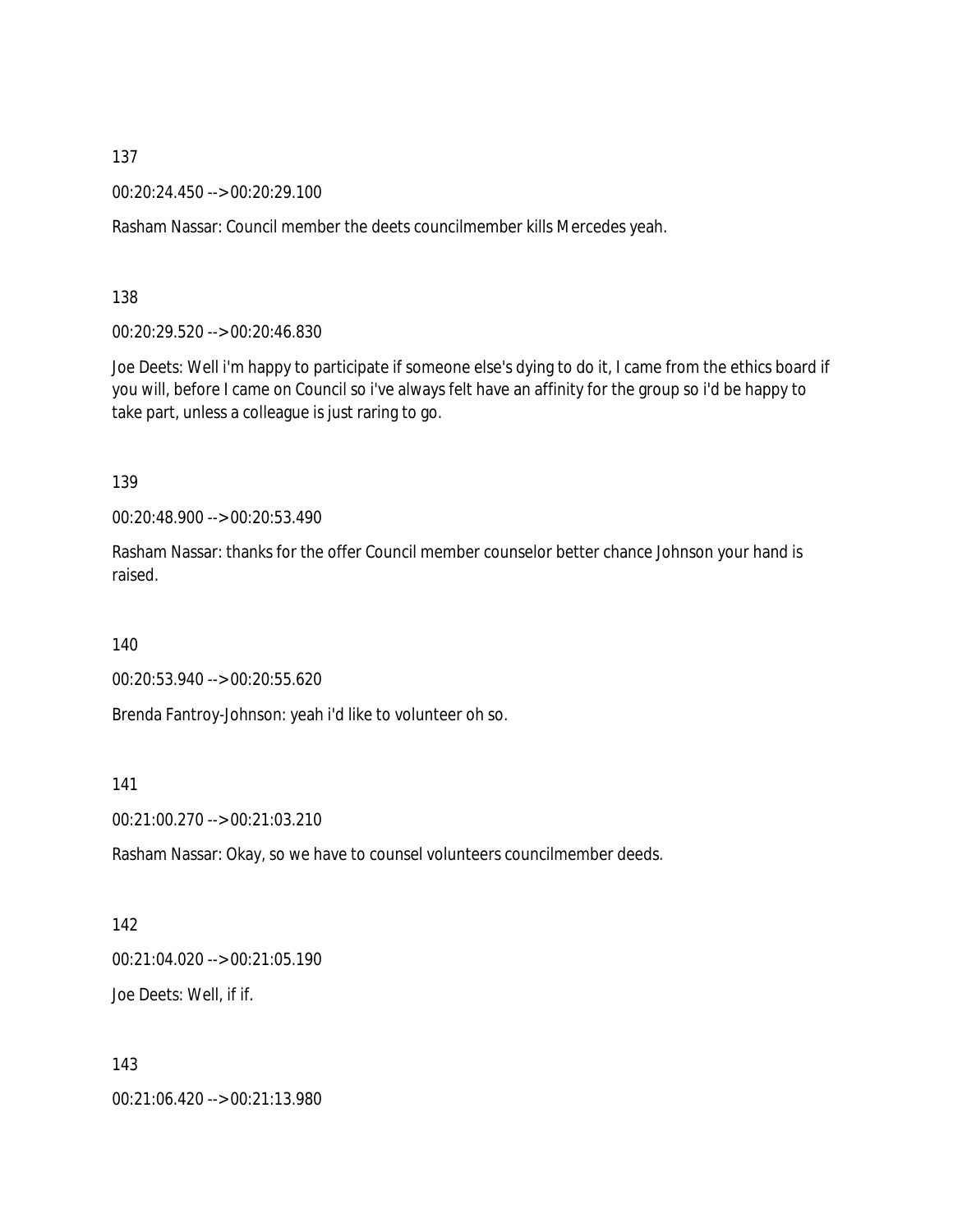137

00:20:24.450 --> 00:20:29.100

Rasham Nassar: Council member the deets councilmember kills Mercedes yeah.

138

00:20:29.520 --> 00:20:46.830

Joe Deets: Well i'm happy to participate if someone else's dying to do it, I came from the ethics board if you will, before I came on Council so i've always felt have an affinity for the group so i'd be happy to take part, unless a colleague is just raring to go.

139

00:20:48.900 --> 00:20:53.490

Rasham Nassar: thanks for the offer Council member counselor better chance Johnson your hand is raised.

140

00:20:53.940 --> 00:20:55.620

Brenda Fantroy-Johnson: yeah i'd like to volunteer oh so.

141

00:21:00.270 --> 00:21:03.210

Rasham Nassar: Okay, so we have to counsel volunteers councilmember deeds.

142

00:21:04.020 --> 00:21:05.190

Joe Deets: Well, if if.

143

00:21:06.420 --> 00:21:13.980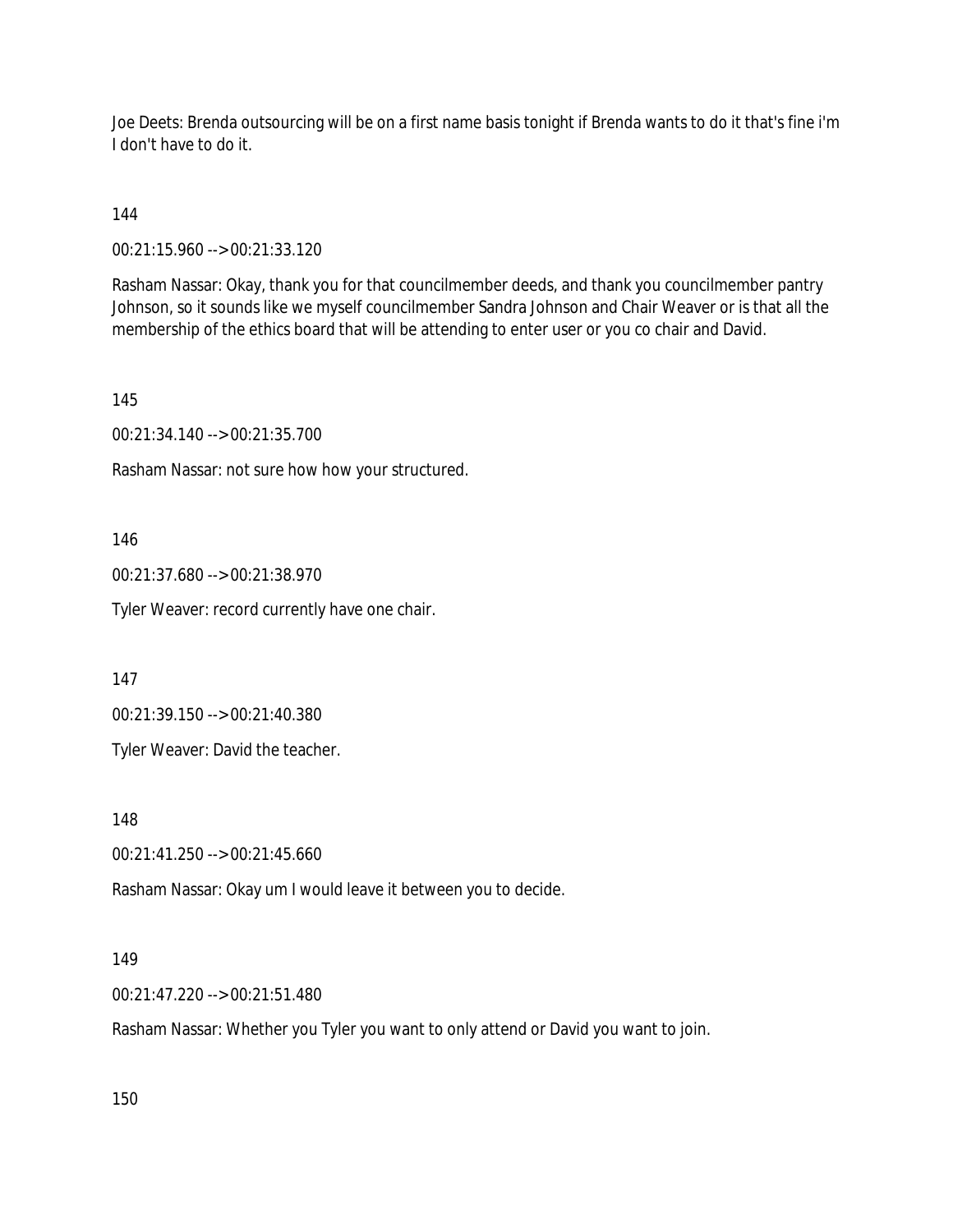Joe Deets: Brenda outsourcing will be on a first name basis tonight if Brenda wants to do it that's fine i'm I don't have to do it.

144

00:21:15.960 --> 00:21:33.120

Rasham Nassar: Okay, thank you for that councilmember deeds, and thank you councilmember pantry Johnson, so it sounds like we myself councilmember Sandra Johnson and Chair Weaver or is that all the membership of the ethics board that will be attending to enter user or you co chair and David.

145

00:21:34.140 --> 00:21:35.700

Rasham Nassar: not sure how how your structured.

146

00:21:37.680 --> 00:21:38.970

Tyler Weaver: record currently have one chair.

147

00:21:39.150 --> 00:21:40.380

Tyler Weaver: David the teacher.

148

00:21:41.250 --> 00:21:45.660

Rasham Nassar: Okay um I would leave it between you to decide.

149

00:21:47.220 --> 00:21:51.480

Rasham Nassar: Whether you Tyler you want to only attend or David you want to join.

150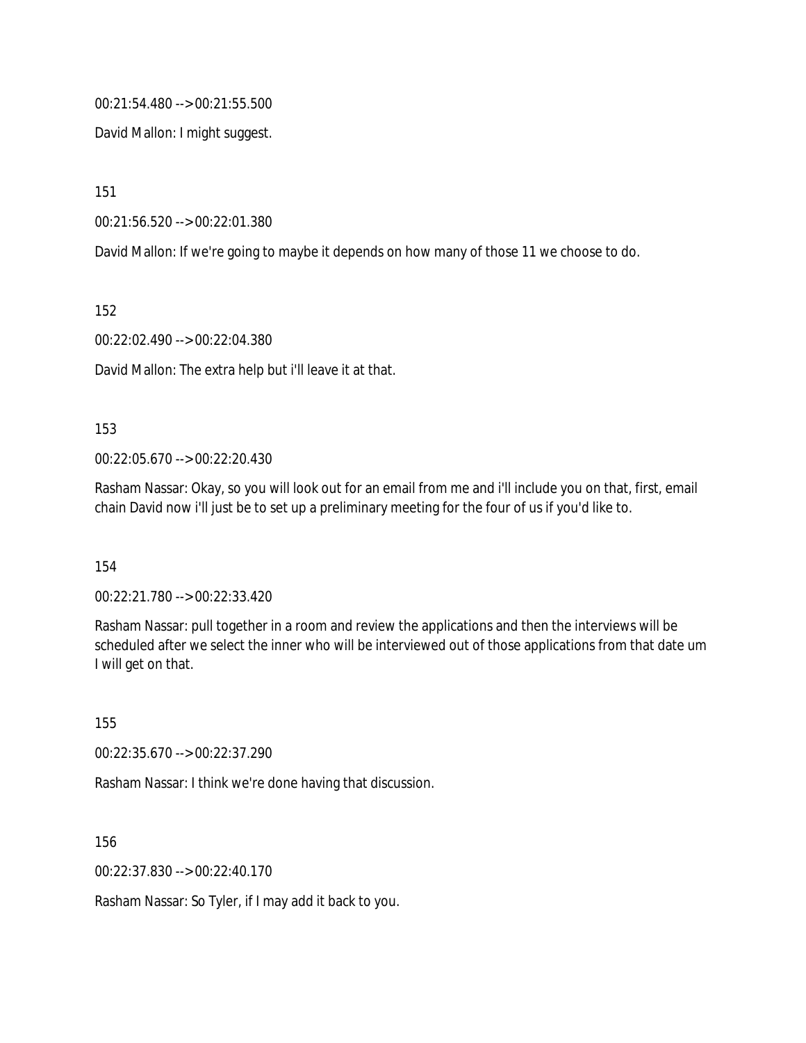00:21:54.480 --> 00:21:55.500

David Mallon: I might suggest.

151

00:21:56.520 --> 00:22:01.380

David Mallon: If we're going to maybe it depends on how many of those 11 we choose to do.

152

00:22:02.490 --> 00:22:04.380

David Mallon: The extra help but i'll leave it at that.

153

00:22:05.670 --> 00:22:20.430

Rasham Nassar: Okay, so you will look out for an email from me and i'll include you on that, first, email chain David now i'll just be to set up a preliminary meeting for the four of us if you'd like to.

154

00:22:21.780 --> 00:22:33.420

Rasham Nassar: pull together in a room and review the applications and then the interviews will be scheduled after we select the inner who will be interviewed out of those applications from that date um I will get on that.

155

00:22:35.670 --> 00:22:37.290

Rasham Nassar: I think we're done having that discussion.

156

00:22:37.830 --> 00:22:40.170

Rasham Nassar: So Tyler, if I may add it back to you.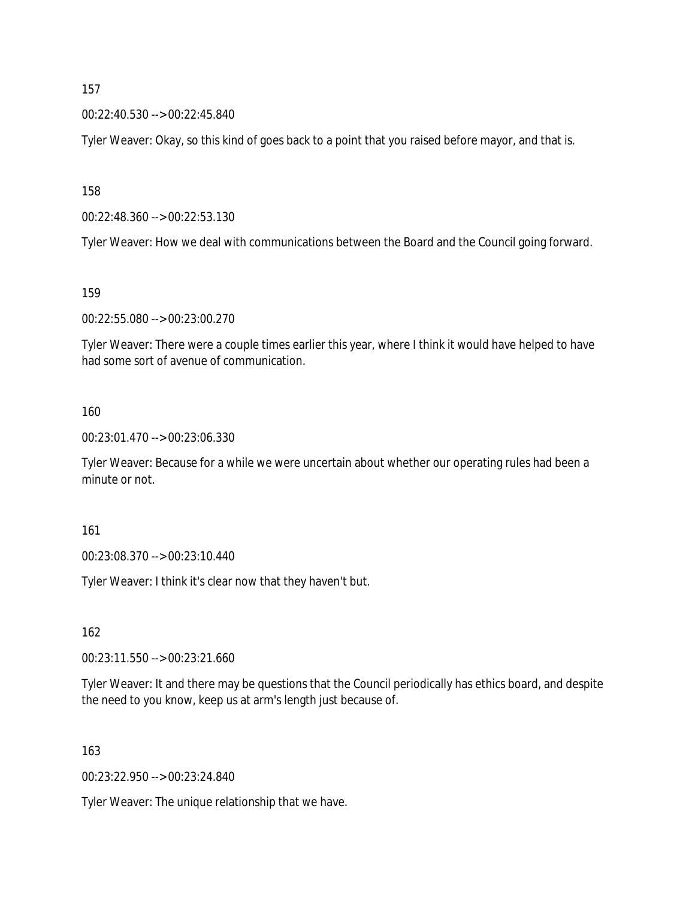157

00:22:40.530 --> 00:22:45.840

Tyler Weaver: Okay, so this kind of goes back to a point that you raised before mayor, and that is.

158

00:22:48.360 --> 00:22:53.130

Tyler Weaver: How we deal with communications between the Board and the Council going forward.

159

00:22:55.080 --> 00:23:00.270

Tyler Weaver: There were a couple times earlier this year, where I think it would have helped to have had some sort of avenue of communication.

160

00:23:01.470 --> 00:23:06.330

Tyler Weaver: Because for a while we were uncertain about whether our operating rules had been a minute or not.

161

00:23:08.370 --> 00:23:10.440

Tyler Weaver: I think it's clear now that they haven't but.

162

00:23:11.550 --> 00:23:21.660

Tyler Weaver: It and there may be questions that the Council periodically has ethics board, and despite the need to you know, keep us at arm's length just because of.

163

00:23:22.950 --> 00:23:24.840

Tyler Weaver: The unique relationship that we have.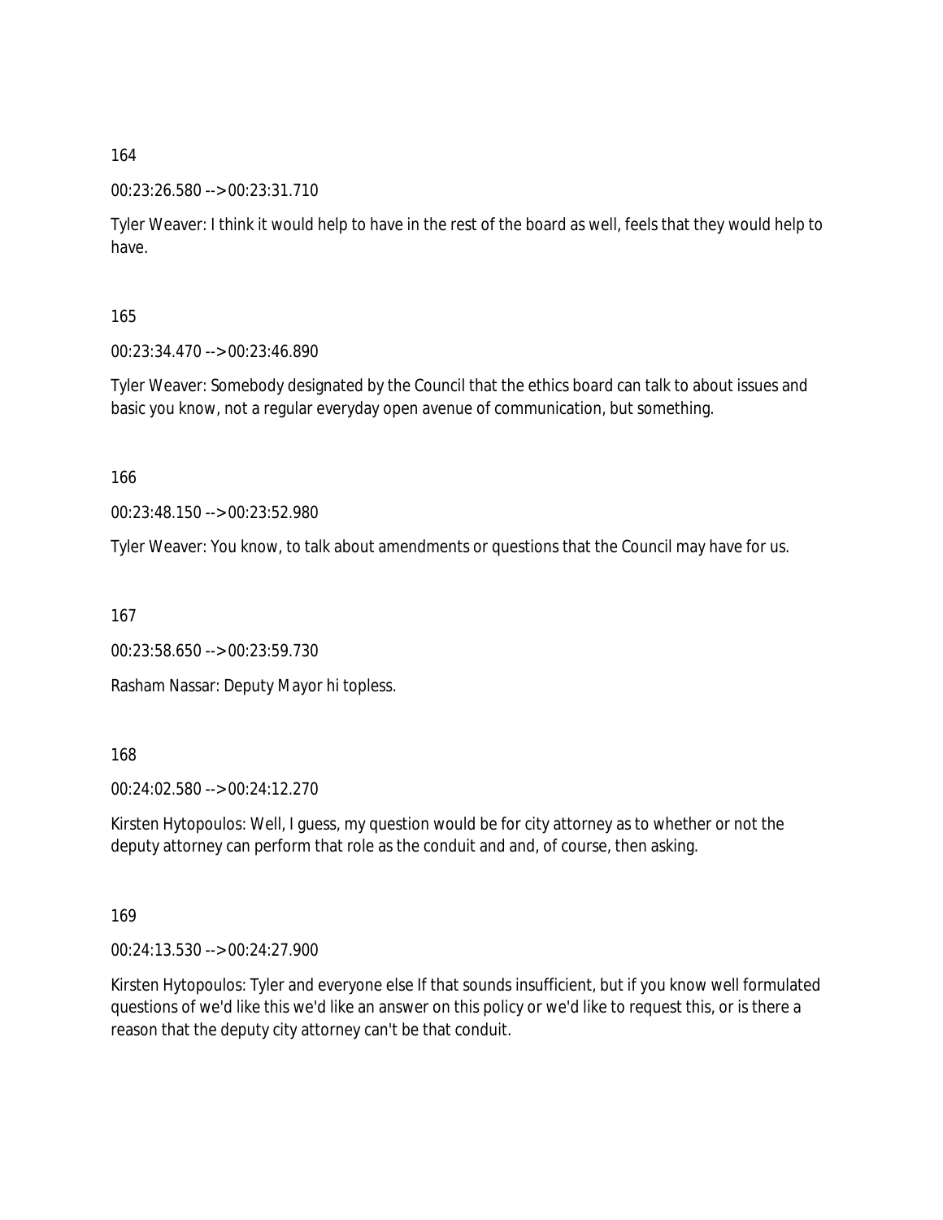164

00:23:26.580 --> 00:23:31.710

Tyler Weaver: I think it would help to have in the rest of the board as well, feels that they would help to have.

165

00:23:34.470 --> 00:23:46.890

Tyler Weaver: Somebody designated by the Council that the ethics board can talk to about issues and basic you know, not a regular everyday open avenue of communication, but something.

166

00:23:48.150 --> 00:23:52.980

Tyler Weaver: You know, to talk about amendments or questions that the Council may have for us.

167

00:23:58.650 --> 00:23:59.730

Rasham Nassar: Deputy Mayor hi topless.

168

00:24:02.580 --> 00:24:12.270

Kirsten Hytopoulos: Well, I guess, my question would be for city attorney as to whether or not the deputy attorney can perform that role as the conduit and and, of course, then asking.

169

00:24:13.530 --> 00:24:27.900

Kirsten Hytopoulos: Tyler and everyone else If that sounds insufficient, but if you know well formulated questions of we'd like this we'd like an answer on this policy or we'd like to request this, or is there a reason that the deputy city attorney can't be that conduit.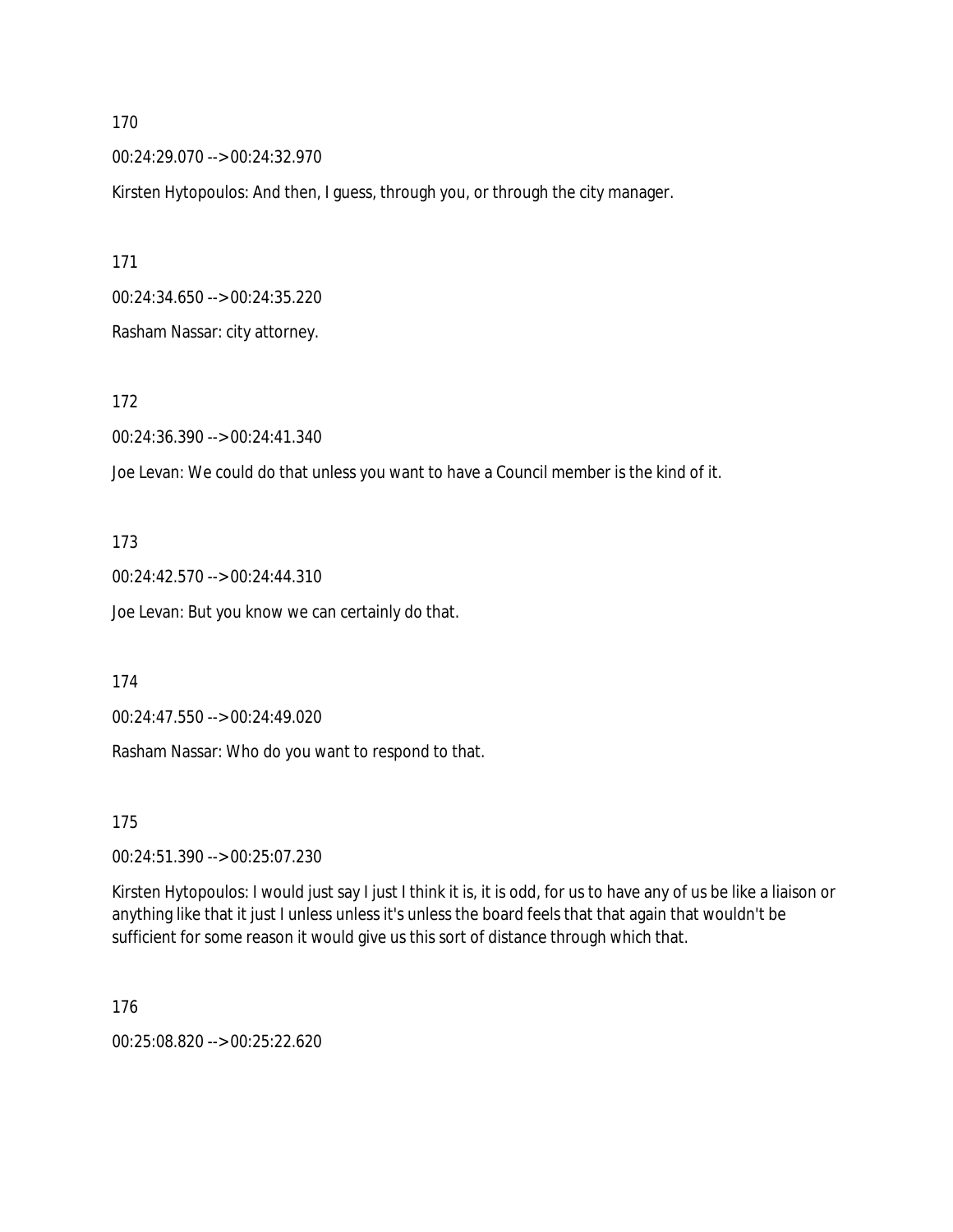170

00:24:29.070 --> 00:24:32.970

Kirsten Hytopoulos: And then, I guess, through you, or through the city manager.

171

00:24:34.650 --> 00:24:35.220

Rasham Nassar: city attorney.

172

00:24:36.390 --> 00:24:41.340

Joe Levan: We could do that unless you want to have a Council member is the kind of it.

173

00:24:42.570 --> 00:24:44.310

Joe Levan: But you know we can certainly do that.

174

00:24:47.550 --> 00:24:49.020

Rasham Nassar: Who do you want to respond to that.

175

00:24:51.390 --> 00:25:07.230

Kirsten Hytopoulos: I would just say I just I think it is, it is odd, for us to have any of us be like a liaison or anything like that it just I unless unless it's unless the board feels that that again that wouldn't be sufficient for some reason it would give us this sort of distance through which that.

176

00:25:08.820 --> 00:25:22.620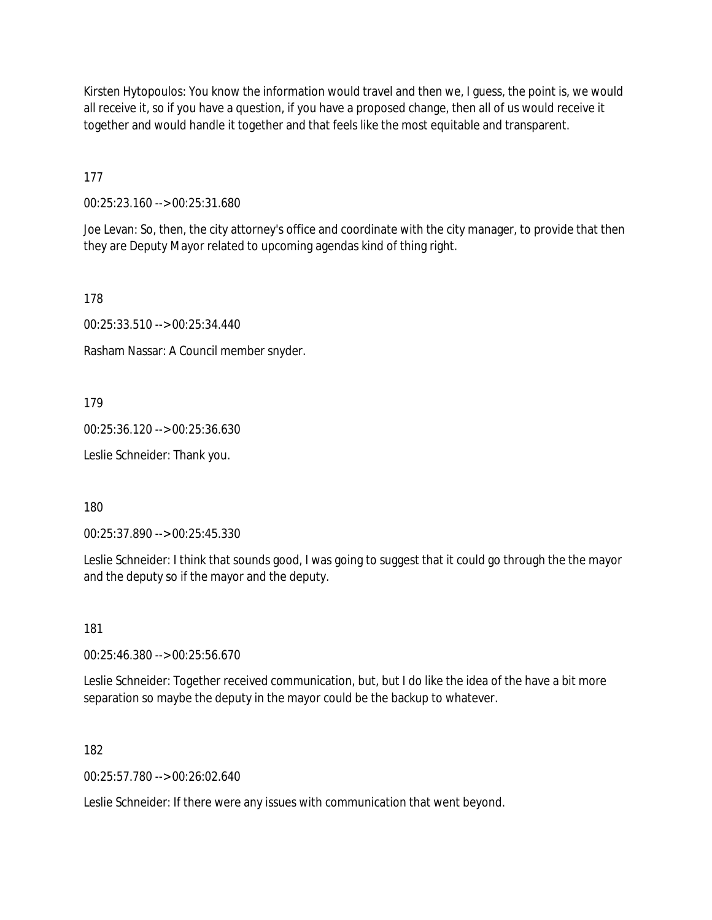Kirsten Hytopoulos: You know the information would travel and then we, I guess, the point is, we would all receive it, so if you have a question, if you have a proposed change, then all of us would receive it together and would handle it together and that feels like the most equitable and transparent.

177

00:25:23.160 --> 00:25:31.680

Joe Levan: So, then, the city attorney's office and coordinate with the city manager, to provide that then they are Deputy Mayor related to upcoming agendas kind of thing right.

178

00:25:33.510 --> 00:25:34.440

Rasham Nassar: A Council member snyder.

179

00:25:36.120 --> 00:25:36.630

Leslie Schneider: Thank you.

180

00:25:37.890 --> 00:25:45.330

Leslie Schneider: I think that sounds good, I was going to suggest that it could go through the the mayor and the deputy so if the mayor and the deputy.

181

00:25:46.380 --> 00:25:56.670

Leslie Schneider: Together received communication, but, but I do like the idea of the have a bit more separation so maybe the deputy in the mayor could be the backup to whatever.

182

00:25:57.780 --> 00:26:02.640

Leslie Schneider: If there were any issues with communication that went beyond.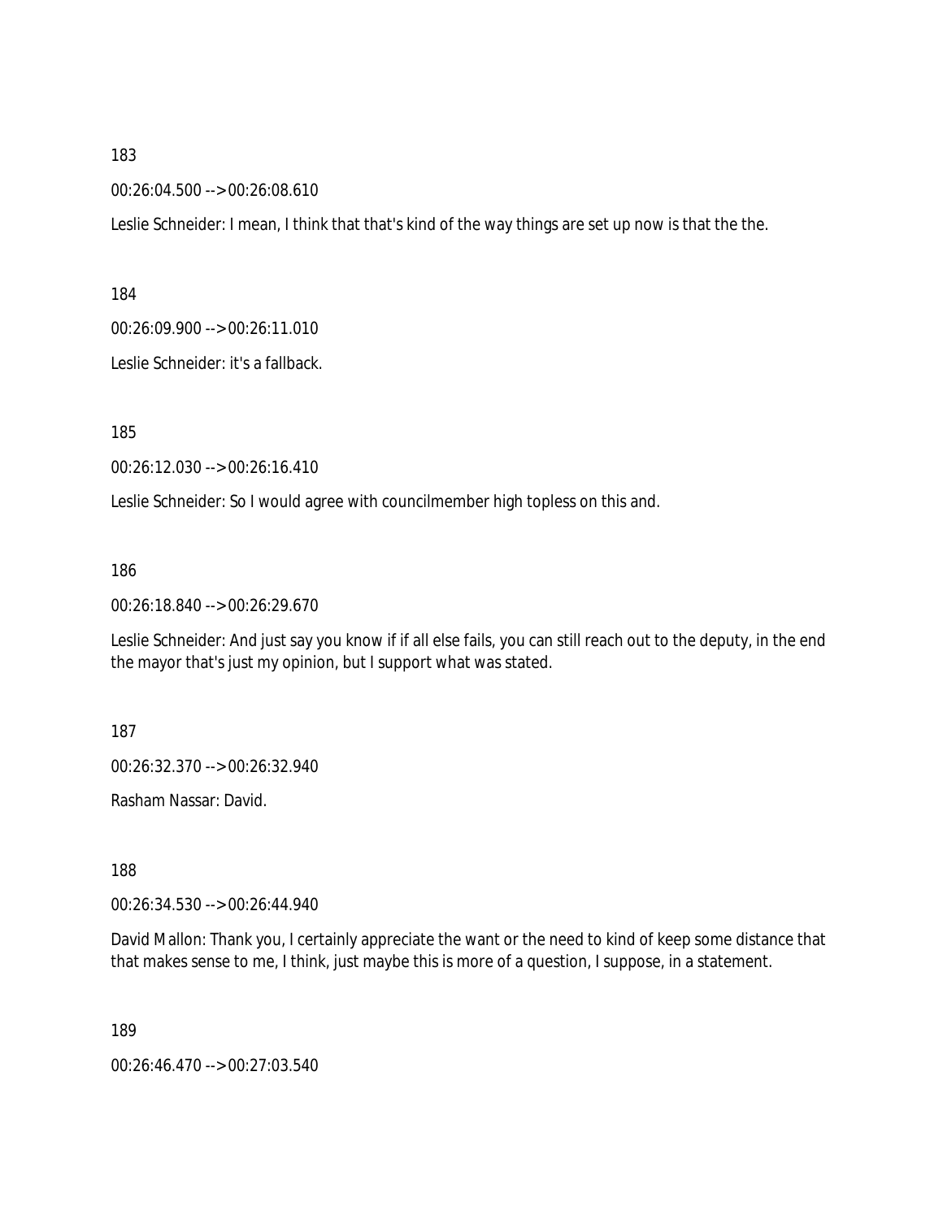183

00:26:04.500 --> 00:26:08.610

Leslie Schneider: I mean, I think that that's kind of the way things are set up now is that the the.

184

00:26:09.900 --> 00:26:11.010

Leslie Schneider: it's a fallback.

185

00:26:12.030 --> 00:26:16.410

Leslie Schneider: So I would agree with councilmember high topless on this and.

186

00:26:18.840 --> 00:26:29.670

Leslie Schneider: And just say you know if if all else fails, you can still reach out to the deputy, in the end the mayor that's just my opinion, but I support what was stated.

187

00:26:32.370 --> 00:26:32.940

Rasham Nassar: David.

188

00:26:34.530 --> 00:26:44.940

David Mallon: Thank you, I certainly appreciate the want or the need to kind of keep some distance that that makes sense to me, I think, just maybe this is more of a question, I suppose, in a statement.

189

00:26:46.470 --> 00:27:03.540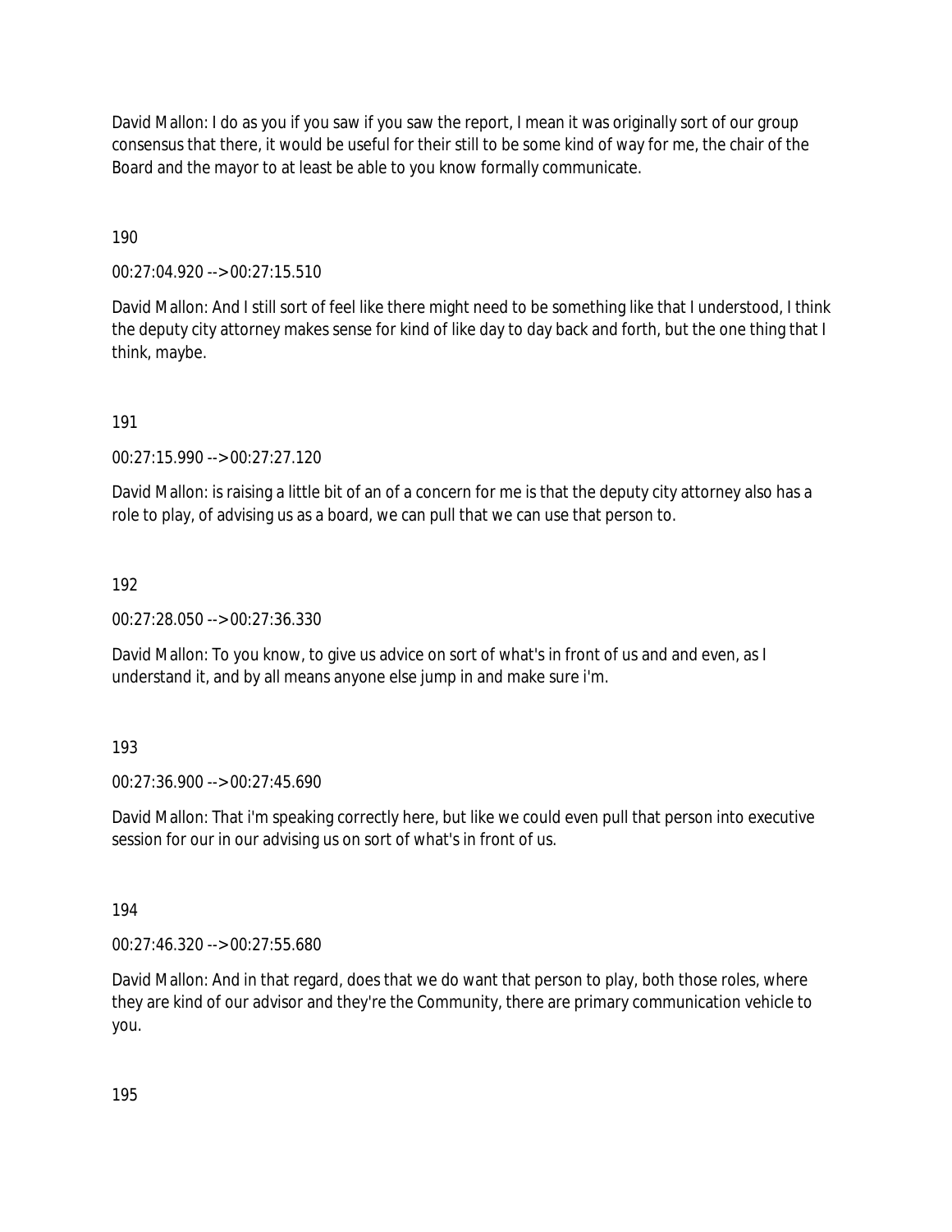David Mallon: I do as you if you saw if you saw the report, I mean it was originally sort of our group consensus that there, it would be useful for their still to be some kind of way for me, the chair of the Board and the mayor to at least be able to you know formally communicate.

190

00:27:04.920 --> 00:27:15.510

David Mallon: And I still sort of feel like there might need to be something like that I understood, I think the deputy city attorney makes sense for kind of like day to day back and forth, but the one thing that I think, maybe.

191

00:27:15.990 --> 00:27:27.120

David Mallon: is raising a little bit of an of a concern for me is that the deputy city attorney also has a role to play, of advising us as a board, we can pull that we can use that person to.

192

00:27:28.050 --> 00:27:36.330

David Mallon: To you know, to give us advice on sort of what's in front of us and and even, as I understand it, and by all means anyone else jump in and make sure i'm.

193

00:27:36.900 --> 00:27:45.690

David Mallon: That i'm speaking correctly here, but like we could even pull that person into executive session for our in our advising us on sort of what's in front of us.

194

00:27:46.320 --> 00:27:55.680

David Mallon: And in that regard, does that we do want that person to play, both those roles, where they are kind of our advisor and they're the Community, there are primary communication vehicle to you.

195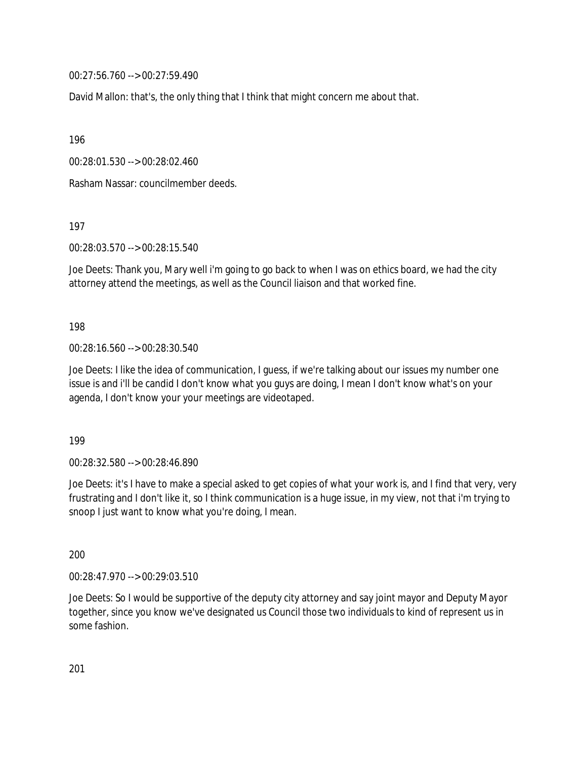00:27:56.760 --> 00:27:59.490

David Mallon: that's, the only thing that I think that might concern me about that.

196

00:28:01.530 --> 00:28:02.460

Rasham Nassar: councilmember deeds.

197

00:28:03.570 --> 00:28:15.540

Joe Deets: Thank you, Mary well i'm going to go back to when I was on ethics board, we had the city attorney attend the meetings, as well as the Council liaison and that worked fine.

198

00:28:16.560 --> 00:28:30.540

Joe Deets: I like the idea of communication, I guess, if we're talking about our issues my number one issue is and i'll be candid I don't know what you guys are doing, I mean I don't know what's on your agenda, I don't know your your meetings are videotaped.

199

00:28:32.580 --> 00:28:46.890

Joe Deets: it's I have to make a special asked to get copies of what your work is, and I find that very, very frustrating and I don't like it, so I think communication is a huge issue, in my view, not that i'm trying to snoop I just want to know what you're doing, I mean.

200

00:28:47.970 --> 00:29:03.510

Joe Deets: So I would be supportive of the deputy city attorney and say joint mayor and Deputy Mayor together, since you know we've designated us Council those two individuals to kind of represent us in some fashion.

201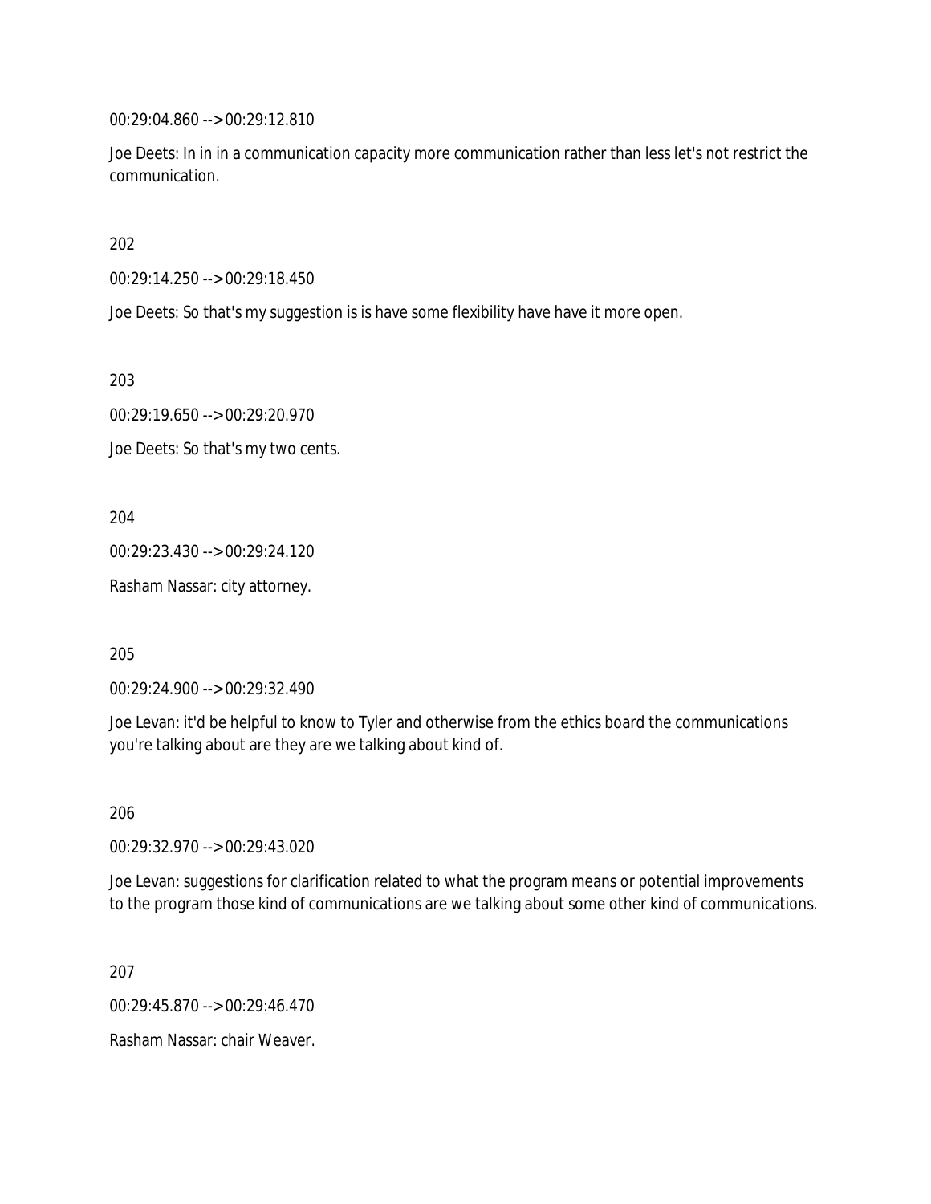00:29:04.860 --> 00:29:12.810

Joe Deets: In in in a communication capacity more communication rather than less let's not restrict the communication.

202

00:29:14.250 --> 00:29:18.450

Joe Deets: So that's my suggestion is is have some flexibility have have it more open.

203

00:29:19.650 --> 00:29:20.970

Joe Deets: So that's my two cents.

204

00:29:23.430 --> 00:29:24.120

Rasham Nassar: city attorney.

205

00:29:24.900 --> 00:29:32.490

Joe Levan: it'd be helpful to know to Tyler and otherwise from the ethics board the communications you're talking about are they are we talking about kind of.

206

00:29:32.970 --> 00:29:43.020

Joe Levan: suggestions for clarification related to what the program means or potential improvements to the program those kind of communications are we talking about some other kind of communications.

207

00:29:45.870 --> 00:29:46.470

Rasham Nassar: chair Weaver.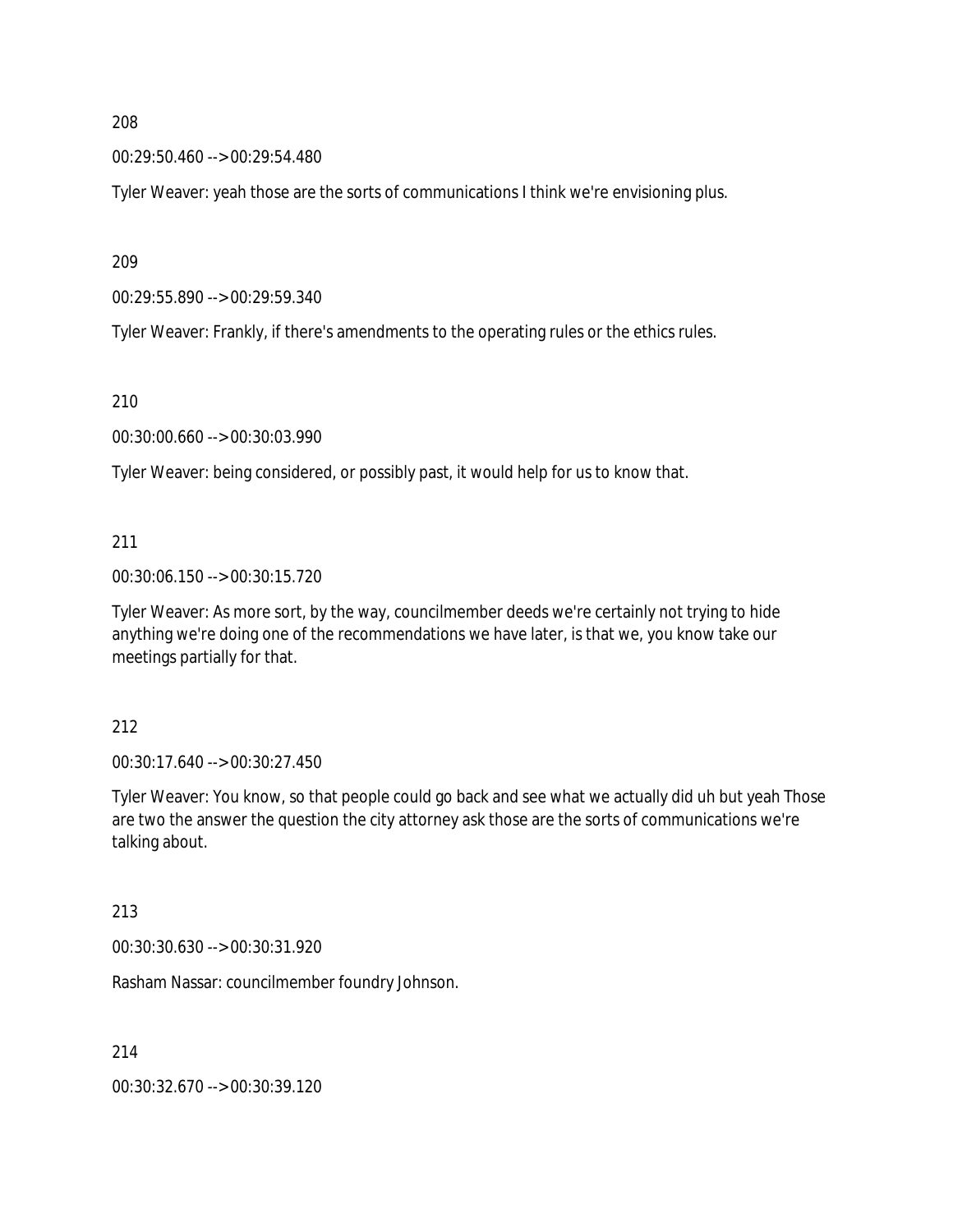208

00:29:50.460 --> 00:29:54.480

Tyler Weaver: yeah those are the sorts of communications I think we're envisioning plus.

209

00:29:55.890 --> 00:29:59.340

Tyler Weaver: Frankly, if there's amendments to the operating rules or the ethics rules.

210

00:30:00.660 --> 00:30:03.990

Tyler Weaver: being considered, or possibly past, it would help for us to know that.

211

00:30:06.150 --> 00:30:15.720

Tyler Weaver: As more sort, by the way, councilmember deeds we're certainly not trying to hide anything we're doing one of the recommendations we have later, is that we, you know take our meetings partially for that.

212

00:30:17.640 --> 00:30:27.450

Tyler Weaver: You know, so that people could go back and see what we actually did uh but yeah Those are two the answer the question the city attorney ask those are the sorts of communications we're talking about.

213

00:30:30.630 --> 00:30:31.920

Rasham Nassar: councilmember foundry Johnson.

214

00:30:32.670 --> 00:30:39.120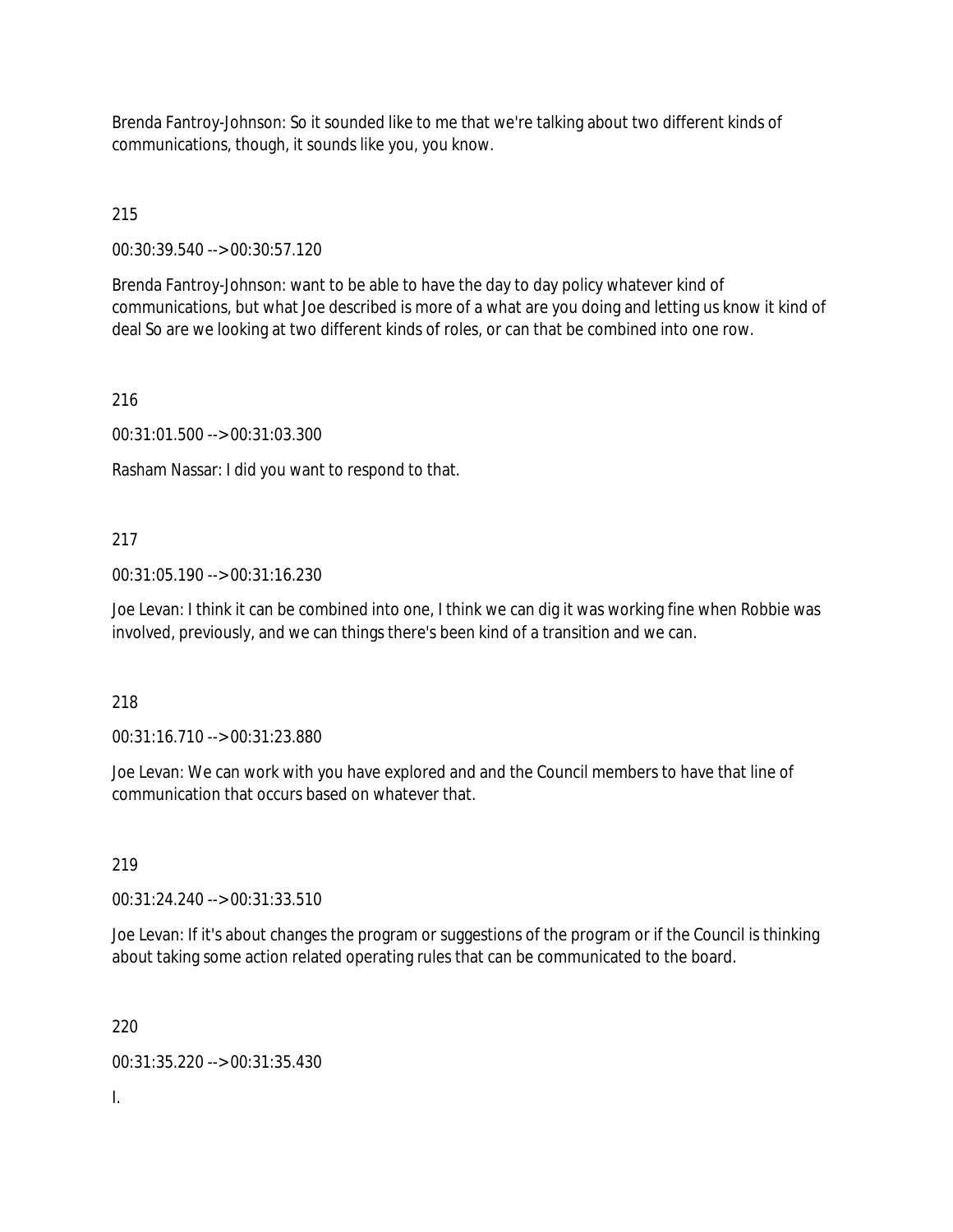Brenda Fantroy-Johnson: So it sounded like to me that we're talking about two different kinds of communications, though, it sounds like you, you know.

215

00:30:39.540 --> 00:30:57.120

Brenda Fantroy-Johnson: want to be able to have the day to day policy whatever kind of communications, but what Joe described is more of a what are you doing and letting us know it kind of deal So are we looking at two different kinds of roles, or can that be combined into one row.

216

00:31:01.500 --> 00:31:03.300

Rasham Nassar: I did you want to respond to that.

217

00:31:05.190 --> 00:31:16.230

Joe Levan: I think it can be combined into one, I think we can dig it was working fine when Robbie was involved, previously, and we can things there's been kind of a transition and we can.

218

00:31:16.710 --> 00:31:23.880

Joe Levan: We can work with you have explored and and the Council members to have that line of communication that occurs based on whatever that.

219

00:31:24.240 --> 00:31:33.510

Joe Levan: If it's about changes the program or suggestions of the program or if the Council is thinking about taking some action related operating rules that can be communicated to the board.

220

00:31:35.220 --> 00:31:35.430

I.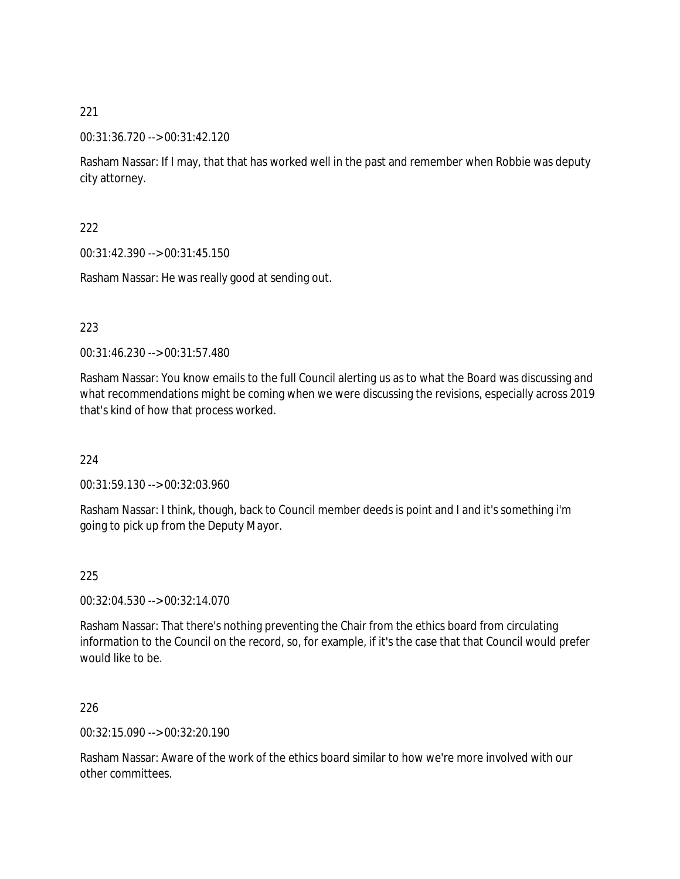221

00:31:36.720 --> 00:31:42.120

Rasham Nassar: If I may, that that has worked well in the past and remember when Robbie was deputy city attorney.

222

00:31:42.390 --> 00:31:45.150

Rasham Nassar: He was really good at sending out.

223

00:31:46.230 --> 00:31:57.480

Rasham Nassar: You know emails to the full Council alerting us as to what the Board was discussing and what recommendations might be coming when we were discussing the revisions, especially across 2019 that's kind of how that process worked.

224

00:31:59.130 --> 00:32:03.960

Rasham Nassar: I think, though, back to Council member deeds is point and I and it's something i'm going to pick up from the Deputy Mayor.

225

00:32:04.530 --> 00:32:14.070

Rasham Nassar: That there's nothing preventing the Chair from the ethics board from circulating information to the Council on the record, so, for example, if it's the case that that Council would prefer would like to be.

226

00:32:15.090 --> 00:32:20.190

Rasham Nassar: Aware of the work of the ethics board similar to how we're more involved with our other committees.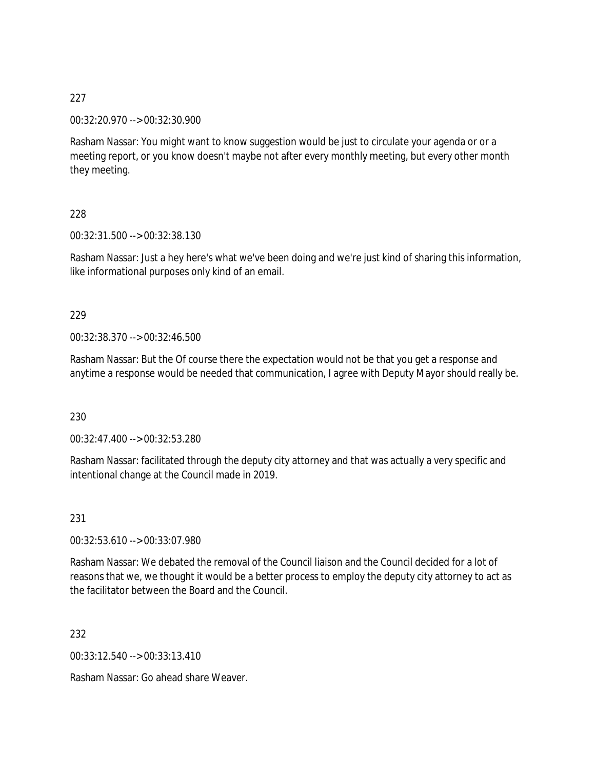227

00:32:20.970 --> 00:32:30.900

Rasham Nassar: You might want to know suggestion would be just to circulate your agenda or or a meeting report, or you know doesn't maybe not after every monthly meeting, but every other month they meeting.

228

00:32:31.500 --> 00:32:38.130

Rasham Nassar: Just a hey here's what we've been doing and we're just kind of sharing this information, like informational purposes only kind of an email.

229

00:32:38.370 --> 00:32:46.500

Rasham Nassar: But the Of course there the expectation would not be that you get a response and anytime a response would be needed that communication, I agree with Deputy Mayor should really be.

230

00:32:47.400 --> 00:32:53.280

Rasham Nassar: facilitated through the deputy city attorney and that was actually a very specific and intentional change at the Council made in 2019.

231

00:32:53.610 --> 00:33:07.980

Rasham Nassar: We debated the removal of the Council liaison and the Council decided for a lot of reasons that we, we thought it would be a better process to employ the deputy city attorney to act as the facilitator between the Board and the Council.

232

00:33:12.540 --> 00:33:13.410

Rasham Nassar: Go ahead share Weaver.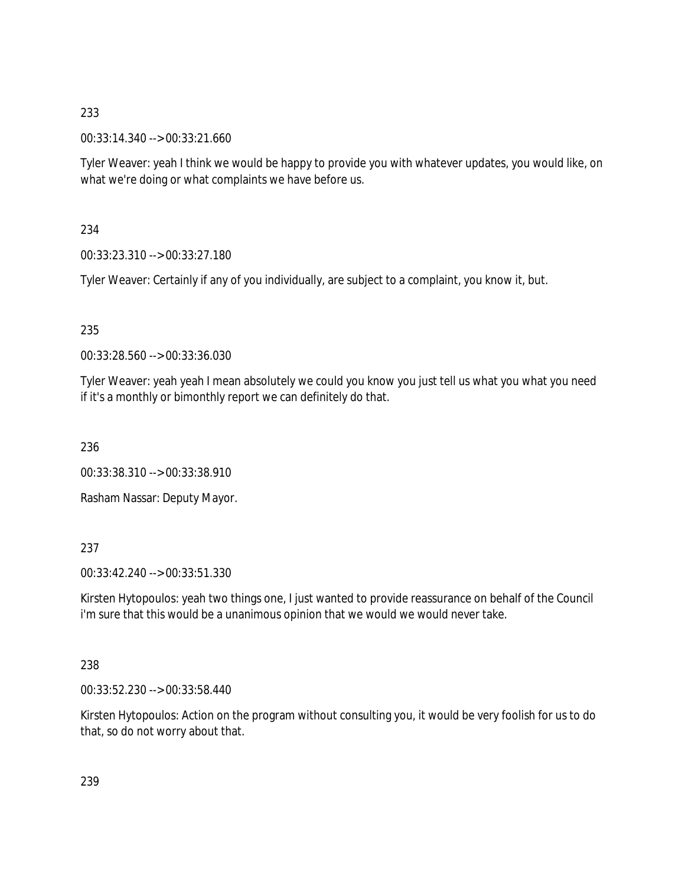233

00:33:14.340 --> 00:33:21.660

Tyler Weaver: yeah I think we would be happy to provide you with whatever updates, you would like, on what we're doing or what complaints we have before us.

234

00:33:23.310 --> 00:33:27.180

Tyler Weaver: Certainly if any of you individually, are subject to a complaint, you know it, but.

235

00:33:28.560 --> 00:33:36.030

Tyler Weaver: yeah yeah I mean absolutely we could you know you just tell us what you what you need if it's a monthly or bimonthly report we can definitely do that.

236

00:33:38.310 --> 00:33:38.910

Rasham Nassar: Deputy Mayor.

237

00:33:42.240 --> 00:33:51.330

Kirsten Hytopoulos: yeah two things one, I just wanted to provide reassurance on behalf of the Council i'm sure that this would be a unanimous opinion that we would we would never take.

238

00:33:52.230 --> 00:33:58.440

Kirsten Hytopoulos: Action on the program without consulting you, it would be very foolish for us to do that, so do not worry about that.

239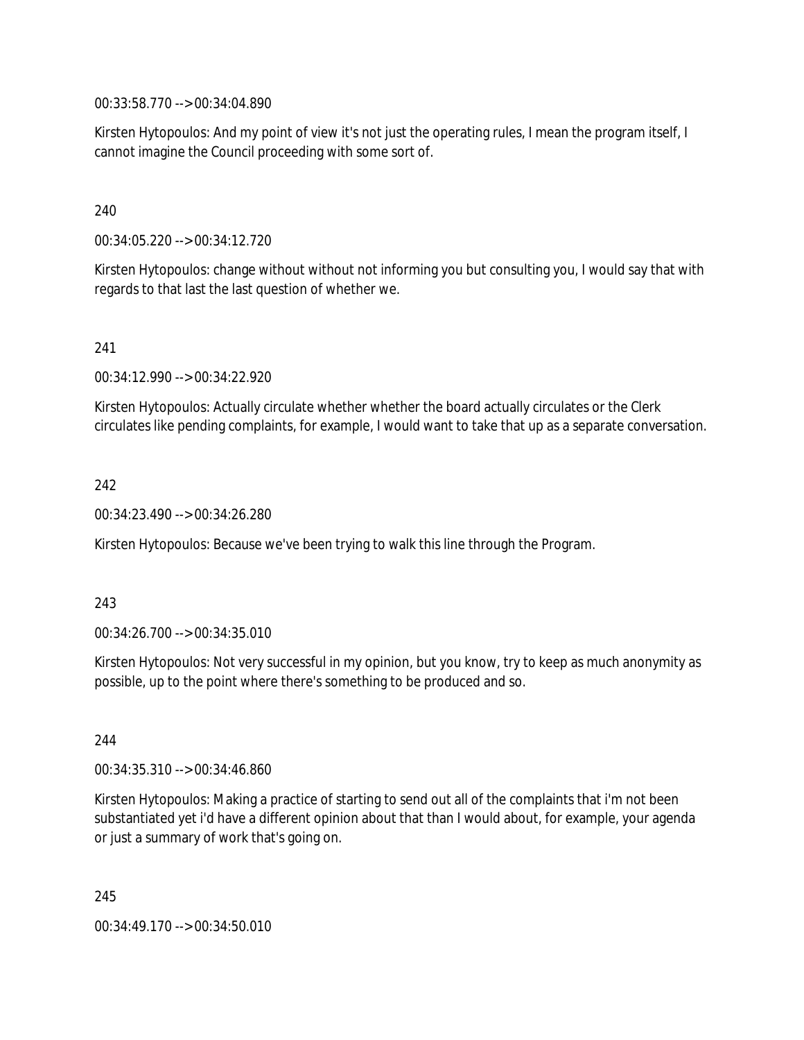00:33:58.770 --> 00:34:04.890

Kirsten Hytopoulos: And my point of view it's not just the operating rules, I mean the program itself, I cannot imagine the Council proceeding with some sort of.

240

00:34:05.220 --> 00:34:12.720

Kirsten Hytopoulos: change without without not informing you but consulting you, I would say that with regards to that last the last question of whether we.

241

00:34:12.990 --> 00:34:22.920

Kirsten Hytopoulos: Actually circulate whether whether the board actually circulates or the Clerk circulates like pending complaints, for example, I would want to take that up as a separate conversation.

242

00:34:23.490 --> 00:34:26.280

Kirsten Hytopoulos: Because we've been trying to walk this line through the Program.

243

00:34:26.700 --> 00:34:35.010

Kirsten Hytopoulos: Not very successful in my opinion, but you know, try to keep as much anonymity as possible, up to the point where there's something to be produced and so.

244

00:34:35.310 --> 00:34:46.860

Kirsten Hytopoulos: Making a practice of starting to send out all of the complaints that i'm not been substantiated yet i'd have a different opinion about that than I would about, for example, your agenda or just a summary of work that's going on.

245

00:34:49.170 --> 00:34:50.010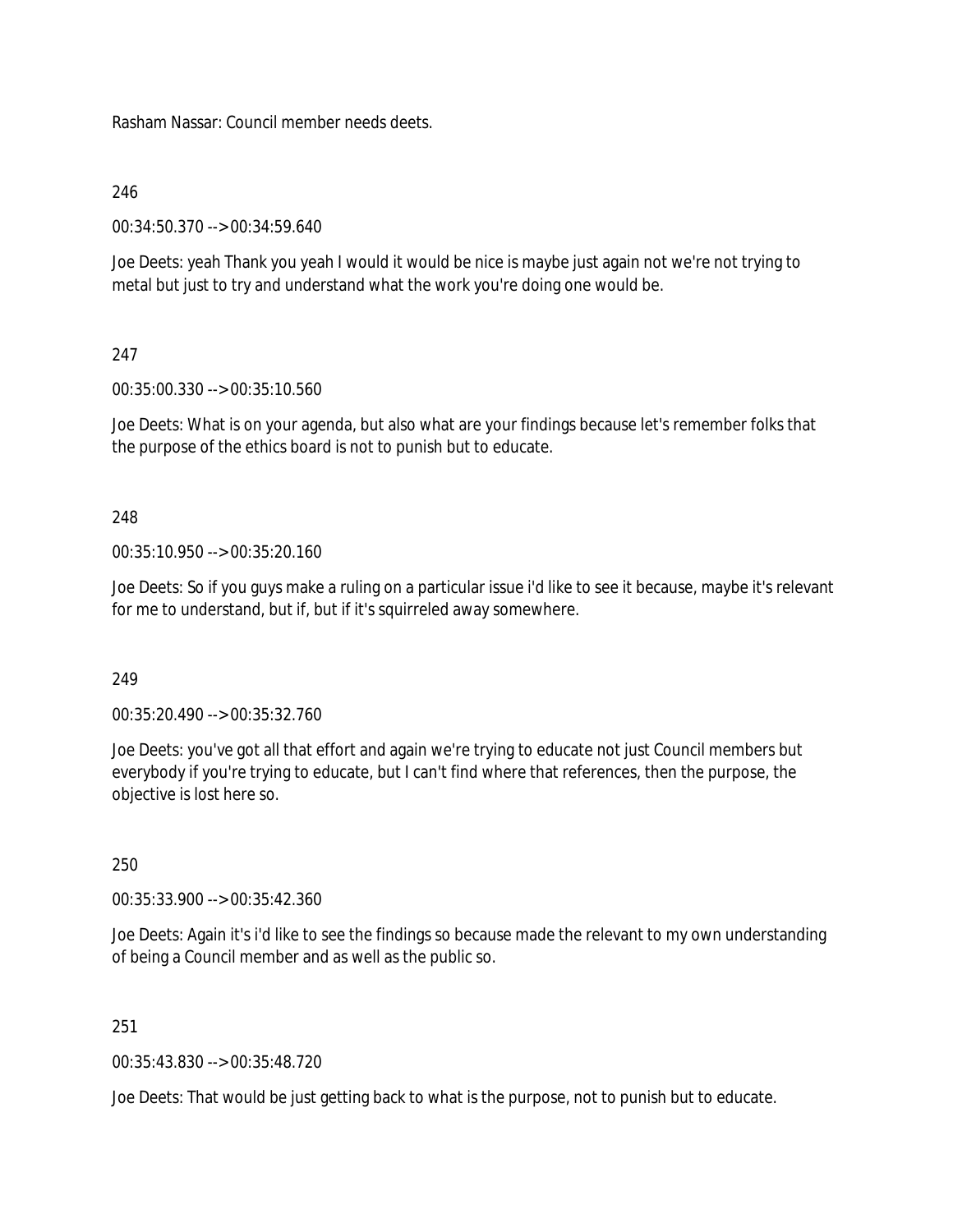Rasham Nassar: Council member needs deets.

246

00:34:50.370 --> 00:34:59.640

Joe Deets: yeah Thank you yeah I would it would be nice is maybe just again not we're not trying to metal but just to try and understand what the work you're doing one would be.

247

00:35:00.330 --> 00:35:10.560

Joe Deets: What is on your agenda, but also what are your findings because let's remember folks that the purpose of the ethics board is not to punish but to educate.

248

00:35:10.950 --> 00:35:20.160

Joe Deets: So if you guys make a ruling on a particular issue i'd like to see it because, maybe it's relevant for me to understand, but if, but if it's squirreled away somewhere.

249

00:35:20.490 --> 00:35:32.760

Joe Deets: you've got all that effort and again we're trying to educate not just Council members but everybody if you're trying to educate, but I can't find where that references, then the purpose, the objective is lost here so.

250

00:35:33.900 --> 00:35:42.360

Joe Deets: Again it's i'd like to see the findings so because made the relevant to my own understanding of being a Council member and as well as the public so.

251

00:35:43.830 --> 00:35:48.720

Joe Deets: That would be just getting back to what is the purpose, not to punish but to educate.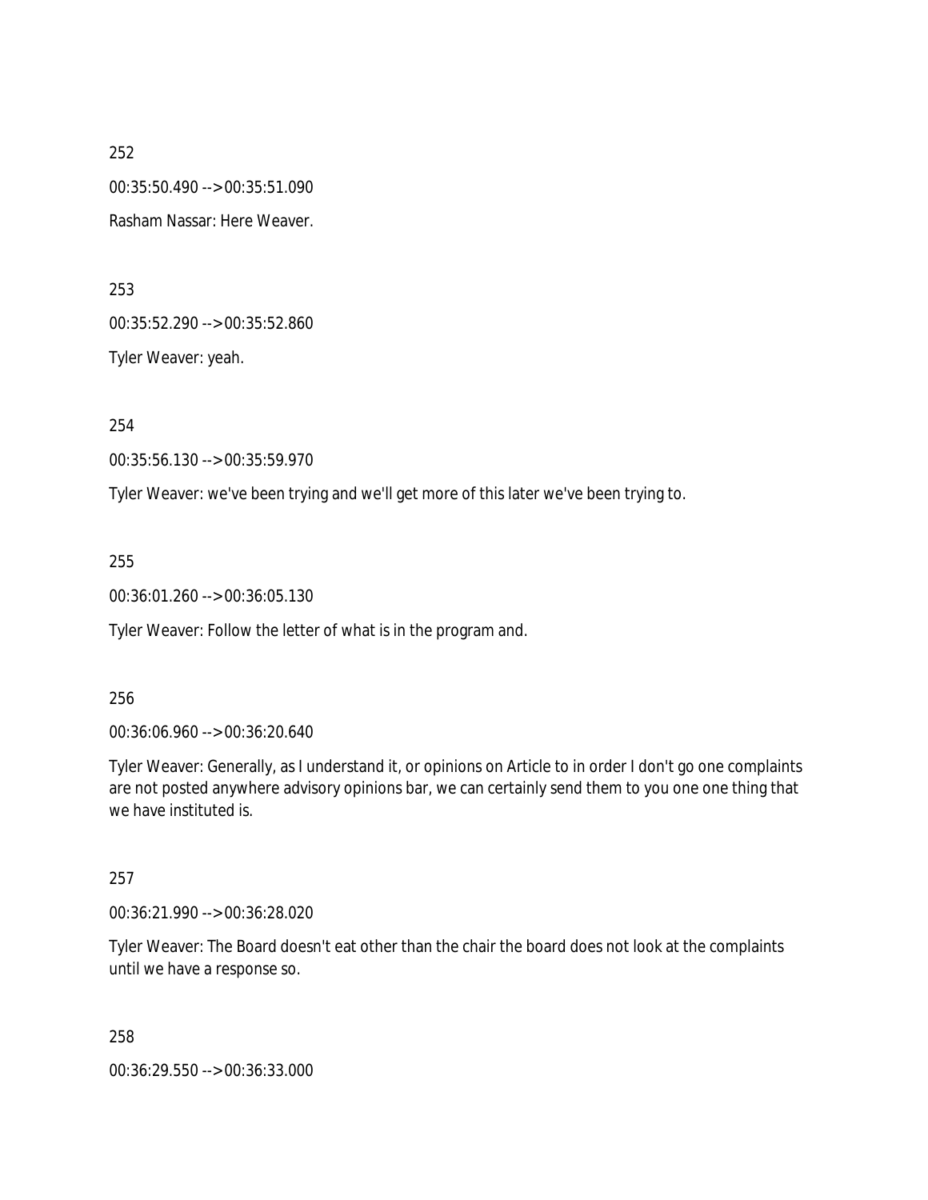252

00:35:50.490 --> 00:35:51.090

Rasham Nassar: Here Weaver.

253

00:35:52.290 --> 00:35:52.860

Tyler Weaver: yeah.

254

00:35:56.130 --> 00:35:59.970

Tyler Weaver: we've been trying and we'll get more of this later we've been trying to.

255

00:36:01.260 --> 00:36:05.130

Tyler Weaver: Follow the letter of what is in the program and.

256

00:36:06.960 --> 00:36:20.640

Tyler Weaver: Generally, as I understand it, or opinions on Article to in order I don't go one complaints are not posted anywhere advisory opinions bar, we can certainly send them to you one one thing that we have instituted is.

257

00:36:21.990 --> 00:36:28.020

Tyler Weaver: The Board doesn't eat other than the chair the board does not look at the complaints until we have a response so.

258

00:36:29.550 --> 00:36:33.000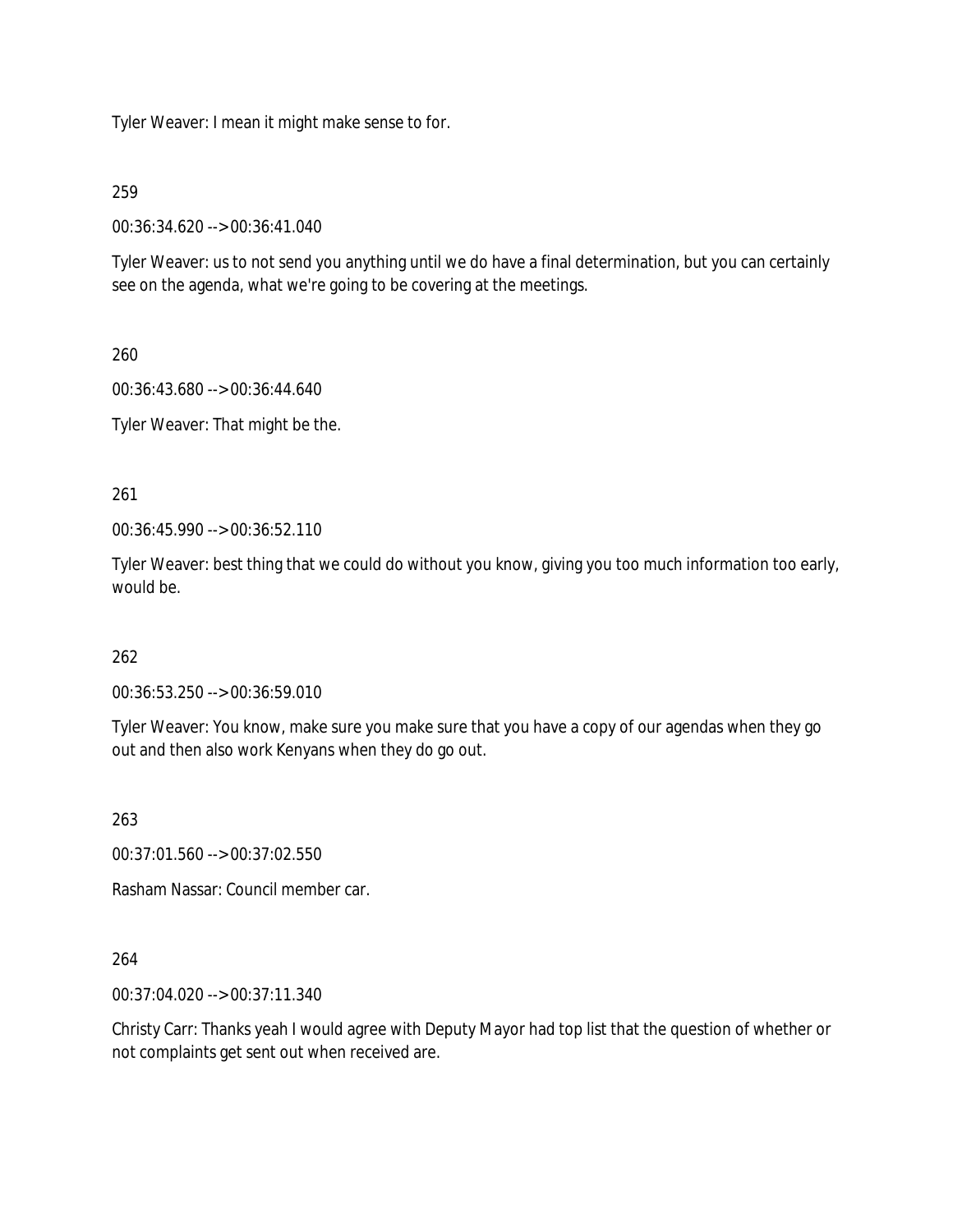Tyler Weaver: I mean it might make sense to for.

259

00:36:34.620 --> 00:36:41.040

Tyler Weaver: us to not send you anything until we do have a final determination, but you can certainly see on the agenda, what we're going to be covering at the meetings.

260

00:36:43.680 --> 00:36:44.640

Tyler Weaver: That might be the.

261

00:36:45.990 --> 00:36:52.110

Tyler Weaver: best thing that we could do without you know, giving you too much information too early, would be.

262

00:36:53.250 --> 00:36:59.010

Tyler Weaver: You know, make sure you make sure that you have a copy of our agendas when they go out and then also work Kenyans when they do go out.

263

00:37:01.560 --> 00:37:02.550

Rasham Nassar: Council member car.

264

00:37:04.020 --> 00:37:11.340

Christy Carr: Thanks yeah I would agree with Deputy Mayor had top list that the question of whether or not complaints get sent out when received are.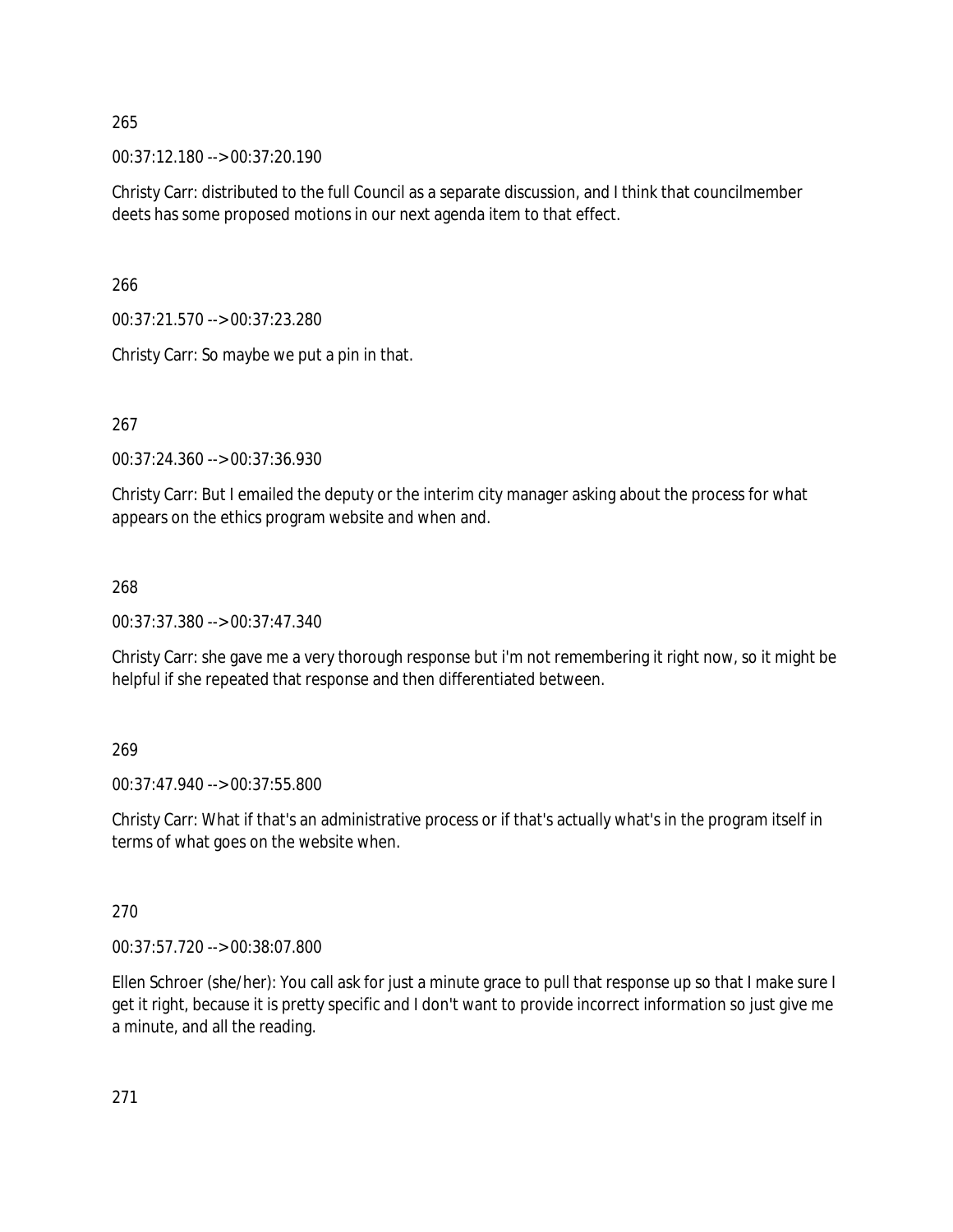265

00:37:12.180 --> 00:37:20.190

Christy Carr: distributed to the full Council as a separate discussion, and I think that councilmember deets has some proposed motions in our next agenda item to that effect.

266

00:37:21.570 --> 00:37:23.280

Christy Carr: So maybe we put a pin in that.

267

00:37:24.360 --> 00:37:36.930

Christy Carr: But I emailed the deputy or the interim city manager asking about the process for what appears on the ethics program website and when and.

268

00:37:37.380 --> 00:37:47.340

Christy Carr: she gave me a very thorough response but i'm not remembering it right now, so it might be helpful if she repeated that response and then differentiated between.

269

00:37:47.940 --> 00:37:55.800

Christy Carr: What if that's an administrative process or if that's actually what's in the program itself in terms of what goes on the website when.

270

00:37:57.720 --> 00:38:07.800

Ellen Schroer (she/her): You call ask for just a minute grace to pull that response up so that I make sure I get it right, because it is pretty specific and I don't want to provide incorrect information so just give me a minute, and all the reading.

271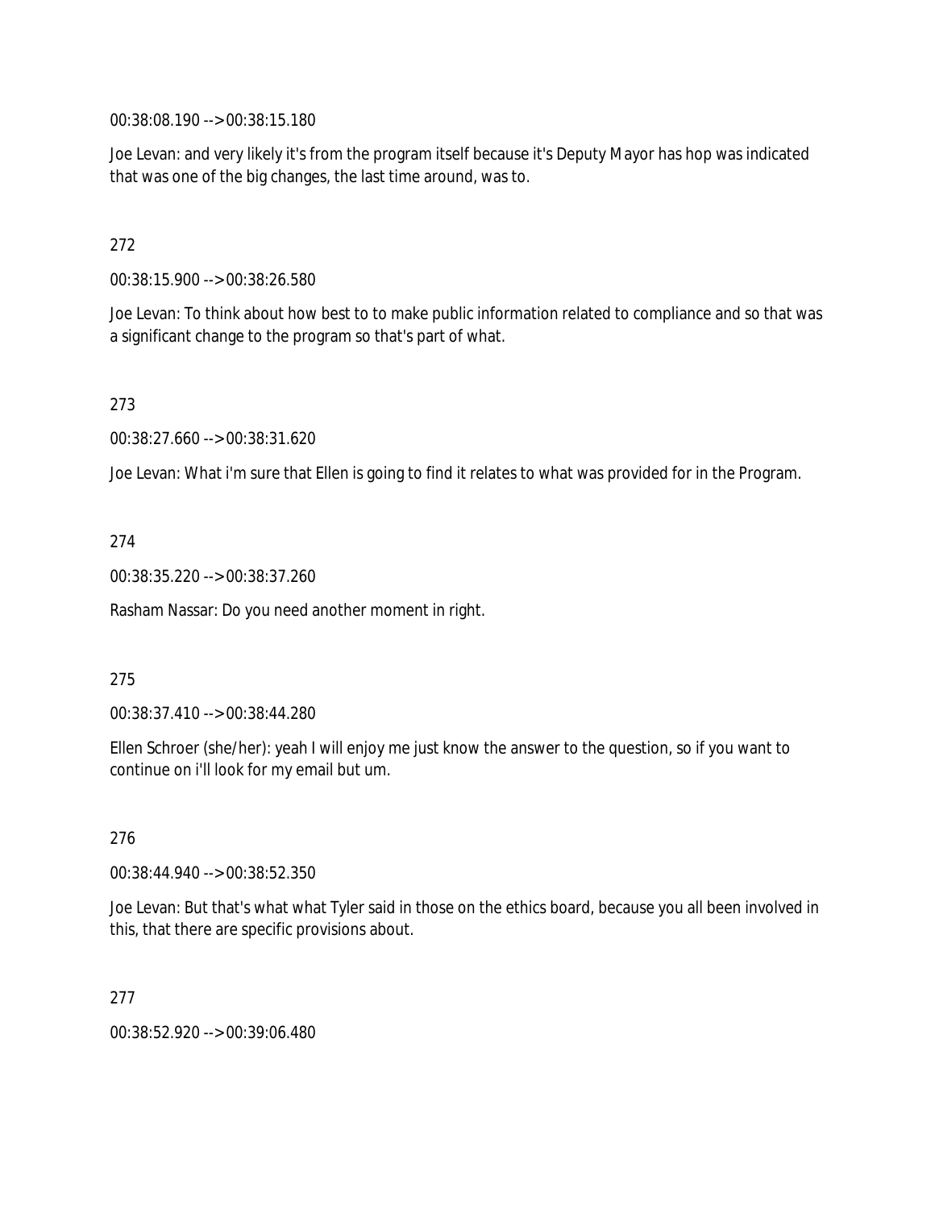00:38:08.190 --> 00:38:15.180

Joe Levan: and very likely it's from the program itself because it's Deputy Mayor has hop was indicated that was one of the big changes, the last time around, was to.

272

00:38:15.900 --> 00:38:26.580

Joe Levan: To think about how best to to make public information related to compliance and so that was a significant change to the program so that's part of what.

273

00:38:27.660 --> 00:38:31.620

Joe Levan: What i'm sure that Ellen is going to find it relates to what was provided for in the Program.

274

00:38:35.220 --> 00:38:37.260

Rasham Nassar: Do you need another moment in right.

275

00:38:37.410 --> 00:38:44.280

Ellen Schroer (she/her): yeah I will enjoy me just know the answer to the question, so if you want to continue on i'll look for my email but um.

276

00:38:44.940 --> 00:38:52.350

Joe Levan: But that's what what Tyler said in those on the ethics board, because you all been involved in this, that there are specific provisions about.

277

00:38:52.920 --> 00:39:06.480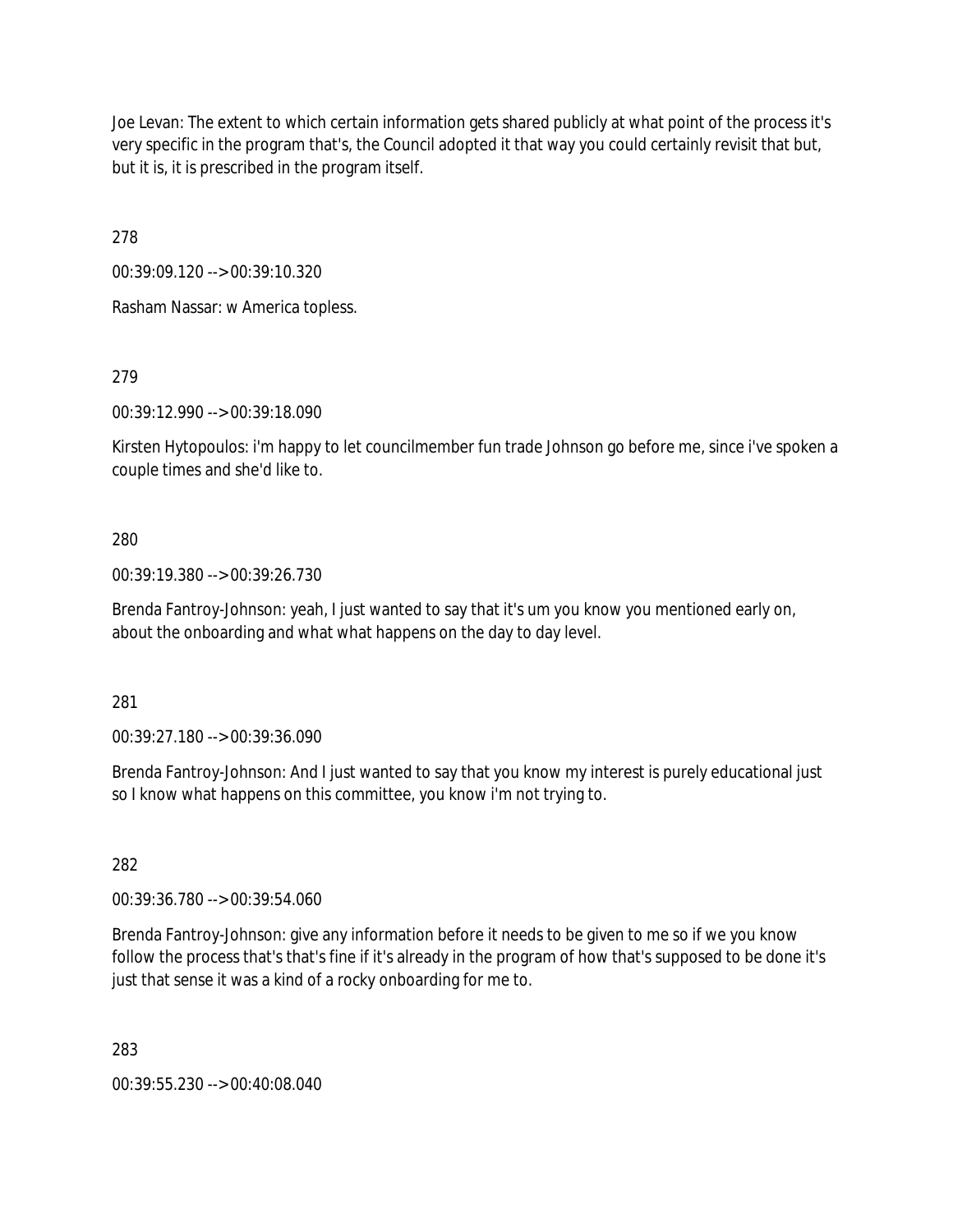Joe Levan: The extent to which certain information gets shared publicly at what point of the process it's very specific in the program that's, the Council adopted it that way you could certainly revisit that but, but it is, it is prescribed in the program itself.

278

00:39:09.120 --> 00:39:10.320

Rasham Nassar: w America topless.

279

00:39:12.990 --> 00:39:18.090

Kirsten Hytopoulos: i'm happy to let councilmember fun trade Johnson go before me, since i've spoken a couple times and she'd like to.

280

00:39:19.380 --> 00:39:26.730

Brenda Fantroy-Johnson: yeah, I just wanted to say that it's um you know you mentioned early on, about the onboarding and what what happens on the day to day level.

281

00:39:27.180 --> 00:39:36.090

Brenda Fantroy-Johnson: And I just wanted to say that you know my interest is purely educational just so I know what happens on this committee, you know i'm not trying to.

282

00:39:36.780 --> 00:39:54.060

Brenda Fantroy-Johnson: give any information before it needs to be given to me so if we you know follow the process that's that's fine if it's already in the program of how that's supposed to be done it's just that sense it was a kind of a rocky onboarding for me to.

283

00:39:55.230 --> 00:40:08.040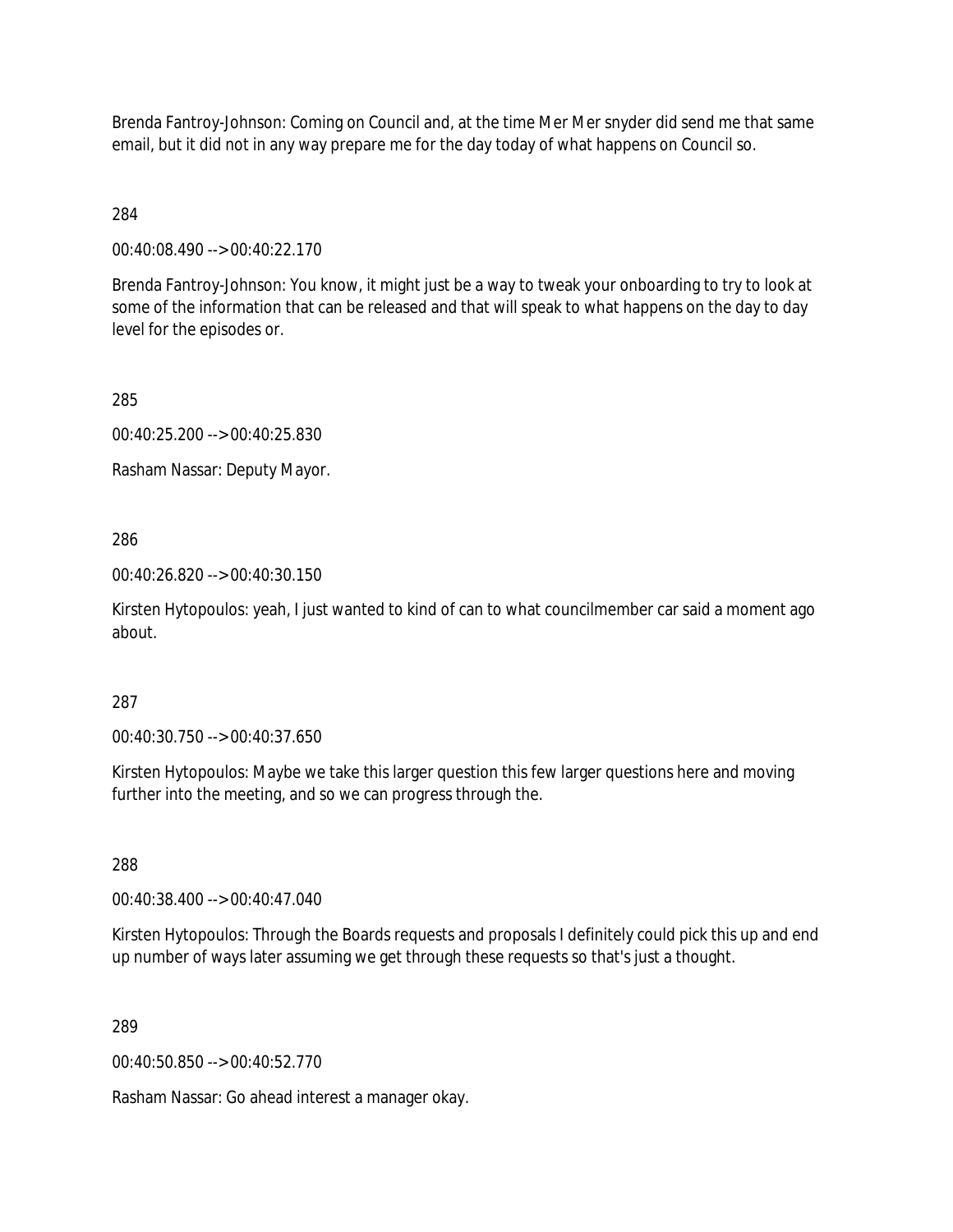Brenda Fantroy-Johnson: Coming on Council and, at the time Mer Mer snyder did send me that same email, but it did not in any way prepare me for the day today of what happens on Council so.

284

00:40:08.490 --> 00:40:22.170

Brenda Fantroy-Johnson: You know, it might just be a way to tweak your onboarding to try to look at some of the information that can be released and that will speak to what happens on the day to day level for the episodes or.

285

00:40:25.200 --> 00:40:25.830

Rasham Nassar: Deputy Mayor.

286

00:40:26.820 --> 00:40:30.150

Kirsten Hytopoulos: yeah, I just wanted to kind of can to what councilmember car said a moment ago about.

287

00:40:30.750 --> 00:40:37.650

Kirsten Hytopoulos: Maybe we take this larger question this few larger questions here and moving further into the meeting, and so we can progress through the.

288

00:40:38.400 --> 00:40:47.040

Kirsten Hytopoulos: Through the Boards requests and proposals I definitely could pick this up and end up number of ways later assuming we get through these requests so that's just a thought.

289

00:40:50.850 --> 00:40:52.770

Rasham Nassar: Go ahead interest a manager okay.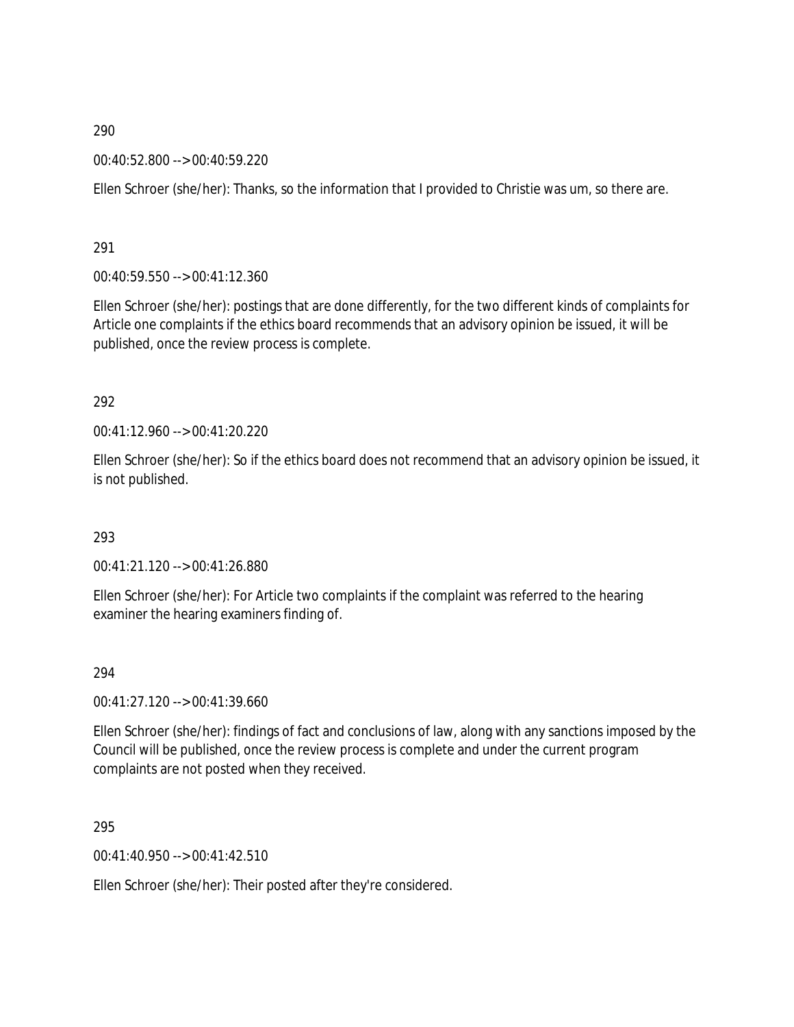290

00:40:52.800 --> 00:40:59.220

Ellen Schroer (she/her): Thanks, so the information that I provided to Christie was um, so there are.

291

00:40:59.550 --> 00:41:12.360

Ellen Schroer (she/her): postings that are done differently, for the two different kinds of complaints for Article one complaints if the ethics board recommends that an advisory opinion be issued, it will be published, once the review process is complete.

292

00:41:12.960 --> 00:41:20.220

Ellen Schroer (she/her): So if the ethics board does not recommend that an advisory opinion be issued, it is not published.

293

00:41:21.120 --> 00:41:26.880

Ellen Schroer (she/her): For Article two complaints if the complaint was referred to the hearing examiner the hearing examiners finding of.

294

00:41:27.120 --> 00:41:39.660

Ellen Schroer (she/her): findings of fact and conclusions of law, along with any sanctions imposed by the Council will be published, once the review process is complete and under the current program complaints are not posted when they received.

295

00:41:40.950 --> 00:41:42.510

Ellen Schroer (she/her): Their posted after they're considered.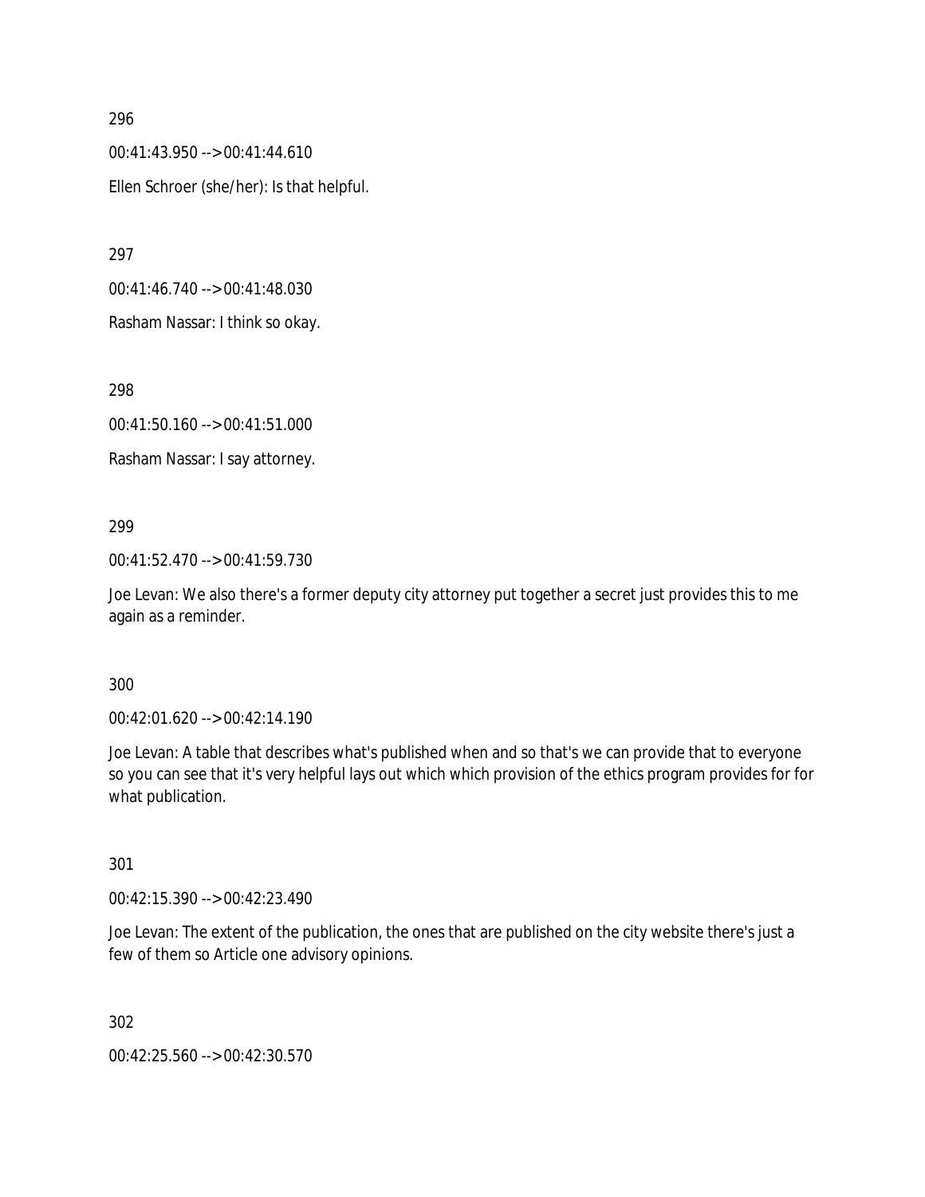296

00:41:43.950 --> 00:41:44.610

Ellen Schroer (she/her): Is that helpful.

297

00:41:46.740 --> 00:41:48.030

Rasham Nassar: I think so okay.

298

00:41:50.160 --> 00:41:51.000

Rasham Nassar: I say attorney.

299

00:41:52.470 --> 00:41:59.730

Joe Levan: We also there's a former deputy city attorney put together a secret just provides this to me again as a reminder.

300

00:42:01.620 --> 00:42:14.190

Joe Levan: A table that describes what's published when and so that's we can provide that to everyone so you can see that it's very helpful lays out which which provision of the ethics program provides for for what publication.

301

00:42:15.390 --> 00:42:23.490

Joe Levan: The extent of the publication, the ones that are published on the city website there's just a few of them so Article one advisory opinions.

302

00:42:25.560 --> 00:42:30.570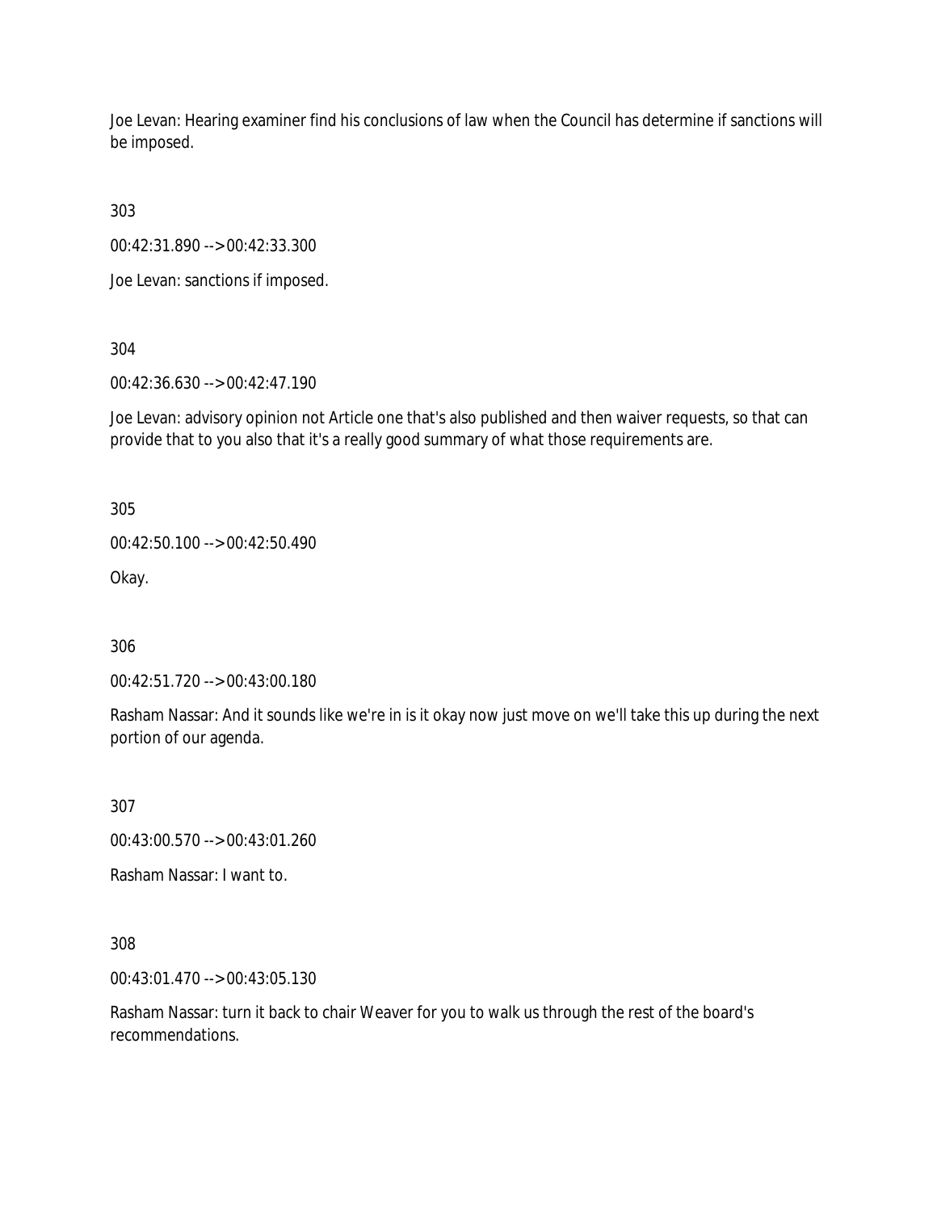Joe Levan: Hearing examiner find his conclusions of law when the Council has determine if sanctions will be imposed.

303

00:42:31.890 --> 00:42:33.300

Joe Levan: sanctions if imposed.

304

00:42:36.630 --> 00:42:47.190

Joe Levan: advisory opinion not Article one that's also published and then waiver requests, so that can provide that to you also that it's a really good summary of what those requirements are.

305

00:42:50.100 --> 00:42:50.490

Okay.

306

00:42:51.720 --> 00:43:00.180

Rasham Nassar: And it sounds like we're in is it okay now just move on we'll take this up during the next portion of our agenda.

307

00:43:00.570 --> 00:43:01.260

Rasham Nassar: I want to.

308

00:43:01.470 --> 00:43:05.130

Rasham Nassar: turn it back to chair Weaver for you to walk us through the rest of the board's recommendations.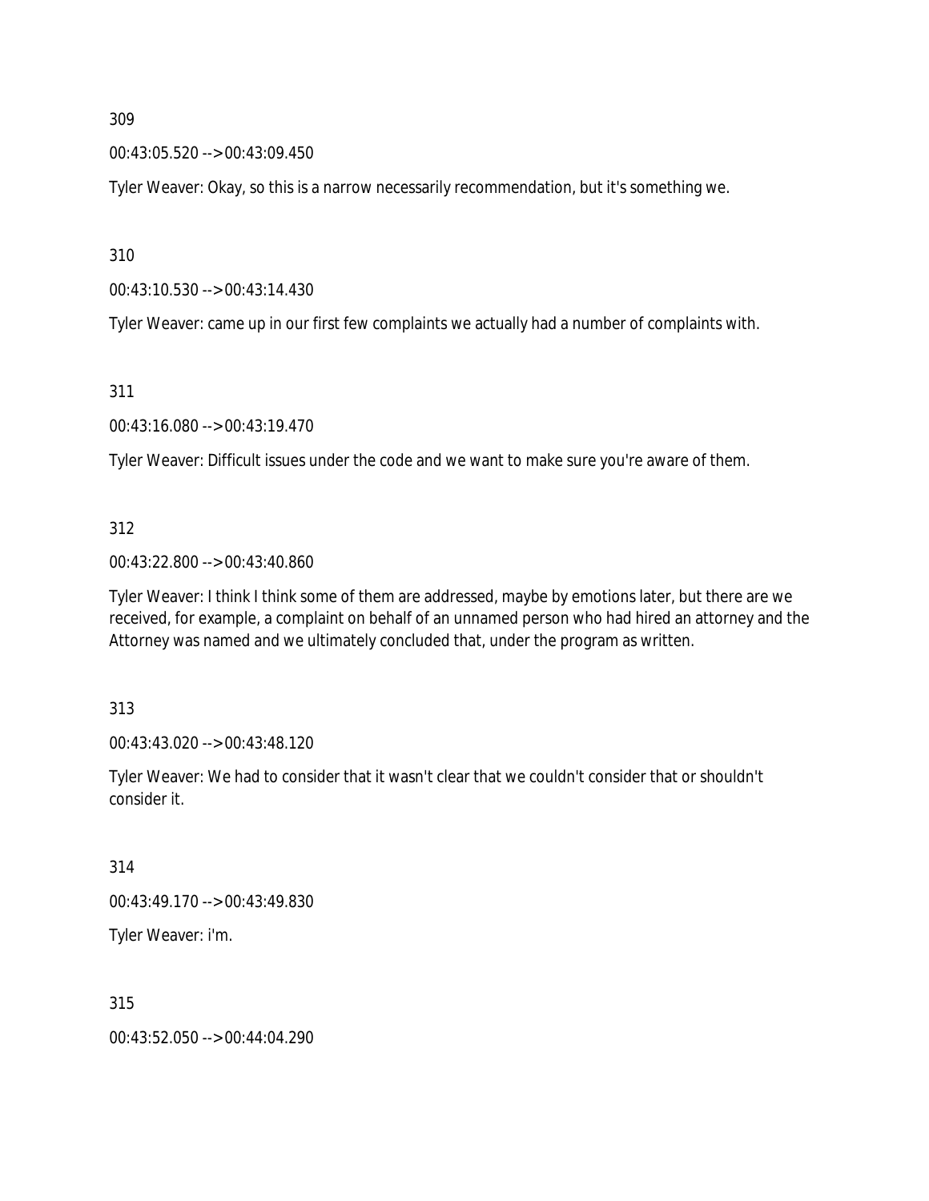309

00:43:05.520 --> 00:43:09.450

Tyler Weaver: Okay, so this is a narrow necessarily recommendation, but it's something we.

310

00:43:10.530 --> 00:43:14.430

Tyler Weaver: came up in our first few complaints we actually had a number of complaints with.

311

00:43:16.080 --> 00:43:19.470

Tyler Weaver: Difficult issues under the code and we want to make sure you're aware of them.

312

00:43:22.800 --> 00:43:40.860

Tyler Weaver: I think I think some of them are addressed, maybe by emotions later, but there are we received, for example, a complaint on behalf of an unnamed person who had hired an attorney and the Attorney was named and we ultimately concluded that, under the program as written.

313

00:43:43.020 --> 00:43:48.120

Tyler Weaver: We had to consider that it wasn't clear that we couldn't consider that or shouldn't consider it.

314

00:43:49.170 --> 00:43:49.830

Tyler Weaver: i'm.

315

00:43:52.050 --> 00:44:04.290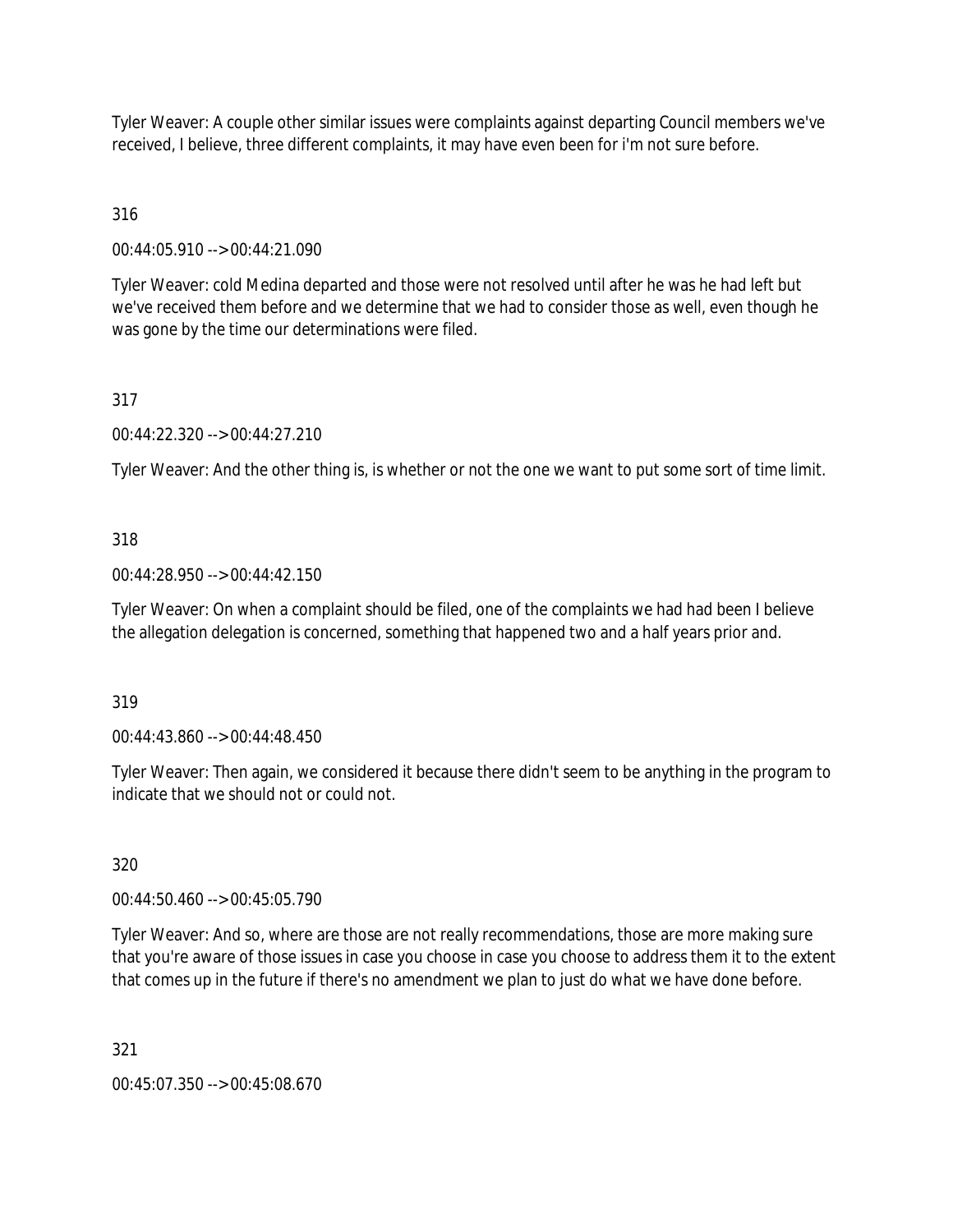Tyler Weaver: A couple other similar issues were complaints against departing Council members we've received, I believe, three different complaints, it may have even been for i'm not sure before.

316

00:44:05.910 --> 00:44:21.090

Tyler Weaver: cold Medina departed and those were not resolved until after he was he had left but we've received them before and we determine that we had to consider those as well, even though he was gone by the time our determinations were filed.

317

00:44:22.320 --> 00:44:27.210

Tyler Weaver: And the other thing is, is whether or not the one we want to put some sort of time limit.

318

00:44:28.950 --> 00:44:42.150

Tyler Weaver: On when a complaint should be filed, one of the complaints we had had been I believe the allegation delegation is concerned, something that happened two and a half years prior and.

319

00:44:43.860 --> 00:44:48.450

Tyler Weaver: Then again, we considered it because there didn't seem to be anything in the program to indicate that we should not or could not.

320

00:44:50.460 --> 00:45:05.790

Tyler Weaver: And so, where are those are not really recommendations, those are more making sure that you're aware of those issues in case you choose in case you choose to address them it to the extent that comes up in the future if there's no amendment we plan to just do what we have done before.

321

00:45:07.350 --> 00:45:08.670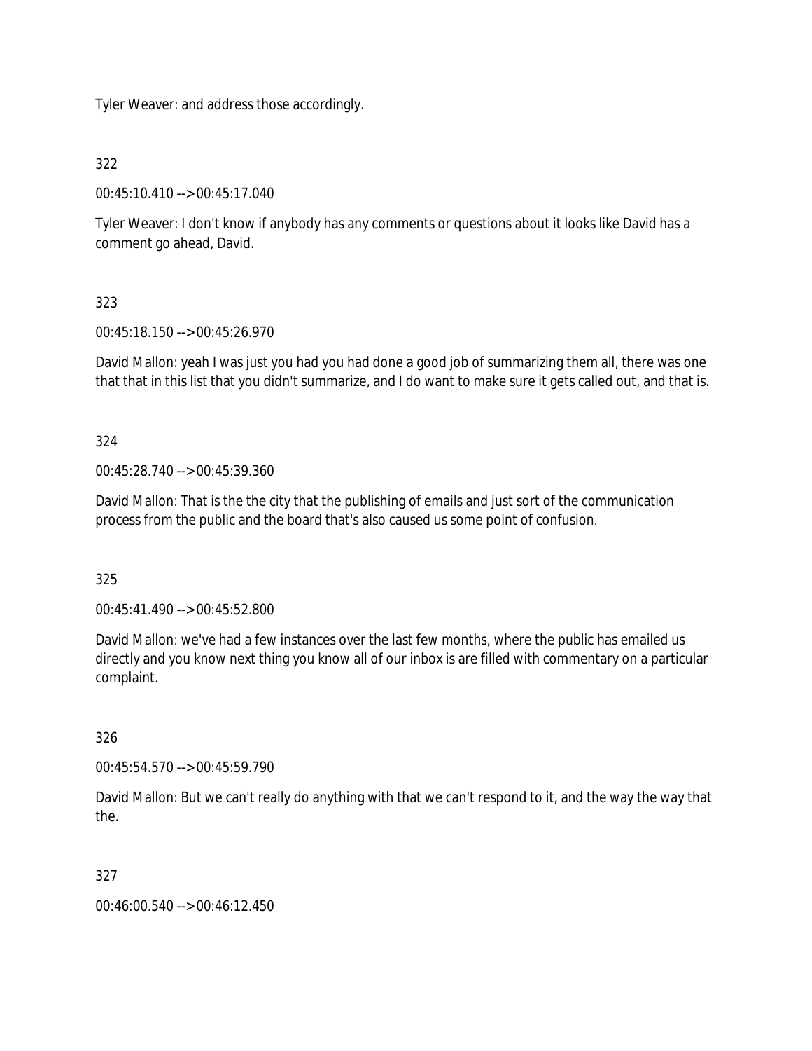Tyler Weaver: and address those accordingly.

322

00:45:10.410 --> 00:45:17.040

Tyler Weaver: I don't know if anybody has any comments or questions about it looks like David has a comment go ahead, David.

323

00:45:18.150 --> 00:45:26.970

David Mallon: yeah I was just you had you had done a good job of summarizing them all, there was one that that in this list that you didn't summarize, and I do want to make sure it gets called out, and that is.

324

00:45:28.740 --> 00:45:39.360

David Mallon: That is the the city that the publishing of emails and just sort of the communication process from the public and the board that's also caused us some point of confusion.

325

00:45:41.490 --> 00:45:52.800

David Mallon: we've had a few instances over the last few months, where the public has emailed us directly and you know next thing you know all of our inbox is are filled with commentary on a particular complaint.

326

00:45:54.570 --> 00:45:59.790

David Mallon: But we can't really do anything with that we can't respond to it, and the way the way that the.

327

00:46:00.540 --> 00:46:12.450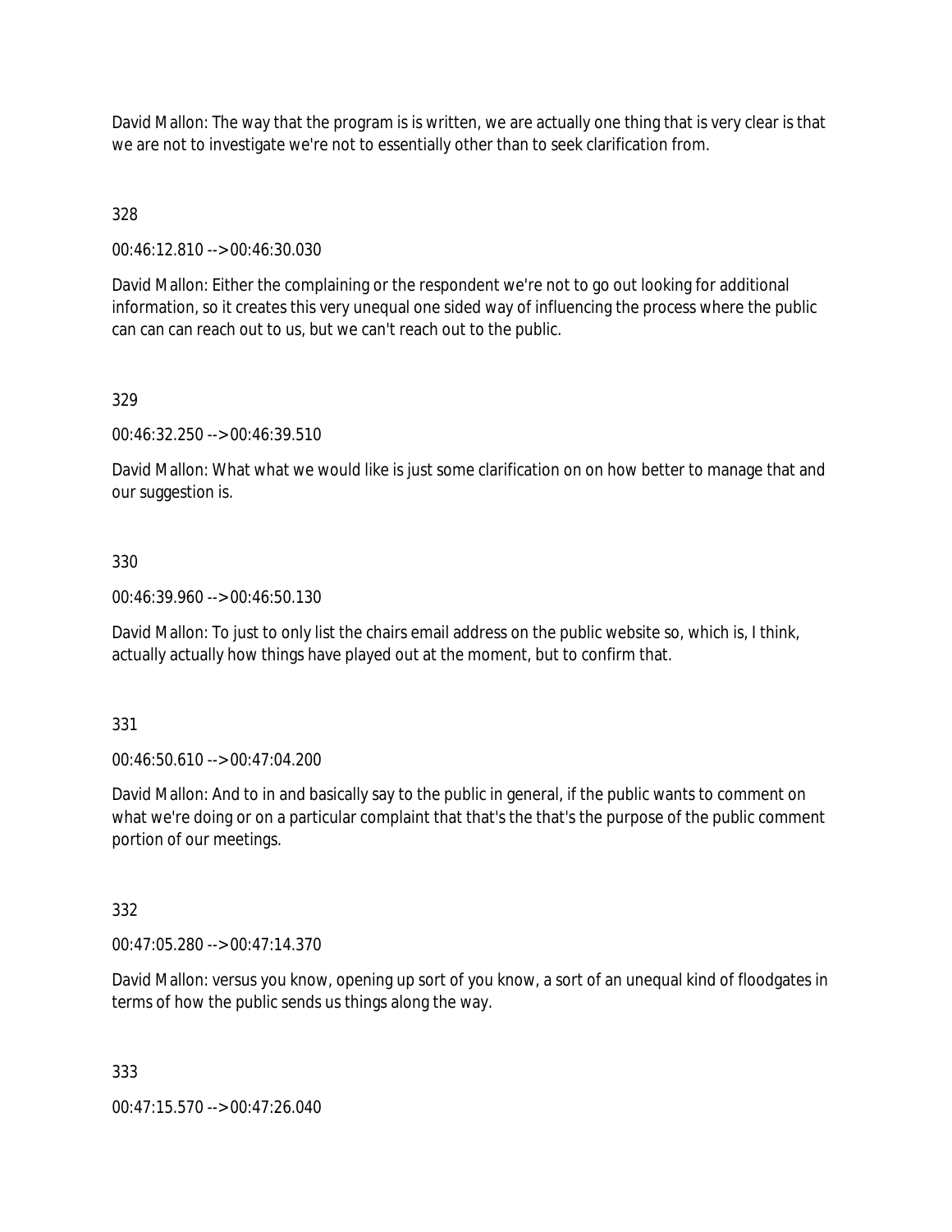David Mallon: The way that the program is is written, we are actually one thing that is very clear is that we are not to investigate we're not to essentially other than to seek clarification from.

328

00:46:12.810 --> 00:46:30.030

David Mallon: Either the complaining or the respondent we're not to go out looking for additional information, so it creates this very unequal one sided way of influencing the process where the public can can can reach out to us, but we can't reach out to the public.

329

00:46:32.250 --> 00:46:39.510

David Mallon: What what we would like is just some clarification on on how better to manage that and our suggestion is.

330

00:46:39.960 --> 00:46:50.130

David Mallon: To just to only list the chairs email address on the public website so, which is, I think, actually actually how things have played out at the moment, but to confirm that.

331

00:46:50.610 --> 00:47:04.200

David Mallon: And to in and basically say to the public in general, if the public wants to comment on what we're doing or on a particular complaint that that's the that's the purpose of the public comment portion of our meetings.

332

00:47:05.280 --> 00:47:14.370

David Mallon: versus you know, opening up sort of you know, a sort of an unequal kind of floodgates in terms of how the public sends us things along the way.

333

00:47:15.570 --> 00:47:26.040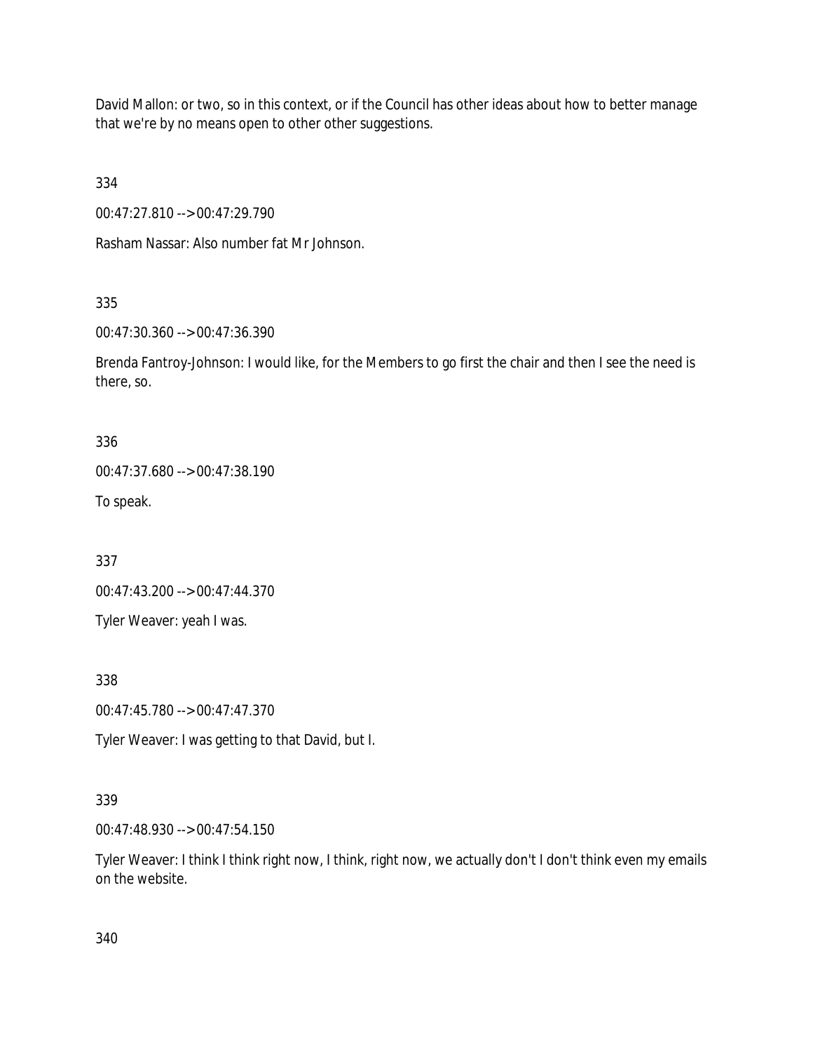David Mallon: or two, so in this context, or if the Council has other ideas about how to better manage that we're by no means open to other other suggestions.

334

00:47:27.810 --> 00:47:29.790

Rasham Nassar: Also number fat Mr Johnson.

335

00:47:30.360 --> 00:47:36.390

Brenda Fantroy-Johnson: I would like, for the Members to go first the chair and then I see the need is there, so.

336

00:47:37.680 --> 00:47:38.190

To speak.

337

00:47:43.200 --> 00:47:44.370

Tyler Weaver: yeah I was.

338

00:47:45.780 --> 00:47:47.370

Tyler Weaver: I was getting to that David, but I.

339

00:47:48.930 --> 00:47:54.150

Tyler Weaver: I think I think right now, I think, right now, we actually don't I don't think even my emails on the website.

340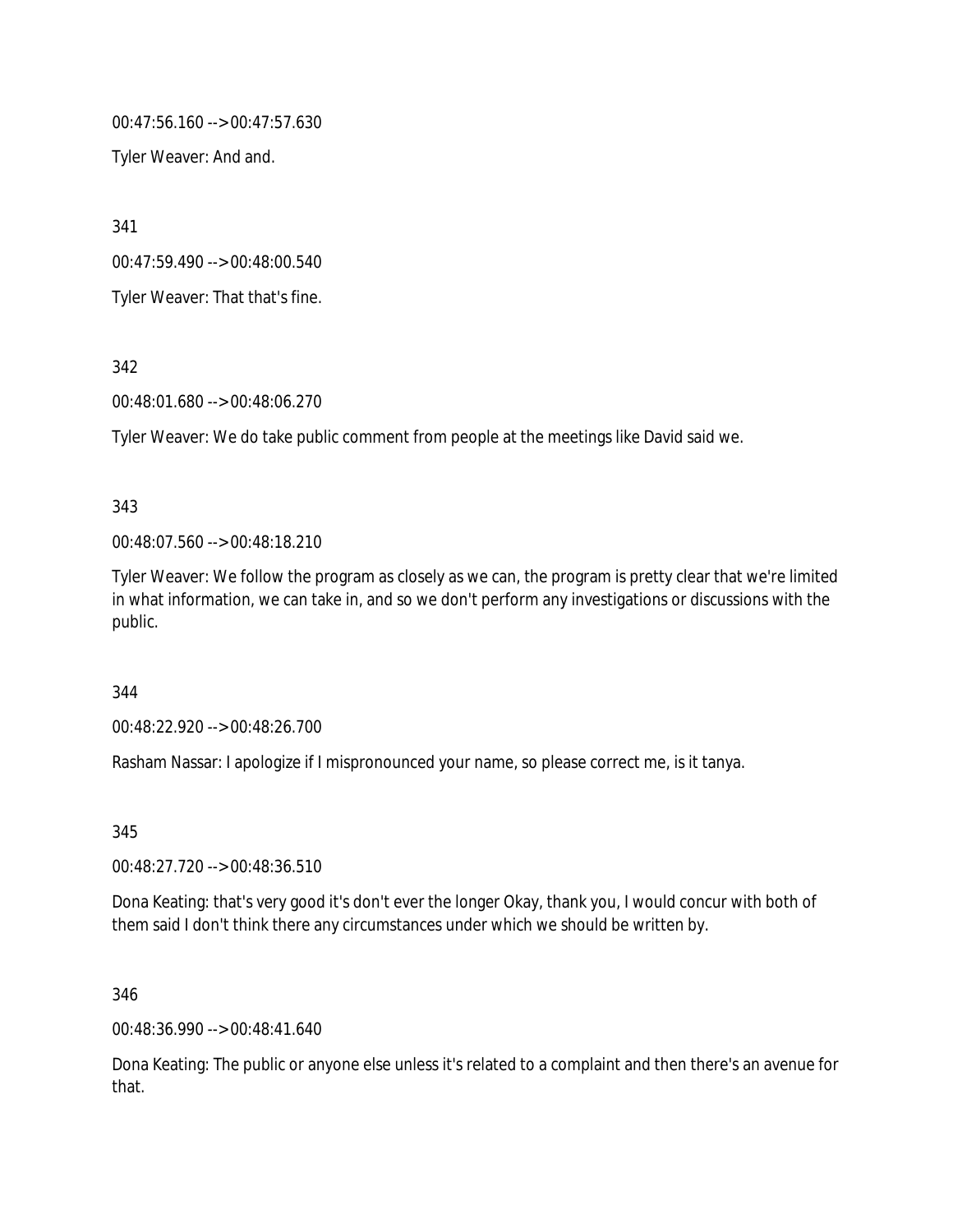00:47:56.160 --> 00:47:57.630

Tyler Weaver: And and.

341

00:47:59.490 --> 00:48:00.540

Tyler Weaver: That that's fine.

342

00:48:01.680 --> 00:48:06.270

Tyler Weaver: We do take public comment from people at the meetings like David said we.

343

00:48:07.560 --> 00:48:18.210

Tyler Weaver: We follow the program as closely as we can, the program is pretty clear that we're limited in what information, we can take in, and so we don't perform any investigations or discussions with the public.

344

00:48:22.920 --> 00:48:26.700

Rasham Nassar: I apologize if I mispronounced your name, so please correct me, is it tanya.

345

00:48:27.720 --> 00:48:36.510

Dona Keating: that's very good it's don't ever the longer Okay, thank you, I would concur with both of them said I don't think there any circumstances under which we should be written by.

346

00:48:36.990 --> 00:48:41.640

Dona Keating: The public or anyone else unless it's related to a complaint and then there's an avenue for that.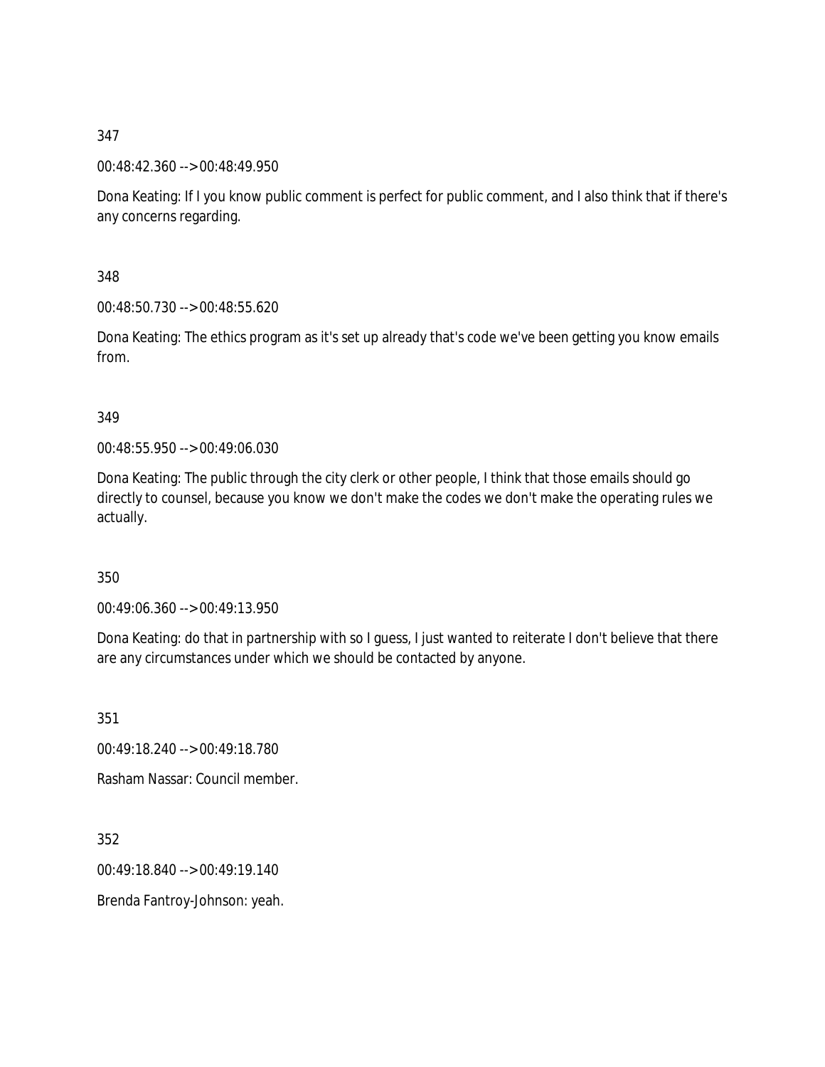347

00:48:42.360 --> 00:48:49.950

Dona Keating: If I you know public comment is perfect for public comment, and I also think that if there's any concerns regarding.

348

00:48:50.730 --> 00:48:55.620

Dona Keating: The ethics program as it's set up already that's code we've been getting you know emails from.

349

00:48:55.950 --> 00:49:06.030

Dona Keating: The public through the city clerk or other people, I think that those emails should go directly to counsel, because you know we don't make the codes we don't make the operating rules we actually.

350

00:49:06.360 --> 00:49:13.950

Dona Keating: do that in partnership with so I guess, I just wanted to reiterate I don't believe that there are any circumstances under which we should be contacted by anyone.

351

00:49:18.240 --> 00:49:18.780

Rasham Nassar: Council member.

352

00:49:18.840 --> 00:49:19.140

Brenda Fantroy-Johnson: yeah.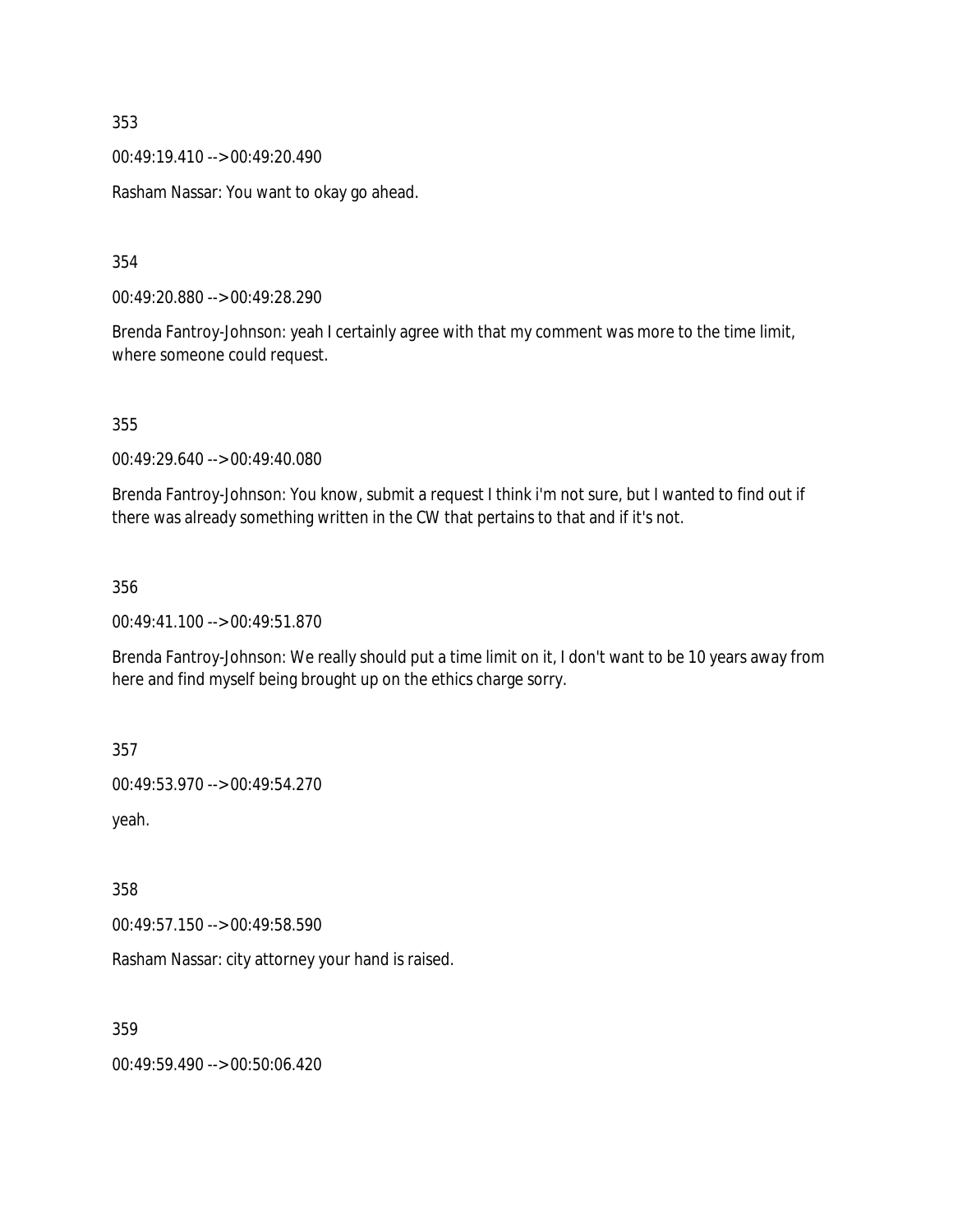353

00:49:19.410 --> 00:49:20.490

Rasham Nassar: You want to okay go ahead.

354

00:49:20.880 --> 00:49:28.290

Brenda Fantroy-Johnson: yeah I certainly agree with that my comment was more to the time limit, where someone could request.

355

00:49:29.640 --> 00:49:40.080

Brenda Fantroy-Johnson: You know, submit a request I think i'm not sure, but I wanted to find out if there was already something written in the CW that pertains to that and if it's not.

356

00:49:41.100 --> 00:49:51.870

Brenda Fantroy-Johnson: We really should put a time limit on it, I don't want to be 10 years away from here and find myself being brought up on the ethics charge sorry.

357

00:49:53.970 --> 00:49:54.270

yeah.

358

00:49:57.150 --> 00:49:58.590

Rasham Nassar: city attorney your hand is raised.

359

00:49:59.490 --> 00:50:06.420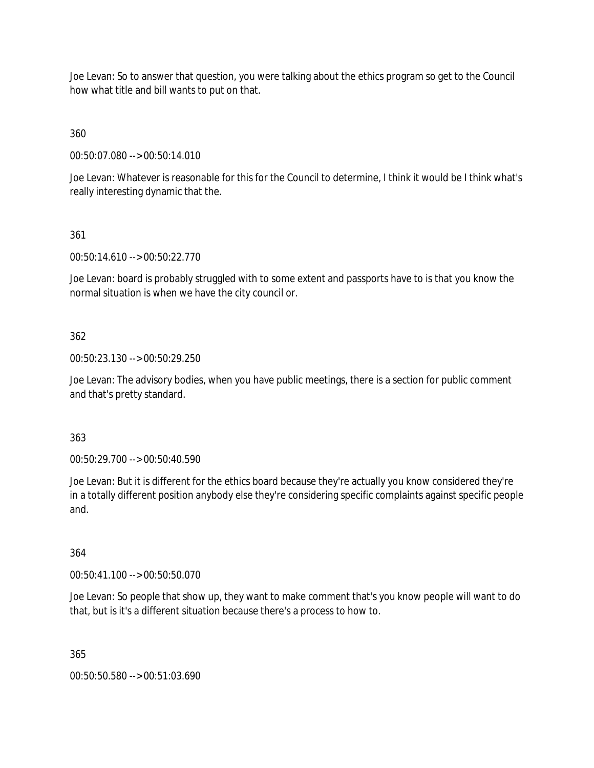Joe Levan: So to answer that question, you were talking about the ethics program so get to the Council how what title and bill wants to put on that.

360

00:50:07.080 --> 00:50:14.010

Joe Levan: Whatever is reasonable for this for the Council to determine, I think it would be I think what's really interesting dynamic that the.

361

00:50:14.610 --> 00:50:22.770

Joe Levan: board is probably struggled with to some extent and passports have to is that you know the normal situation is when we have the city council or.

362

00:50:23.130 --> 00:50:29.250

Joe Levan: The advisory bodies, when you have public meetings, there is a section for public comment and that's pretty standard.

363

00:50:29.700 --> 00:50:40.590

Joe Levan: But it is different for the ethics board because they're actually you know considered they're in a totally different position anybody else they're considering specific complaints against specific people and.

364

00:50:41.100 --> 00:50:50.070

Joe Levan: So people that show up, they want to make comment that's you know people will want to do that, but is it's a different situation because there's a process to how to.

365

00:50:50.580 --> 00:51:03.690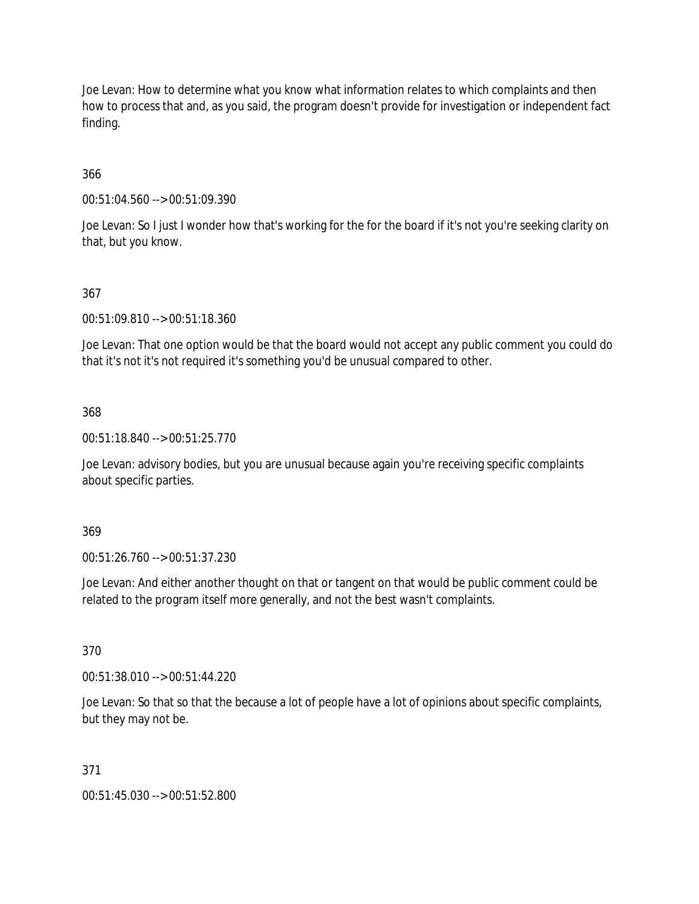Joe Levan: How to determine what you know what information relates to which complaints and then how to process that and, as you said, the program doesn't provide for investigation or independent fact finding.

366

00:51:04.560 --> 00:51:09.390

Joe Levan: So I just I wonder how that's working for the for the board if it's not you're seeking clarity on that, but you know.

367

00:51:09.810 --> 00:51:18.360

Joe Levan: That one option would be that the board would not accept any public comment you could do that it's not it's not required it's something you'd be unusual compared to other.

368

00:51:18.840 --> 00:51:25.770

Joe Levan: advisory bodies, but you are unusual because again you're receiving specific complaints about specific parties.

369

00:51:26.760 --> 00:51:37.230

Joe Levan: And either another thought on that or tangent on that would be public comment could be related to the program itself more generally, and not the best wasn't complaints.

370

00:51:38.010 --> 00:51:44.220

Joe Levan: So that so that the because a lot of people have a lot of opinions about specific complaints, but they may not be.

371

00:51:45.030 --> 00:51:52.800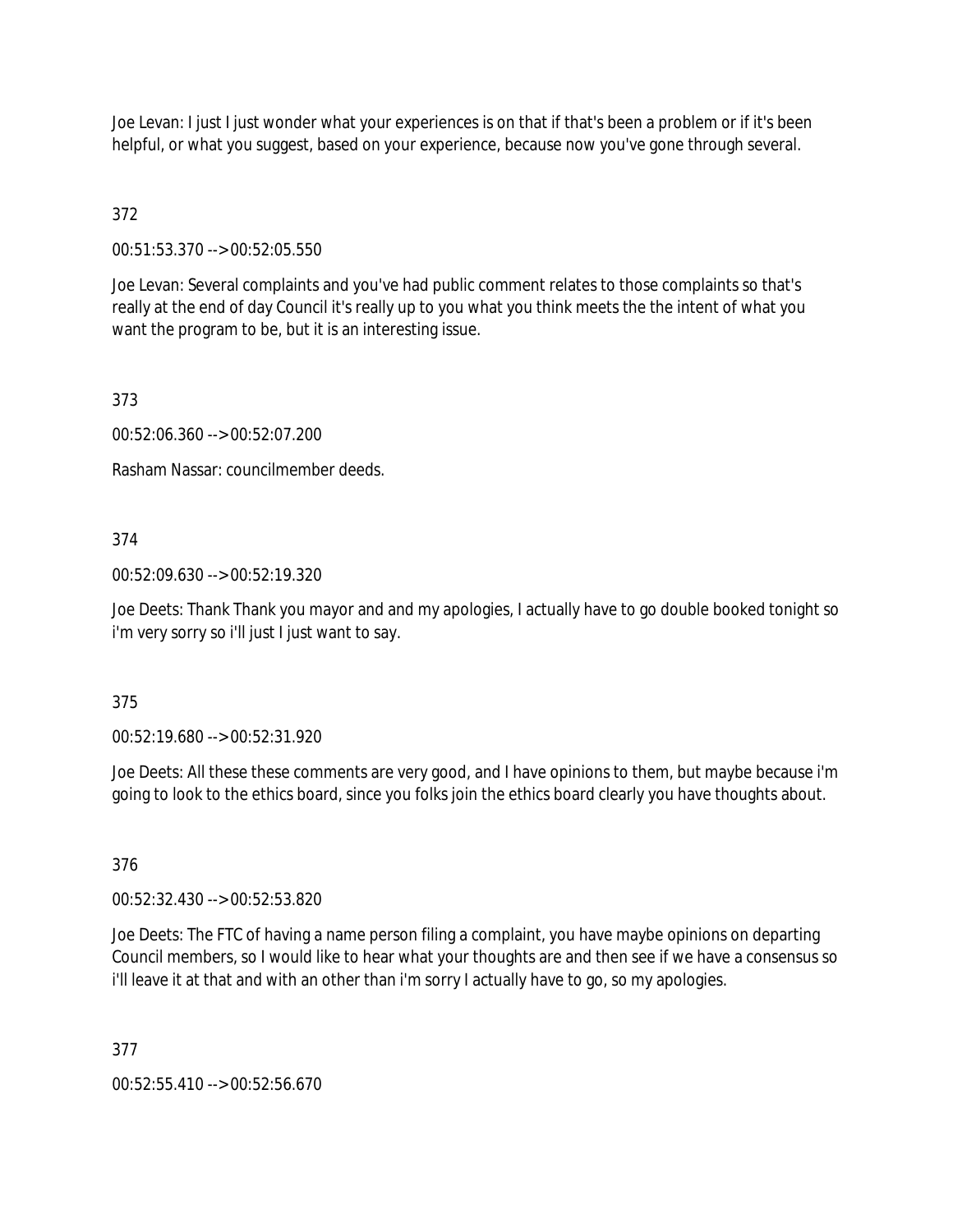Joe Levan: I just I just wonder what your experiences is on that if that's been a problem or if it's been helpful, or what you suggest, based on your experience, because now you've gone through several.

372

00:51:53.370 --> 00:52:05.550

Joe Levan: Several complaints and you've had public comment relates to those complaints so that's really at the end of day Council it's really up to you what you think meets the the intent of what you want the program to be, but it is an interesting issue.

373

00:52:06.360 --> 00:52:07.200

Rasham Nassar: councilmember deeds.

374

00:52:09.630 --> 00:52:19.320

Joe Deets: Thank Thank you mayor and and my apologies, I actually have to go double booked tonight so i'm very sorry so i'll just I just want to say.

375

00:52:19.680 --> 00:52:31.920

Joe Deets: All these these comments are very good, and I have opinions to them, but maybe because i'm going to look to the ethics board, since you folks join the ethics board clearly you have thoughts about.

376

00:52:32.430 --> 00:52:53.820

Joe Deets: The FTC of having a name person filing a complaint, you have maybe opinions on departing Council members, so I would like to hear what your thoughts are and then see if we have a consensus so i'll leave it at that and with an other than i'm sorry I actually have to go, so my apologies.

377

00:52:55.410 --> 00:52:56.670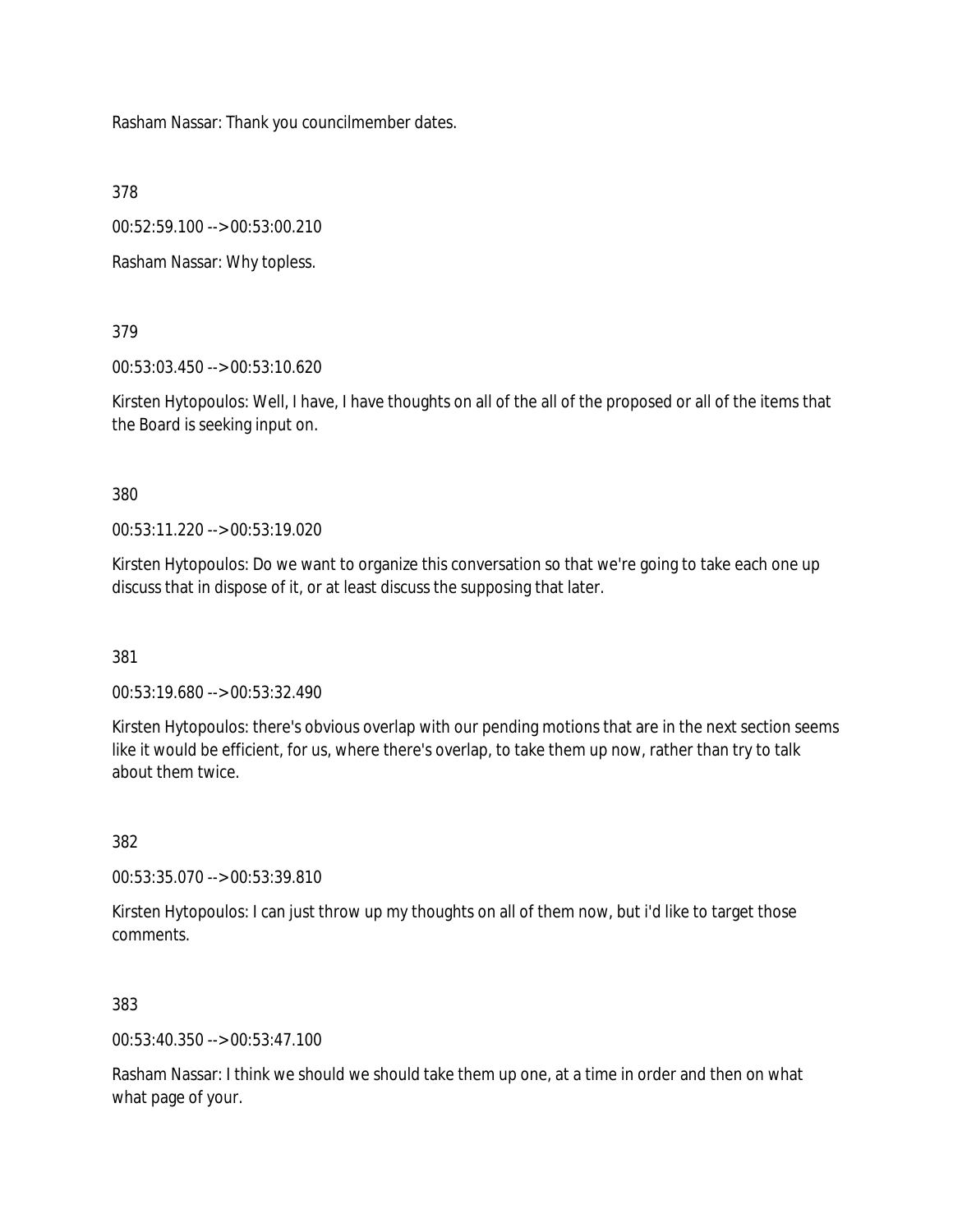Rasham Nassar: Thank you councilmember dates.

378

00:52:59.100 --> 00:53:00.210

Rasham Nassar: Why topless.

379

00:53:03.450 --> 00:53:10.620

Kirsten Hytopoulos: Well, I have, I have thoughts on all of the all of the proposed or all of the items that the Board is seeking input on.

380

00:53:11.220 --> 00:53:19.020

Kirsten Hytopoulos: Do we want to organize this conversation so that we're going to take each one up discuss that in dispose of it, or at least discuss the supposing that later.

381

00:53:19.680 --> 00:53:32.490

Kirsten Hytopoulos: there's obvious overlap with our pending motions that are in the next section seems like it would be efficient, for us, where there's overlap, to take them up now, rather than try to talk about them twice.

382

00:53:35.070 --> 00:53:39.810

Kirsten Hytopoulos: I can just throw up my thoughts on all of them now, but i'd like to target those comments.

383

00:53:40.350 --> 00:53:47.100

Rasham Nassar: I think we should we should take them up one, at a time in order and then on what what page of your.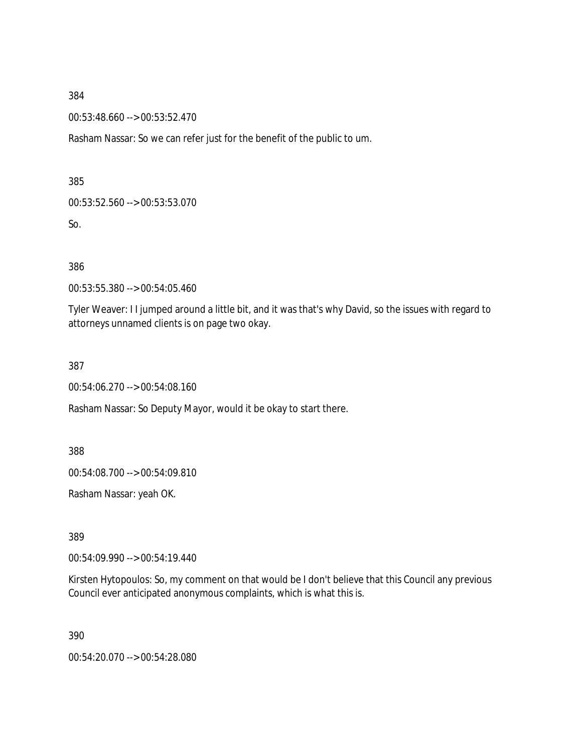384

00:53:48.660 --> 00:53:52.470

Rasham Nassar: So we can refer just for the benefit of the public to um.

385

00:53:52.560 --> 00:53:53.070

So.

386

00:53:55.380 --> 00:54:05.460

Tyler Weaver: I I jumped around a little bit, and it was that's why David, so the issues with regard to attorneys unnamed clients is on page two okay.

387

00:54:06.270 --> 00:54:08.160

Rasham Nassar: So Deputy Mayor, would it be okay to start there.

388

00:54:08.700 --> 00:54:09.810

Rasham Nassar: yeah OK.

389

00:54:09.990 --> 00:54:19.440

Kirsten Hytopoulos: So, my comment on that would be I don't believe that this Council any previous Council ever anticipated anonymous complaints, which is what this is.

390

00:54:20.070 --> 00:54:28.080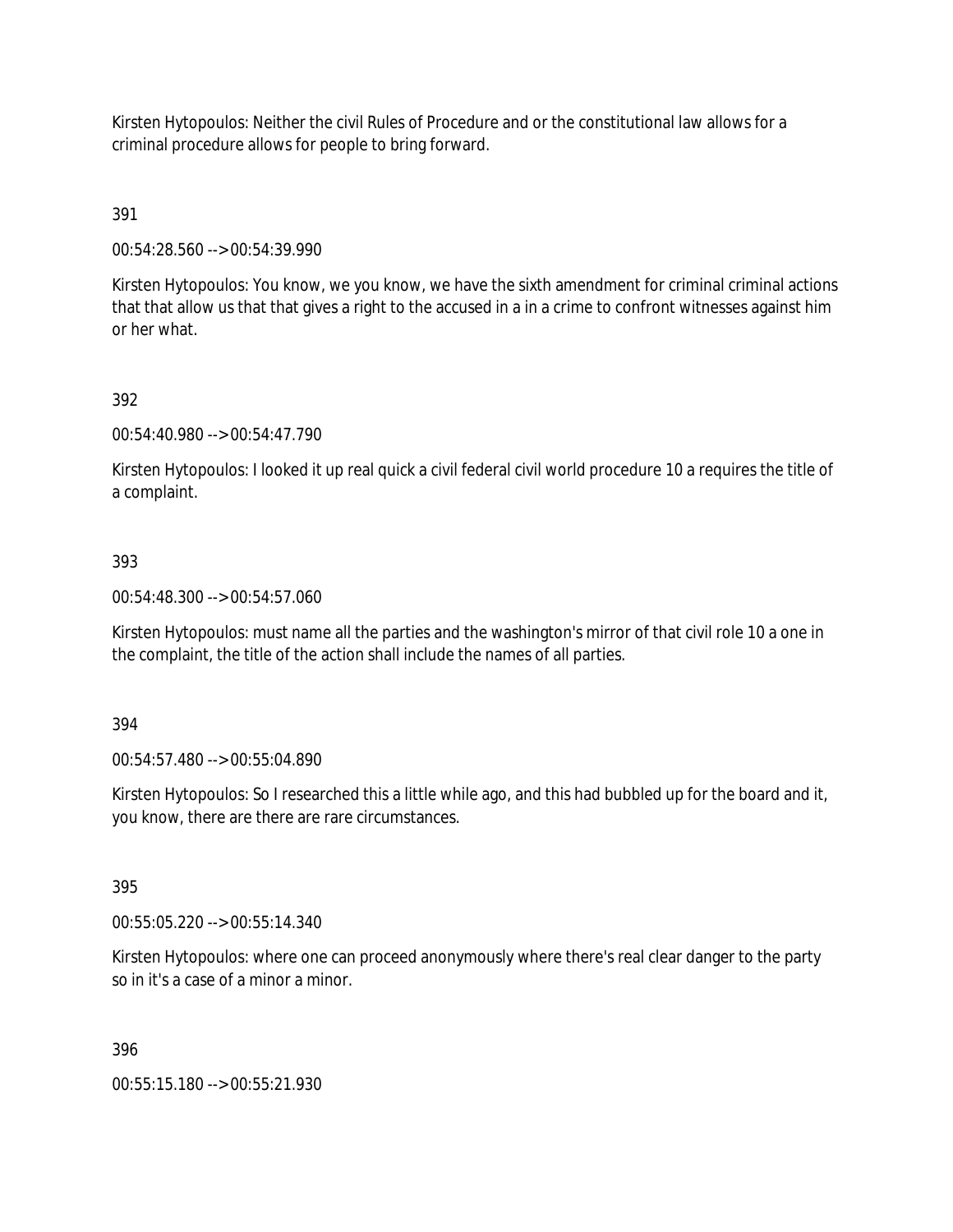Kirsten Hytopoulos: Neither the civil Rules of Procedure and or the constitutional law allows for a criminal procedure allows for people to bring forward.

391

00:54:28.560 --> 00:54:39.990

Kirsten Hytopoulos: You know, we you know, we have the sixth amendment for criminal criminal actions that that allow us that that gives a right to the accused in a in a crime to confront witnesses against him or her what.

392

00:54:40.980 --> 00:54:47.790

Kirsten Hytopoulos: I looked it up real quick a civil federal civil world procedure 10 a requires the title of a complaint.

393

00:54:48.300 --> 00:54:57.060

Kirsten Hytopoulos: must name all the parties and the washington's mirror of that civil role 10 a one in the complaint, the title of the action shall include the names of all parties.

394

00:54:57.480 --> 00:55:04.890

Kirsten Hytopoulos: So I researched this a little while ago, and this had bubbled up for the board and it, you know, there are there are rare circumstances.

395

00:55:05.220 --> 00:55:14.340

Kirsten Hytopoulos: where one can proceed anonymously where there's real clear danger to the party so in it's a case of a minor a minor.

396

00:55:15.180 --> 00:55:21.930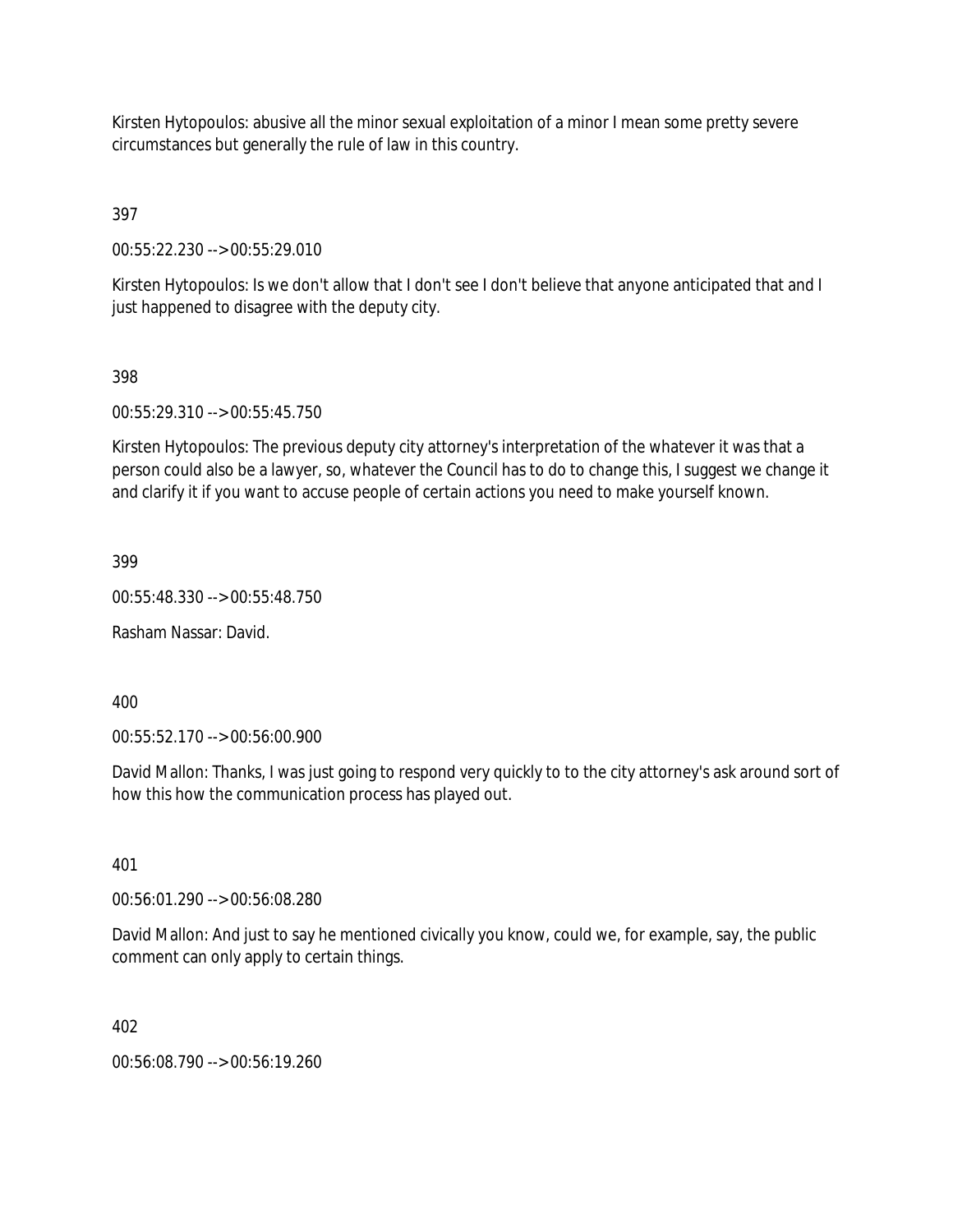Kirsten Hytopoulos: abusive all the minor sexual exploitation of a minor I mean some pretty severe circumstances but generally the rule of law in this country.

397

00:55:22.230 --> 00:55:29.010

Kirsten Hytopoulos: Is we don't allow that I don't see I don't believe that anyone anticipated that and I just happened to disagree with the deputy city.

398

00:55:29.310 --> 00:55:45.750

Kirsten Hytopoulos: The previous deputy city attorney's interpretation of the whatever it was that a person could also be a lawyer, so, whatever the Council has to do to change this, I suggest we change it and clarify it if you want to accuse people of certain actions you need to make yourself known.

399

00:55:48.330 --> 00:55:48.750

Rasham Nassar: David.

400

00:55:52.170 --> 00:56:00.900

David Mallon: Thanks, I was just going to respond very quickly to to the city attorney's ask around sort of how this how the communication process has played out.

401

00:56:01.290 --> 00:56:08.280

David Mallon: And just to say he mentioned civically you know, could we, for example, say, the public comment can only apply to certain things.

402

00:56:08.790 --> 00:56:19.260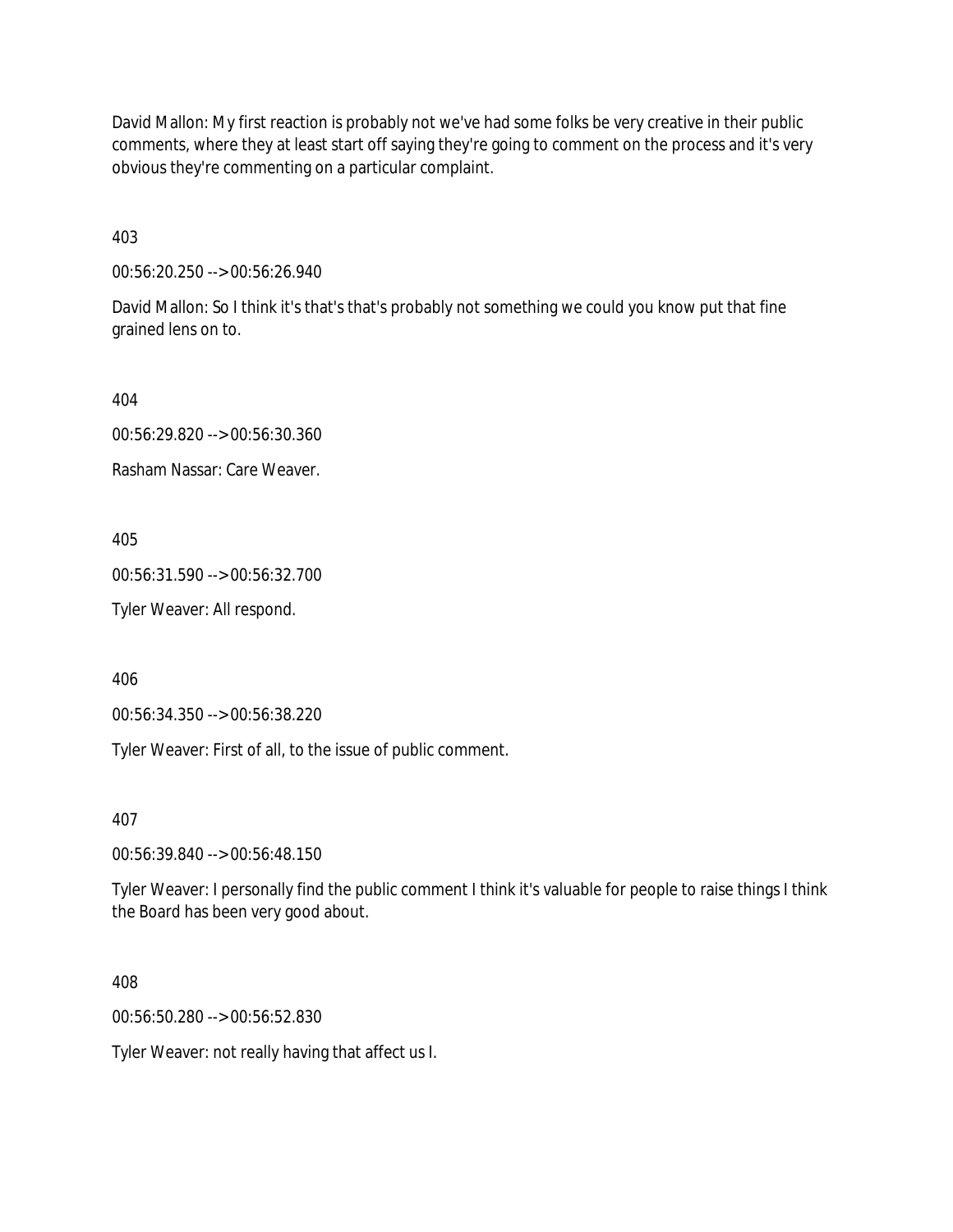David Mallon: My first reaction is probably not we've had some folks be very creative in their public comments, where they at least start off saying they're going to comment on the process and it's very obvious they're commenting on a particular complaint.

403

00:56:20.250 --> 00:56:26.940

David Mallon: So I think it's that's that's probably not something we could you know put that fine grained lens on to.

404

00:56:29.820 --> 00:56:30.360

Rasham Nassar: Care Weaver.

405

00:56:31.590 --> 00:56:32.700

Tyler Weaver: All respond.

406

00:56:34.350 --> 00:56:38.220

Tyler Weaver: First of all, to the issue of public comment.

407

00:56:39.840 --> 00:56:48.150

Tyler Weaver: I personally find the public comment I think it's valuable for people to raise things I think the Board has been very good about.

408

00:56:50.280 --> 00:56:52.830

Tyler Weaver: not really having that affect us I.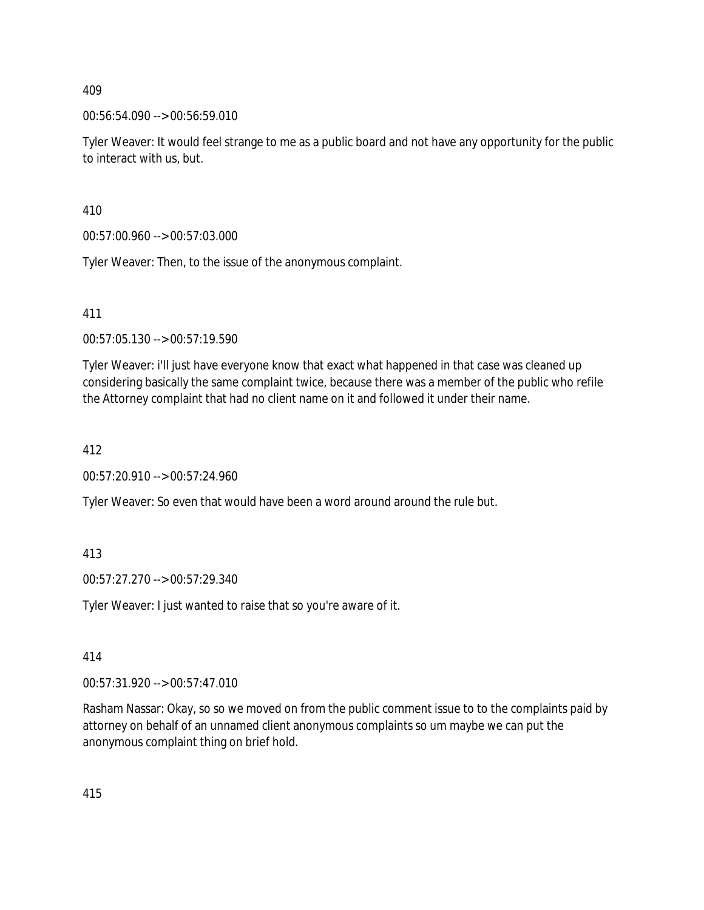409

00:56:54.090 --> 00:56:59.010

Tyler Weaver: It would feel strange to me as a public board and not have any opportunity for the public to interact with us, but.

410

00:57:00.960 --> 00:57:03.000

Tyler Weaver: Then, to the issue of the anonymous complaint.

411

00:57:05.130 --> 00:57:19.590

Tyler Weaver: i'll just have everyone know that exact what happened in that case was cleaned up considering basically the same complaint twice, because there was a member of the public who refile the Attorney complaint that had no client name on it and followed it under their name.

412

00:57:20.910 --> 00:57:24.960

Tyler Weaver: So even that would have been a word around around the rule but.

413

00:57:27.270 --> 00:57:29.340

Tyler Weaver: I just wanted to raise that so you're aware of it.

414

00:57:31.920 --> 00:57:47.010

Rasham Nassar: Okay, so so we moved on from the public comment issue to to the complaints paid by attorney on behalf of an unnamed client anonymous complaints so um maybe we can put the anonymous complaint thing on brief hold.

415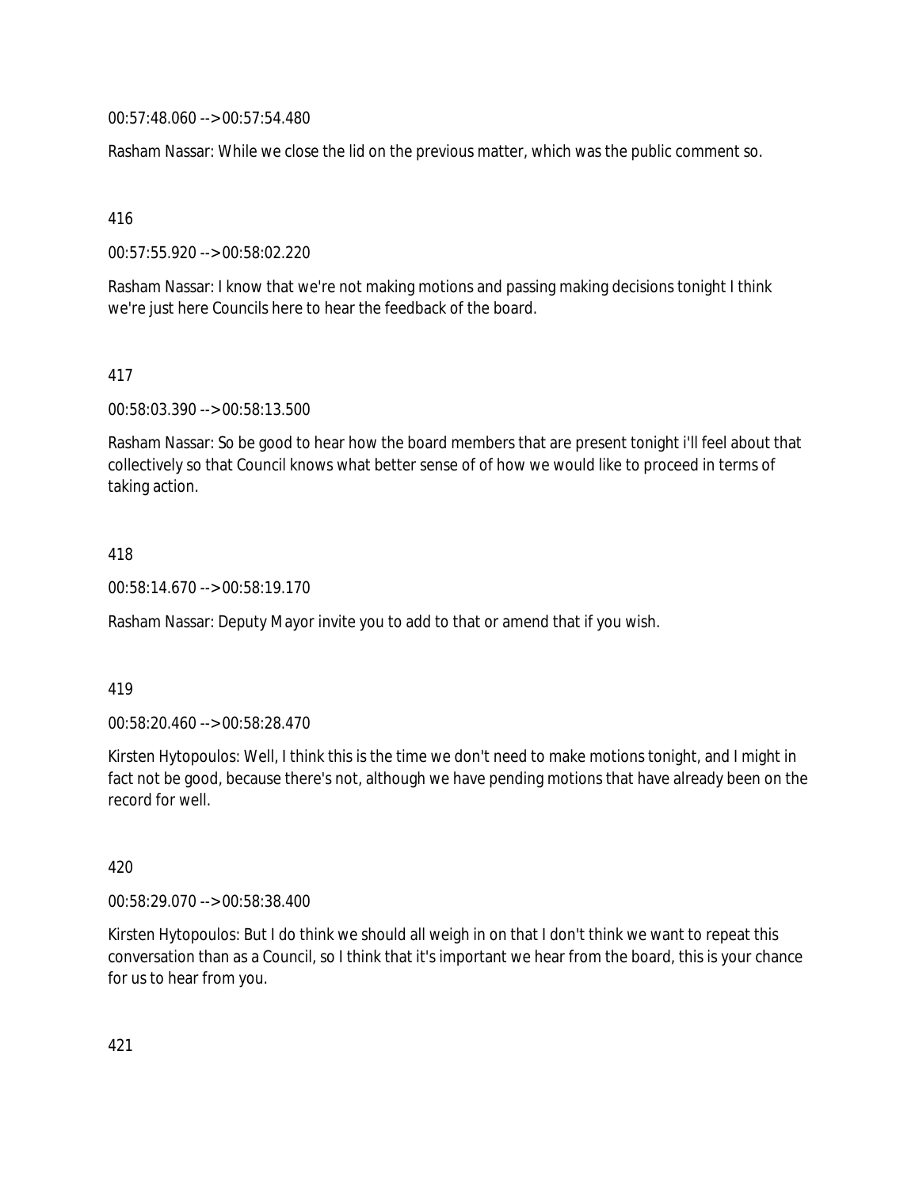00:57:48.060 --> 00:57:54.480

Rasham Nassar: While we close the lid on the previous matter, which was the public comment so.

416

00:57:55.920 --> 00:58:02.220

Rasham Nassar: I know that we're not making motions and passing making decisions tonight I think we're just here Councils here to hear the feedback of the board.

417

00:58:03.390 --> 00:58:13.500

Rasham Nassar: So be good to hear how the board members that are present tonight i'll feel about that collectively so that Council knows what better sense of of how we would like to proceed in terms of taking action.

418

00:58:14.670 --> 00:58:19.170

Rasham Nassar: Deputy Mayor invite you to add to that or amend that if you wish.

419

00:58:20.460 --> 00:58:28.470

Kirsten Hytopoulos: Well, I think this is the time we don't need to make motions tonight, and I might in fact not be good, because there's not, although we have pending motions that have already been on the record for well.

420

00:58:29.070 --> 00:58:38.400

Kirsten Hytopoulos: But I do think we should all weigh in on that I don't think we want to repeat this conversation than as a Council, so I think that it's important we hear from the board, this is your chance for us to hear from you.

421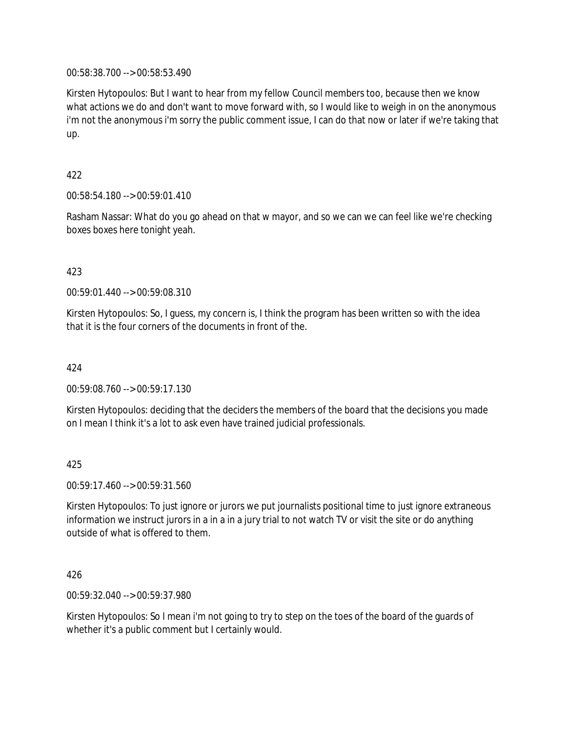00:58:38.700 --> 00:58:53.490

Kirsten Hytopoulos: But I want to hear from my fellow Council members too, because then we know what actions we do and don't want to move forward with, so I would like to weigh in on the anonymous i'm not the anonymous i'm sorry the public comment issue, I can do that now or later if we're taking that up.

422

00:58:54.180 --> 00:59:01.410

Rasham Nassar: What do you go ahead on that w mayor, and so we can we can feel like we're checking boxes boxes here tonight yeah.

423

00:59:01.440 --> 00:59:08.310

Kirsten Hytopoulos: So, I guess, my concern is, I think the program has been written so with the idea that it is the four corners of the documents in front of the.

424

00:59:08.760 --> 00:59:17.130

Kirsten Hytopoulos: deciding that the deciders the members of the board that the decisions you made on I mean I think it's a lot to ask even have trained judicial professionals.

425

00:59:17.460 --> 00:59:31.560

Kirsten Hytopoulos: To just ignore or jurors we put journalists positional time to just ignore extraneous information we instruct jurors in a in a in a jury trial to not watch TV or visit the site or do anything outside of what is offered to them.

426

00:59:32.040 --> 00:59:37.980

Kirsten Hytopoulos: So I mean i'm not going to try to step on the toes of the board of the guards of whether it's a public comment but I certainly would.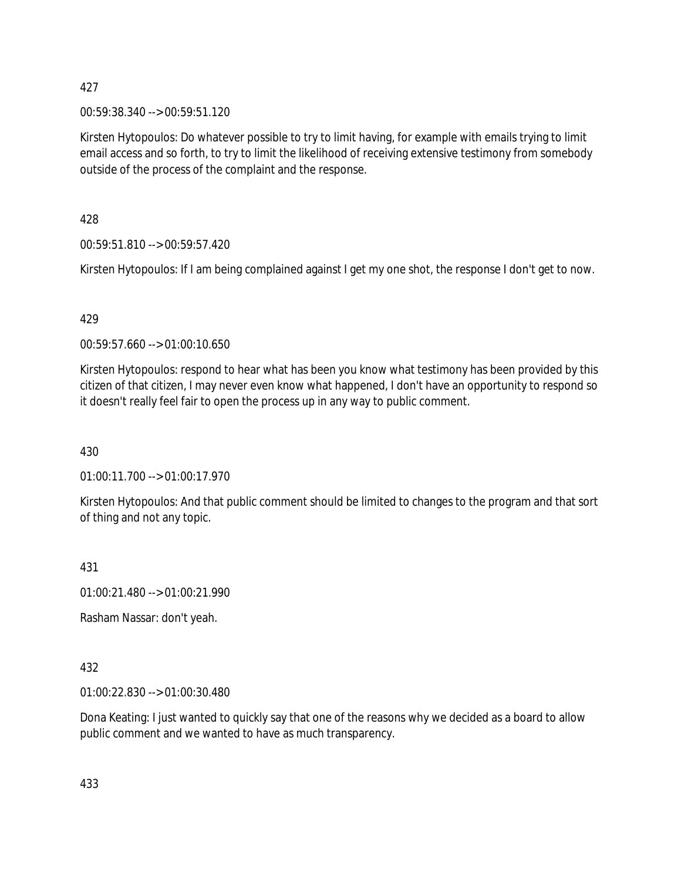427

00:59:38.340 --> 00:59:51.120

Kirsten Hytopoulos: Do whatever possible to try to limit having, for example with emails trying to limit email access and so forth, to try to limit the likelihood of receiving extensive testimony from somebody outside of the process of the complaint and the response.

428

00:59:51.810 --> 00:59:57.420

Kirsten Hytopoulos: If I am being complained against I get my one shot, the response I don't get to now.

429

00:59:57.660 --> 01:00:10.650

Kirsten Hytopoulos: respond to hear what has been you know what testimony has been provided by this citizen of that citizen, I may never even know what happened, I don't have an opportunity to respond so it doesn't really feel fair to open the process up in any way to public comment.

430

01:00:11.700 --> 01:00:17.970

Kirsten Hytopoulos: And that public comment should be limited to changes to the program and that sort of thing and not any topic.

431

01:00:21.480 --> 01:00:21.990

Rasham Nassar: don't yeah.

432

01:00:22.830 --> 01:00:30.480

Dona Keating: I just wanted to quickly say that one of the reasons why we decided as a board to allow public comment and we wanted to have as much transparency.

433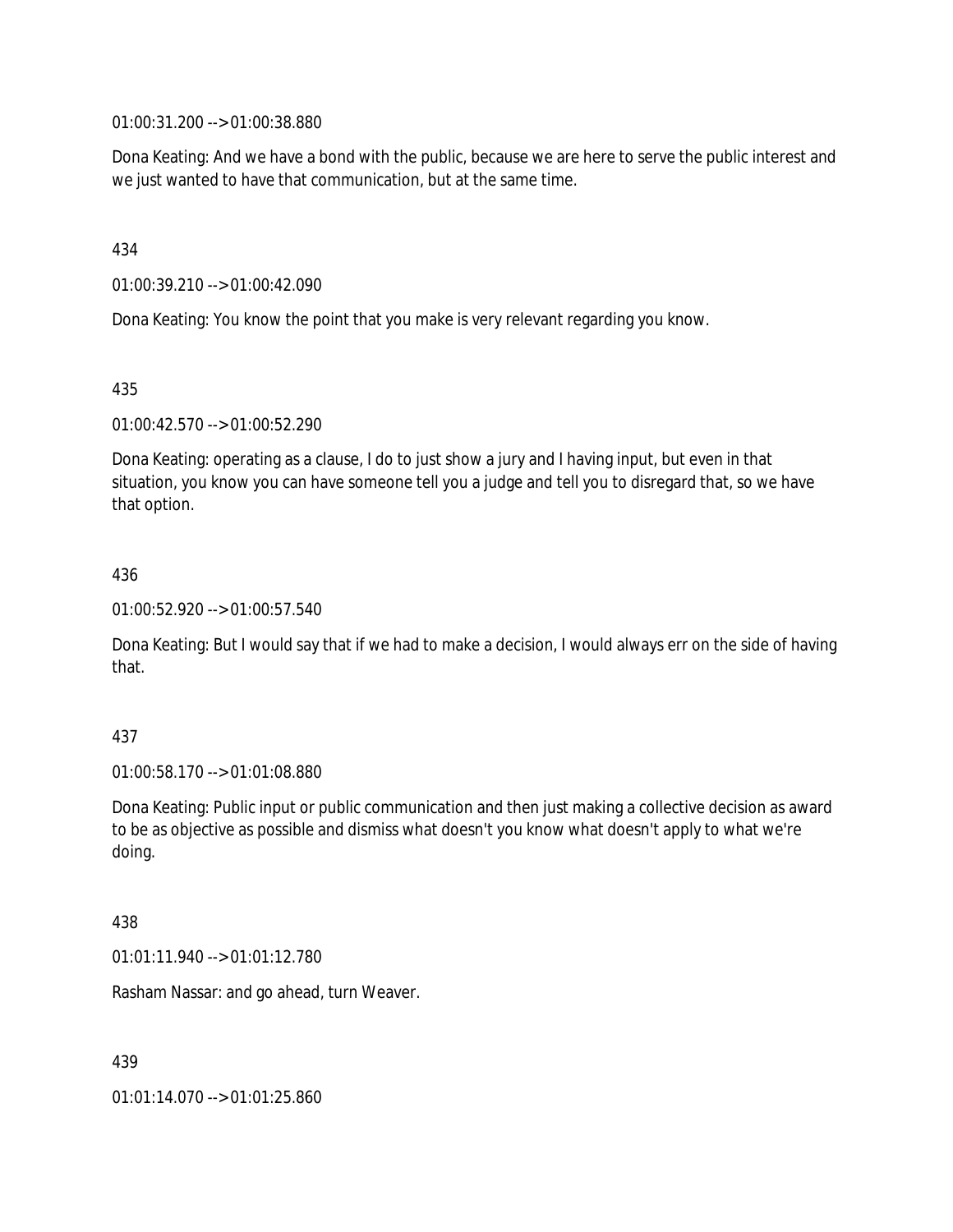01:00:31.200 --> 01:00:38.880

Dona Keating: And we have a bond with the public, because we are here to serve the public interest and we just wanted to have that communication, but at the same time.

434

01:00:39.210 --> 01:00:42.090

Dona Keating: You know the point that you make is very relevant regarding you know.

435

01:00:42.570 --> 01:00:52.290

Dona Keating: operating as a clause, I do to just show a jury and I having input, but even in that situation, you know you can have someone tell you a judge and tell you to disregard that, so we have that option.

436

01:00:52.920 --> 01:00:57.540

Dona Keating: But I would say that if we had to make a decision, I would always err on the side of having that.

437

01:00:58.170 --> 01:01:08.880

Dona Keating: Public input or public communication and then just making a collective decision as award to be as objective as possible and dismiss what doesn't you know what doesn't apply to what we're doing.

438

01:01:11.940 --> 01:01:12.780

Rasham Nassar: and go ahead, turn Weaver.

439

01:01:14.070 --> 01:01:25.860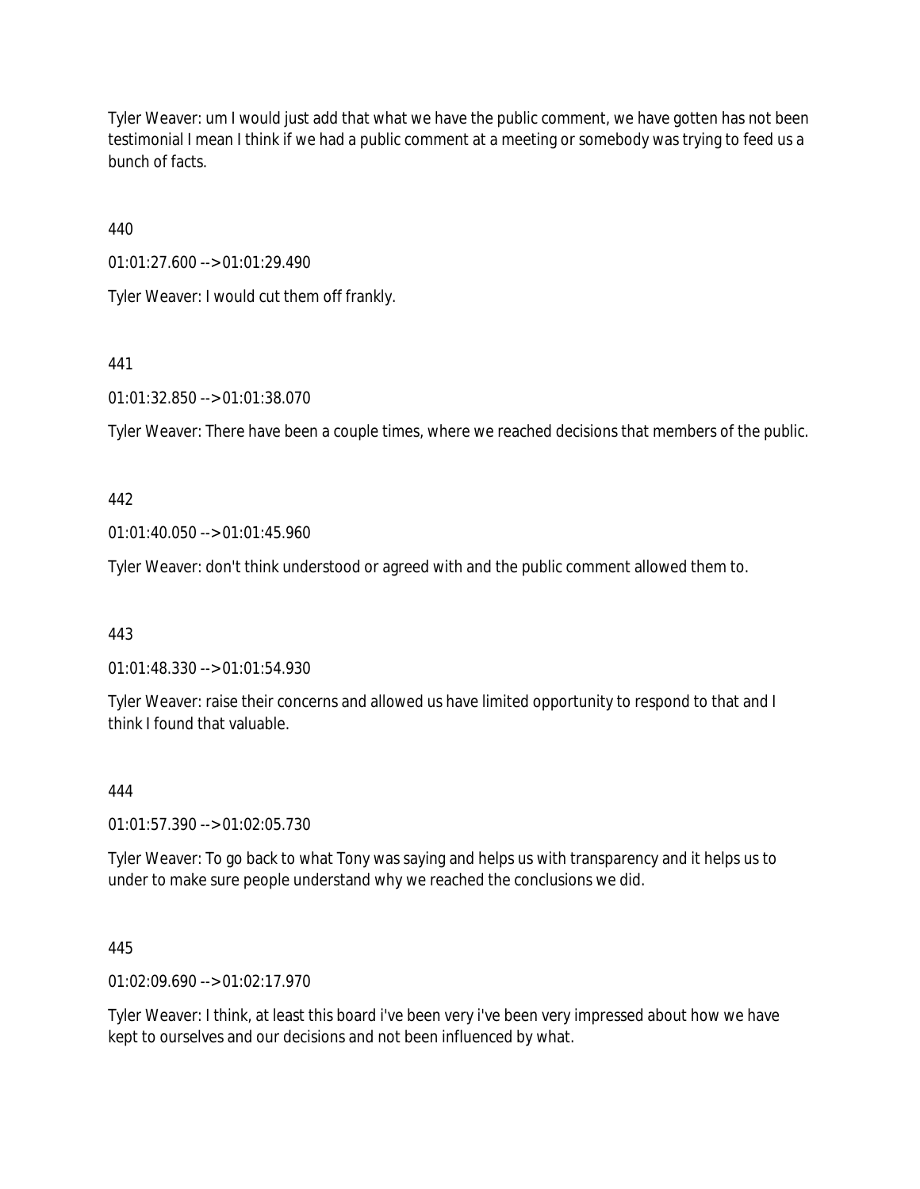Tyler Weaver: um I would just add that what we have the public comment, we have gotten has not been testimonial I mean I think if we had a public comment at a meeting or somebody was trying to feed us a bunch of facts.

440

01:01:27.600 --> 01:01:29.490

Tyler Weaver: I would cut them off frankly.

441

01:01:32.850 --> 01:01:38.070

Tyler Weaver: There have been a couple times, where we reached decisions that members of the public.

442

01:01:40.050 --> 01:01:45.960

Tyler Weaver: don't think understood or agreed with and the public comment allowed them to.

443

01:01:48.330 --> 01:01:54.930

Tyler Weaver: raise their concerns and allowed us have limited opportunity to respond to that and I think I found that valuable.

444

01:01:57.390 --> 01:02:05.730

Tyler Weaver: To go back to what Tony was saying and helps us with transparency and it helps us to under to make sure people understand why we reached the conclusions we did.

445

01:02:09.690 --> 01:02:17.970

Tyler Weaver: I think, at least this board i've been very i've been very impressed about how we have kept to ourselves and our decisions and not been influenced by what.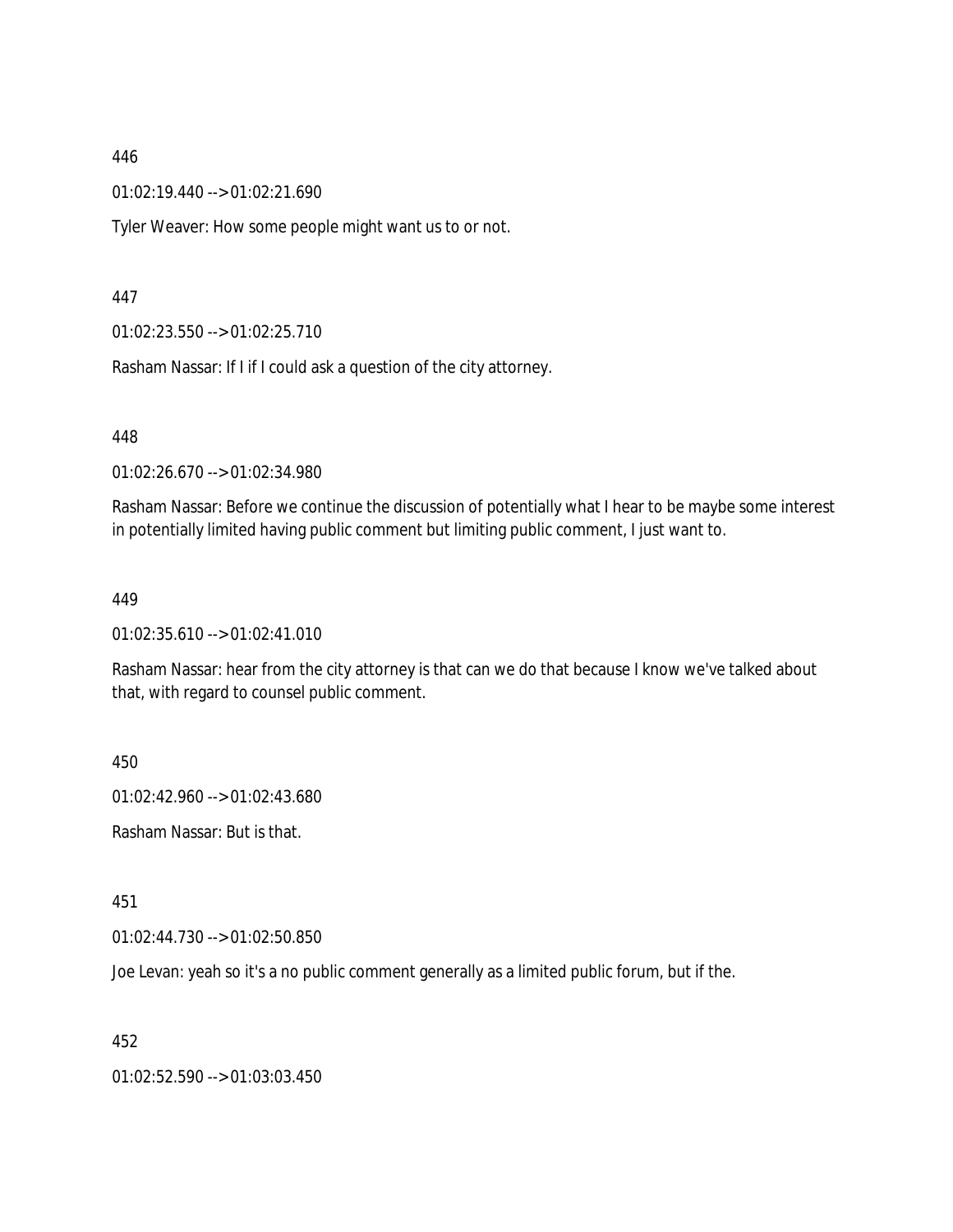446

01:02:19.440 --> 01:02:21.690

Tyler Weaver: How some people might want us to or not.

447

01:02:23.550 --> 01:02:25.710

Rasham Nassar: If I if I could ask a question of the city attorney.

448

01:02:26.670 --> 01:02:34.980

Rasham Nassar: Before we continue the discussion of potentially what I hear to be maybe some interest in potentially limited having public comment but limiting public comment, I just want to.

449

01:02:35.610 --> 01:02:41.010

Rasham Nassar: hear from the city attorney is that can we do that because I know we've talked about that, with regard to counsel public comment.

450

01:02:42.960 --> 01:02:43.680

Rasham Nassar: But is that.

451

01:02:44.730 --> 01:02:50.850

Joe Levan: yeah so it's a no public comment generally as a limited public forum, but if the.

452

01:02:52.590 --> 01:03:03.450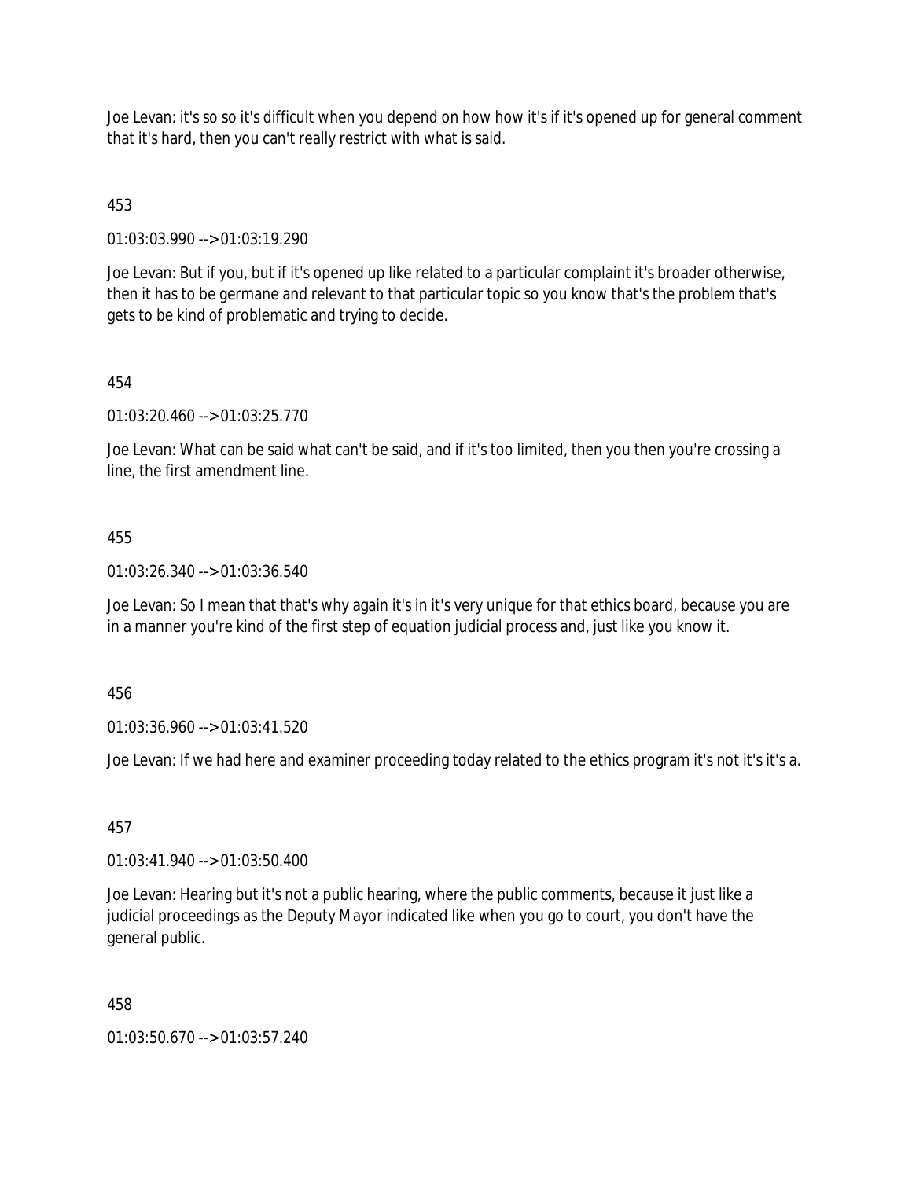Joe Levan: it's so so it's difficult when you depend on how how it's if it's opened up for general comment that it's hard, then you can't really restrict with what is said.

453

01:03:03.990 --> 01:03:19.290

Joe Levan: But if you, but if it's opened up like related to a particular complaint it's broader otherwise, then it has to be germane and relevant to that particular topic so you know that's the problem that's gets to be kind of problematic and trying to decide.

454

01:03:20.460 --> 01:03:25.770

Joe Levan: What can be said what can't be said, and if it's too limited, then you then you're crossing a line, the first amendment line.

455

01:03:26.340 --> 01:03:36.540

Joe Levan: So I mean that that's why again it's in it's very unique for that ethics board, because you are in a manner you're kind of the first step of equation judicial process and, just like you know it.

456

01:03:36.960 --> 01:03:41.520

Joe Levan: If we had here and examiner proceeding today related to the ethics program it's not it's it's a.

457

01:03:41.940 --> 01:03:50.400

Joe Levan: Hearing but it's not a public hearing, where the public comments, because it just like a judicial proceedings as the Deputy Mayor indicated like when you go to court, you don't have the general public.

458

01:03:50.670 --> 01:03:57.240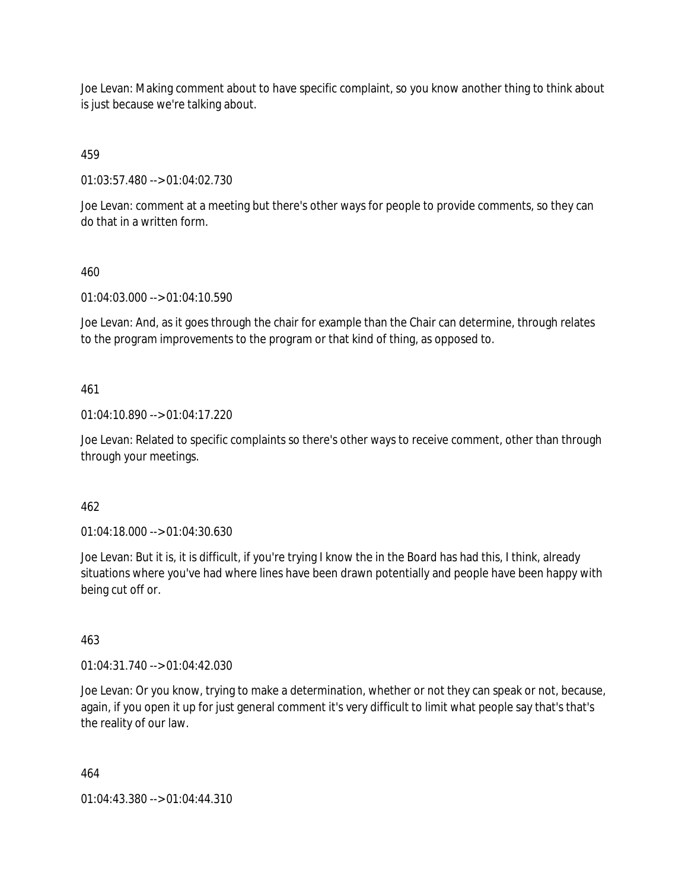Joe Levan: Making comment about to have specific complaint, so you know another thing to think about is just because we're talking about.

459

01:03:57.480 --> 01:04:02.730

Joe Levan: comment at a meeting but there's other ways for people to provide comments, so they can do that in a written form.

460

01:04:03.000 --> 01:04:10.590

Joe Levan: And, as it goes through the chair for example than the Chair can determine, through relates to the program improvements to the program or that kind of thing, as opposed to.

461

01:04:10.890 --> 01:04:17.220

Joe Levan: Related to specific complaints so there's other ways to receive comment, other than through through your meetings.

462

01:04:18.000 --> 01:04:30.630

Joe Levan: But it is, it is difficult, if you're trying I know the in the Board has had this, I think, already situations where you've had where lines have been drawn potentially and people have been happy with being cut off or.

463

01:04:31.740 --> 01:04:42.030

Joe Levan: Or you know, trying to make a determination, whether or not they can speak or not, because, again, if you open it up for just general comment it's very difficult to limit what people say that's that's the reality of our law.

464

01:04:43.380 --> 01:04:44.310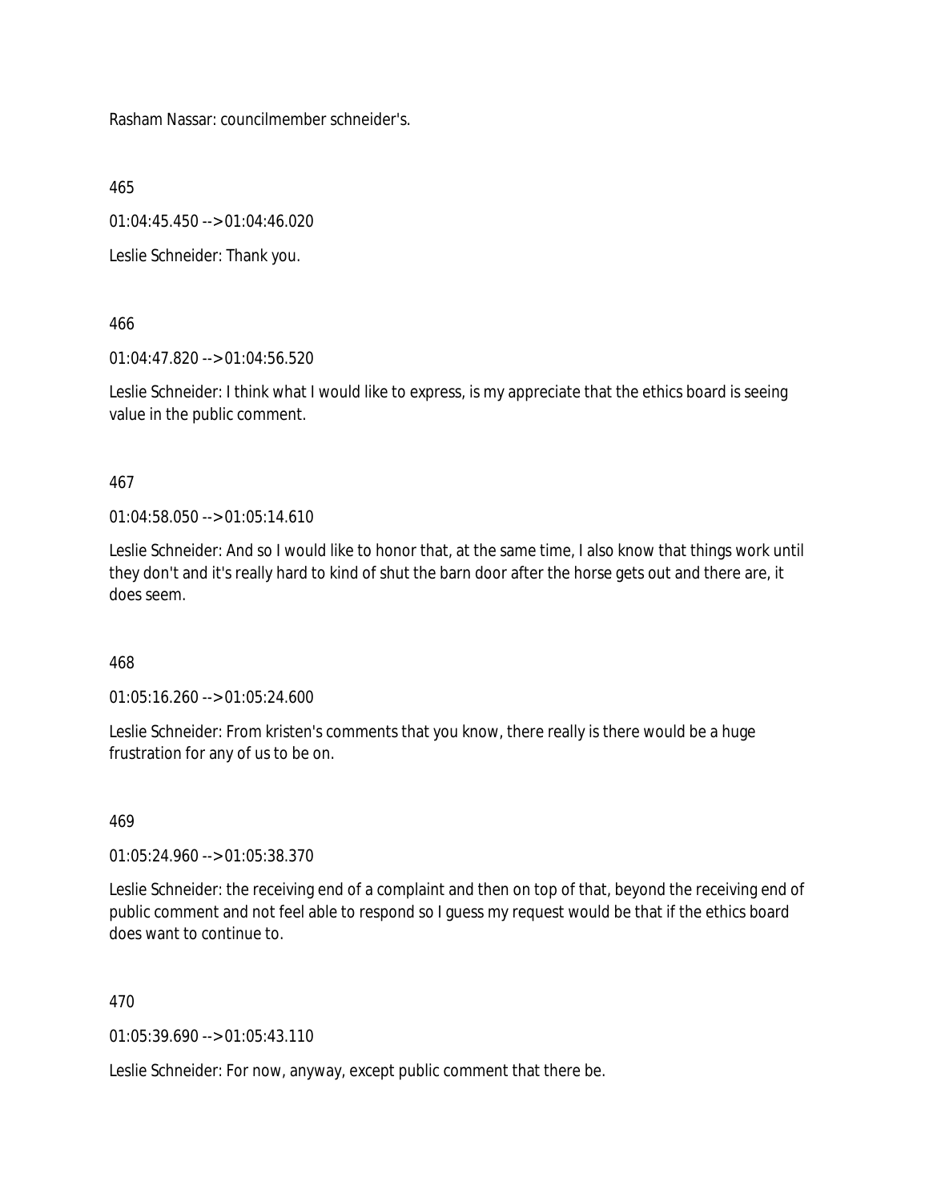Rasham Nassar: councilmember schneider's.

465

01:04:45.450 --> 01:04:46.020

Leslie Schneider: Thank you.

466

01:04:47.820 --> 01:04:56.520

Leslie Schneider: I think what I would like to express, is my appreciate that the ethics board is seeing value in the public comment.

467

01:04:58.050 --> 01:05:14.610

Leslie Schneider: And so I would like to honor that, at the same time, I also know that things work until they don't and it's really hard to kind of shut the barn door after the horse gets out and there are, it does seem.

468

01:05:16.260 --> 01:05:24.600

Leslie Schneider: From kristen's comments that you know, there really is there would be a huge frustration for any of us to be on.

469

01:05:24.960 --> 01:05:38.370

Leslie Schneider: the receiving end of a complaint and then on top of that, beyond the receiving end of public comment and not feel able to respond so I guess my request would be that if the ethics board does want to continue to.

470

01:05:39.690 --> 01:05:43.110

Leslie Schneider: For now, anyway, except public comment that there be.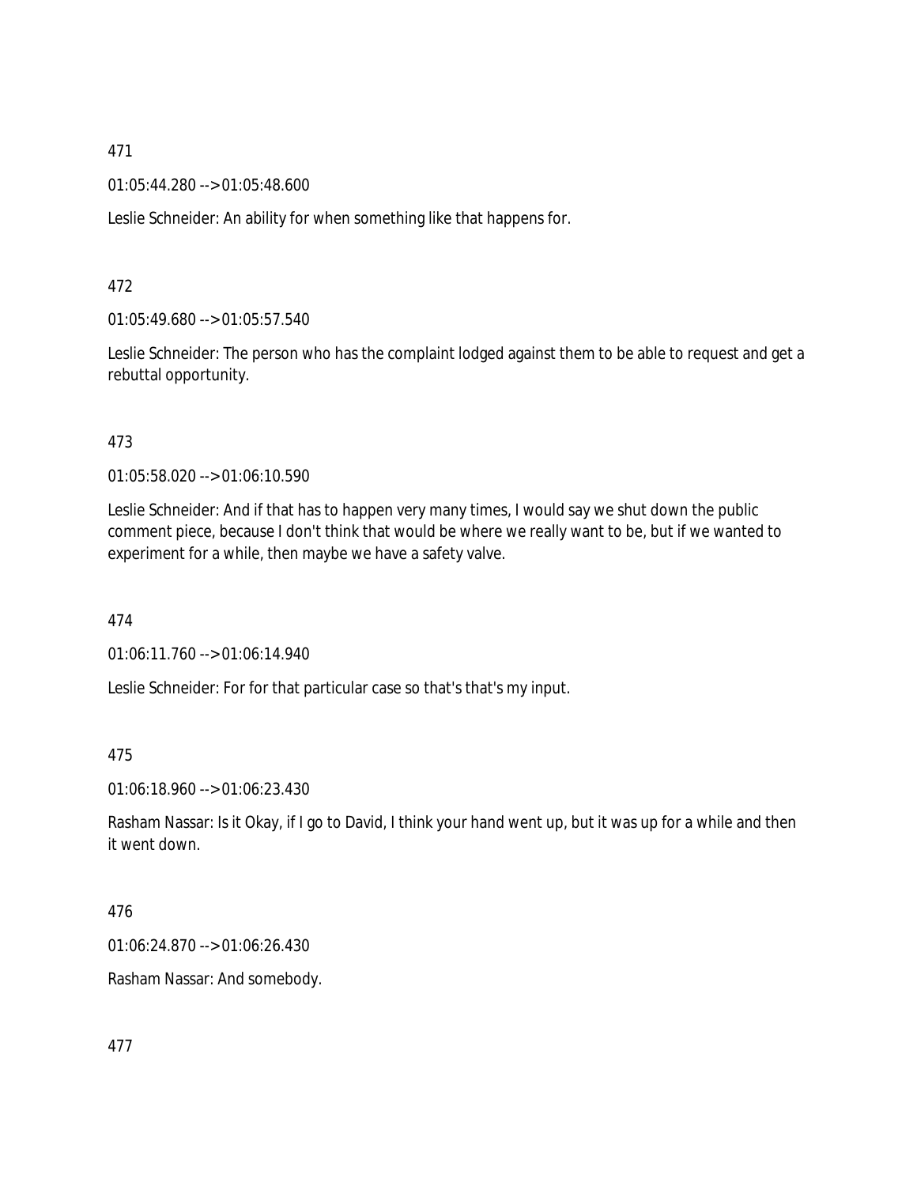471

01:05:44.280 --> 01:05:48.600

Leslie Schneider: An ability for when something like that happens for.

472

01:05:49.680 --> 01:05:57.540

Leslie Schneider: The person who has the complaint lodged against them to be able to request and get a rebuttal opportunity.

473

01:05:58.020 --> 01:06:10.590

Leslie Schneider: And if that has to happen very many times, I would say we shut down the public comment piece, because I don't think that would be where we really want to be, but if we wanted to experiment for a while, then maybe we have a safety valve.

474

01:06:11.760 --> 01:06:14.940

Leslie Schneider: For for that particular case so that's that's my input.

475

01:06:18.960 --> 01:06:23.430

Rasham Nassar: Is it Okay, if I go to David, I think your hand went up, but it was up for a while and then it went down.

476

01:06:24.870 --> 01:06:26.430

Rasham Nassar: And somebody.

477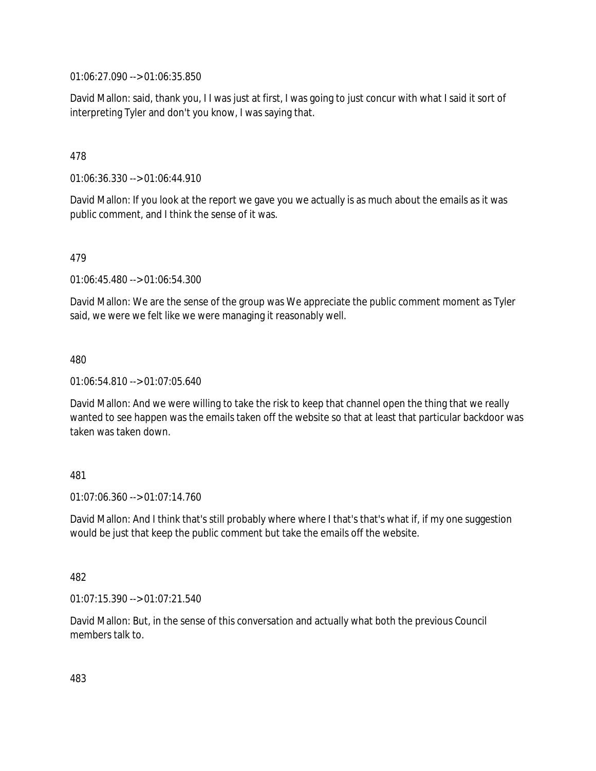01:06:27.090 --> 01:06:35.850

David Mallon: said, thank you, I I was just at first, I was going to just concur with what I said it sort of interpreting Tyler and don't you know, I was saying that.

478

01:06:36.330 --> 01:06:44.910

David Mallon: If you look at the report we gave you we actually is as much about the emails as it was public comment, and I think the sense of it was.

479

01:06:45.480 --> 01:06:54.300

David Mallon: We are the sense of the group was We appreciate the public comment moment as Tyler said, we were we felt like we were managing it reasonably well.

480

01:06:54.810 --> 01:07:05.640

David Mallon: And we were willing to take the risk to keep that channel open the thing that we really wanted to see happen was the emails taken off the website so that at least that particular backdoor was taken was taken down.

481

01:07:06.360 --> 01:07:14.760

David Mallon: And I think that's still probably where where I that's that's what if, if my one suggestion would be just that keep the public comment but take the emails off the website.

482

01:07:15.390 --> 01:07:21.540

David Mallon: But, in the sense of this conversation and actually what both the previous Council members talk to.

483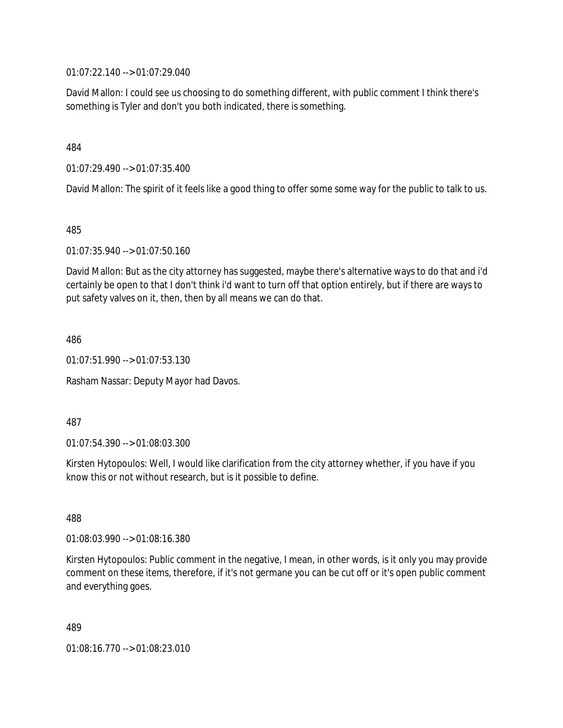01:07:22.140 --> 01:07:29.040

David Mallon: I could see us choosing to do something different, with public comment I think there's something is Tyler and don't you both indicated, there is something.

484

01:07:29.490 --> 01:07:35.400

David Mallon: The spirit of it feels like a good thing to offer some some way for the public to talk to us.

485

01:07:35.940 --> 01:07:50.160

David Mallon: But as the city attorney has suggested, maybe there's alternative ways to do that and i'd certainly be open to that I don't think i'd want to turn off that option entirely, but if there are ways to put safety valves on it, then, then by all means we can do that.

486

01:07:51.990 --> 01:07:53.130

Rasham Nassar: Deputy Mayor had Davos.

487

01:07:54.390 --> 01:08:03.300

Kirsten Hytopoulos: Well, I would like clarification from the city attorney whether, if you have if you know this or not without research, but is it possible to define.

488

01:08:03.990 --> 01:08:16.380

Kirsten Hytopoulos: Public comment in the negative, I mean, in other words, is it only you may provide comment on these items, therefore, if it's not germane you can be cut off or it's open public comment and everything goes.

489

01:08:16.770 --> 01:08:23.010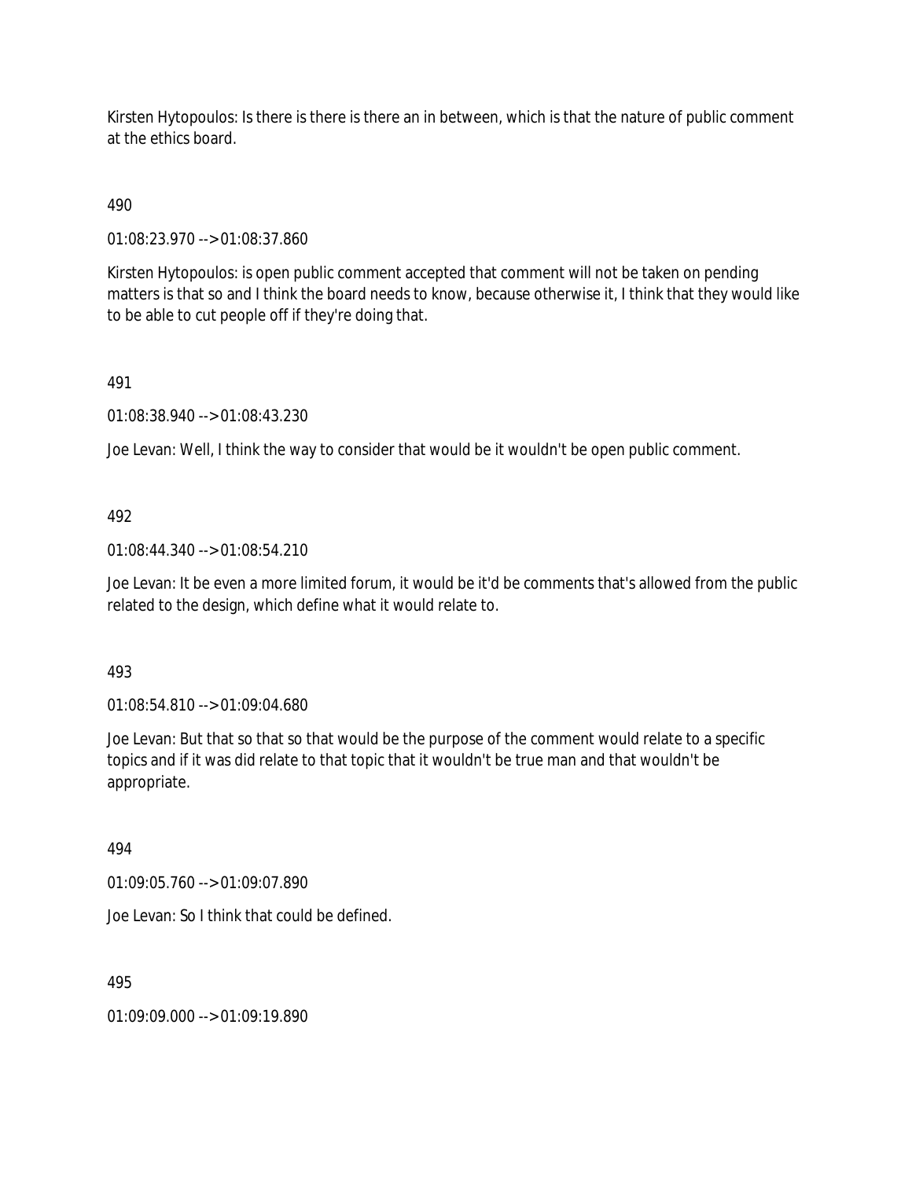Kirsten Hytopoulos: Is there is there is there an in between, which is that the nature of public comment at the ethics board.

490

01:08:23.970 --> 01:08:37.860

Kirsten Hytopoulos: is open public comment accepted that comment will not be taken on pending matters is that so and I think the board needs to know, because otherwise it, I think that they would like to be able to cut people off if they're doing that.

491

01:08:38.940 --> 01:08:43.230

Joe Levan: Well, I think the way to consider that would be it wouldn't be open public comment.

492

01:08:44.340 --> 01:08:54.210

Joe Levan: It be even a more limited forum, it would be it'd be comments that's allowed from the public related to the design, which define what it would relate to.

493

01:08:54.810 --> 01:09:04.680

Joe Levan: But that so that so that would be the purpose of the comment would relate to a specific topics and if it was did relate to that topic that it wouldn't be true man and that wouldn't be appropriate.

494

01:09:05.760 --> 01:09:07.890

Joe Levan: So I think that could be defined.

495

01:09:09.000 --> 01:09:19.890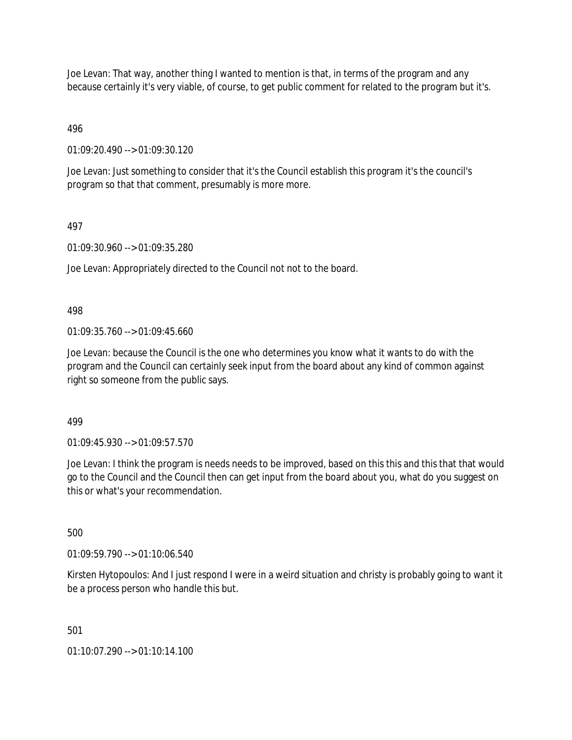Joe Levan: That way, another thing I wanted to mention is that, in terms of the program and any because certainly it's very viable, of course, to get public comment for related to the program but it's.

496

01:09:20.490 --> 01:09:30.120

Joe Levan: Just something to consider that it's the Council establish this program it's the council's program so that that comment, presumably is more more.

497

01:09:30.960 --> 01:09:35.280

Joe Levan: Appropriately directed to the Council not not to the board.

498

01:09:35.760 --> 01:09:45.660

Joe Levan: because the Council is the one who determines you know what it wants to do with the program and the Council can certainly seek input from the board about any kind of common against right so someone from the public says.

499

01:09:45.930 --> 01:09:57.570

Joe Levan: I think the program is needs needs to be improved, based on this this and this that that would go to the Council and the Council then can get input from the board about you, what do you suggest on this or what's your recommendation.

500

01:09:59.790 --> 01:10:06.540

Kirsten Hytopoulos: And I just respond I were in a weird situation and christy is probably going to want it be a process person who handle this but.

501

01:10:07.290 --> 01:10:14.100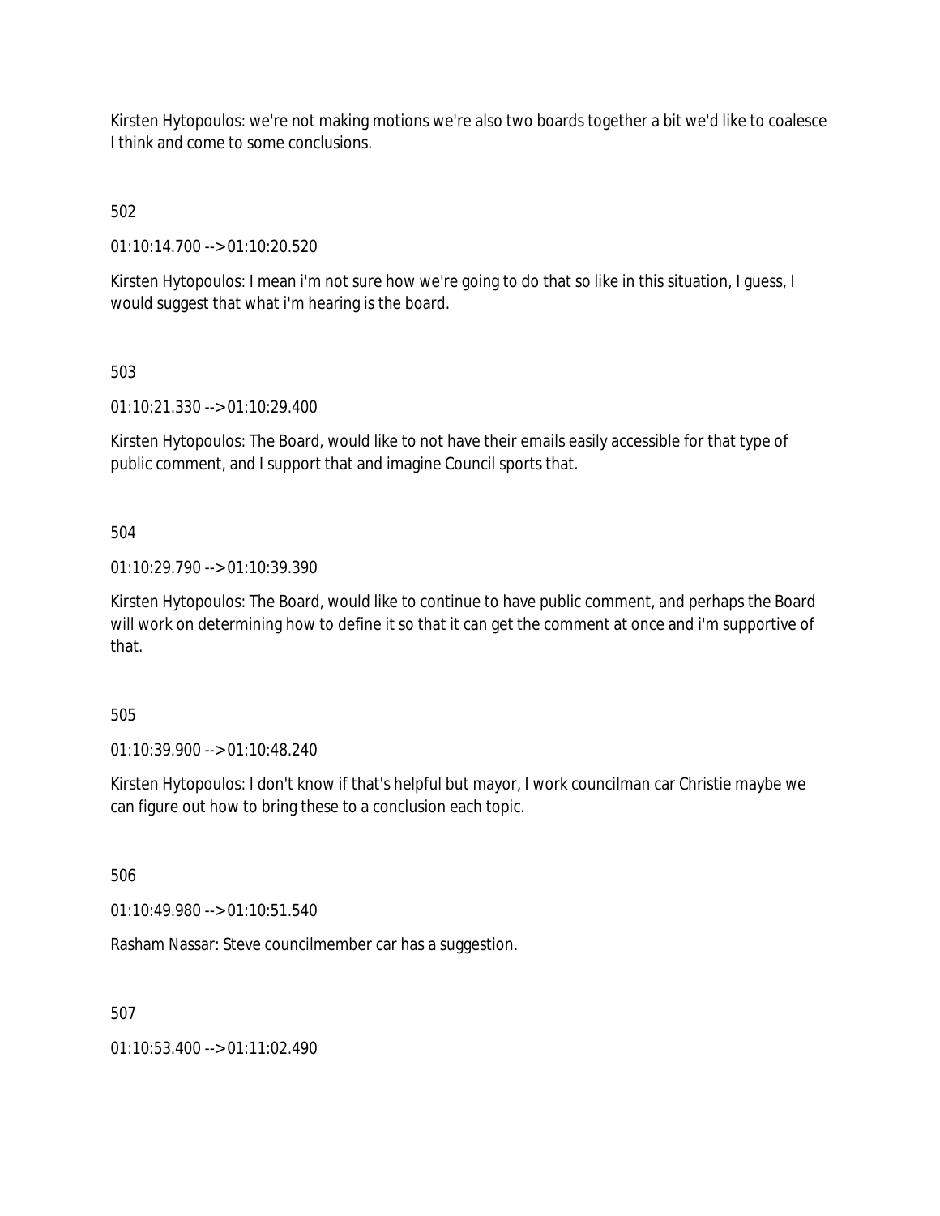Kirsten Hytopoulos: we're not making motions we're also two boards together a bit we'd like to coalesce I think and come to some conclusions.

502

01:10:14.700 --> 01:10:20.520

Kirsten Hytopoulos: I mean i'm not sure how we're going to do that so like in this situation, I guess, I would suggest that what i'm hearing is the board.

503

01:10:21.330 --> 01:10:29.400

Kirsten Hytopoulos: The Board, would like to not have their emails easily accessible for that type of public comment, and I support that and imagine Council sports that.

504

01:10:29.790 --> 01:10:39.390

Kirsten Hytopoulos: The Board, would like to continue to have public comment, and perhaps the Board will work on determining how to define it so that it can get the comment at once and i'm supportive of that.

505

01:10:39.900 --> 01:10:48.240

Kirsten Hytopoulos: I don't know if that's helpful but mayor, I work councilman car Christie maybe we can figure out how to bring these to a conclusion each topic.

506

01:10:49.980 --> 01:10:51.540

Rasham Nassar: Steve councilmember car has a suggestion.

507

01:10:53.400 --> 01:11:02.490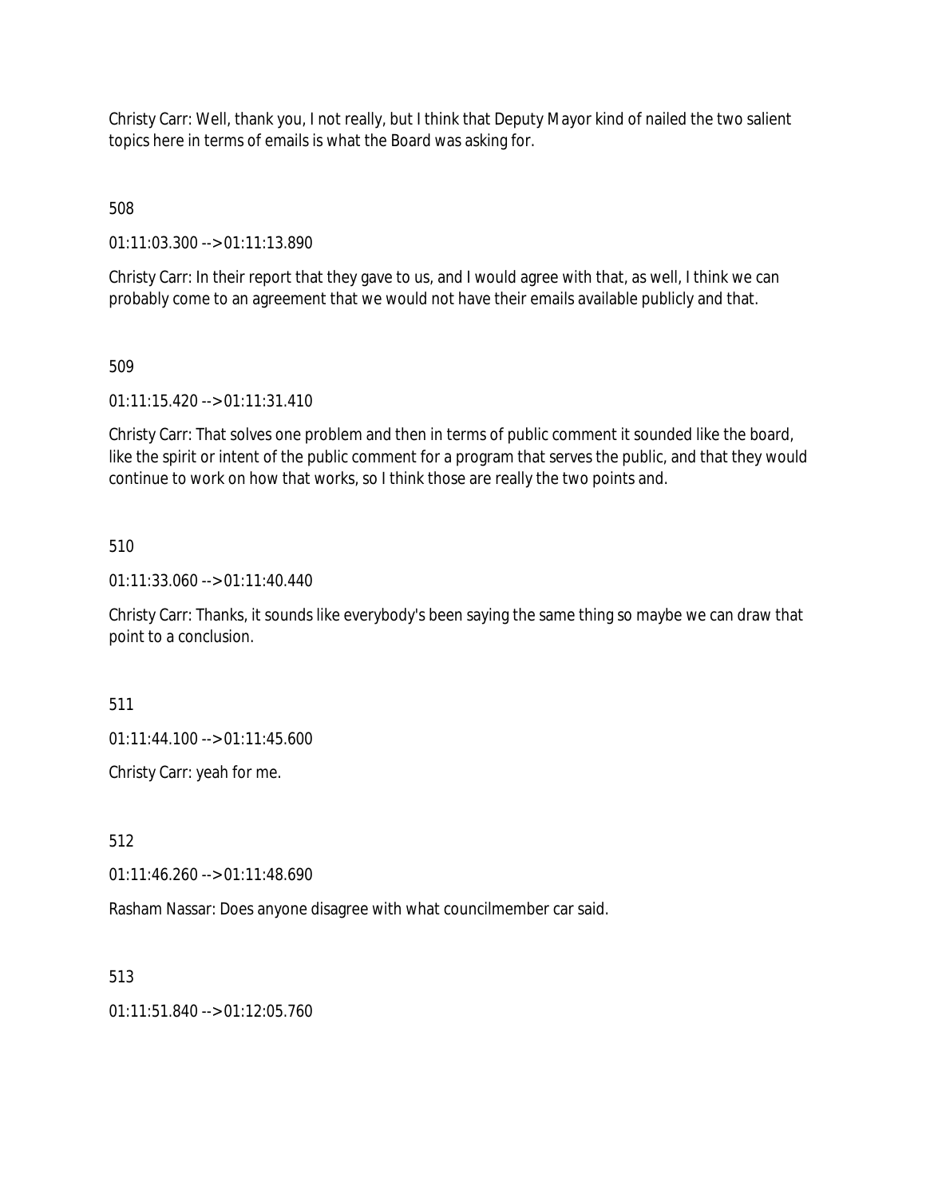Christy Carr: Well, thank you, I not really, but I think that Deputy Mayor kind of nailed the two salient topics here in terms of emails is what the Board was asking for.

508

01:11:03.300 --> 01:11:13.890

Christy Carr: In their report that they gave to us, and I would agree with that, as well, I think we can probably come to an agreement that we would not have their emails available publicly and that.

509

01:11:15.420 --> 01:11:31.410

Christy Carr: That solves one problem and then in terms of public comment it sounded like the board, like the spirit or intent of the public comment for a program that serves the public, and that they would continue to work on how that works, so I think those are really the two points and.

510

01:11:33.060 --> 01:11:40.440

Christy Carr: Thanks, it sounds like everybody's been saying the same thing so maybe we can draw that point to a conclusion.

511

01:11:44.100 --> 01:11:45.600

Christy Carr: yeah for me.

512

01:11:46.260 --> 01:11:48.690

Rasham Nassar: Does anyone disagree with what councilmember car said.

513

01:11:51.840 --> 01:12:05.760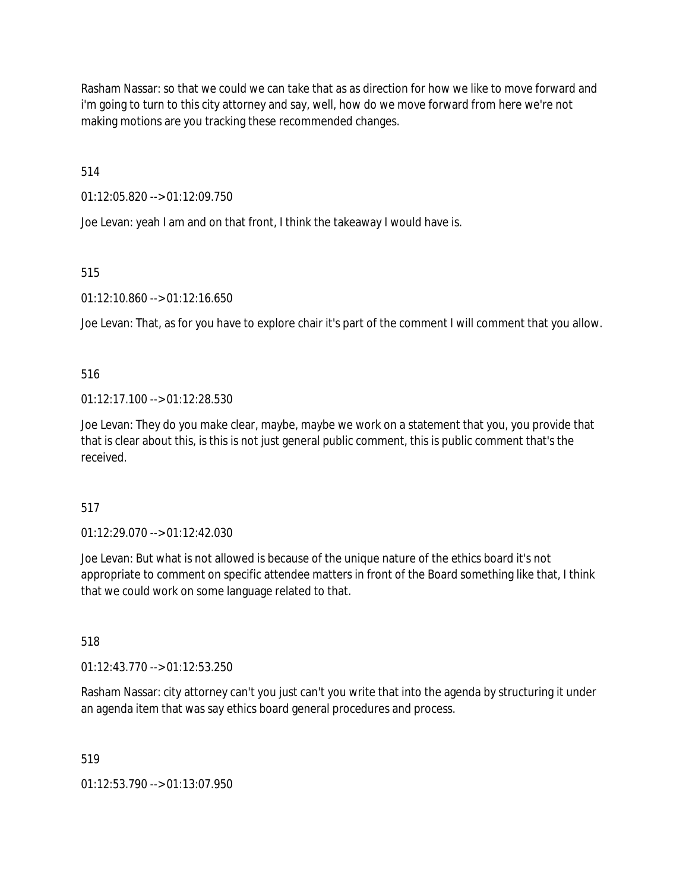Rasham Nassar: so that we could we can take that as as direction for how we like to move forward and i'm going to turn to this city attorney and say, well, how do we move forward from here we're not making motions are you tracking these recommended changes.

514

01:12:05.820 --> 01:12:09.750

Joe Levan: yeah I am and on that front, I think the takeaway I would have is.

515

01:12:10.860 --> 01:12:16.650

Joe Levan: That, as for you have to explore chair it's part of the comment I will comment that you allow.

516

01:12:17.100 --> 01:12:28.530

Joe Levan: They do you make clear, maybe, maybe we work on a statement that you, you provide that that is clear about this, is this is not just general public comment, this is public comment that's the received.

517

01:12:29.070 --> 01:12:42.030

Joe Levan: But what is not allowed is because of the unique nature of the ethics board it's not appropriate to comment on specific attendee matters in front of the Board something like that, I think that we could work on some language related to that.

518

01:12:43.770 --> 01:12:53.250

Rasham Nassar: city attorney can't you just can't you write that into the agenda by structuring it under an agenda item that was say ethics board general procedures and process.

519

01:12:53.790 --> 01:13:07.950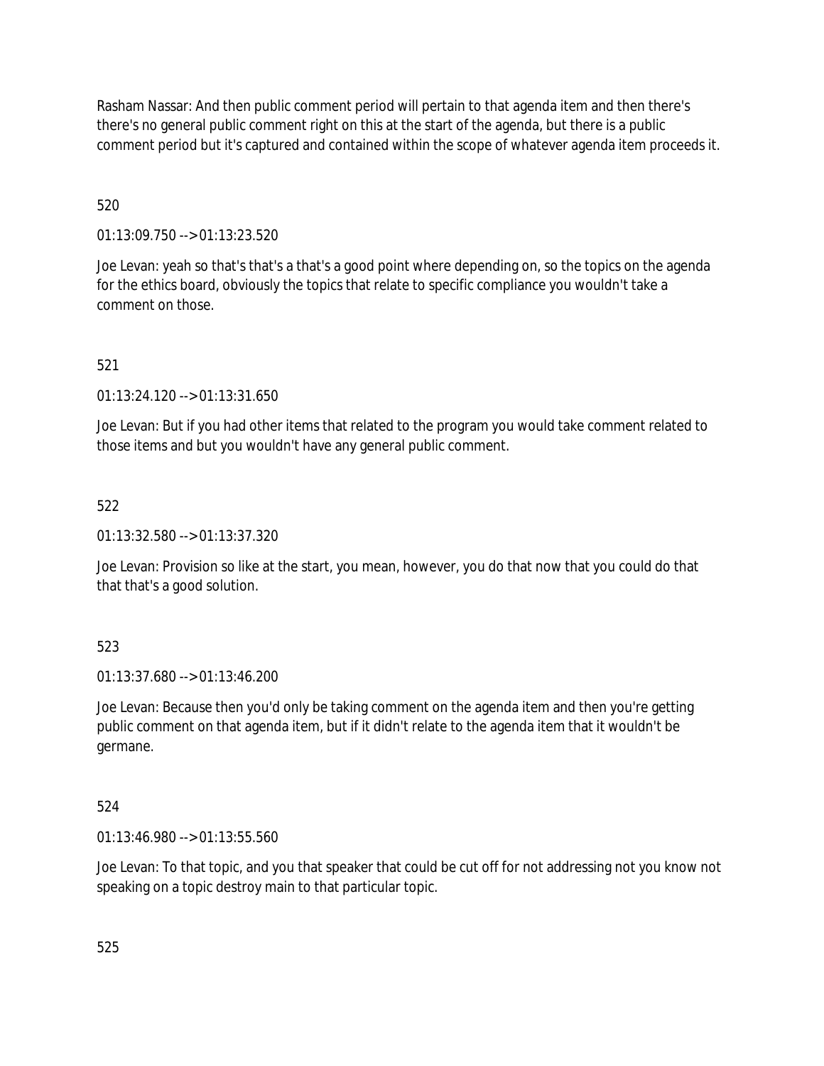Rasham Nassar: And then public comment period will pertain to that agenda item and then there's there's no general public comment right on this at the start of the agenda, but there is a public comment period but it's captured and contained within the scope of whatever agenda item proceeds it.

520

01:13:09.750 --> 01:13:23.520

Joe Levan: yeah so that's that's a that's a good point where depending on, so the topics on the agenda for the ethics board, obviously the topics that relate to specific compliance you wouldn't take a comment on those.

521

01:13:24.120 --> 01:13:31.650

Joe Levan: But if you had other items that related to the program you would take comment related to those items and but you wouldn't have any general public comment.

522

01:13:32.580 --> 01:13:37.320

Joe Levan: Provision so like at the start, you mean, however, you do that now that you could do that that that's a good solution.

523

01:13:37.680 --> 01:13:46.200

Joe Levan: Because then you'd only be taking comment on the agenda item and then you're getting public comment on that agenda item, but if it didn't relate to the agenda item that it wouldn't be germane.

524

01:13:46.980 --> 01:13:55.560

Joe Levan: To that topic, and you that speaker that could be cut off for not addressing not you know not speaking on a topic destroy main to that particular topic.

525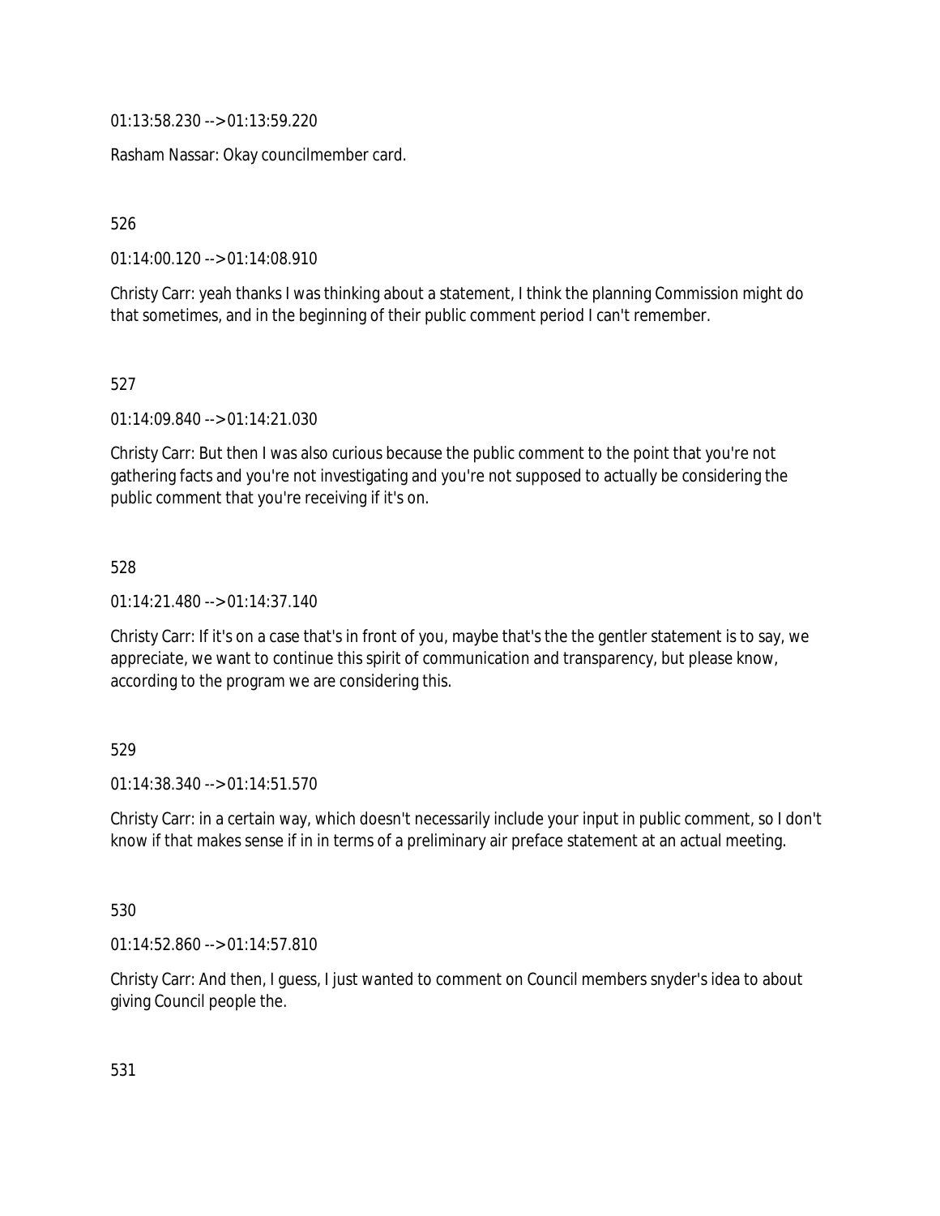01:13:58.230 --> 01:13:59.220

Rasham Nassar: Okay councilmember card.

526

01:14:00.120 --> 01:14:08.910

Christy Carr: yeah thanks I was thinking about a statement, I think the planning Commission might do that sometimes, and in the beginning of their public comment period I can't remember.

527

01:14:09.840 --> 01:14:21.030

Christy Carr: But then I was also curious because the public comment to the point that you're not gathering facts and you're not investigating and you're not supposed to actually be considering the public comment that you're receiving if it's on.

528

01:14:21.480 --> 01:14:37.140

Christy Carr: If it's on a case that's in front of you, maybe that's the the gentler statement is to say, we appreciate, we want to continue this spirit of communication and transparency, but please know, according to the program we are considering this.

529

01:14:38.340 --> 01:14:51.570

Christy Carr: in a certain way, which doesn't necessarily include your input in public comment, so I don't know if that makes sense if in in terms of a preliminary air preface statement at an actual meeting.

530

01:14:52.860 --> 01:14:57.810

Christy Carr: And then, I guess, I just wanted to comment on Council members snyder's idea to about giving Council people the.

531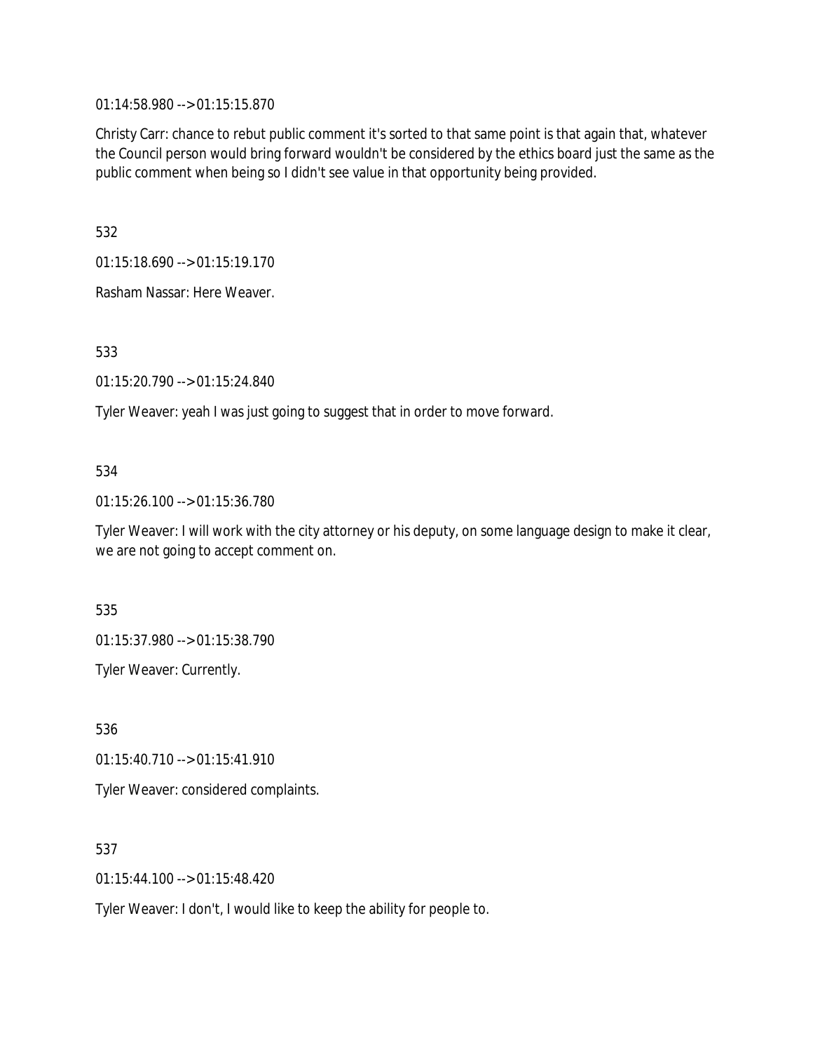01:14:58.980 --> 01:15:15.870

Christy Carr: chance to rebut public comment it's sorted to that same point is that again that, whatever the Council person would bring forward wouldn't be considered by the ethics board just the same as the public comment when being so I didn't see value in that opportunity being provided.

532

01:15:18.690 --> 01:15:19.170

Rasham Nassar: Here Weaver.

533

01:15:20.790 --> 01:15:24.840

Tyler Weaver: yeah I was just going to suggest that in order to move forward.

534

01:15:26.100 --> 01:15:36.780

Tyler Weaver: I will work with the city attorney or his deputy, on some language design to make it clear, we are not going to accept comment on.

535

01:15:37.980 --> 01:15:38.790

Tyler Weaver: Currently.

536

01:15:40.710 --> 01:15:41.910

Tyler Weaver: considered complaints.

537

01:15:44.100 --> 01:15:48.420

Tyler Weaver: I don't, I would like to keep the ability for people to.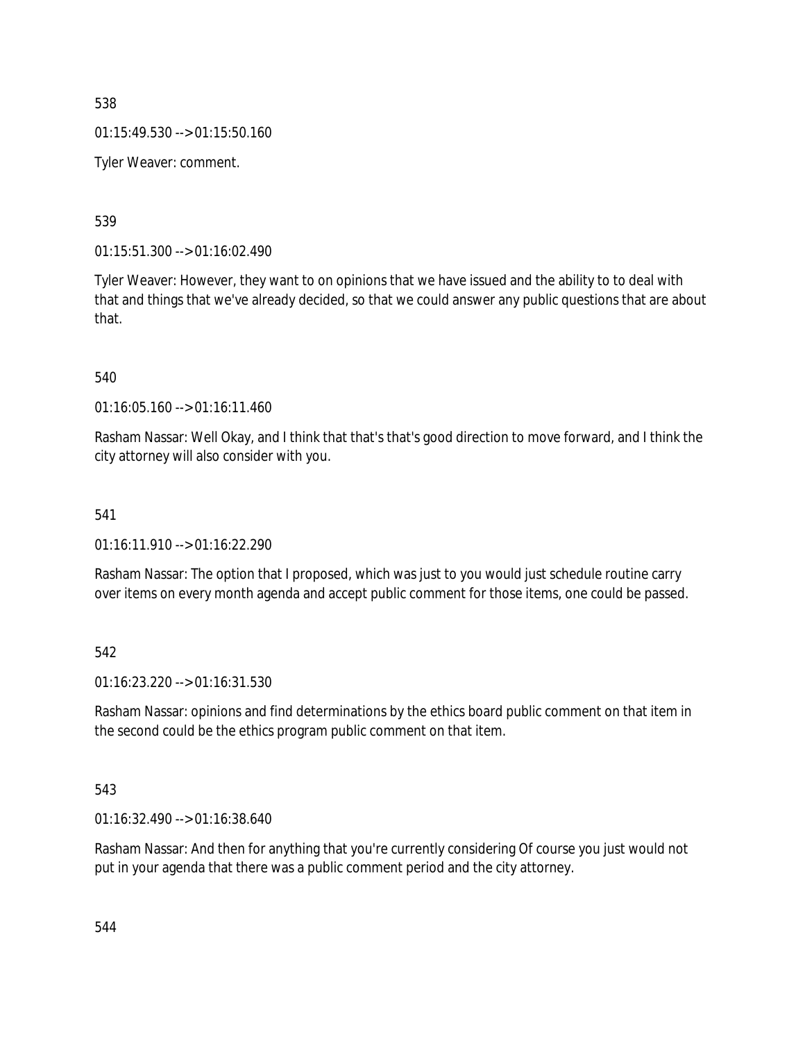538

01:15:49.530 --> 01:15:50.160

Tyler Weaver: comment.

539

01:15:51.300 --> 01:16:02.490

Tyler Weaver: However, they want to on opinions that we have issued and the ability to to deal with that and things that we've already decided, so that we could answer any public questions that are about that.

540

01:16:05.160 --> 01:16:11.460

Rasham Nassar: Well Okay, and I think that that's that's good direction to move forward, and I think the city attorney will also consider with you.

541

01:16:11.910 --> 01:16:22.290

Rasham Nassar: The option that I proposed, which was just to you would just schedule routine carry over items on every month agenda and accept public comment for those items, one could be passed.

542

01:16:23.220 --> 01:16:31.530

Rasham Nassar: opinions and find determinations by the ethics board public comment on that item in the second could be the ethics program public comment on that item.

543

01:16:32.490 --> 01:16:38.640

Rasham Nassar: And then for anything that you're currently considering Of course you just would not put in your agenda that there was a public comment period and the city attorney.

544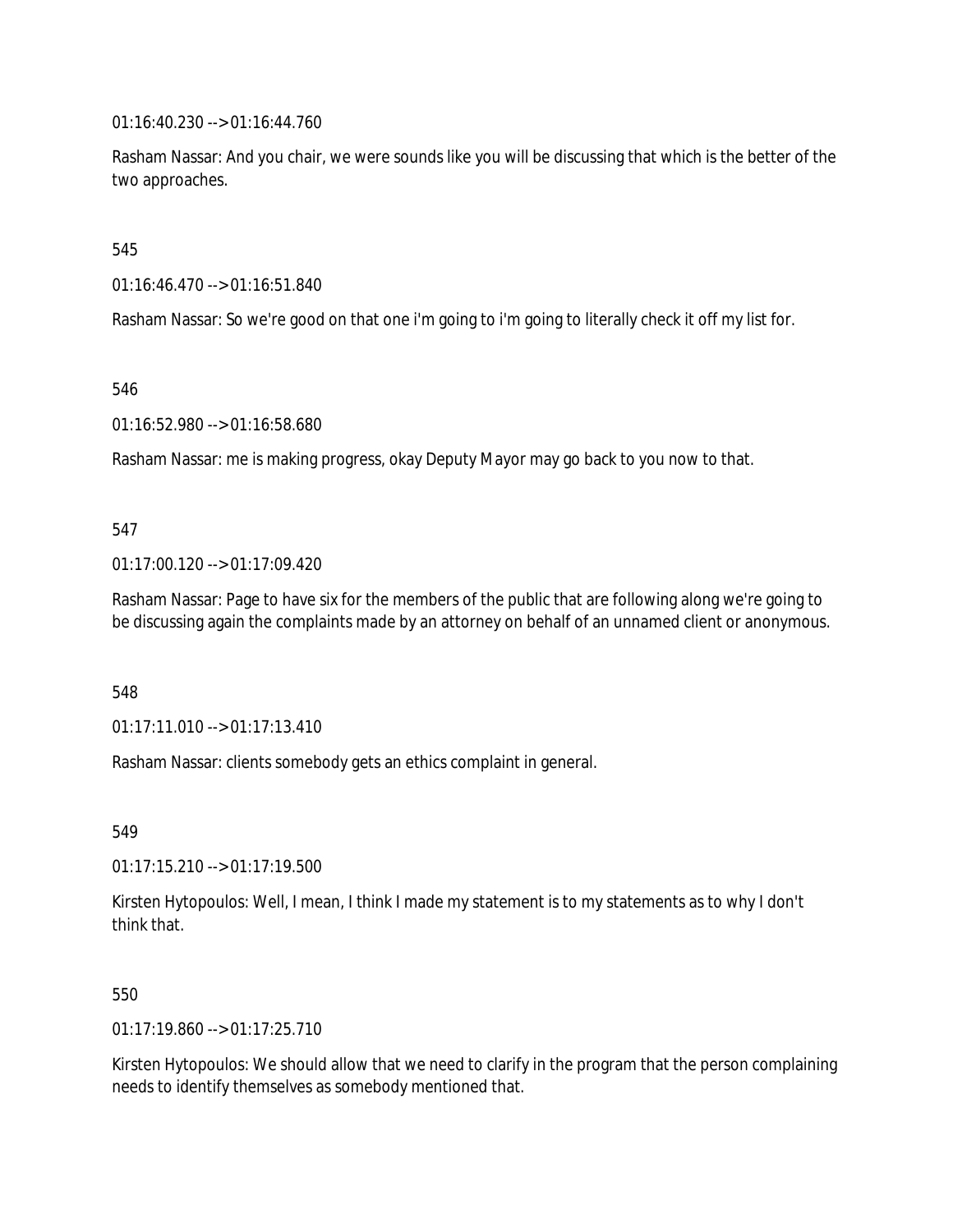01:16:40.230 --> 01:16:44.760

Rasham Nassar: And you chair, we were sounds like you will be discussing that which is the better of the two approaches.

545

01:16:46.470 --> 01:16:51.840

Rasham Nassar: So we're good on that one i'm going to i'm going to literally check it off my list for.

546

01:16:52.980 --> 01:16:58.680

Rasham Nassar: me is making progress, okay Deputy Mayor may go back to you now to that.

547

01:17:00.120 --> 01:17:09.420

Rasham Nassar: Page to have six for the members of the public that are following along we're going to be discussing again the complaints made by an attorney on behalf of an unnamed client or anonymous.

548

01:17:11.010 --> 01:17:13.410

Rasham Nassar: clients somebody gets an ethics complaint in general.

549

01:17:15.210 --> 01:17:19.500

Kirsten Hytopoulos: Well, I mean, I think I made my statement is to my statements as to why I don't think that.

550

01:17:19.860 --> 01:17:25.710

Kirsten Hytopoulos: We should allow that we need to clarify in the program that the person complaining needs to identify themselves as somebody mentioned that.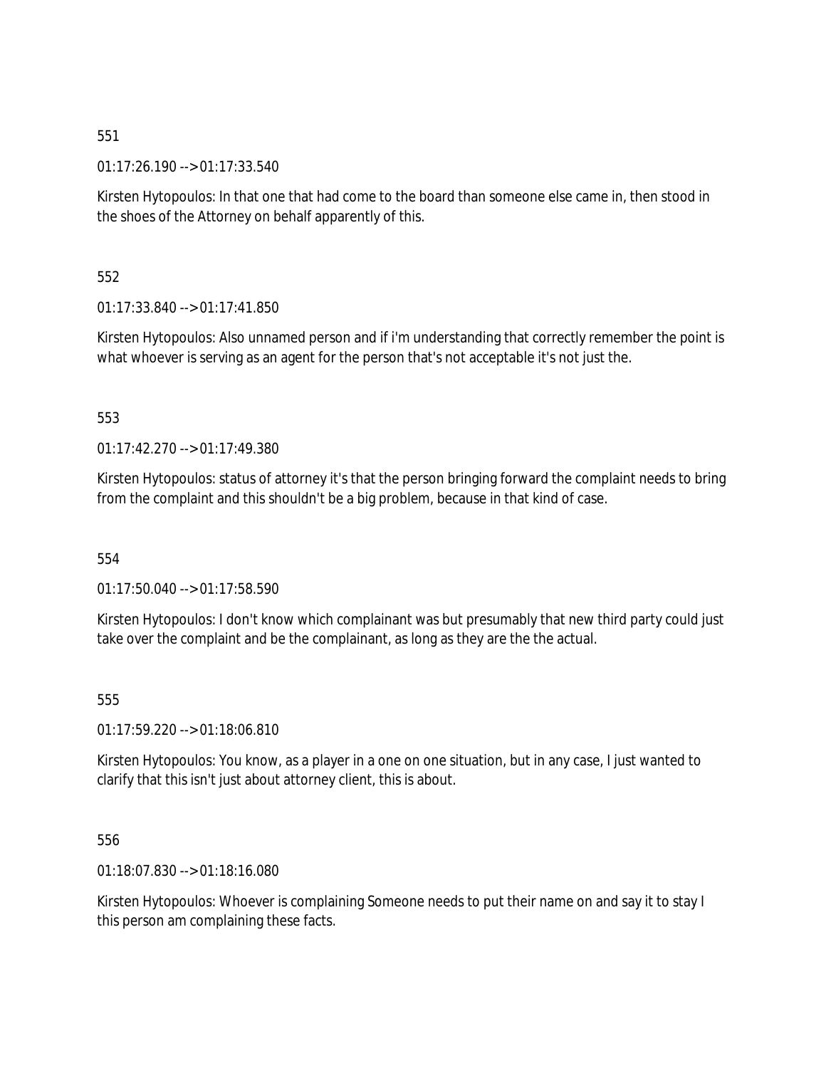551

01:17:26.190 --> 01:17:33.540

Kirsten Hytopoulos: In that one that had come to the board than someone else came in, then stood in the shoes of the Attorney on behalf apparently of this.

552

01:17:33.840 --> 01:17:41.850

Kirsten Hytopoulos: Also unnamed person and if i'm understanding that correctly remember the point is what whoever is serving as an agent for the person that's not acceptable it's not just the.

553

01:17:42.270 --> 01:17:49.380

Kirsten Hytopoulos: status of attorney it's that the person bringing forward the complaint needs to bring from the complaint and this shouldn't be a big problem, because in that kind of case.

554

01:17:50.040 --> 01:17:58.590

Kirsten Hytopoulos: I don't know which complainant was but presumably that new third party could just take over the complaint and be the complainant, as long as they are the the actual.

555

01:17:59.220 --> 01:18:06.810

Kirsten Hytopoulos: You know, as a player in a one on one situation, but in any case, I just wanted to clarify that this isn't just about attorney client, this is about.

556

01:18:07.830 --> 01:18:16.080

Kirsten Hytopoulos: Whoever is complaining Someone needs to put their name on and say it to stay I this person am complaining these facts.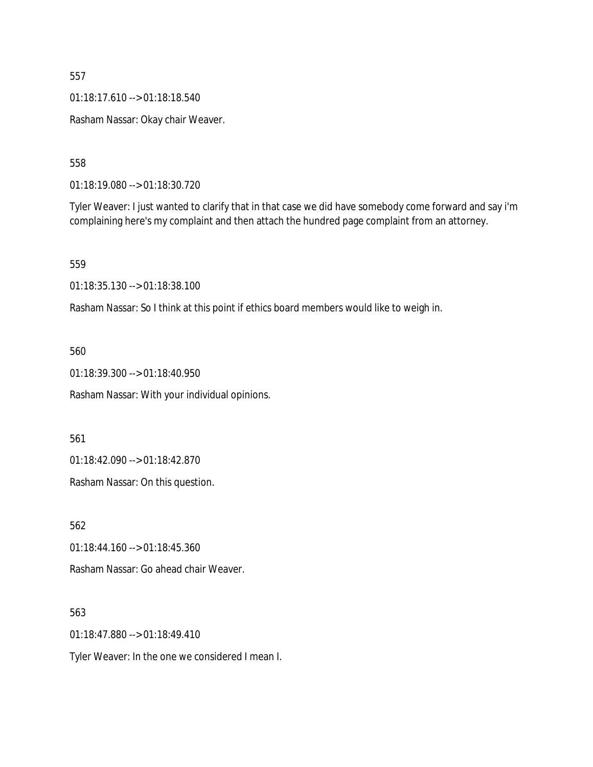557

01:18:17.610 --> 01:18:18.540

Rasham Nassar: Okay chair Weaver.

558

01:18:19.080 --> 01:18:30.720

Tyler Weaver: I just wanted to clarify that in that case we did have somebody come forward and say i'm complaining here's my complaint and then attach the hundred page complaint from an attorney.

559

01:18:35.130 --> 01:18:38.100

Rasham Nassar: So I think at this point if ethics board members would like to weigh in.

560

01:18:39.300 --> 01:18:40.950

Rasham Nassar: With your individual opinions.

561

01:18:42.090 --> 01:18:42.870

Rasham Nassar: On this question.

562

01:18:44.160 --> 01:18:45.360

Rasham Nassar: Go ahead chair Weaver.

563

01:18:47.880 --> 01:18:49.410

Tyler Weaver: In the one we considered I mean I.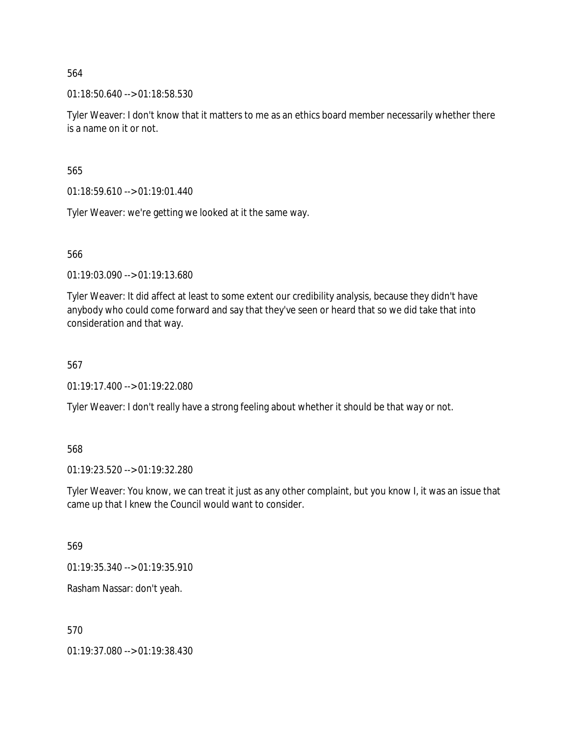564

01:18:50.640 --> 01:18:58.530

Tyler Weaver: I don't know that it matters to me as an ethics board member necessarily whether there is a name on it or not.

565

01:18:59.610 --> 01:19:01.440

Tyler Weaver: we're getting we looked at it the same way.

566

01:19:03.090 --> 01:19:13.680

Tyler Weaver: It did affect at least to some extent our credibility analysis, because they didn't have anybody who could come forward and say that they've seen or heard that so we did take that into consideration and that way.

567

01:19:17.400 --> 01:19:22.080

Tyler Weaver: I don't really have a strong feeling about whether it should be that way or not.

568

01:19:23.520 --> 01:19:32.280

Tyler Weaver: You know, we can treat it just as any other complaint, but you know I, it was an issue that came up that I knew the Council would want to consider.

569

01:19:35.340 --> 01:19:35.910

Rasham Nassar: don't yeah.

570

01:19:37.080 --> 01:19:38.430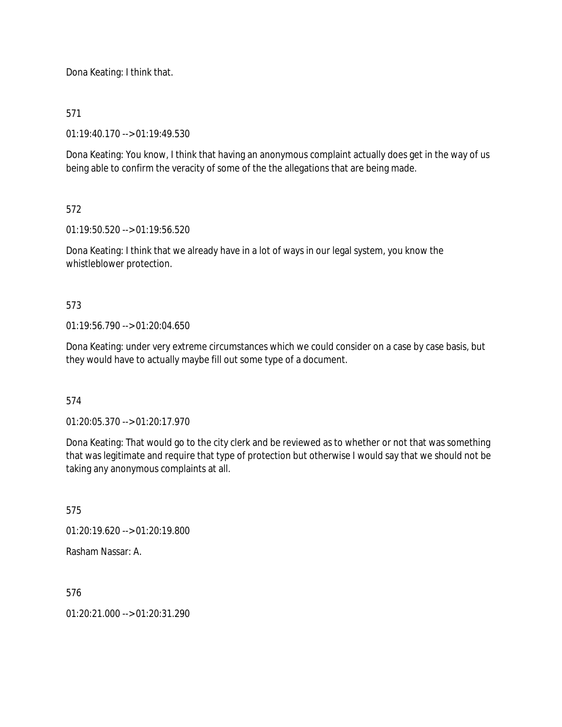Dona Keating: I think that.

571

01:19:40.170 --> 01:19:49.530

Dona Keating: You know, I think that having an anonymous complaint actually does get in the way of us being able to confirm the veracity of some of the the allegations that are being made.

572

01:19:50.520 --> 01:19:56.520

Dona Keating: I think that we already have in a lot of ways in our legal system, you know the whistleblower protection.

573

01:19:56.790 --> 01:20:04.650

Dona Keating: under very extreme circumstances which we could consider on a case by case basis, but they would have to actually maybe fill out some type of a document.

574

01:20:05.370 --> 01:20:17.970

Dona Keating: That would go to the city clerk and be reviewed as to whether or not that was something that was legitimate and require that type of protection but otherwise I would say that we should not be taking any anonymous complaints at all.

575

01:20:19.620 --> 01:20:19.800

Rasham Nassar: A.

576

01:20:21.000 --> 01:20:31.290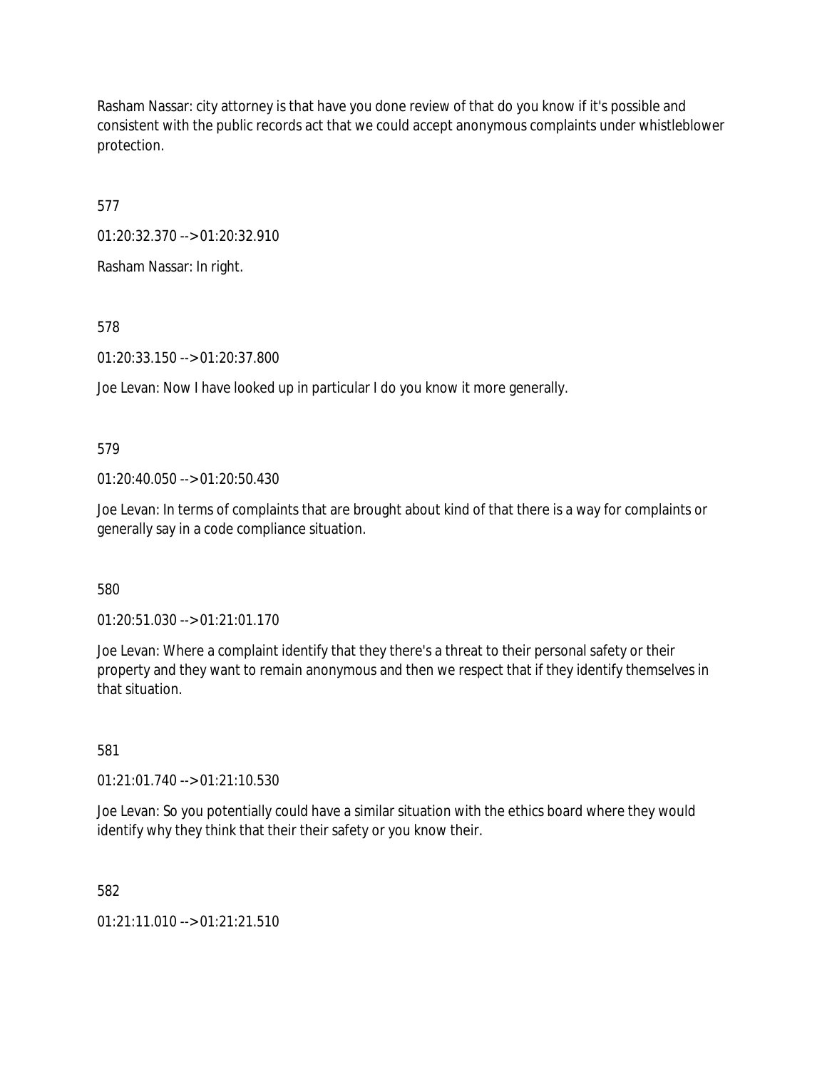Rasham Nassar: city attorney is that have you done review of that do you know if it's possible and consistent with the public records act that we could accept anonymous complaints under whistleblower protection.

577

01:20:32.370 --> 01:20:32.910

Rasham Nassar: In right.

578

01:20:33.150 --> 01:20:37.800

Joe Levan: Now I have looked up in particular I do you know it more generally.

579

01:20:40.050 --> 01:20:50.430

Joe Levan: In terms of complaints that are brought about kind of that there is a way for complaints or generally say in a code compliance situation.

580

01:20:51.030 --> 01:21:01.170

Joe Levan: Where a complaint identify that they there's a threat to their personal safety or their property and they want to remain anonymous and then we respect that if they identify themselves in that situation.

581

01:21:01.740 --> 01:21:10.530

Joe Levan: So you potentially could have a similar situation with the ethics board where they would identify why they think that their their safety or you know their.

582

01:21:11.010 --> 01:21:21.510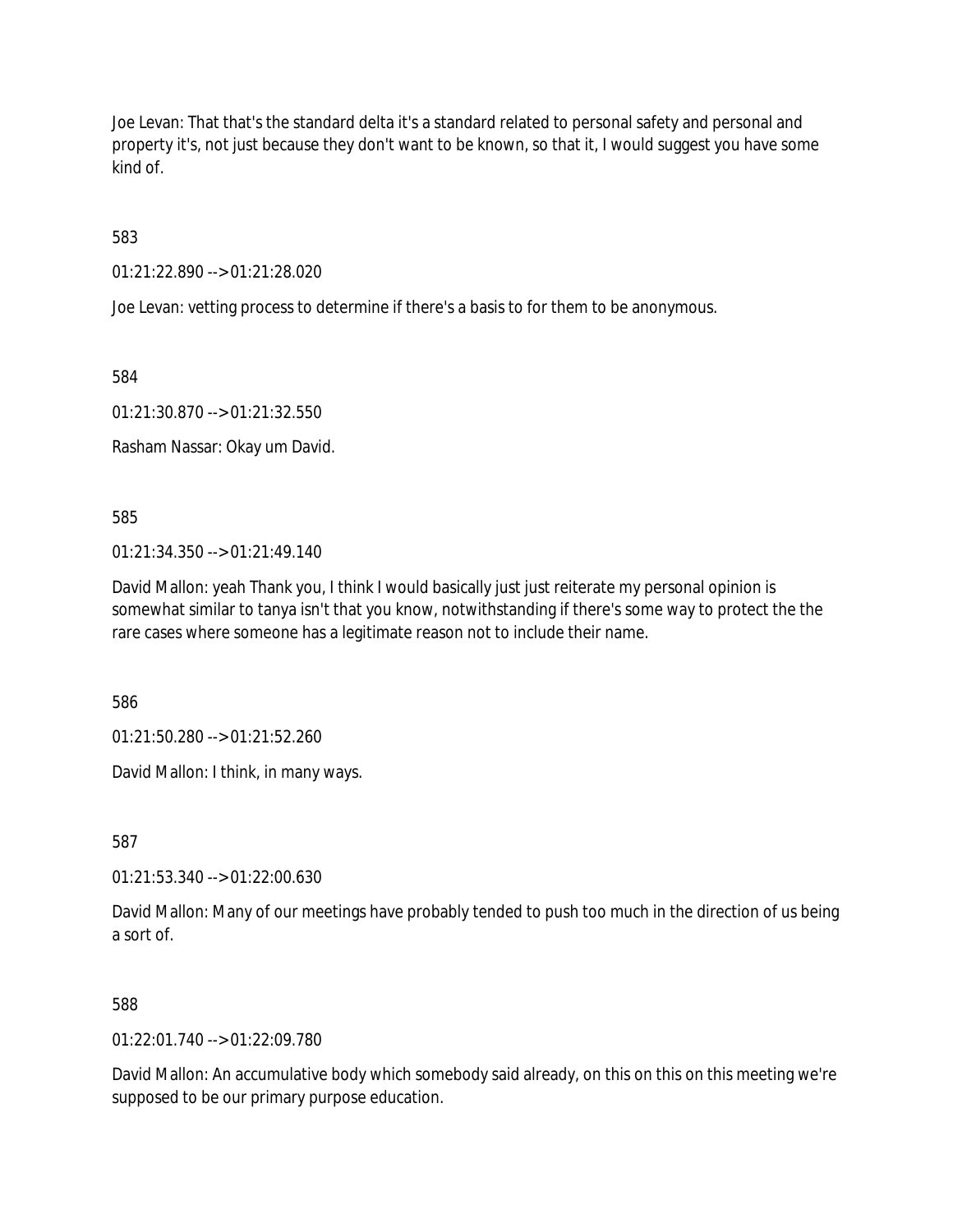Joe Levan: That that's the standard delta it's a standard related to personal safety and personal and property it's, not just because they don't want to be known, so that it, I would suggest you have some kind of.

583

01:21:22.890 --> 01:21:28.020

Joe Levan: vetting process to determine if there's a basis to for them to be anonymous.

584

01:21:30.870 --> 01:21:32.550

Rasham Nassar: Okay um David.

585

01:21:34.350 --> 01:21:49.140

David Mallon: yeah Thank you, I think I would basically just just reiterate my personal opinion is somewhat similar to tanya isn't that you know, notwithstanding if there's some way to protect the the rare cases where someone has a legitimate reason not to include their name.

586

01:21:50.280 --> 01:21:52.260

David Mallon: I think, in many ways.

587

01:21:53.340 --> 01:22:00.630

David Mallon: Many of our meetings have probably tended to push too much in the direction of us being a sort of.

588

01:22:01.740 --> 01:22:09.780

David Mallon: An accumulative body which somebody said already, on this on this on this meeting we're supposed to be our primary purpose education.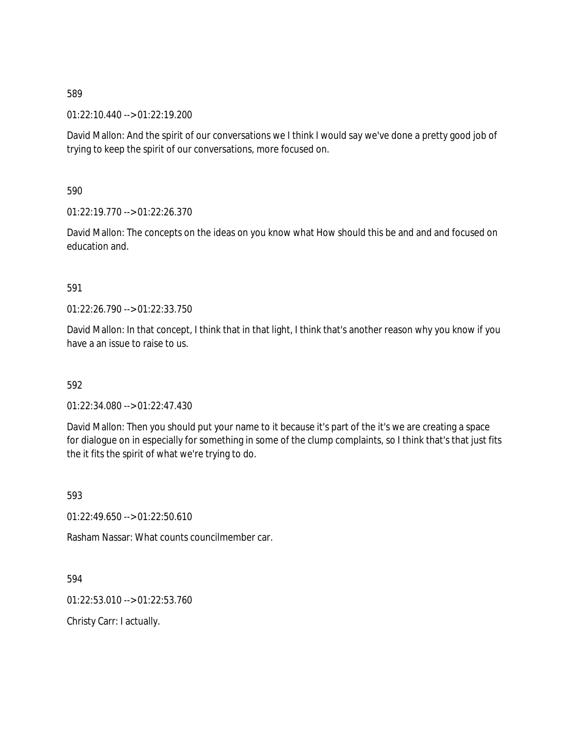589

01:22:10.440 --> 01:22:19.200

David Mallon: And the spirit of our conversations we I think I would say we've done a pretty good job of trying to keep the spirit of our conversations, more focused on.

590

01:22:19.770 --> 01:22:26.370

David Mallon: The concepts on the ideas on you know what How should this be and and and focused on education and.

591

01:22:26.790 --> 01:22:33.750

David Mallon: In that concept, I think that in that light, I think that's another reason why you know if you have a an issue to raise to us.

592

01:22:34.080 --> 01:22:47.430

David Mallon: Then you should put your name to it because it's part of the it's we are creating a space for dialogue on in especially for something in some of the clump complaints, so I think that's that just fits the it fits the spirit of what we're trying to do.

593

01:22:49.650 --> 01:22:50.610

Rasham Nassar: What counts councilmember car.

594

01:22:53.010 --> 01:22:53.760

Christy Carr: I actually.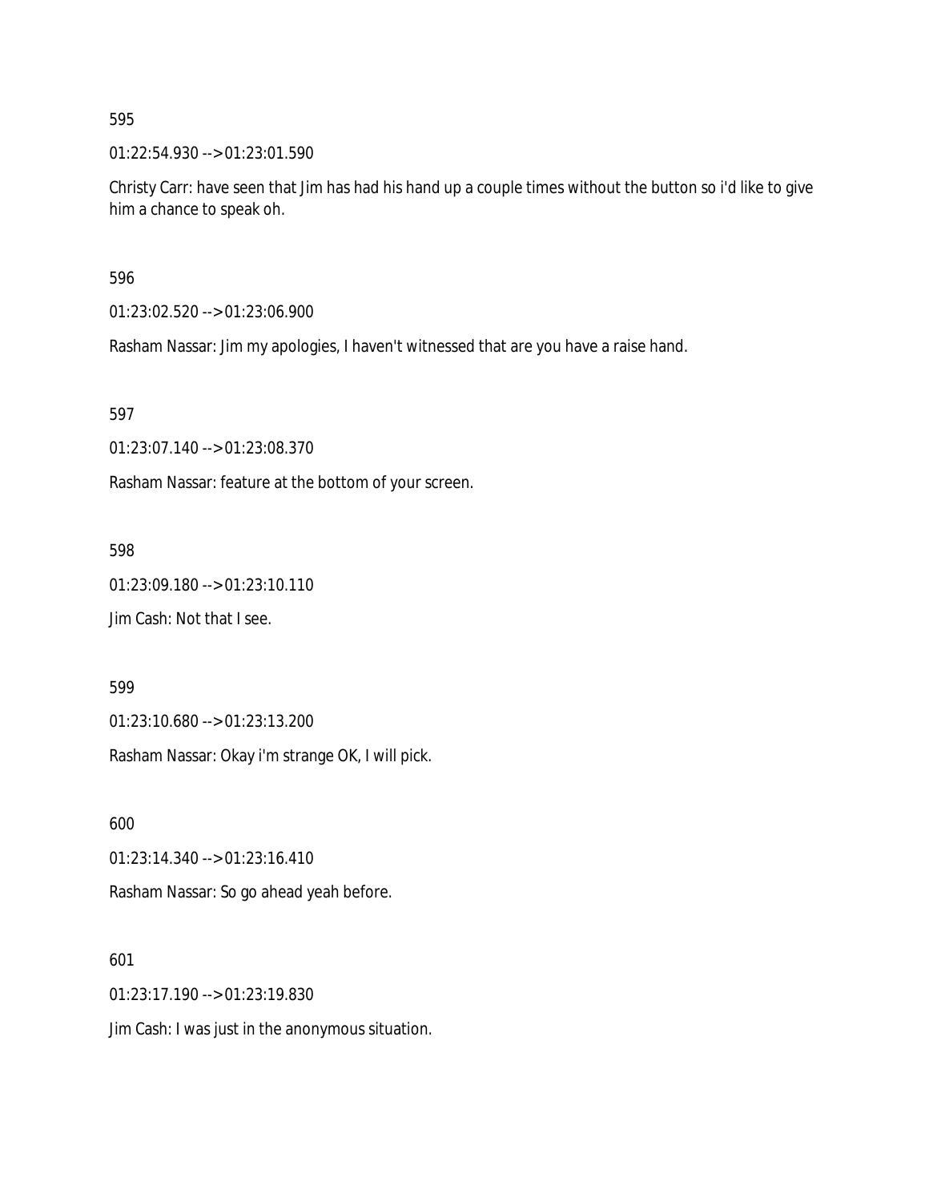595

01:22:54.930 --> 01:23:01.590

Christy Carr: have seen that Jim has had his hand up a couple times without the button so i'd like to give him a chance to speak oh.

596

01:23:02.520 --> 01:23:06.900

Rasham Nassar: Jim my apologies, I haven't witnessed that are you have a raise hand.

597

01:23:07.140 --> 01:23:08.370

Rasham Nassar: feature at the bottom of your screen.

598

01:23:09.180 --> 01:23:10.110

Jim Cash: Not that I see.

599

01:23:10.680 --> 01:23:13.200

Rasham Nassar: Okay i'm strange OK, I will pick.

600

01:23:14.340 --> 01:23:16.410

Rasham Nassar: So go ahead yeah before.

601

01:23:17.190 --> 01:23:19.830

Jim Cash: I was just in the anonymous situation.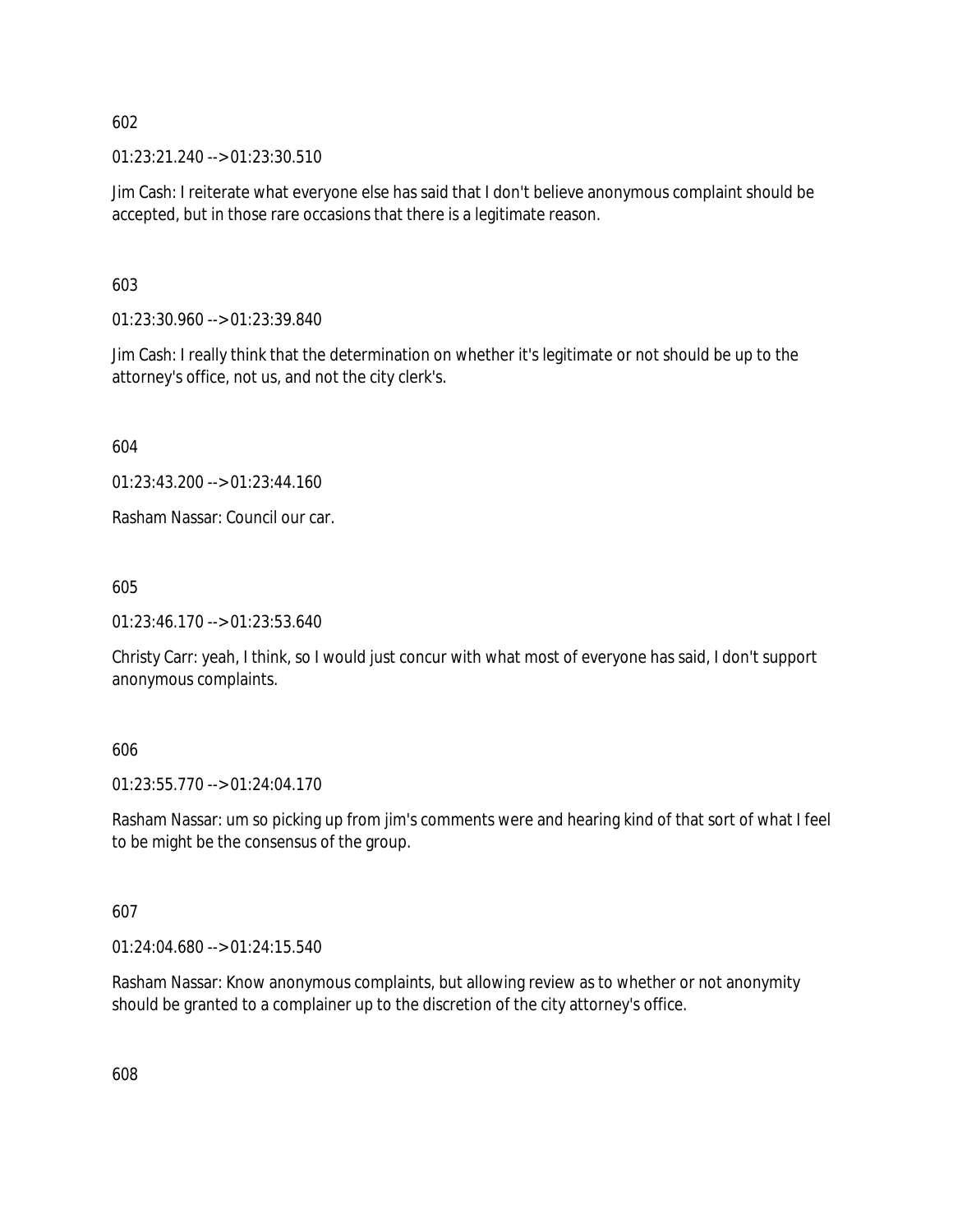602

01:23:21.240 --> 01:23:30.510

Jim Cash: I reiterate what everyone else has said that I don't believe anonymous complaint should be accepted, but in those rare occasions that there is a legitimate reason.

603

01:23:30.960 --> 01:23:39.840

Jim Cash: I really think that the determination on whether it's legitimate or not should be up to the attorney's office, not us, and not the city clerk's.

604

01:23:43.200 --> 01:23:44.160

Rasham Nassar: Council our car.

605

01:23:46.170 --> 01:23:53.640

Christy Carr: yeah, I think, so I would just concur with what most of everyone has said, I don't support anonymous complaints.

606

01:23:55.770 --> 01:24:04.170

Rasham Nassar: um so picking up from jim's comments were and hearing kind of that sort of what I feel to be might be the consensus of the group.

607

01:24:04.680 --> 01:24:15.540

Rasham Nassar: Know anonymous complaints, but allowing review as to whether or not anonymity should be granted to a complainer up to the discretion of the city attorney's office.

608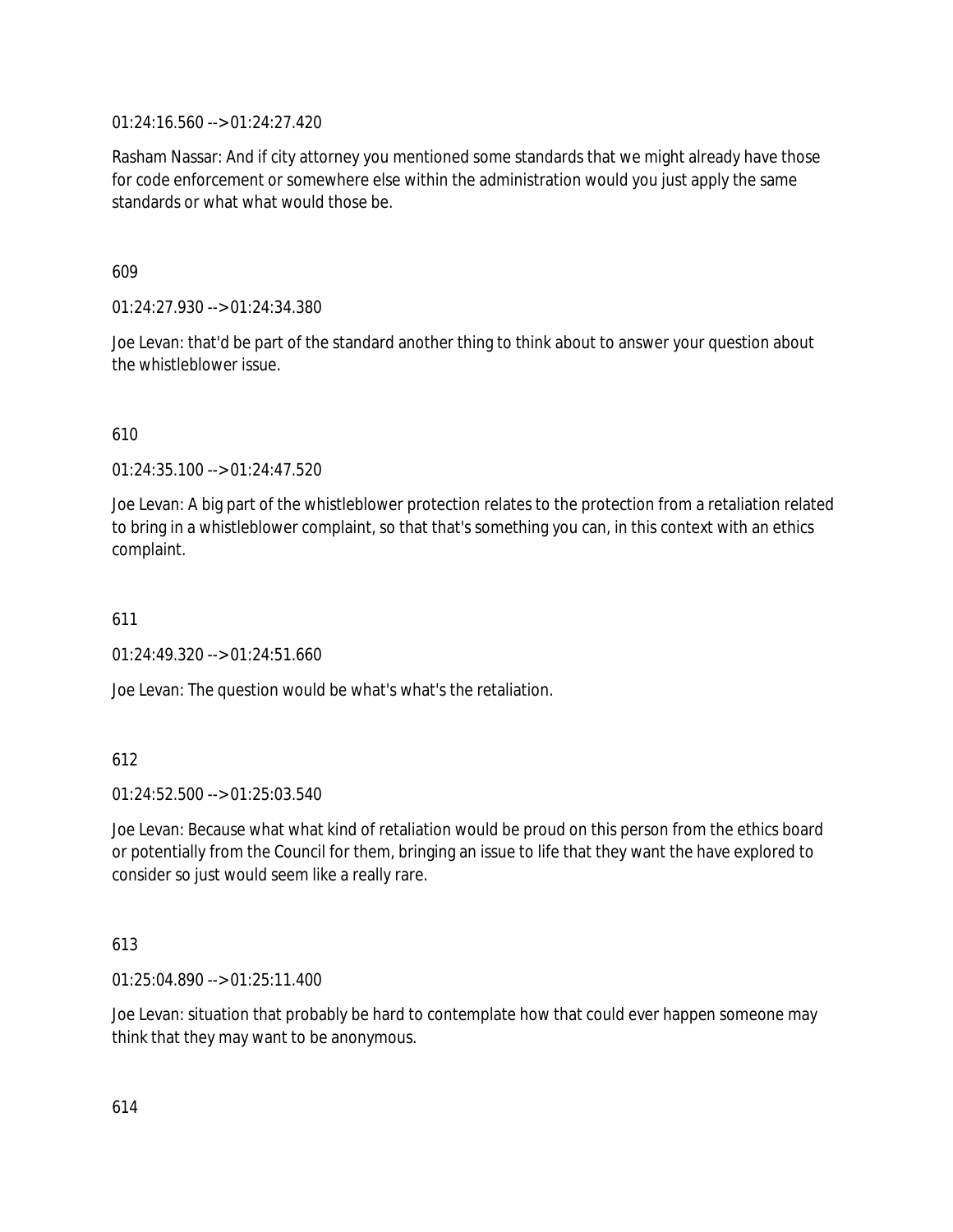01:24:16.560 --> 01:24:27.420

Rasham Nassar: And if city attorney you mentioned some standards that we might already have those for code enforcement or somewhere else within the administration would you just apply the same standards or what what would those be.

609

01:24:27.930 --> 01:24:34.380

Joe Levan: that'd be part of the standard another thing to think about to answer your question about the whistleblower issue.

610

01:24:35.100 --> 01:24:47.520

Joe Levan: A big part of the whistleblower protection relates to the protection from a retaliation related to bring in a whistleblower complaint, so that that's something you can, in this context with an ethics complaint.

611

01:24:49.320 --> 01:24:51.660

Joe Levan: The question would be what's what's the retaliation.

612

01:24:52.500 --> 01:25:03.540

Joe Levan: Because what what kind of retaliation would be proud on this person from the ethics board or potentially from the Council for them, bringing an issue to life that they want the have explored to consider so just would seem like a really rare.

613

01:25:04.890 --> 01:25:11.400

Joe Levan: situation that probably be hard to contemplate how that could ever happen someone may think that they may want to be anonymous.

614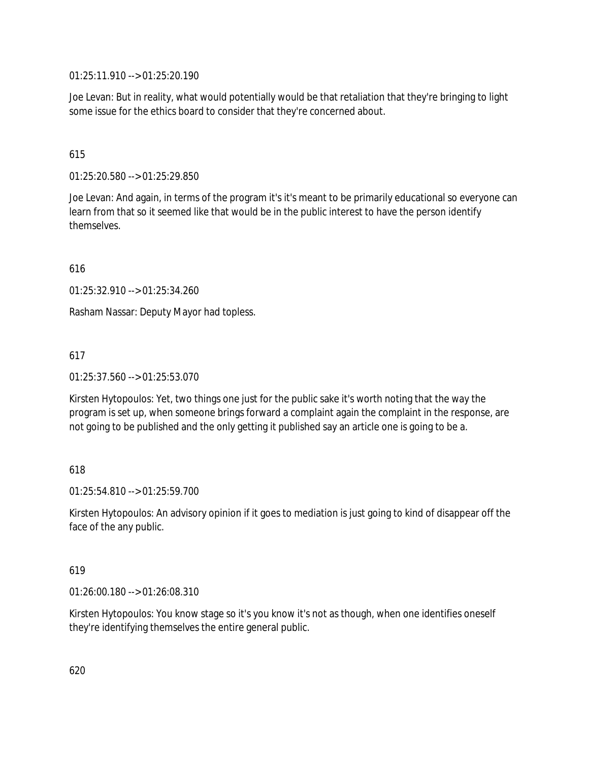01:25:11.910 --> 01:25:20.190

Joe Levan: But in reality, what would potentially would be that retaliation that they're bringing to light some issue for the ethics board to consider that they're concerned about.

615

01:25:20.580 --> 01:25:29.850

Joe Levan: And again, in terms of the program it's it's meant to be primarily educational so everyone can learn from that so it seemed like that would be in the public interest to have the person identify themselves.

616

01:25:32.910 --> 01:25:34.260

Rasham Nassar: Deputy Mayor had topless.

617

01:25:37.560 --> 01:25:53.070

Kirsten Hytopoulos: Yet, two things one just for the public sake it's worth noting that the way the program is set up, when someone brings forward a complaint again the complaint in the response, are not going to be published and the only getting it published say an article one is going to be a.

618

01:25:54.810 --> 01:25:59.700

Kirsten Hytopoulos: An advisory opinion if it goes to mediation is just going to kind of disappear off the face of the any public.

619

01:26:00.180 --> 01:26:08.310

Kirsten Hytopoulos: You know stage so it's you know it's not as though, when one identifies oneself they're identifying themselves the entire general public.

620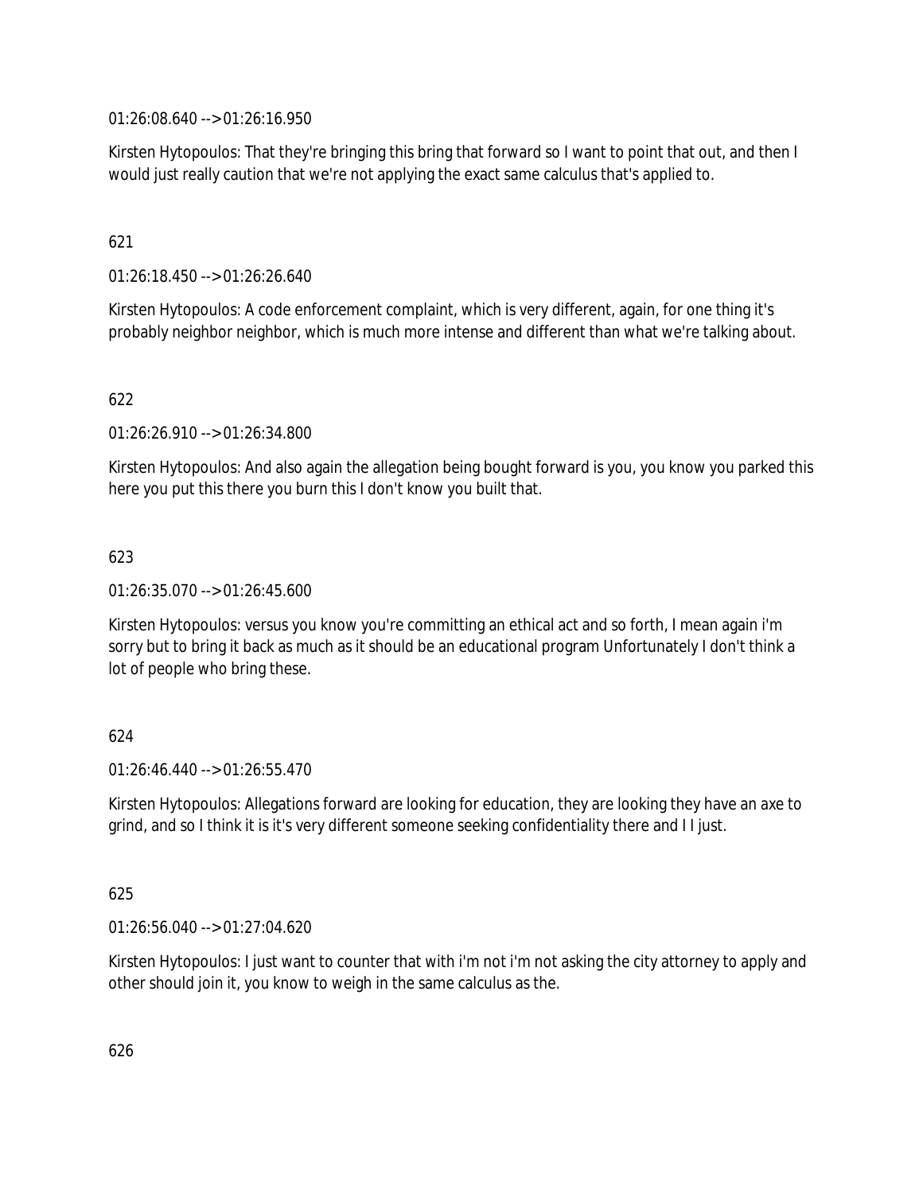01:26:08.640 --> 01:26:16.950

Kirsten Hytopoulos: That they're bringing this bring that forward so I want to point that out, and then I would just really caution that we're not applying the exact same calculus that's applied to.

621

01:26:18.450 --> 01:26:26.640

Kirsten Hytopoulos: A code enforcement complaint, which is very different, again, for one thing it's probably neighbor neighbor, which is much more intense and different than what we're talking about.

622

01:26:26.910 --> 01:26:34.800

Kirsten Hytopoulos: And also again the allegation being bought forward is you, you know you parked this here you put this there you burn this I don't know you built that.

623

01:26:35.070 --> 01:26:45.600

Kirsten Hytopoulos: versus you know you're committing an ethical act and so forth, I mean again i'm sorry but to bring it back as much as it should be an educational program Unfortunately I don't think a lot of people who bring these.

624

01:26:46.440 --> 01:26:55.470

Kirsten Hytopoulos: Allegations forward are looking for education, they are looking they have an axe to grind, and so I think it is it's very different someone seeking confidentiality there and I I just.

625

01:26:56.040 --> 01:27:04.620

Kirsten Hytopoulos: I just want to counter that with i'm not i'm not asking the city attorney to apply and other should join it, you know to weigh in the same calculus as the.

626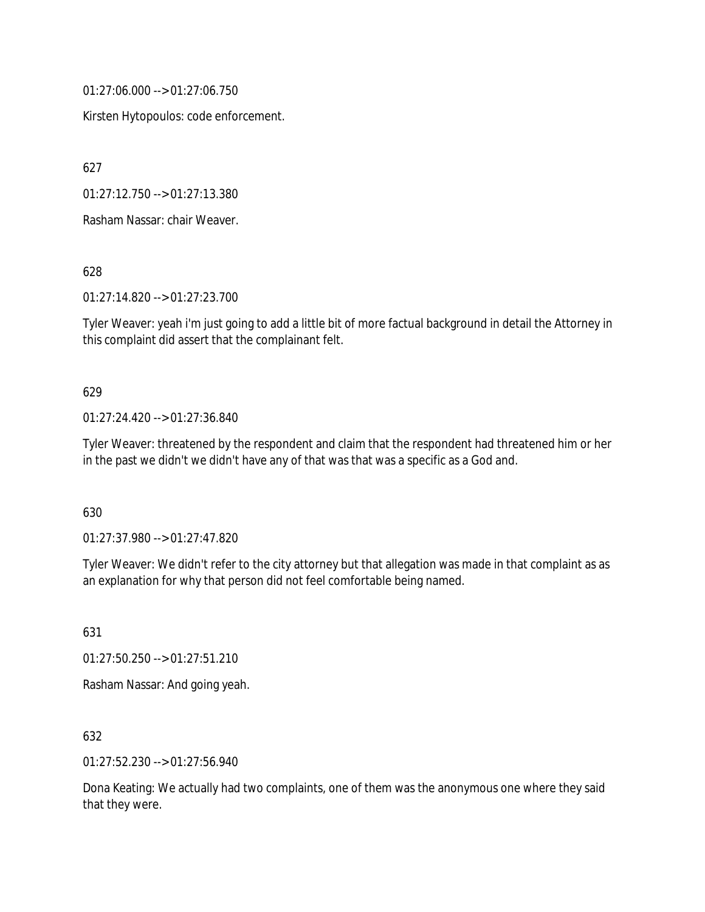01:27:06.000 --> 01:27:06.750

Kirsten Hytopoulos: code enforcement.

627

01:27:12.750 --> 01:27:13.380

Rasham Nassar: chair Weaver.

628

01:27:14.820 --> 01:27:23.700

Tyler Weaver: yeah i'm just going to add a little bit of more factual background in detail the Attorney in this complaint did assert that the complainant felt.

629

01:27:24.420 --> 01:27:36.840

Tyler Weaver: threatened by the respondent and claim that the respondent had threatened him or her in the past we didn't we didn't have any of that was that was a specific as a God and.

630

01:27:37.980 --> 01:27:47.820

Tyler Weaver: We didn't refer to the city attorney but that allegation was made in that complaint as as an explanation for why that person did not feel comfortable being named.

631

01:27:50.250 --> 01:27:51.210

Rasham Nassar: And going yeah.

632

01:27:52.230 --> 01:27:56.940

Dona Keating: We actually had two complaints, one of them was the anonymous one where they said that they were.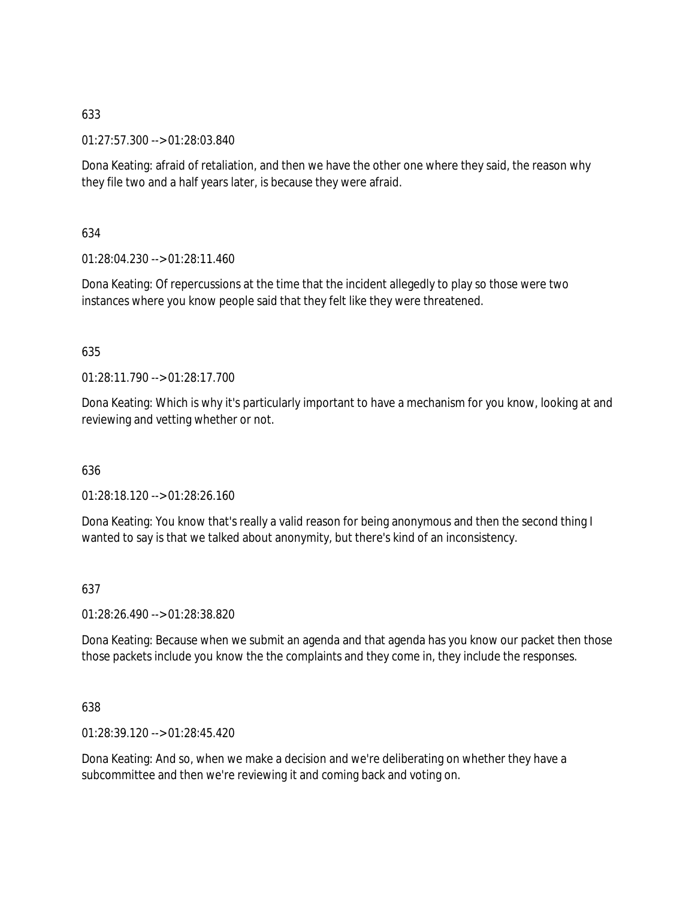633

01:27:57.300 --> 01:28:03.840

Dona Keating: afraid of retaliation, and then we have the other one where they said, the reason why they file two and a half years later, is because they were afraid.

634

01:28:04.230 --> 01:28:11.460

Dona Keating: Of repercussions at the time that the incident allegedly to play so those were two instances where you know people said that they felt like they were threatened.

635

01:28:11.790 --> 01:28:17.700

Dona Keating: Which is why it's particularly important to have a mechanism for you know, looking at and reviewing and vetting whether or not.

636

01:28:18.120 --> 01:28:26.160

Dona Keating: You know that's really a valid reason for being anonymous and then the second thing I wanted to say is that we talked about anonymity, but there's kind of an inconsistency.

637

01:28:26.490 --> 01:28:38.820

Dona Keating: Because when we submit an agenda and that agenda has you know our packet then those those packets include you know the the complaints and they come in, they include the responses.

638

01:28:39.120 --> 01:28:45.420

Dona Keating: And so, when we make a decision and we're deliberating on whether they have a subcommittee and then we're reviewing it and coming back and voting on.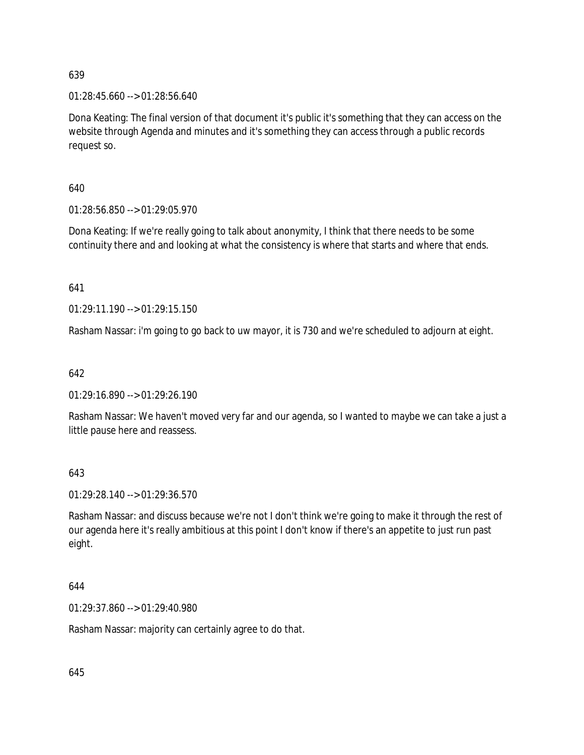639

01:28:45.660 --> 01:28:56.640

Dona Keating: The final version of that document it's public it's something that they can access on the website through Agenda and minutes and it's something they can access through a public records request so.

640

01:28:56.850 --> 01:29:05.970

Dona Keating: If we're really going to talk about anonymity, I think that there needs to be some continuity there and and looking at what the consistency is where that starts and where that ends.

641

01:29:11.190 --> 01:29:15.150

Rasham Nassar: i'm going to go back to uw mayor, it is 730 and we're scheduled to adjourn at eight.

642

01:29:16.890 --> 01:29:26.190

Rasham Nassar: We haven't moved very far and our agenda, so I wanted to maybe we can take a just a little pause here and reassess.

643

01:29:28.140 --> 01:29:36.570

Rasham Nassar: and discuss because we're not I don't think we're going to make it through the rest of our agenda here it's really ambitious at this point I don't know if there's an appetite to just run past eight.

644

01:29:37.860 --> 01:29:40.980

Rasham Nassar: majority can certainly agree to do that.

645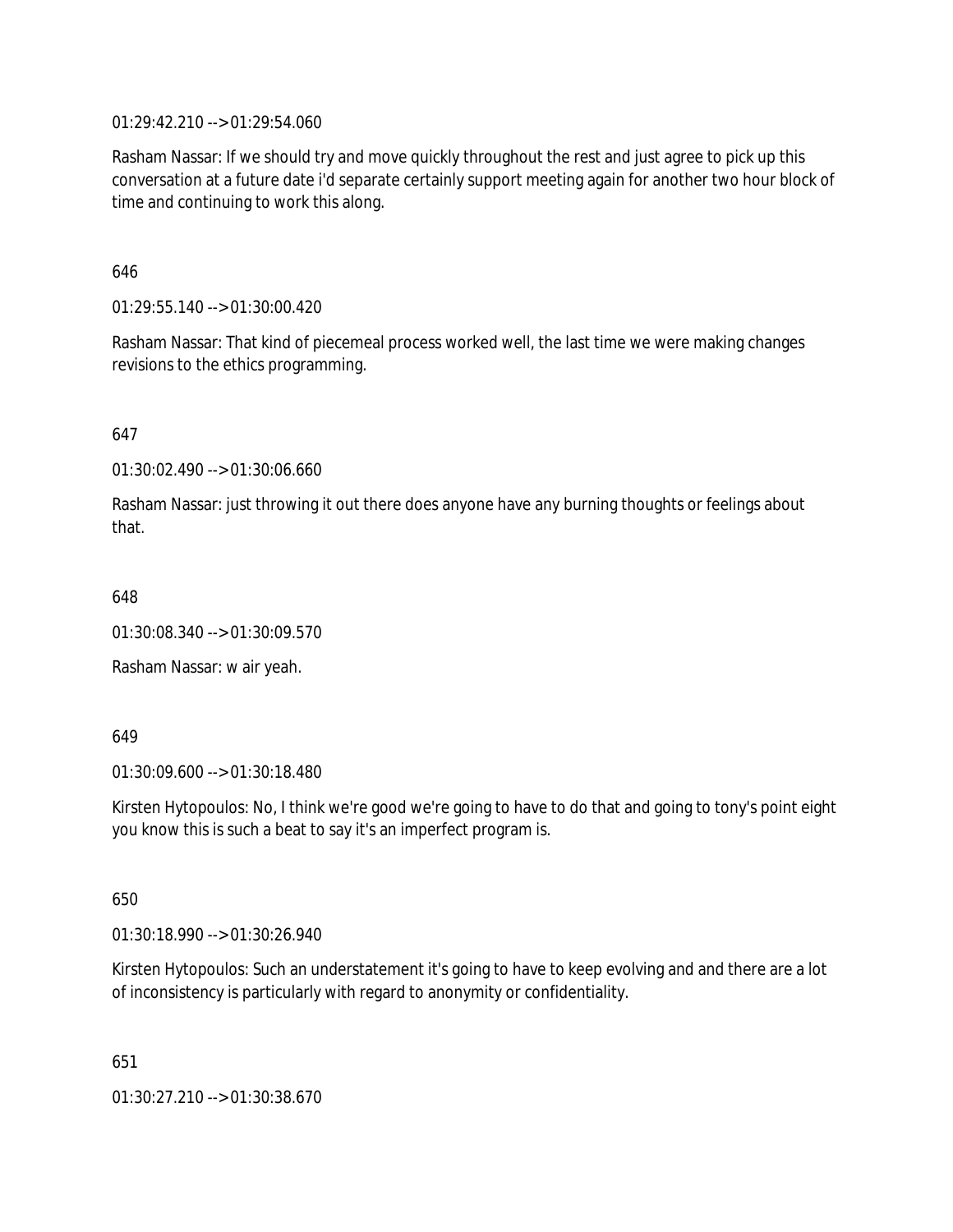01:29:42.210 --> 01:29:54.060

Rasham Nassar: If we should try and move quickly throughout the rest and just agree to pick up this conversation at a future date i'd separate certainly support meeting again for another two hour block of time and continuing to work this along.

646

01:29:55.140 --> 01:30:00.420

Rasham Nassar: That kind of piecemeal process worked well, the last time we were making changes revisions to the ethics programming.

647

01:30:02.490 --> 01:30:06.660

Rasham Nassar: just throwing it out there does anyone have any burning thoughts or feelings about that.

648

01:30:08.340 --> 01:30:09.570

Rasham Nassar: w air yeah.

649

01:30:09.600 --> 01:30:18.480

Kirsten Hytopoulos: No, I think we're good we're going to have to do that and going to tony's point eight you know this is such a beat to say it's an imperfect program is.

650

01:30:18.990 --> 01:30:26.940

Kirsten Hytopoulos: Such an understatement it's going to have to keep evolving and and there are a lot of inconsistency is particularly with regard to anonymity or confidentiality.

651

01:30:27.210 --> 01:30:38.670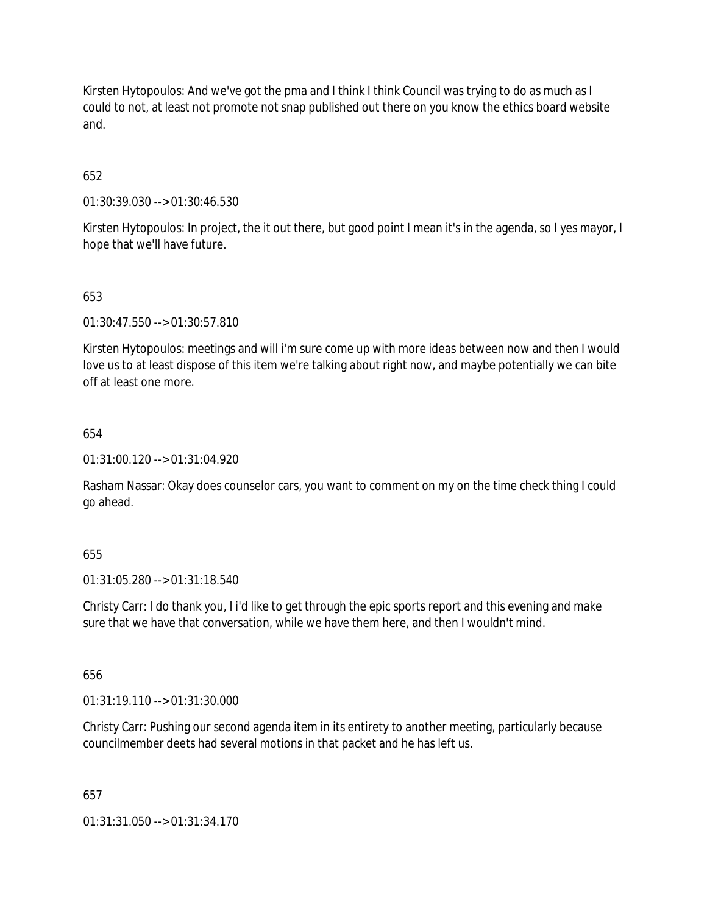Kirsten Hytopoulos: And we've got the pma and I think I think Council was trying to do as much as I could to not, at least not promote not snap published out there on you know the ethics board website and.

652

01:30:39.030 --> 01:30:46.530

Kirsten Hytopoulos: In project, the it out there, but good point I mean it's in the agenda, so I yes mayor, I hope that we'll have future.

653

01:30:47.550 --> 01:30:57.810

Kirsten Hytopoulos: meetings and will i'm sure come up with more ideas between now and then I would love us to at least dispose of this item we're talking about right now, and maybe potentially we can bite off at least one more.

654

01:31:00.120 --> 01:31:04.920

Rasham Nassar: Okay does counselor cars, you want to comment on my on the time check thing I could go ahead.

655

01:31:05.280 --> 01:31:18.540

Christy Carr: I do thank you, I i'd like to get through the epic sports report and this evening and make sure that we have that conversation, while we have them here, and then I wouldn't mind.

656

01:31:19.110 --> 01:31:30.000

Christy Carr: Pushing our second agenda item in its entirety to another meeting, particularly because councilmember deets had several motions in that packet and he has left us.

657

01:31:31.050 --> 01:31:34.170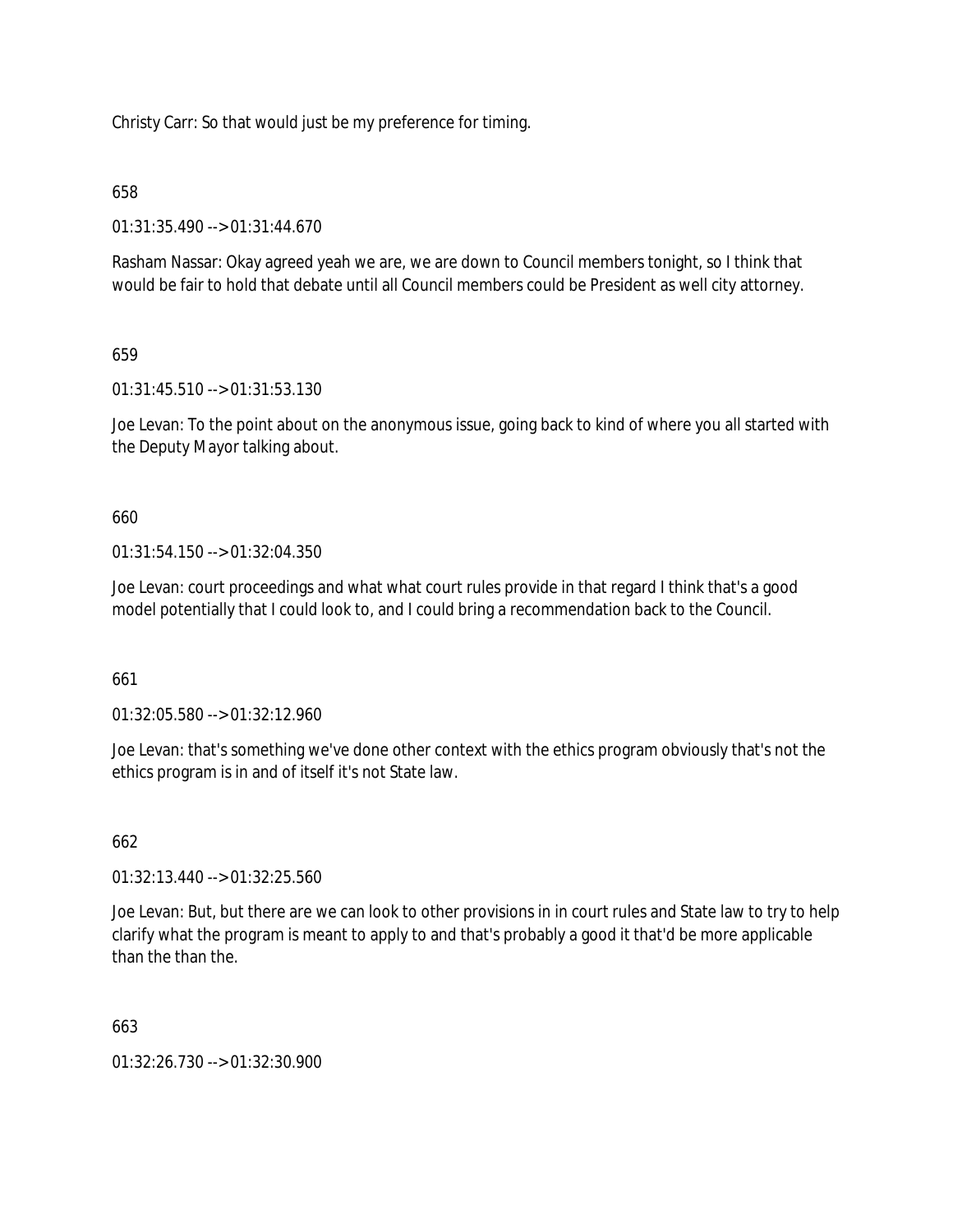Christy Carr: So that would just be my preference for timing.

658

01:31:35.490 --> 01:31:44.670

Rasham Nassar: Okay agreed yeah we are, we are down to Council members tonight, so I think that would be fair to hold that debate until all Council members could be President as well city attorney.

659

01:31:45.510 --> 01:31:53.130

Joe Levan: To the point about on the anonymous issue, going back to kind of where you all started with the Deputy Mayor talking about.

660

01:31:54.150 --> 01:32:04.350

Joe Levan: court proceedings and what what court rules provide in that regard I think that's a good model potentially that I could look to, and I could bring a recommendation back to the Council.

661

01:32:05.580 --> 01:32:12.960

Joe Levan: that's something we've done other context with the ethics program obviously that's not the ethics program is in and of itself it's not State law.

662

01:32:13.440 --> 01:32:25.560

Joe Levan: But, but there are we can look to other provisions in in court rules and State law to try to help clarify what the program is meant to apply to and that's probably a good it that'd be more applicable than the than the.

663

01:32:26.730 --> 01:32:30.900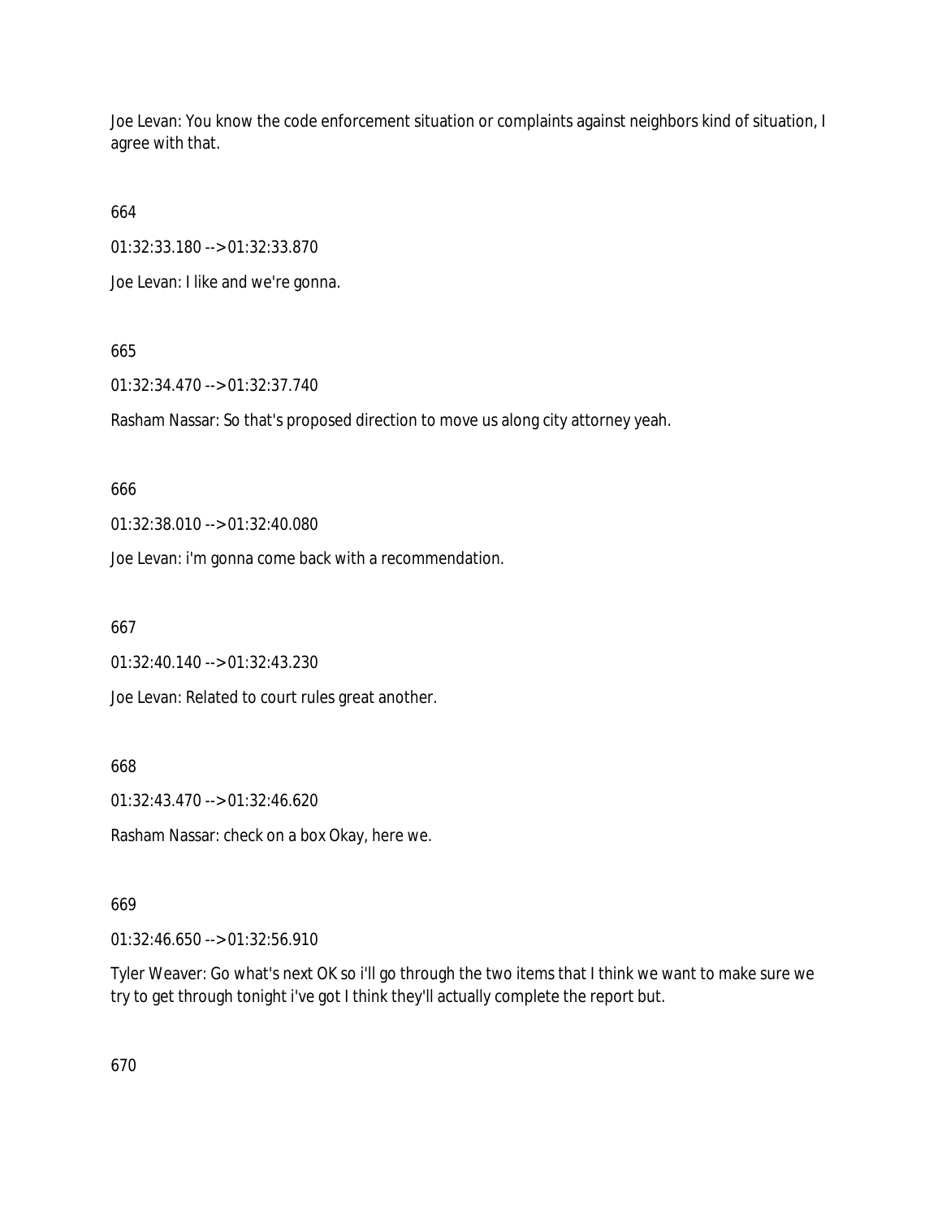Joe Levan: You know the code enforcement situation or complaints against neighbors kind of situation, I agree with that.

664

01:32:33.180 --> 01:32:33.870

Joe Levan: I like and we're gonna.

665

01:32:34.470 --> 01:32:37.740

Rasham Nassar: So that's proposed direction to move us along city attorney yeah.

666

01:32:38.010 --> 01:32:40.080

Joe Levan: i'm gonna come back with a recommendation.

667

01:32:40.140 --> 01:32:43.230

Joe Levan: Related to court rules great another.

668

01:32:43.470 --> 01:32:46.620

Rasham Nassar: check on a box Okay, here we.

669

01:32:46.650 --> 01:32:56.910

Tyler Weaver: Go what's next OK so i'll go through the two items that I think we want to make sure we try to get through tonight i've got I think they'll actually complete the report but.

670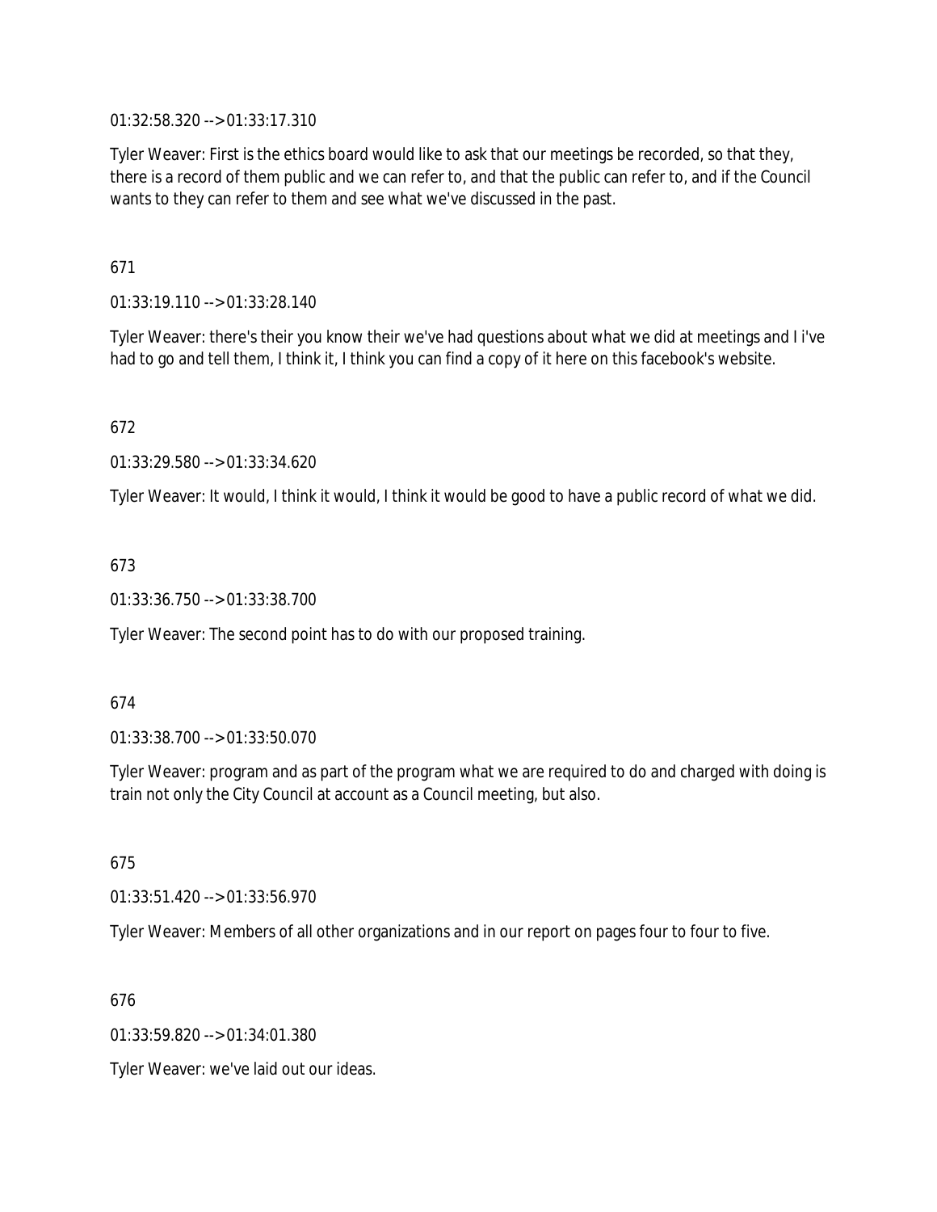01:32:58.320 --> 01:33:17.310

Tyler Weaver: First is the ethics board would like to ask that our meetings be recorded, so that they, there is a record of them public and we can refer to, and that the public can refer to, and if the Council wants to they can refer to them and see what we've discussed in the past.

671

01:33:19.110 --> 01:33:28.140

Tyler Weaver: there's their you know their we've had questions about what we did at meetings and I i've had to go and tell them, I think it, I think you can find a copy of it here on this facebook's website.

672

01:33:29.580 --> 01:33:34.620

Tyler Weaver: It would, I think it would, I think it would be good to have a public record of what we did.

673

01:33:36.750 --> 01:33:38.700

Tyler Weaver: The second point has to do with our proposed training.

674

01:33:38.700 --> 01:33:50.070

Tyler Weaver: program and as part of the program what we are required to do and charged with doing is train not only the City Council at account as a Council meeting, but also.

675

01:33:51.420 --> 01:33:56.970

Tyler Weaver: Members of all other organizations and in our report on pages four to four to five.

676

01:33:59.820 --> 01:34:01.380

Tyler Weaver: we've laid out our ideas.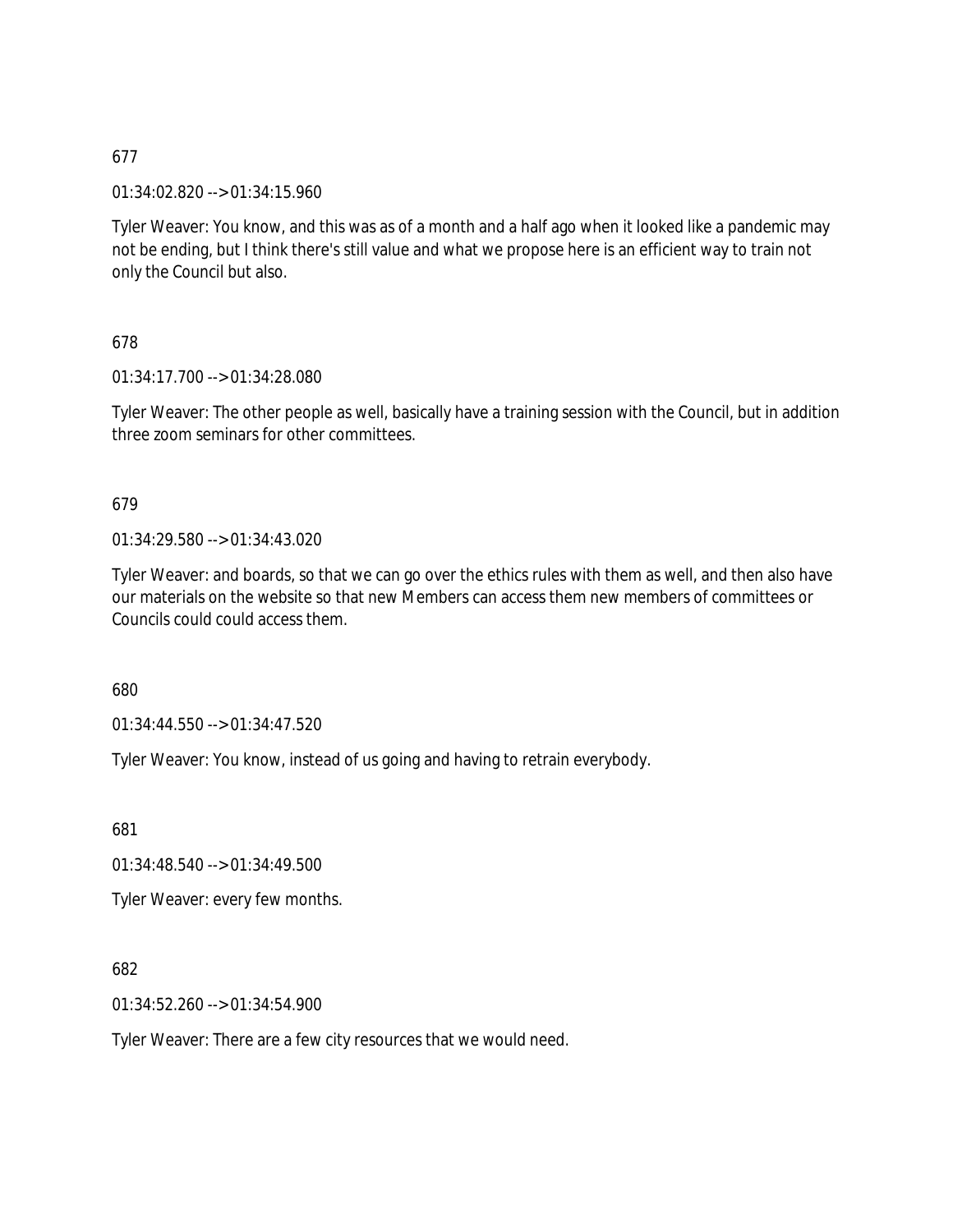677

01:34:02.820 --> 01:34:15.960

Tyler Weaver: You know, and this was as of a month and a half ago when it looked like a pandemic may not be ending, but I think there's still value and what we propose here is an efficient way to train not only the Council but also.

678

01:34:17.700 --> 01:34:28.080

Tyler Weaver: The other people as well, basically have a training session with the Council, but in addition three zoom seminars for other committees.

679

01:34:29.580 --> 01:34:43.020

Tyler Weaver: and boards, so that we can go over the ethics rules with them as well, and then also have our materials on the website so that new Members can access them new members of committees or Councils could could access them.

680

01:34:44.550 --> 01:34:47.520

Tyler Weaver: You know, instead of us going and having to retrain everybody.

681

01:34:48.540 --> 01:34:49.500

Tyler Weaver: every few months.

682

01:34:52.260 --> 01:34:54.900

Tyler Weaver: There are a few city resources that we would need.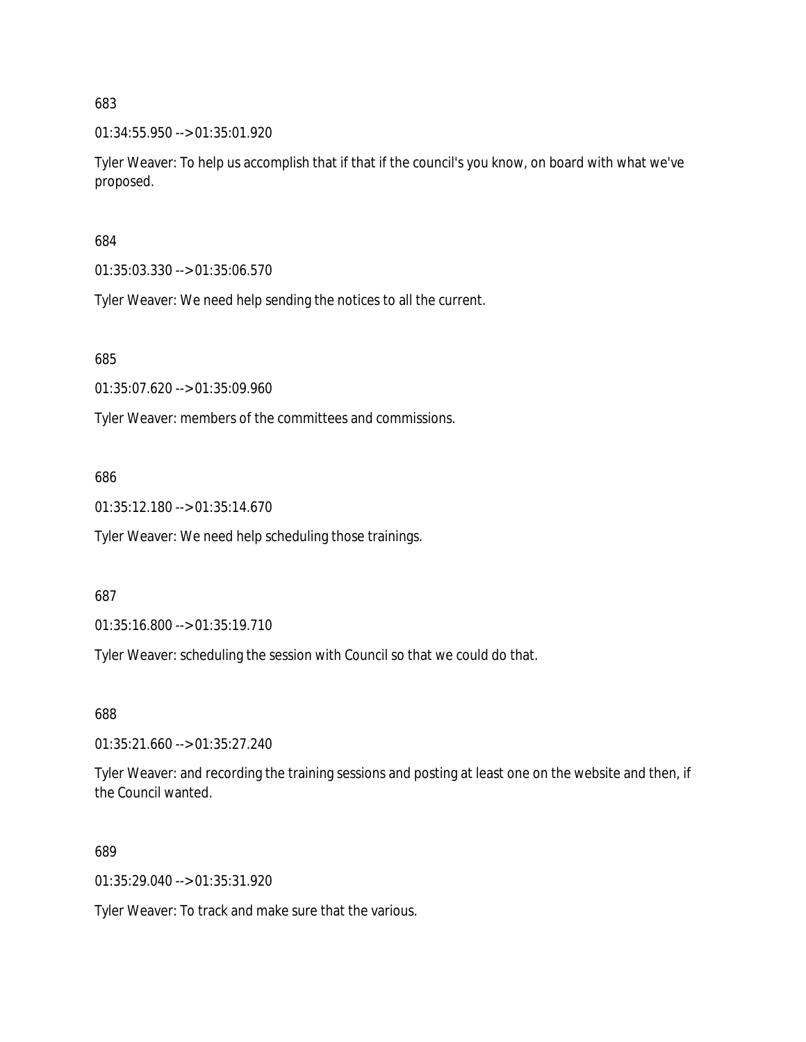683

01:34:55.950 --> 01:35:01.920

Tyler Weaver: To help us accomplish that if that if the council's you know, on board with what we've proposed.

684

01:35:03.330 --> 01:35:06.570

Tyler Weaver: We need help sending the notices to all the current.

685

01:35:07.620 --> 01:35:09.960

Tyler Weaver: members of the committees and commissions.

686

01:35:12.180 --> 01:35:14.670

Tyler Weaver: We need help scheduling those trainings.

687

01:35:16.800 --> 01:35:19.710

Tyler Weaver: scheduling the session with Council so that we could do that.

688

01:35:21.660 --> 01:35:27.240

Tyler Weaver: and recording the training sessions and posting at least one on the website and then, if the Council wanted.

689

01:35:29.040 --> 01:35:31.920

Tyler Weaver: To track and make sure that the various.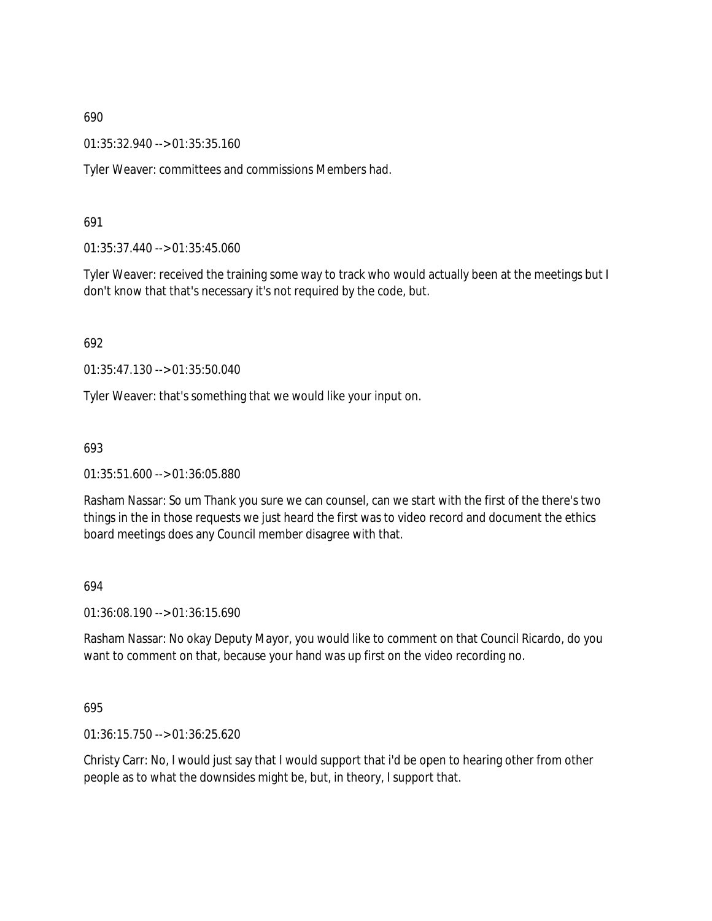690

01:35:32.940 --> 01:35:35.160

Tyler Weaver: committees and commissions Members had.

691

01:35:37.440 --> 01:35:45.060

Tyler Weaver: received the training some way to track who would actually been at the meetings but I don't know that that's necessary it's not required by the code, but.

692

01:35:47.130 --> 01:35:50.040

Tyler Weaver: that's something that we would like your input on.

693

01:35:51.600 --> 01:36:05.880

Rasham Nassar: So um Thank you sure we can counsel, can we start with the first of the there's two things in the in those requests we just heard the first was to video record and document the ethics board meetings does any Council member disagree with that.

694

01:36:08.190 --> 01:36:15.690

Rasham Nassar: No okay Deputy Mayor, you would like to comment on that Council Ricardo, do you want to comment on that, because your hand was up first on the video recording no.

695

01:36:15.750 --> 01:36:25.620

Christy Carr: No, I would just say that I would support that i'd be open to hearing other from other people as to what the downsides might be, but, in theory, I support that.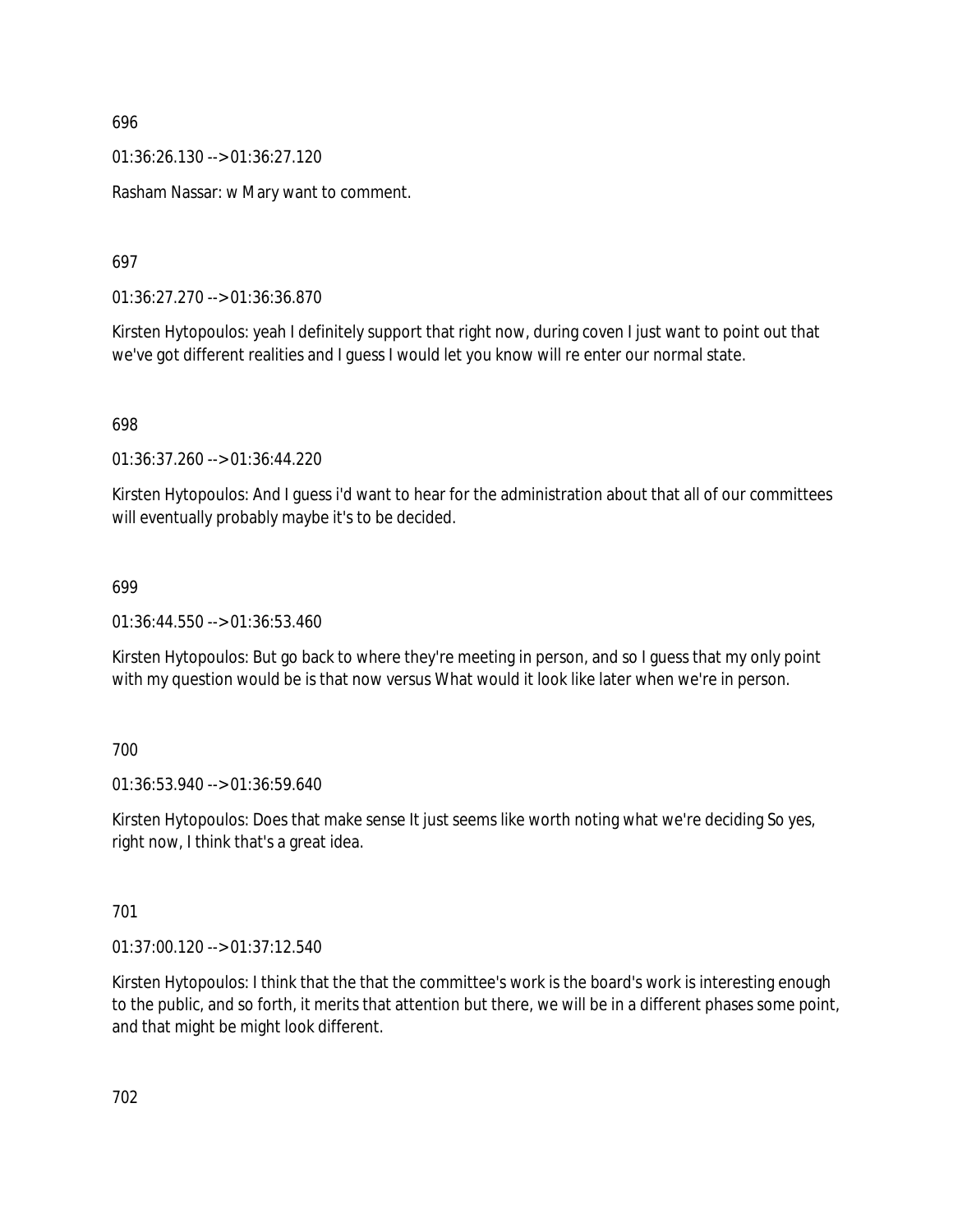696

01:36:26.130 --> 01:36:27.120

Rasham Nassar: w Mary want to comment.

697

01:36:27.270 --> 01:36:36.870

Kirsten Hytopoulos: yeah I definitely support that right now, during coven I just want to point out that we've got different realities and I guess I would let you know will re enter our normal state.

698

01:36:37.260 --> 01:36:44.220

Kirsten Hytopoulos: And I guess i'd want to hear for the administration about that all of our committees will eventually probably maybe it's to be decided.

699

01:36:44.550 --> 01:36:53.460

Kirsten Hytopoulos: But go back to where they're meeting in person, and so I guess that my only point with my question would be is that now versus What would it look like later when we're in person.

700

01:36:53.940 --> 01:36:59.640

Kirsten Hytopoulos: Does that make sense It just seems like worth noting what we're deciding So yes, right now, I think that's a great idea.

701

01:37:00.120 --> 01:37:12.540

Kirsten Hytopoulos: I think that the that the committee's work is the board's work is interesting enough to the public, and so forth, it merits that attention but there, we will be in a different phases some point, and that might be might look different.

702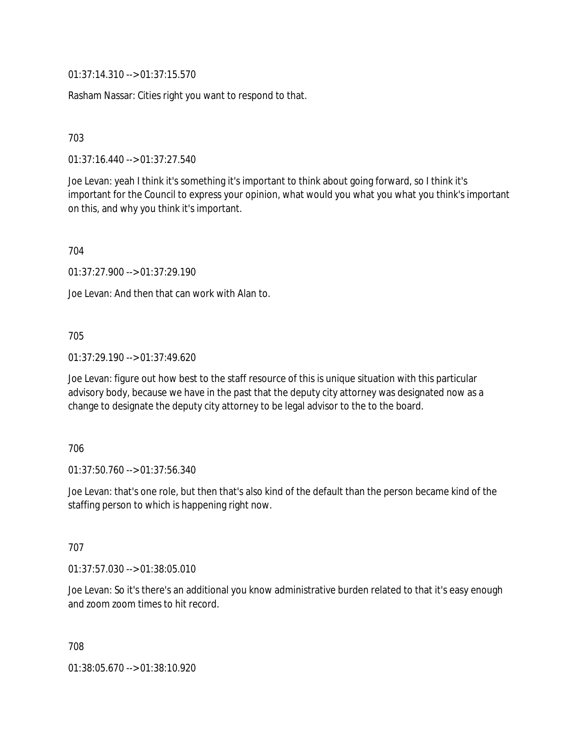01:37:14.310 --> 01:37:15.570

Rasham Nassar: Cities right you want to respond to that.

703

01:37:16.440 --> 01:37:27.540

Joe Levan: yeah I think it's something it's important to think about going forward, so I think it's important for the Council to express your opinion, what would you what you what you think's important on this, and why you think it's important.

704

01:37:27.900 --> 01:37:29.190

Joe Levan: And then that can work with Alan to.

705

01:37:29.190 --> 01:37:49.620

Joe Levan: figure out how best to the staff resource of this is unique situation with this particular advisory body, because we have in the past that the deputy city attorney was designated now as a change to designate the deputy city attorney to be legal advisor to the to the board.

706

01:37:50.760 --> 01:37:56.340

Joe Levan: that's one role, but then that's also kind of the default than the person became kind of the staffing person to which is happening right now.

707

01:37:57.030 --> 01:38:05.010

Joe Levan: So it's there's an additional you know administrative burden related to that it's easy enough and zoom zoom times to hit record.

708

01:38:05.670 --> 01:38:10.920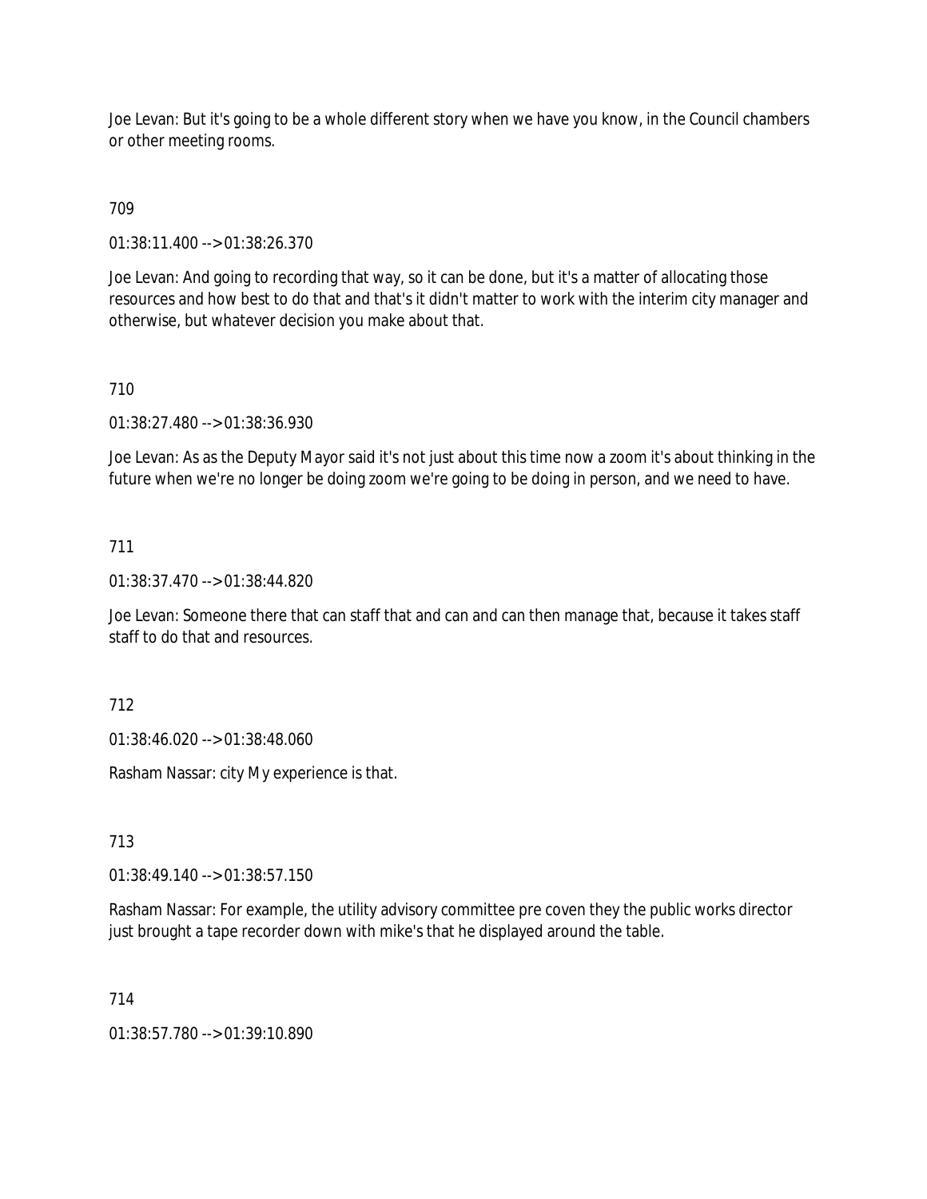Joe Levan: But it's going to be a whole different story when we have you know, in the Council chambers or other meeting rooms.

709

01:38:11.400 --> 01:38:26.370

Joe Levan: And going to recording that way, so it can be done, but it's a matter of allocating those resources and how best to do that and that's it didn't matter to work with the interim city manager and otherwise, but whatever decision you make about that.

710

01:38:27.480 --> 01:38:36.930

Joe Levan: As as the Deputy Mayor said it's not just about this time now a zoom it's about thinking in the future when we're no longer be doing zoom we're going to be doing in person, and we need to have.

711

01:38:37.470 --> 01:38:44.820

Joe Levan: Someone there that can staff that and can and can then manage that, because it takes staff staff to do that and resources.

712

01:38:46.020 --> 01:38:48.060

Rasham Nassar: city My experience is that.

713

01:38:49.140 --> 01:38:57.150

Rasham Nassar: For example, the utility advisory committee pre coven they the public works director just brought a tape recorder down with mike's that he displayed around the table.

714

01:38:57.780 --> 01:39:10.890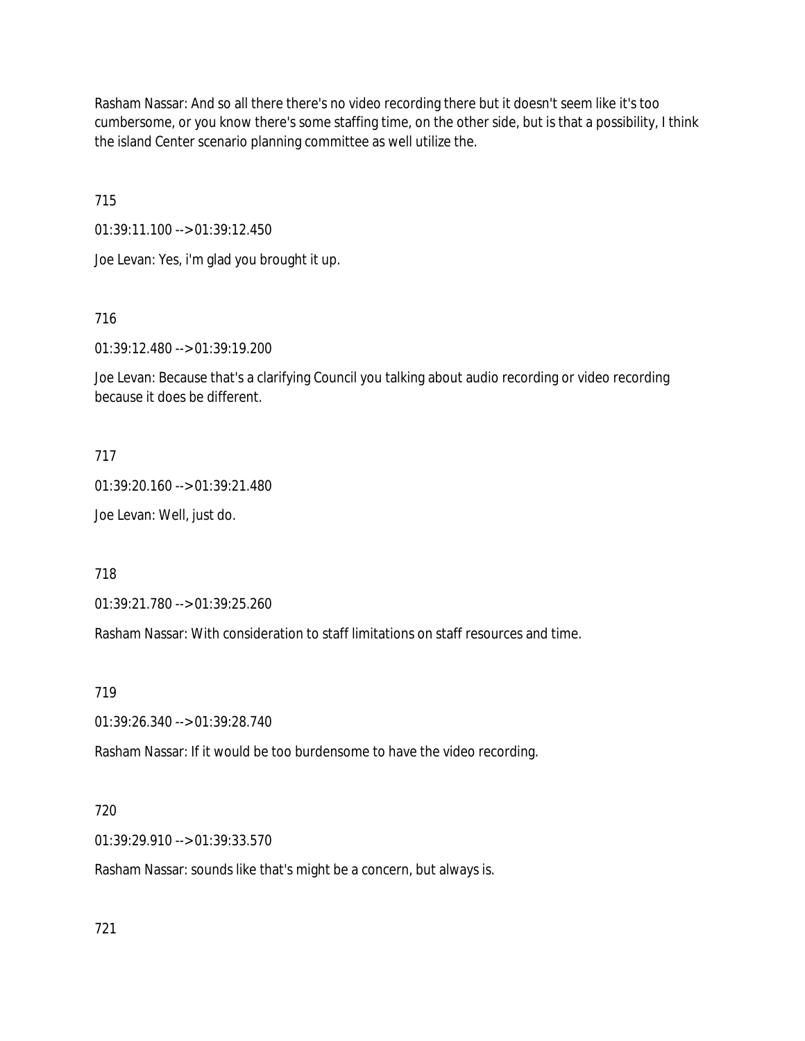Rasham Nassar: And so all there there's no video recording there but it doesn't seem like it's too cumbersome, or you know there's some staffing time, on the other side, but is that a possibility, I think the island Center scenario planning committee as well utilize the.

715

01:39:11.100 --> 01:39:12.450

Joe Levan: Yes, i'm glad you brought it up.

716

01:39:12.480 --> 01:39:19.200

Joe Levan: Because that's a clarifying Council you talking about audio recording or video recording because it does be different.

717

01:39:20.160 --> 01:39:21.480

Joe Levan: Well, just do.

718

01:39:21.780 --> 01:39:25.260

Rasham Nassar: With consideration to staff limitations on staff resources and time.

719

01:39:26.340 --> 01:39:28.740

Rasham Nassar: If it would be too burdensome to have the video recording.

720

01:39:29.910 --> 01:39:33.570

Rasham Nassar: sounds like that's might be a concern, but always is.

721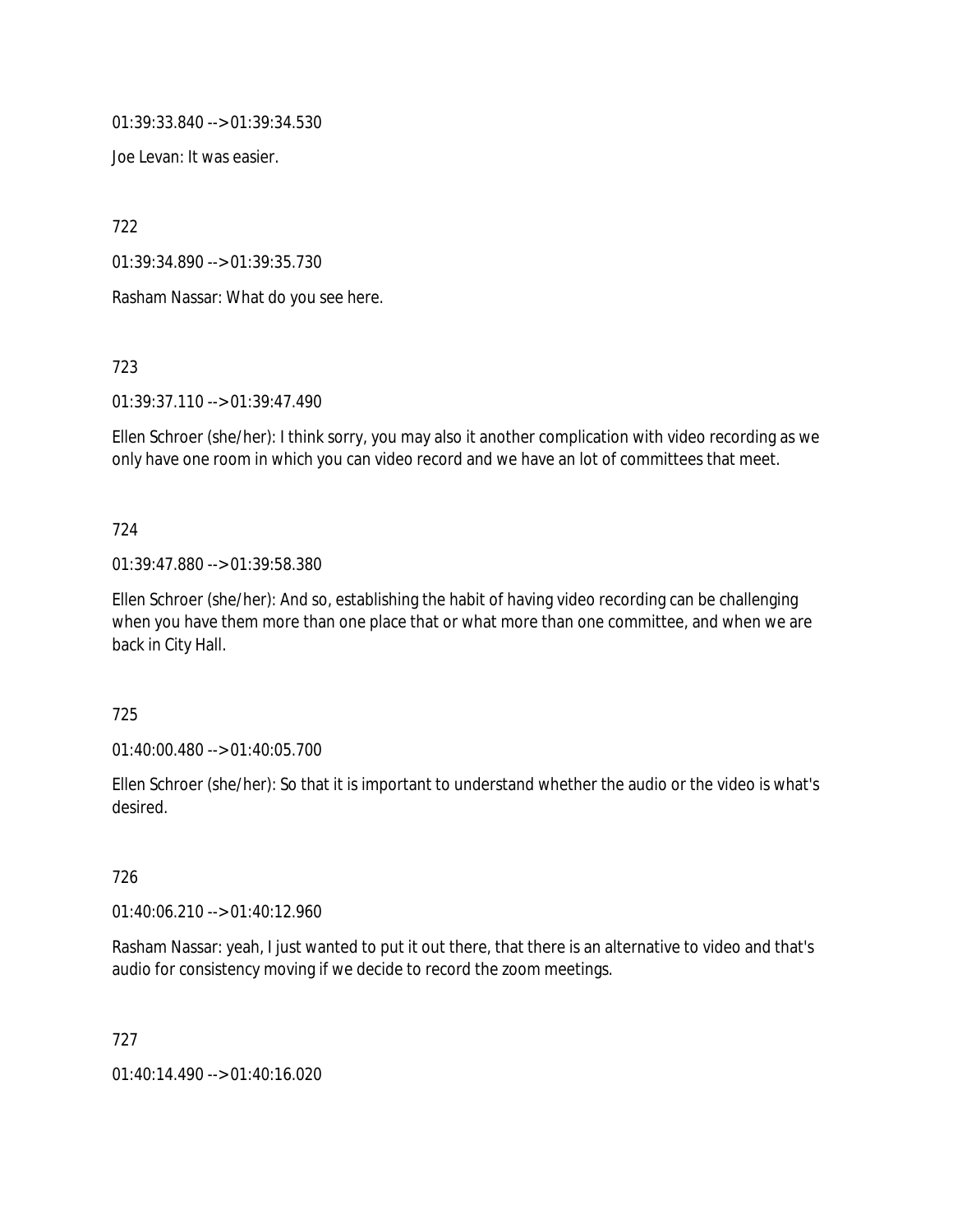01:39:33.840 --> 01:39:34.530

Joe Levan: It was easier.

722

01:39:34.890 --> 01:39:35.730

Rasham Nassar: What do you see here.

723

01:39:37.110 --> 01:39:47.490

Ellen Schroer (she/her): I think sorry, you may also it another complication with video recording as we only have one room in which you can video record and we have an lot of committees that meet.

724

01:39:47.880 --> 01:39:58.380

Ellen Schroer (she/her): And so, establishing the habit of having video recording can be challenging when you have them more than one place that or what more than one committee, and when we are back in City Hall.

725

01:40:00.480 --> 01:40:05.700

Ellen Schroer (she/her): So that it is important to understand whether the audio or the video is what's desired.

726

01:40:06.210 --> 01:40:12.960

Rasham Nassar: yeah, I just wanted to put it out there, that there is an alternative to video and that's audio for consistency moving if we decide to record the zoom meetings.

727

01:40:14.490 --> 01:40:16.020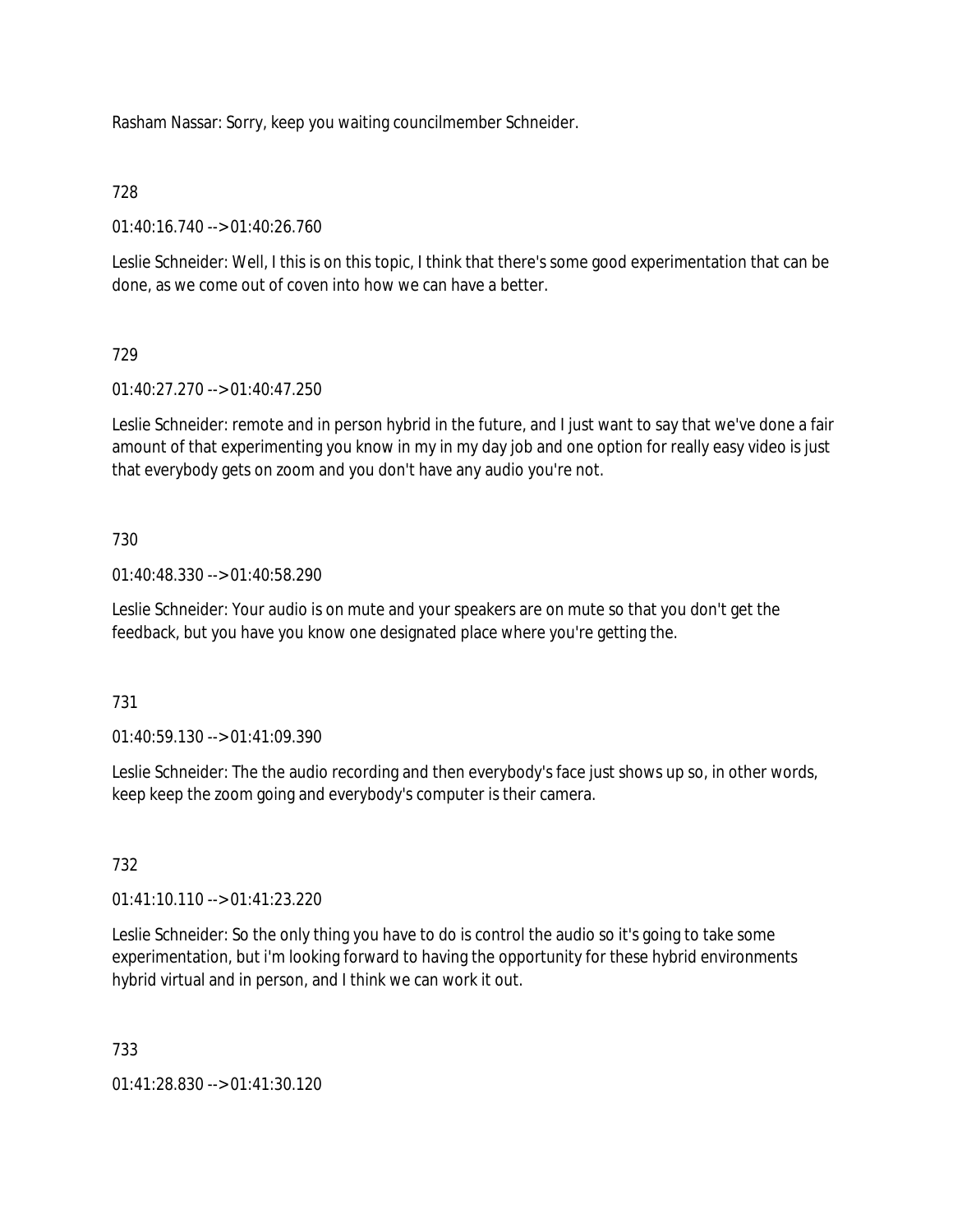Rasham Nassar: Sorry, keep you waiting councilmember Schneider.

728

01:40:16.740 --> 01:40:26.760

Leslie Schneider: Well, I this is on this topic, I think that there's some good experimentation that can be done, as we come out of coven into how we can have a better.

729

01:40:27.270 --> 01:40:47.250

Leslie Schneider: remote and in person hybrid in the future, and I just want to say that we've done a fair amount of that experimenting you know in my in my day job and one option for really easy video is just that everybody gets on zoom and you don't have any audio you're not.

730

01:40:48.330 --> 01:40:58.290

Leslie Schneider: Your audio is on mute and your speakers are on mute so that you don't get the feedback, but you have you know one designated place where you're getting the.

731

01:40:59.130 --> 01:41:09.390

Leslie Schneider: The the audio recording and then everybody's face just shows up so, in other words, keep keep the zoom going and everybody's computer is their camera.

732

01:41:10.110 --> 01:41:23.220

Leslie Schneider: So the only thing you have to do is control the audio so it's going to take some experimentation, but i'm looking forward to having the opportunity for these hybrid environments hybrid virtual and in person, and I think we can work it out.

733

01:41:28.830 --> 01:41:30.120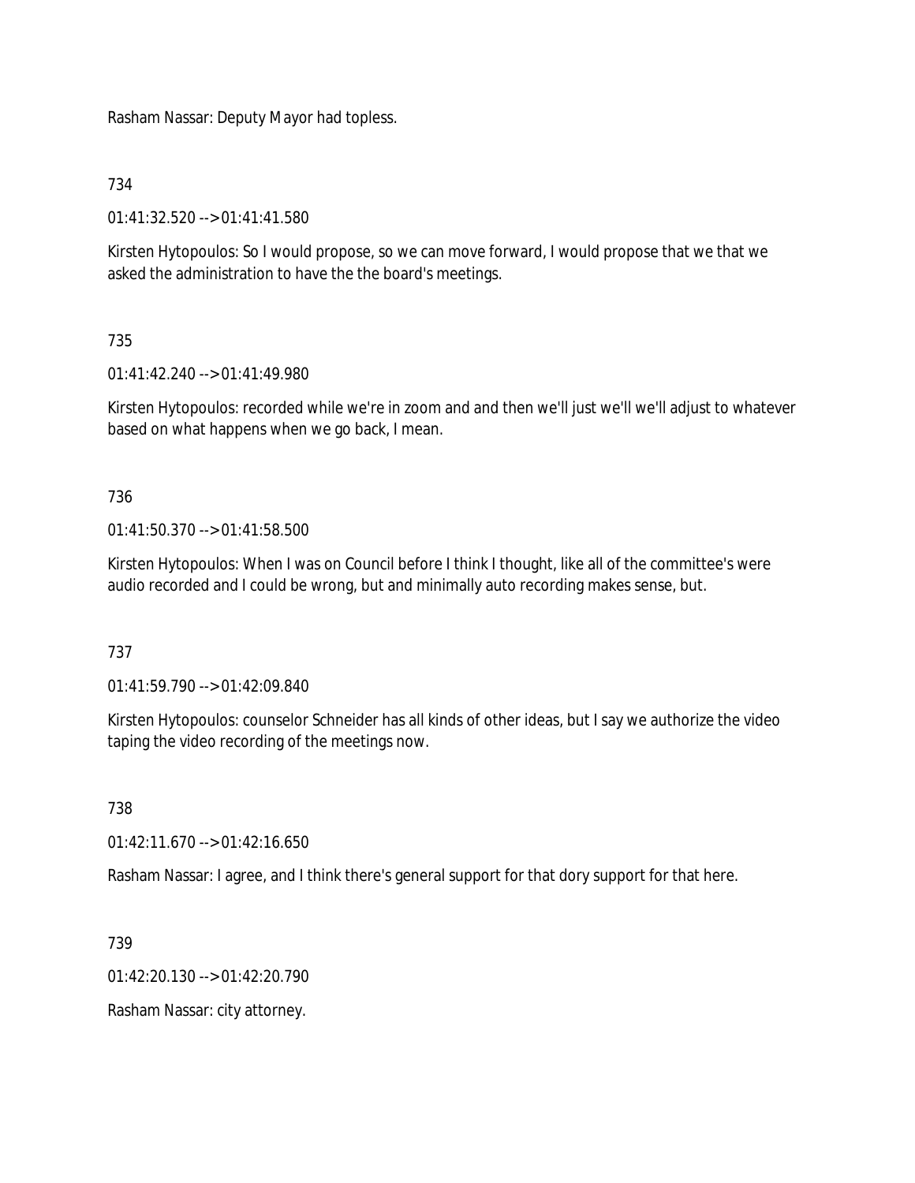Rasham Nassar: Deputy Mayor had topless.

734

01:41:32.520 --> 01:41:41.580

Kirsten Hytopoulos: So I would propose, so we can move forward, I would propose that we that we asked the administration to have the the board's meetings.

735

01:41:42.240 --> 01:41:49.980

Kirsten Hytopoulos: recorded while we're in zoom and and then we'll just we'll we'll adjust to whatever based on what happens when we go back, I mean.

736

01:41:50.370 --> 01:41:58.500

Kirsten Hytopoulos: When I was on Council before I think I thought, like all of the committee's were audio recorded and I could be wrong, but and minimally auto recording makes sense, but.

737

01:41:59.790 --> 01:42:09.840

Kirsten Hytopoulos: counselor Schneider has all kinds of other ideas, but I say we authorize the video taping the video recording of the meetings now.

738

01:42:11.670 --> 01:42:16.650

Rasham Nassar: I agree, and I think there's general support for that dory support for that here.

739

01:42:20.130 --> 01:42:20.790

Rasham Nassar: city attorney.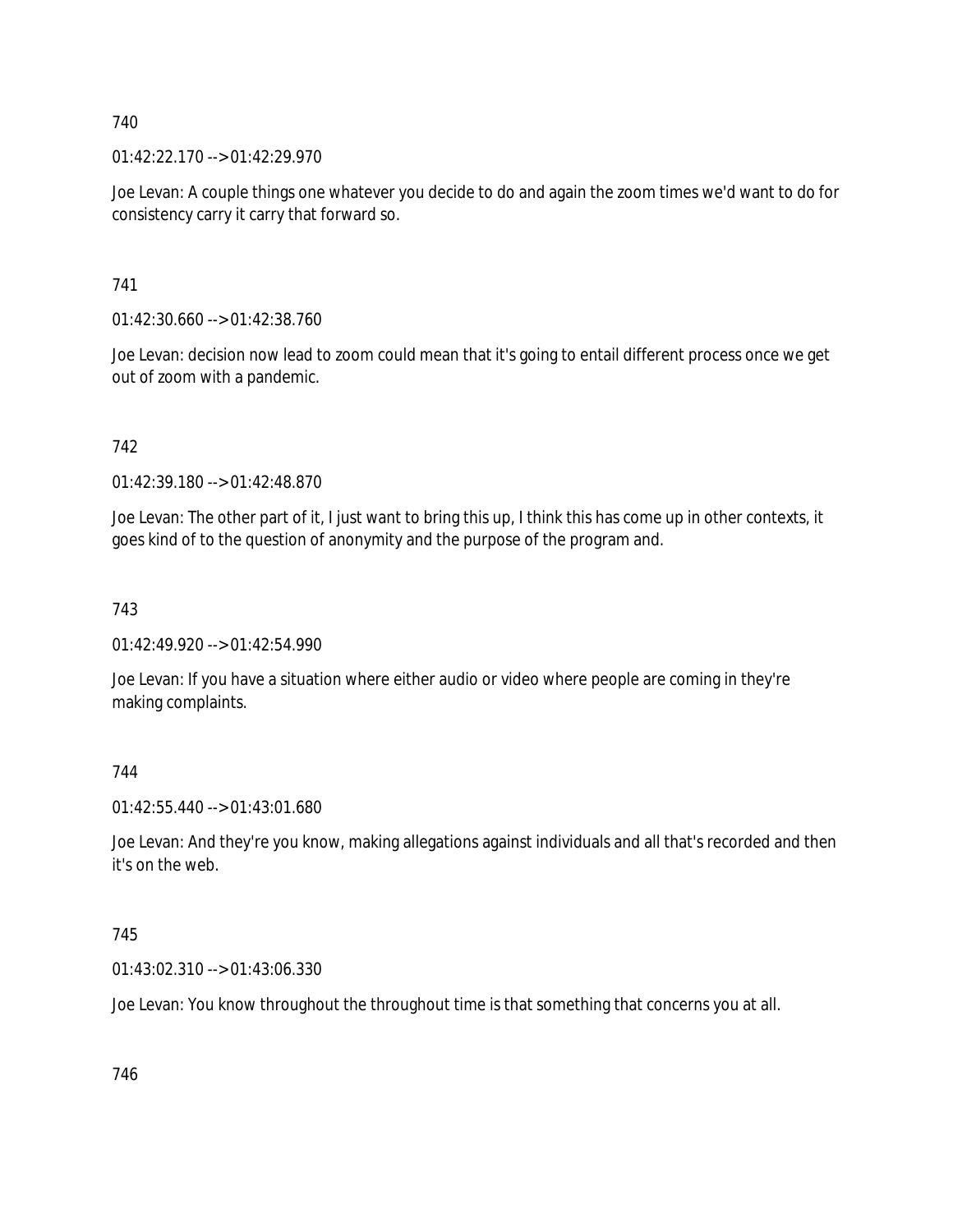740

01:42:22.170 --> 01:42:29.970

Joe Levan: A couple things one whatever you decide to do and again the zoom times we'd want to do for consistency carry it carry that forward so.

741

01:42:30.660 --> 01:42:38.760

Joe Levan: decision now lead to zoom could mean that it's going to entail different process once we get out of zoom with a pandemic.

742

01:42:39.180 --> 01:42:48.870

Joe Levan: The other part of it, I just want to bring this up, I think this has come up in other contexts, it goes kind of to the question of anonymity and the purpose of the program and.

743

01:42:49.920 --> 01:42:54.990

Joe Levan: If you have a situation where either audio or video where people are coming in they're making complaints.

744

01:42:55.440 --> 01:43:01.680

Joe Levan: And they're you know, making allegations against individuals and all that's recorded and then it's on the web.

745

01:43:02.310 --> 01:43:06.330

Joe Levan: You know throughout the throughout time is that something that concerns you at all.

746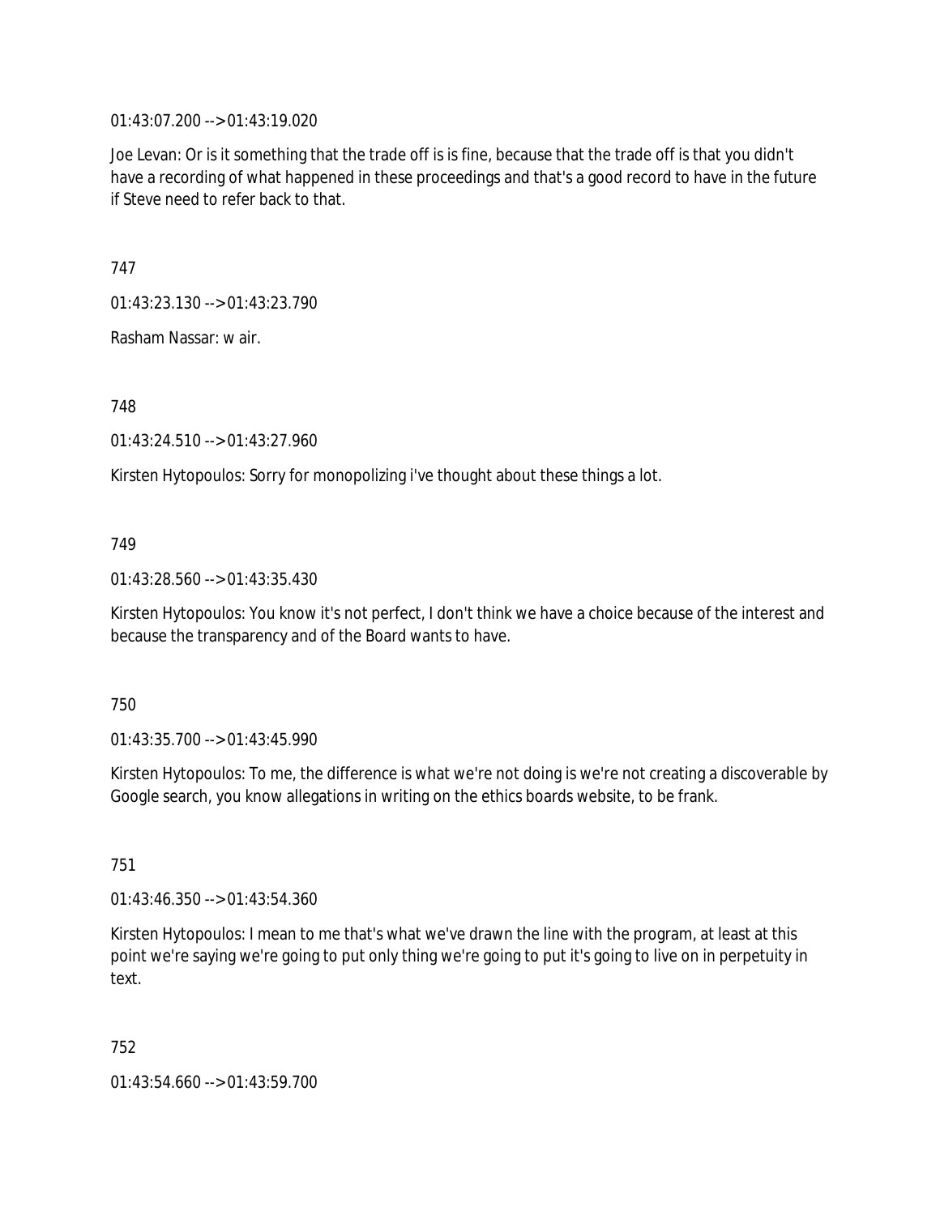01:43:07.200 --> 01:43:19.020

Joe Levan: Or is it something that the trade off is is fine, because that the trade off is that you didn't have a recording of what happened in these proceedings and that's a good record to have in the future if Steve need to refer back to that.

747

01:43:23.130 --> 01:43:23.790

Rasham Nassar: w air.

748

01:43:24.510 --> 01:43:27.960

Kirsten Hytopoulos: Sorry for monopolizing i've thought about these things a lot.

749

01:43:28.560 --> 01:43:35.430

Kirsten Hytopoulos: You know it's not perfect, I don't think we have a choice because of the interest and because the transparency and of the Board wants to have.

750

01:43:35.700 --> 01:43:45.990

Kirsten Hytopoulos: To me, the difference is what we're not doing is we're not creating a discoverable by Google search, you know allegations in writing on the ethics boards website, to be frank.

751

01:43:46.350 --> 01:43:54.360

Kirsten Hytopoulos: I mean to me that's what we've drawn the line with the program, at least at this point we're saying we're going to put only thing we're going to put it's going to live on in perpetuity in text.

752

01:43:54.660 --> 01:43:59.700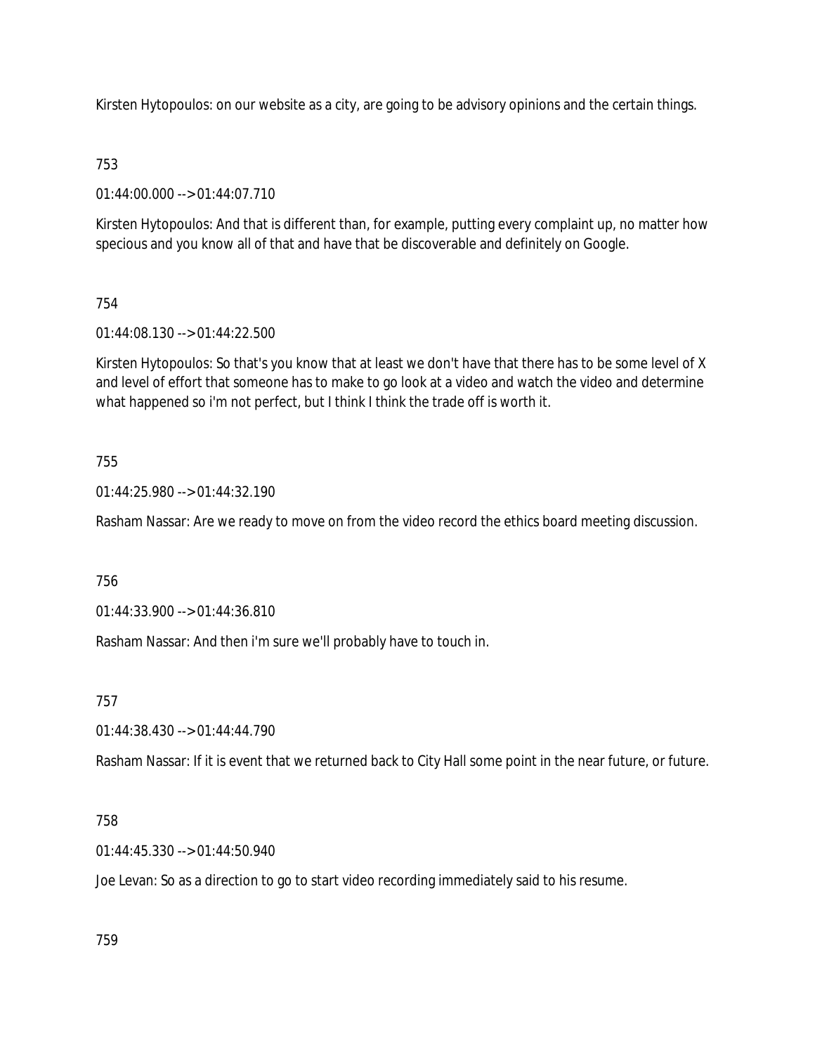Kirsten Hytopoulos: on our website as a city, are going to be advisory opinions and the certain things.

753

01:44:00.000 --> 01:44:07.710

Kirsten Hytopoulos: And that is different than, for example, putting every complaint up, no matter how specious and you know all of that and have that be discoverable and definitely on Google.

754

01:44:08.130 --> 01:44:22.500

Kirsten Hytopoulos: So that's you know that at least we don't have that there has to be some level of X and level of effort that someone has to make to go look at a video and watch the video and determine what happened so i'm not perfect, but I think I think the trade off is worth it.

755

01:44:25.980 --> 01:44:32.190

Rasham Nassar: Are we ready to move on from the video record the ethics board meeting discussion.

756

01:44:33.900 --> 01:44:36.810

Rasham Nassar: And then i'm sure we'll probably have to touch in.

757

01:44:38.430 --> 01:44:44.790

Rasham Nassar: If it is event that we returned back to City Hall some point in the near future, or future.

758

01:44:45.330 --> 01:44:50.940

Joe Levan: So as a direction to go to start video recording immediately said to his resume.

759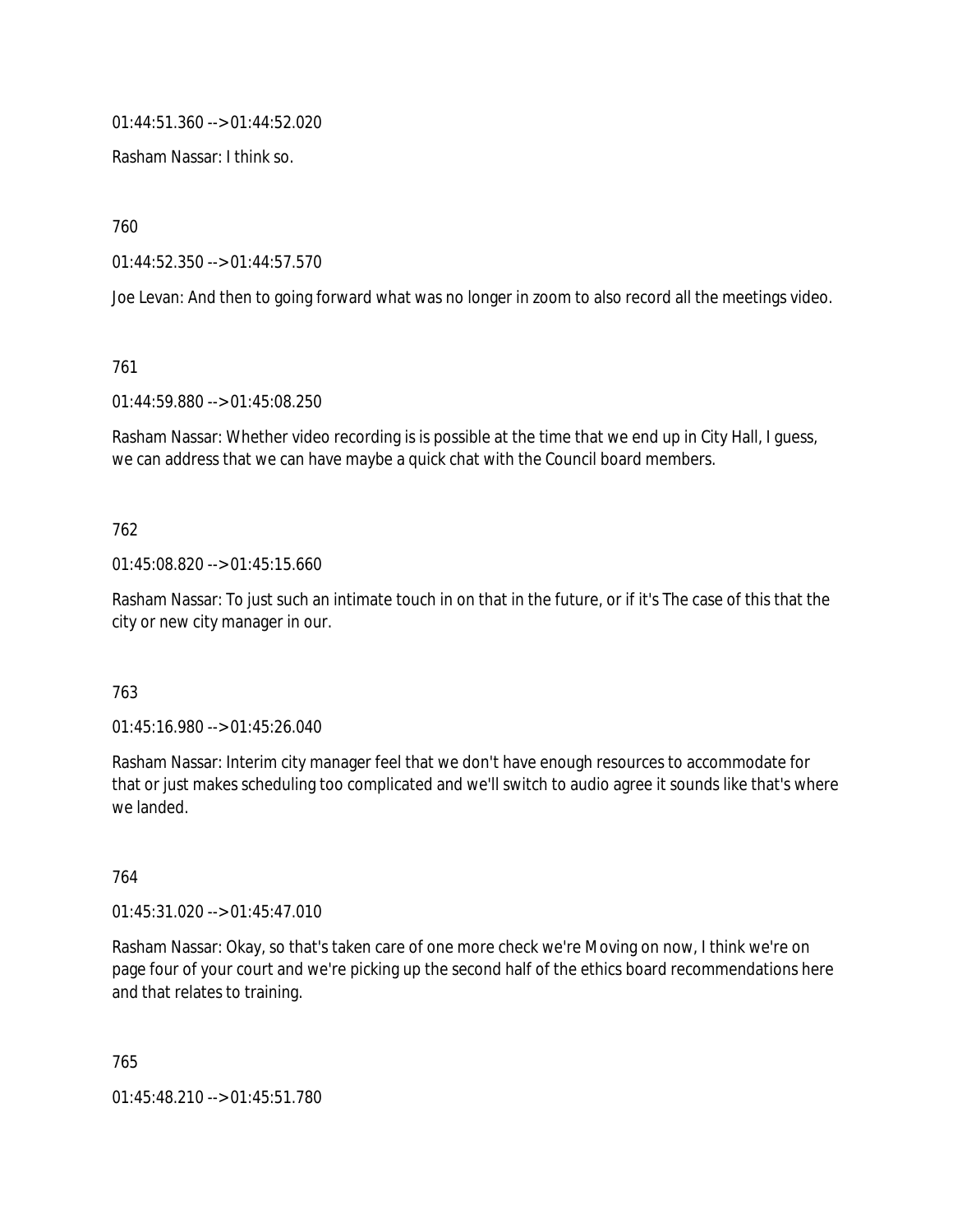01:44:51.360 --> 01:44:52.020

Rasham Nassar: I think so.

760

01:44:52.350 --> 01:44:57.570

Joe Levan: And then to going forward what was no longer in zoom to also record all the meetings video.

761

01:44:59.880 --> 01:45:08.250

Rasham Nassar: Whether video recording is is possible at the time that we end up in City Hall, I guess, we can address that we can have maybe a quick chat with the Council board members.

762

01:45:08.820 --> 01:45:15.660

Rasham Nassar: To just such an intimate touch in on that in the future, or if it's The case of this that the city or new city manager in our.

763

01:45:16.980 --> 01:45:26.040

Rasham Nassar: Interim city manager feel that we don't have enough resources to accommodate for that or just makes scheduling too complicated and we'll switch to audio agree it sounds like that's where we landed.

764

01:45:31.020 --> 01:45:47.010

Rasham Nassar: Okay, so that's taken care of one more check we're Moving on now, I think we're on page four of your court and we're picking up the second half of the ethics board recommendations here and that relates to training.

765

01:45:48.210 --> 01:45:51.780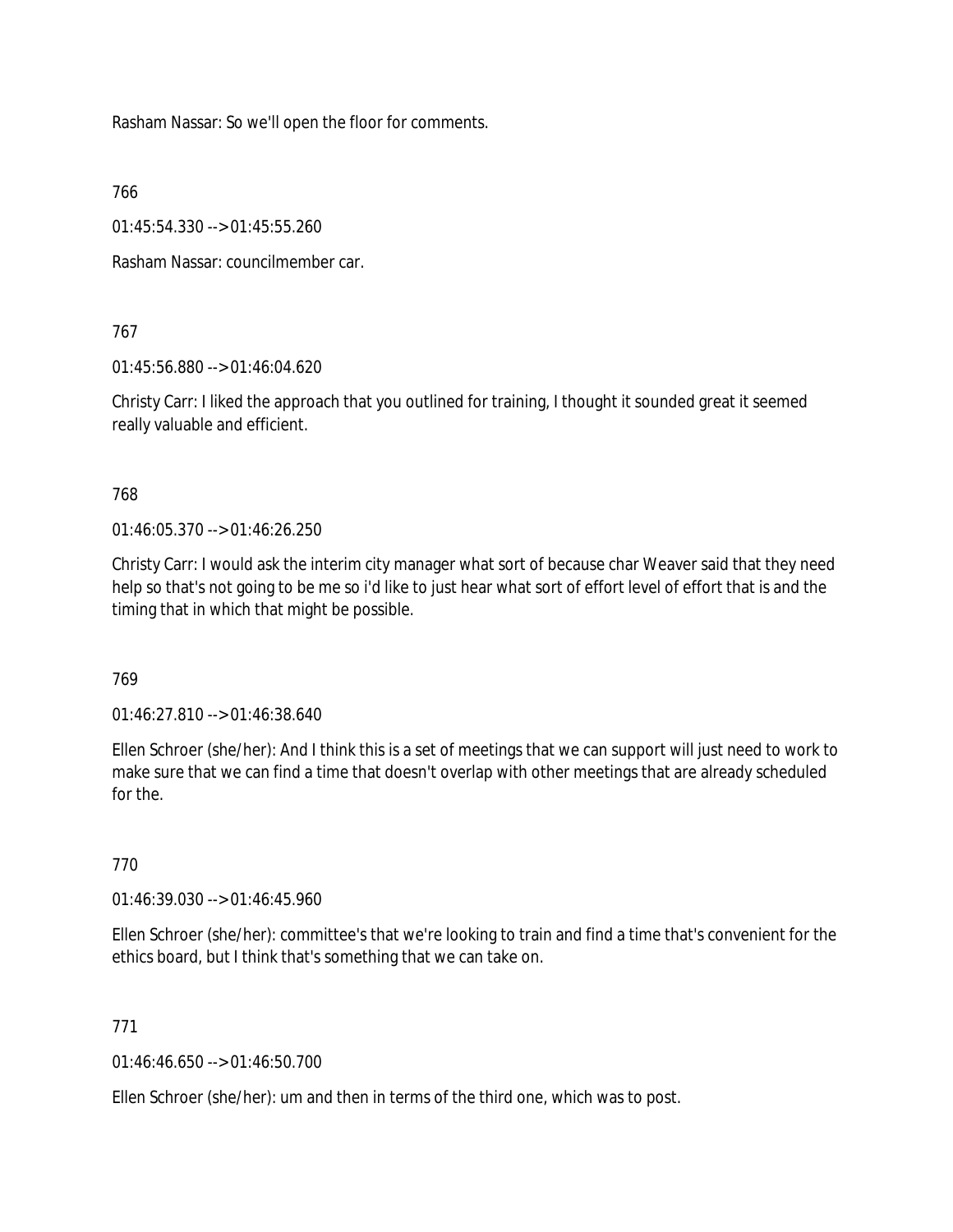Rasham Nassar: So we'll open the floor for comments.

766

01:45:54.330 --> 01:45:55.260

Rasham Nassar: councilmember car.

767

01:45:56.880 --> 01:46:04.620

Christy Carr: I liked the approach that you outlined for training, I thought it sounded great it seemed really valuable and efficient.

768

01:46:05.370 --> 01:46:26.250

Christy Carr: I would ask the interim city manager what sort of because char Weaver said that they need help so that's not going to be me so i'd like to just hear what sort of effort level of effort that is and the timing that in which that might be possible.

769

01:46:27.810 --> 01:46:38.640

Ellen Schroer (she/her): And I think this is a set of meetings that we can support will just need to work to make sure that we can find a time that doesn't overlap with other meetings that are already scheduled for the.

770

01:46:39.030 --> 01:46:45.960

Ellen Schroer (she/her): committee's that we're looking to train and find a time that's convenient for the ethics board, but I think that's something that we can take on.

771

01:46:46.650 --> 01:46:50.700

Ellen Schroer (she/her): um and then in terms of the third one, which was to post.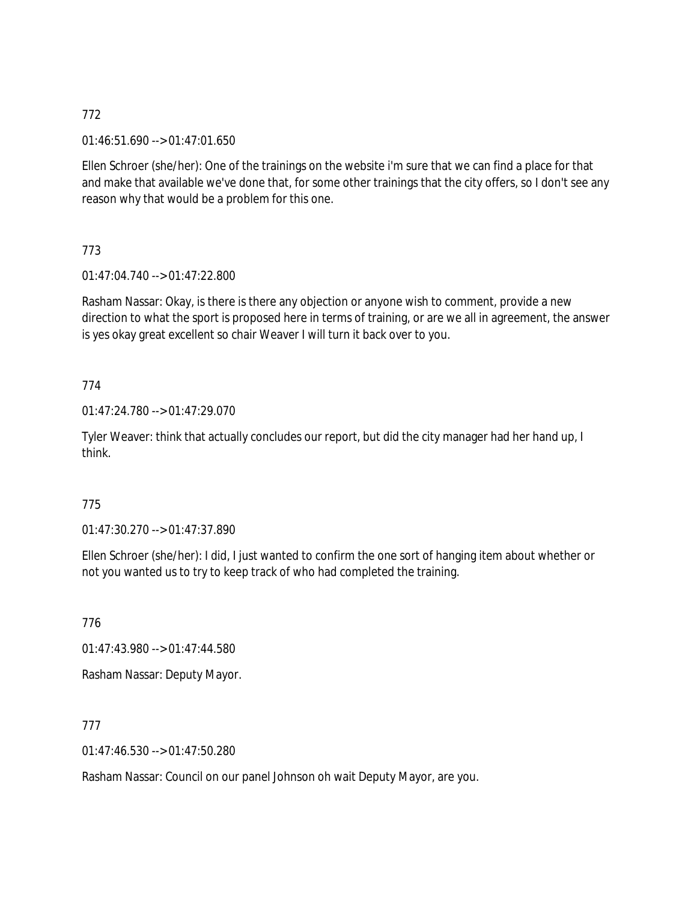772

01:46:51.690 --> 01:47:01.650

Ellen Schroer (she/her): One of the trainings on the website i'm sure that we can find a place for that and make that available we've done that, for some other trainings that the city offers, so I don't see any reason why that would be a problem for this one.

773

01:47:04.740 --> 01:47:22.800

Rasham Nassar: Okay, is there is there any objection or anyone wish to comment, provide a new direction to what the sport is proposed here in terms of training, or are we all in agreement, the answer is yes okay great excellent so chair Weaver I will turn it back over to you.

774

01:47:24.780 --> 01:47:29.070

Tyler Weaver: think that actually concludes our report, but did the city manager had her hand up, I think.

775

01:47:30.270 --> 01:47:37.890

Ellen Schroer (she/her): I did, I just wanted to confirm the one sort of hanging item about whether or not you wanted us to try to keep track of who had completed the training.

776

01:47:43.980 --> 01:47:44.580

Rasham Nassar: Deputy Mayor.

777

01:47:46.530 --> 01:47:50.280

Rasham Nassar: Council on our panel Johnson oh wait Deputy Mayor, are you.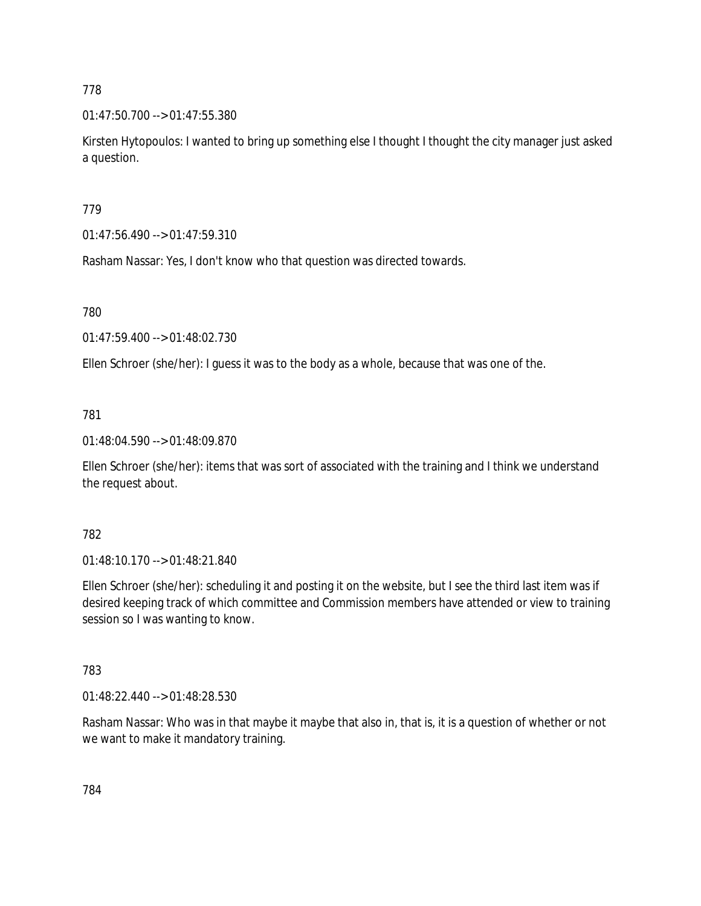778

01:47:50.700 --> 01:47:55.380

Kirsten Hytopoulos: I wanted to bring up something else I thought I thought the city manager just asked a question.

779

01:47:56.490 --> 01:47:59.310

Rasham Nassar: Yes, I don't know who that question was directed towards.

780

01:47:59.400 --> 01:48:02.730

Ellen Schroer (she/her): I guess it was to the body as a whole, because that was one of the.

781

01:48:04.590 --> 01:48:09.870

Ellen Schroer (she/her): items that was sort of associated with the training and I think we understand the request about.

782

01:48:10.170 --> 01:48:21.840

Ellen Schroer (she/her): scheduling it and posting it on the website, but I see the third last item was if desired keeping track of which committee and Commission members have attended or view to training session so I was wanting to know.

783

01:48:22.440 --> 01:48:28.530

Rasham Nassar: Who was in that maybe it maybe that also in, that is, it is a question of whether or not we want to make it mandatory training.

784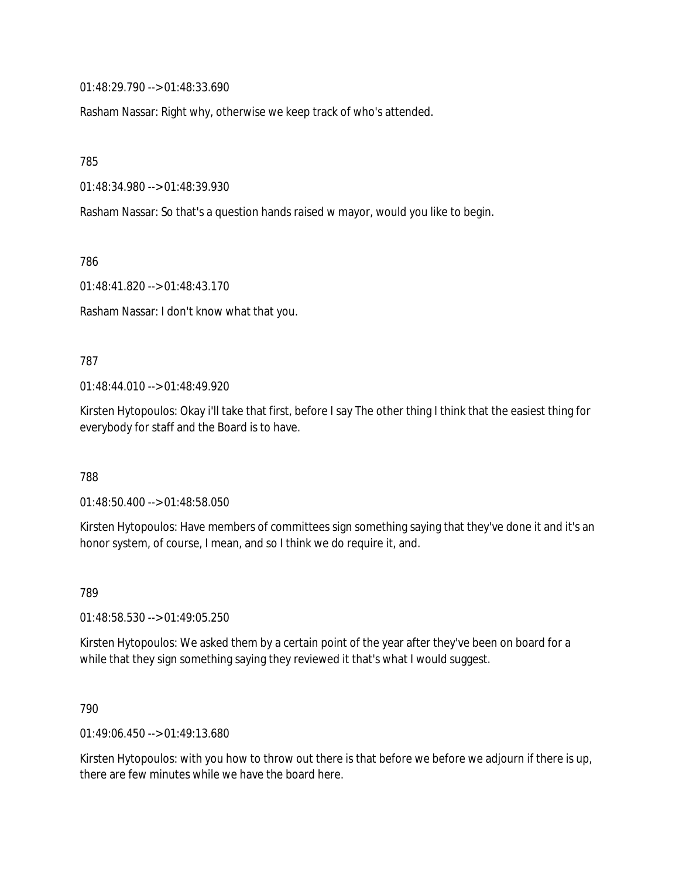01:48:29.790 --> 01:48:33.690

Rasham Nassar: Right why, otherwise we keep track of who's attended.

785

01:48:34.980 --> 01:48:39.930

Rasham Nassar: So that's a question hands raised w mayor, would you like to begin.

786

01:48:41.820 --> 01:48:43.170

Rasham Nassar: I don't know what that you.

787

01:48:44.010 --> 01:48:49.920

Kirsten Hytopoulos: Okay i'll take that first, before I say The other thing I think that the easiest thing for everybody for staff and the Board is to have.

788

01:48:50.400 --> 01:48:58.050

Kirsten Hytopoulos: Have members of committees sign something saying that they've done it and it's an honor system, of course, I mean, and so I think we do require it, and.

789

01:48:58.530 --> 01:49:05.250

Kirsten Hytopoulos: We asked them by a certain point of the year after they've been on board for a while that they sign something saying they reviewed it that's what I would suggest.

790

01:49:06.450 --> 01:49:13.680

Kirsten Hytopoulos: with you how to throw out there is that before we before we adjourn if there is up, there are few minutes while we have the board here.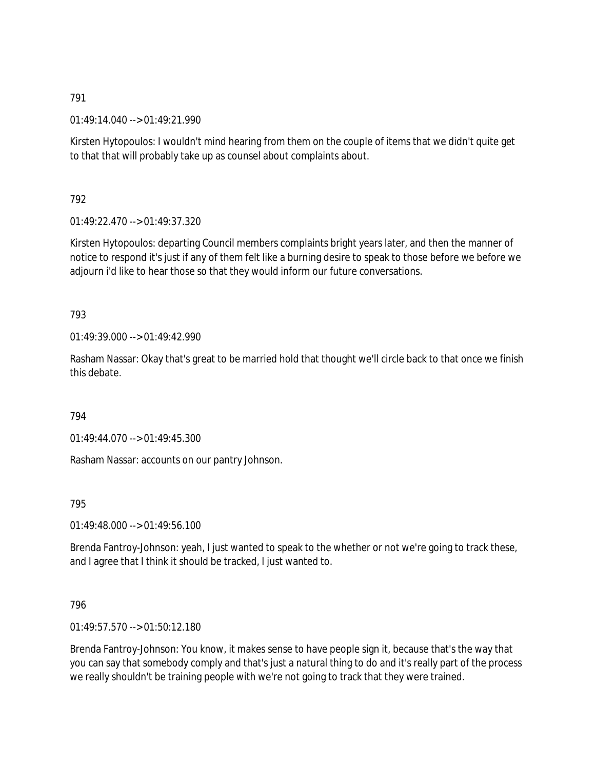791

01:49:14.040 --> 01:49:21.990

Kirsten Hytopoulos: I wouldn't mind hearing from them on the couple of items that we didn't quite get to that that will probably take up as counsel about complaints about.

792

01:49:22.470 --> 01:49:37.320

Kirsten Hytopoulos: departing Council members complaints bright years later, and then the manner of notice to respond it's just if any of them felt like a burning desire to speak to those before we before we adjourn i'd like to hear those so that they would inform our future conversations.

793

01:49:39.000 --> 01:49:42.990

Rasham Nassar: Okay that's great to be married hold that thought we'll circle back to that once we finish this debate.

794

01:49:44.070 --> 01:49:45.300

Rasham Nassar: accounts on our pantry Johnson.

795

01:49:48.000 --> 01:49:56.100

Brenda Fantroy-Johnson: yeah, I just wanted to speak to the whether or not we're going to track these, and I agree that I think it should be tracked, I just wanted to.

796

01:49:57.570 --> 01:50:12.180

Brenda Fantroy-Johnson: You know, it makes sense to have people sign it, because that's the way that you can say that somebody comply and that's just a natural thing to do and it's really part of the process we really shouldn't be training people with we're not going to track that they were trained.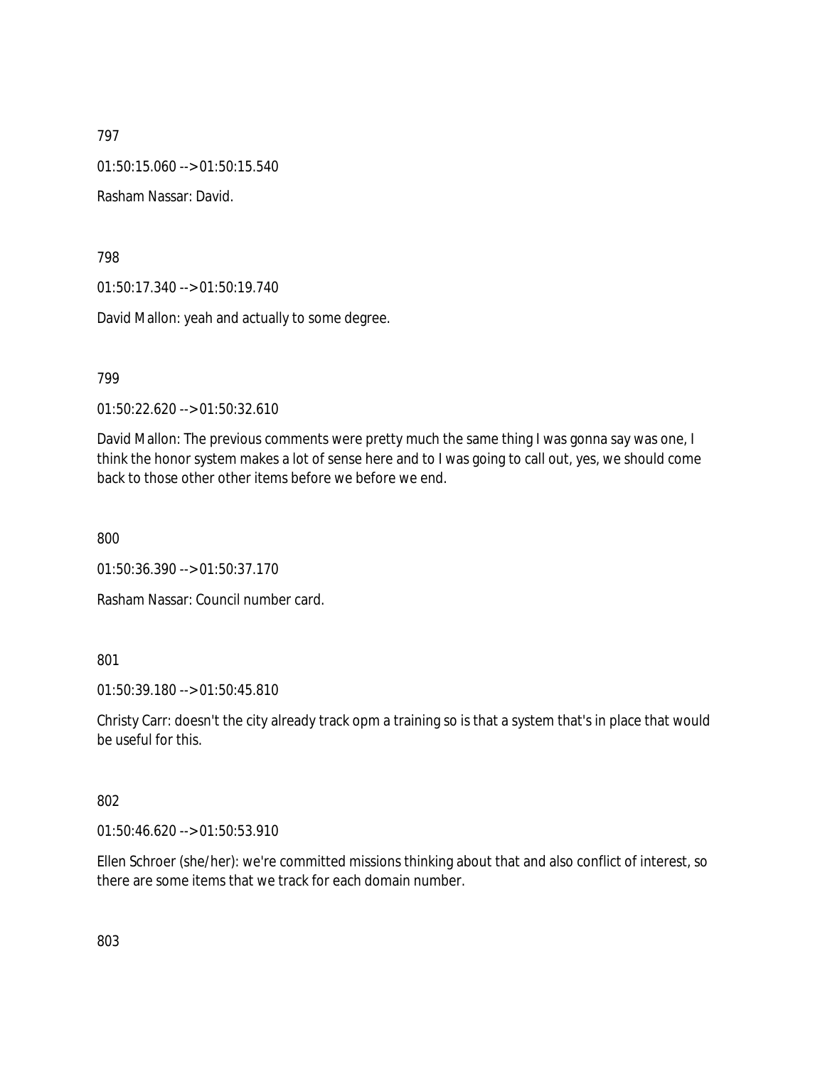797

01:50:15.060 --> 01:50:15.540

Rasham Nassar: David.

798

01:50:17.340 --> 01:50:19.740

David Mallon: yeah and actually to some degree.

799

01:50:22.620 --> 01:50:32.610

David Mallon: The previous comments were pretty much the same thing I was gonna say was one, I think the honor system makes a lot of sense here and to I was going to call out, yes, we should come back to those other other items before we before we end.

800

01:50:36.390 --> 01:50:37.170

Rasham Nassar: Council number card.

801

01:50:39.180 --> 01:50:45.810

Christy Carr: doesn't the city already track opm a training so is that a system that's in place that would be useful for this.

802

01:50:46.620 --> 01:50:53.910

Ellen Schroer (she/her): we're committed missions thinking about that and also conflict of interest, so there are some items that we track for each domain number.

803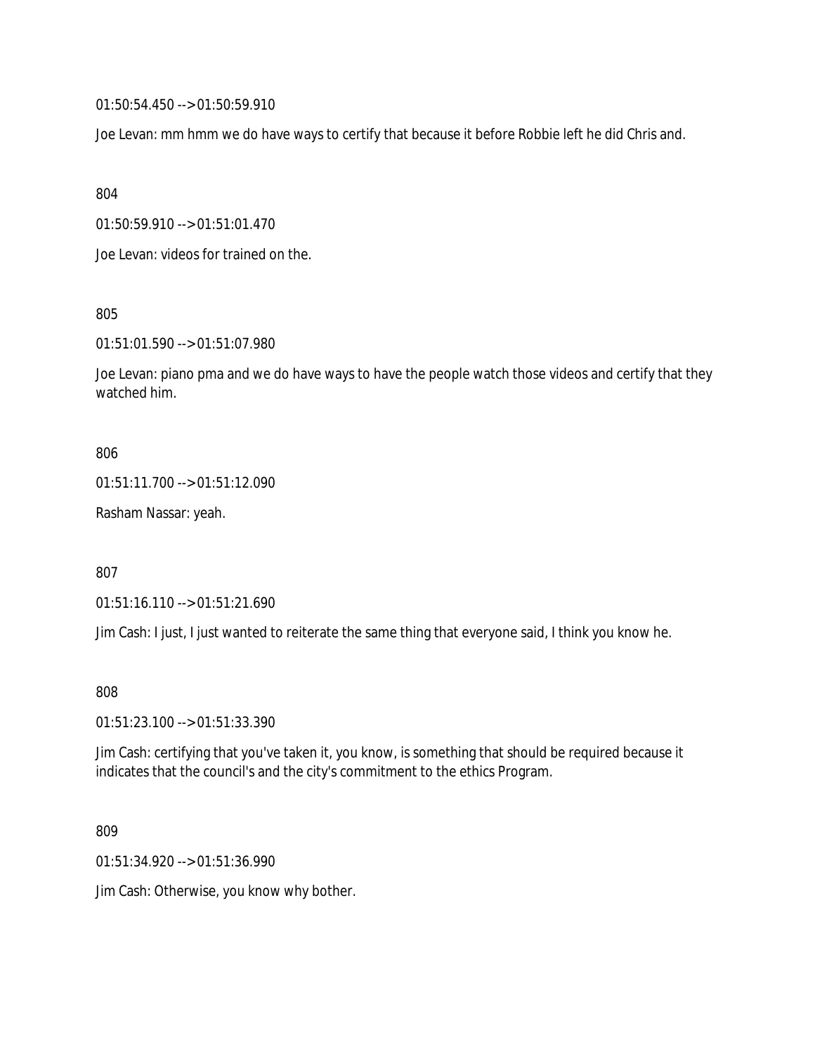01:50:54.450 --> 01:50:59.910

Joe Levan: mm hmm we do have ways to certify that because it before Robbie left he did Chris and.

804

01:50:59.910 --> 01:51:01.470

Joe Levan: videos for trained on the.

805

01:51:01.590 --> 01:51:07.980

Joe Levan: piano pma and we do have ways to have the people watch those videos and certify that they watched him.

806

01:51:11.700 --> 01:51:12.090

Rasham Nassar: yeah.

807

01:51:16.110 --> 01:51:21.690

Jim Cash: I just, I just wanted to reiterate the same thing that everyone said, I think you know he.

808

01:51:23.100 --> 01:51:33.390

Jim Cash: certifying that you've taken it, you know, is something that should be required because it indicates that the council's and the city's commitment to the ethics Program.

809

01:51:34.920 --> 01:51:36.990

Jim Cash: Otherwise, you know why bother.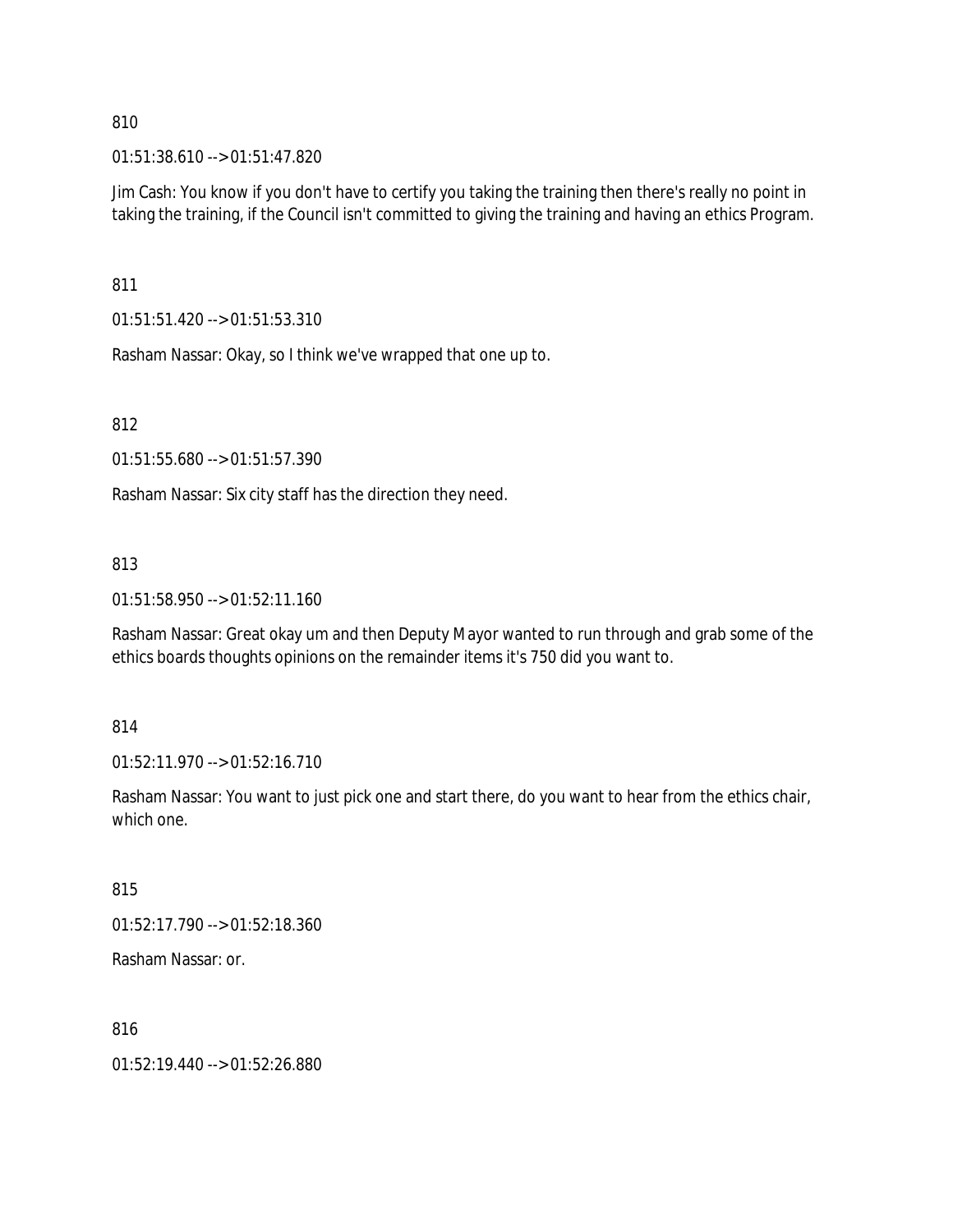810

01:51:38.610 --> 01:51:47.820

Jim Cash: You know if you don't have to certify you taking the training then there's really no point in taking the training, if the Council isn't committed to giving the training and having an ethics Program.

811

01:51:51.420 --> 01:51:53.310

Rasham Nassar: Okay, so I think we've wrapped that one up to.

812

01:51:55.680 --> 01:51:57.390

Rasham Nassar: Six city staff has the direction they need.

813

01:51:58.950 --> 01:52:11.160

Rasham Nassar: Great okay um and then Deputy Mayor wanted to run through and grab some of the ethics boards thoughts opinions on the remainder items it's 750 did you want to.

814

01:52:11.970 --> 01:52:16.710

Rasham Nassar: You want to just pick one and start there, do you want to hear from the ethics chair, which one.

815

01:52:17.790 --> 01:52:18.360

Rasham Nassar: or.

816

01:52:19.440 --> 01:52:26.880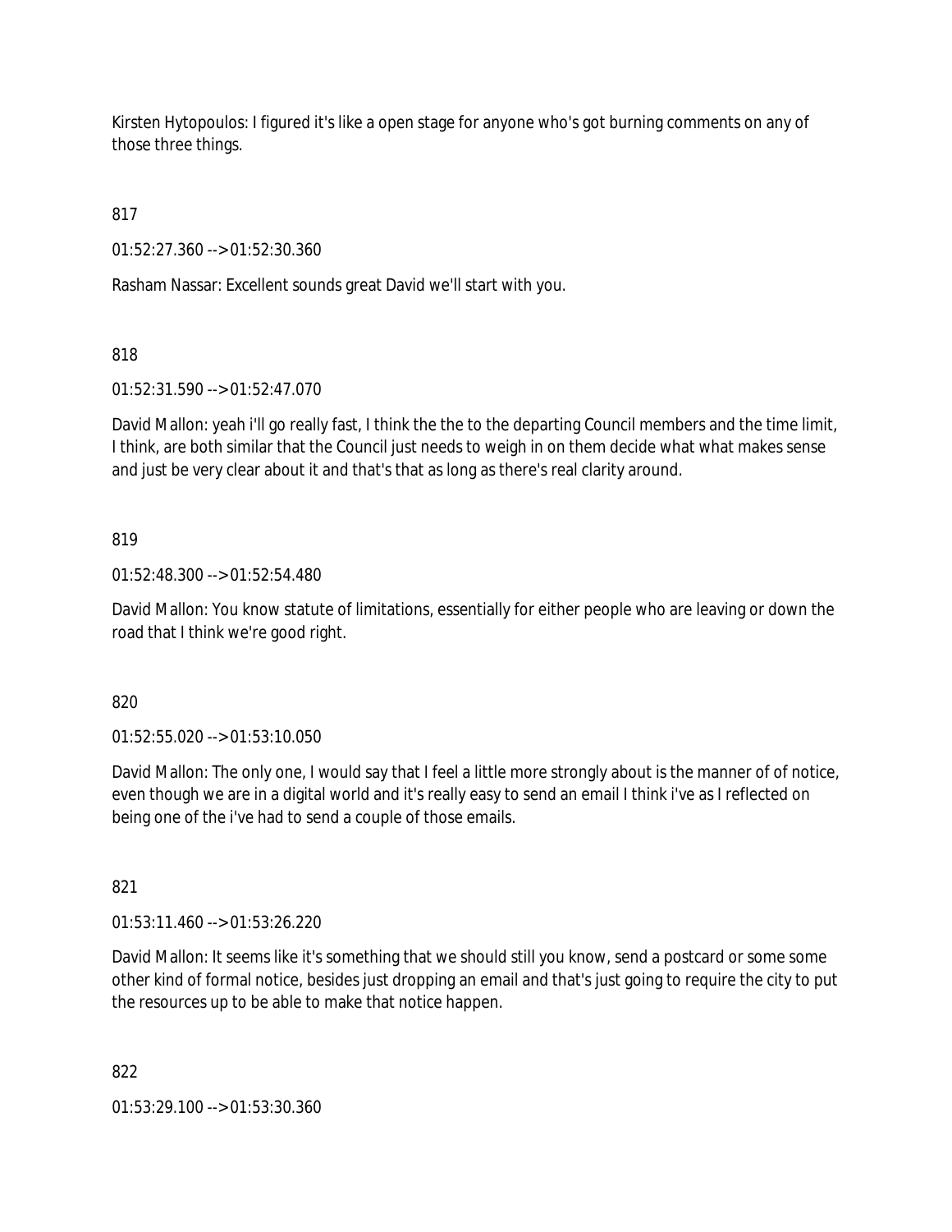Kirsten Hytopoulos: I figured it's like a open stage for anyone who's got burning comments on any of those three things.

817

01:52:27.360 --> 01:52:30.360

Rasham Nassar: Excellent sounds great David we'll start with you.

818

01:52:31.590 --> 01:52:47.070

David Mallon: yeah i'll go really fast, I think the the to the departing Council members and the time limit, I think, are both similar that the Council just needs to weigh in on them decide what what makes sense and just be very clear about it and that's that as long as there's real clarity around.

819

01:52:48.300 --> 01:52:54.480

David Mallon: You know statute of limitations, essentially for either people who are leaving or down the road that I think we're good right.

820

01:52:55.020 --> 01:53:10.050

David Mallon: The only one, I would say that I feel a little more strongly about is the manner of of notice, even though we are in a digital world and it's really easy to send an email I think i've as I reflected on being one of the i've had to send a couple of those emails.

821

01:53:11.460 --> 01:53:26.220

David Mallon: It seems like it's something that we should still you know, send a postcard or some some other kind of formal notice, besides just dropping an email and that's just going to require the city to put the resources up to be able to make that notice happen.

822

01:53:29.100 --> 01:53:30.360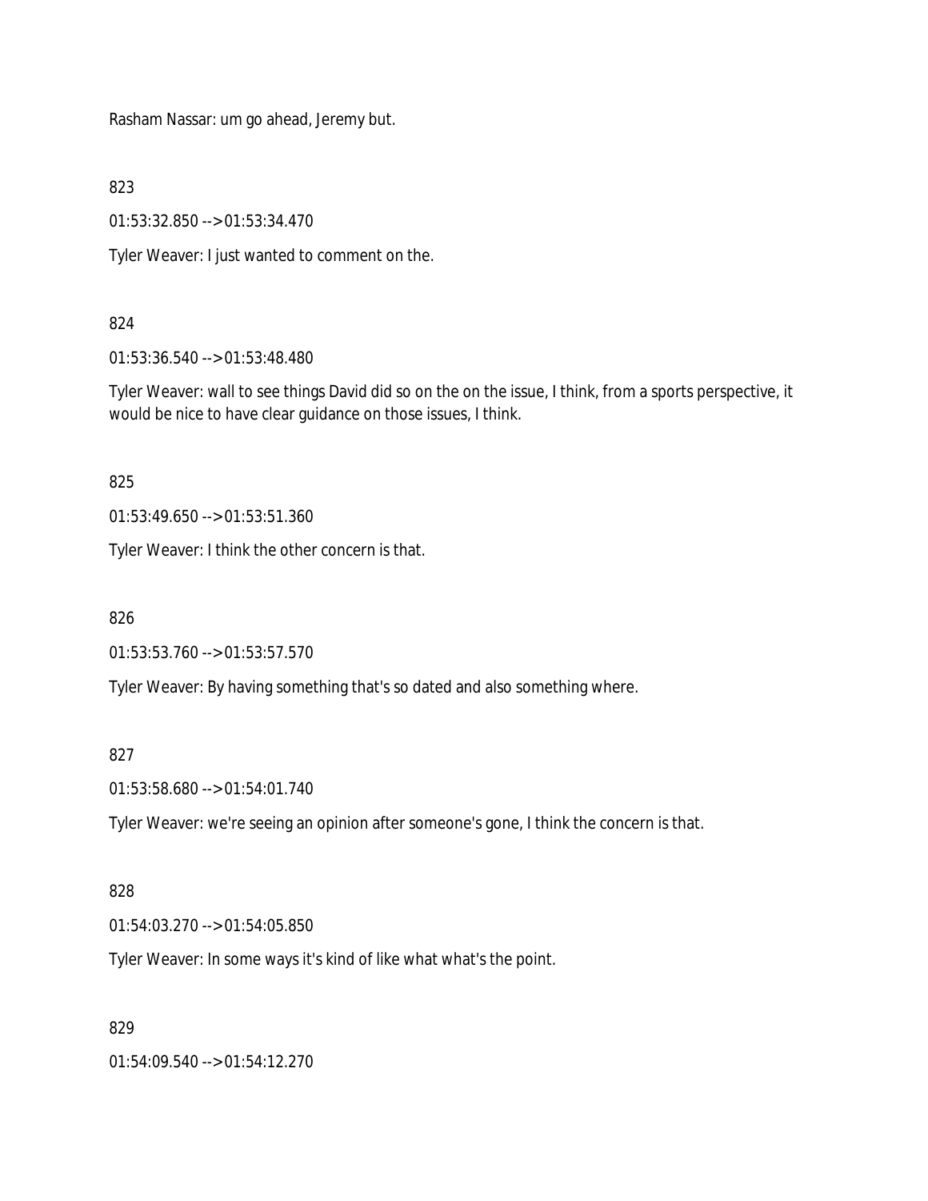Rasham Nassar: um go ahead, Jeremy but.

823

01:53:32.850 --> 01:53:34.470

Tyler Weaver: I just wanted to comment on the.

824

01:53:36.540 --> 01:53:48.480

Tyler Weaver: wall to see things David did so on the on the issue, I think, from a sports perspective, it would be nice to have clear guidance on those issues, I think.

825

01:53:49.650 --> 01:53:51.360

Tyler Weaver: I think the other concern is that.

826

01:53:53.760 --> 01:53:57.570

Tyler Weaver: By having something that's so dated and also something where.

827

01:53:58.680 --> 01:54:01.740

Tyler Weaver: we're seeing an opinion after someone's gone, I think the concern is that.

828

01:54:03.270 --> 01:54:05.850

Tyler Weaver: In some ways it's kind of like what what's the point.

829

01:54:09.540 --> 01:54:12.270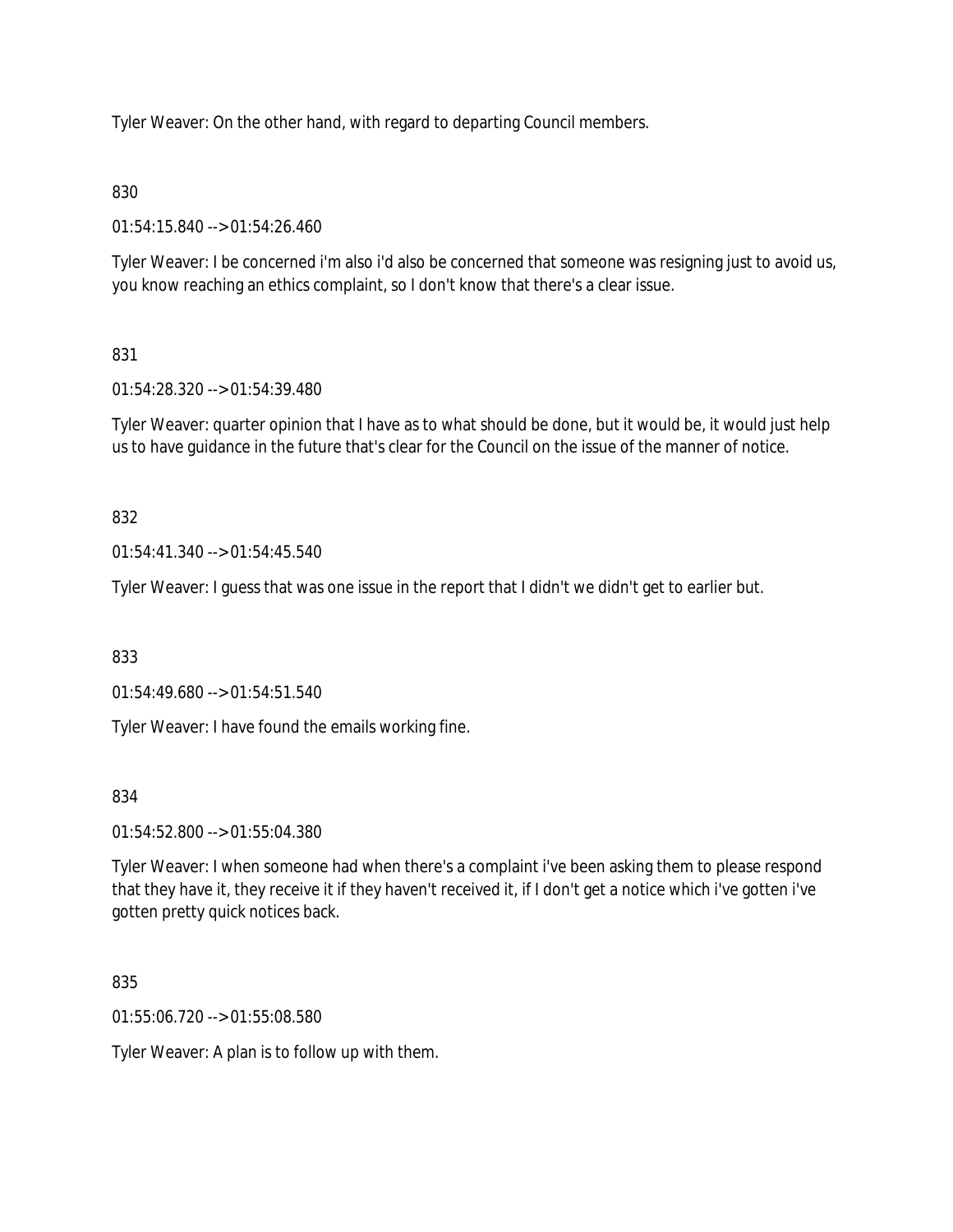Tyler Weaver: On the other hand, with regard to departing Council members.

830

01:54:15.840 --> 01:54:26.460

Tyler Weaver: I be concerned i'm also i'd also be concerned that someone was resigning just to avoid us, you know reaching an ethics complaint, so I don't know that there's a clear issue.

831

01:54:28.320 --> 01:54:39.480

Tyler Weaver: quarter opinion that I have as to what should be done, but it would be, it would just help us to have guidance in the future that's clear for the Council on the issue of the manner of notice.

832

01:54:41.340 --> 01:54:45.540

Tyler Weaver: I guess that was one issue in the report that I didn't we didn't get to earlier but.

833

01:54:49.680 --> 01:54:51.540

Tyler Weaver: I have found the emails working fine.

834

01:54:52.800 --> 01:55:04.380

Tyler Weaver: I when someone had when there's a complaint i've been asking them to please respond that they have it, they receive it if they haven't received it, if I don't get a notice which i've gotten i've gotten pretty quick notices back.

835

01:55:06.720 --> 01:55:08.580

Tyler Weaver: A plan is to follow up with them.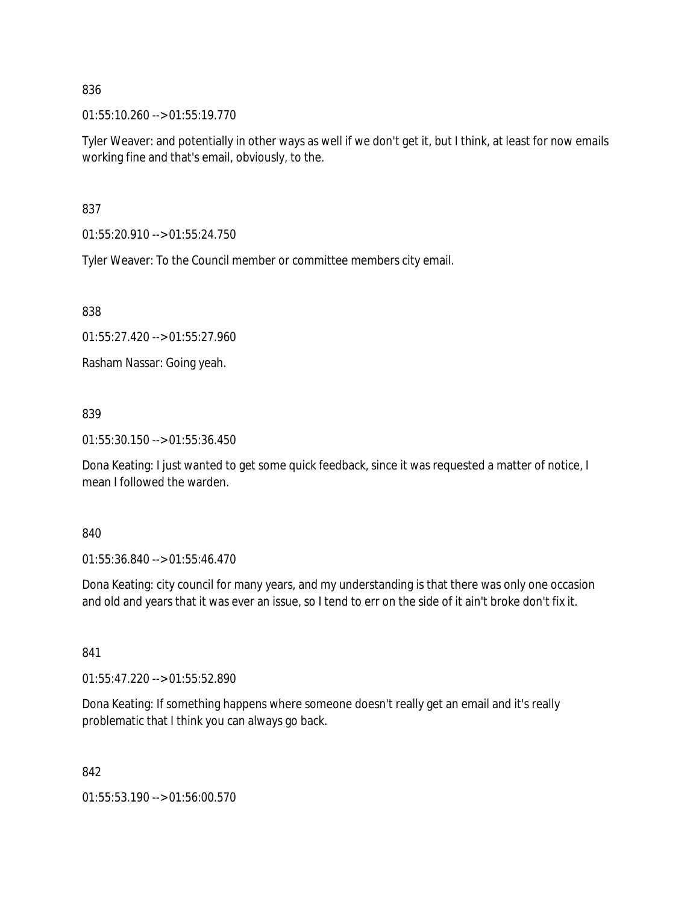836

01:55:10.260 --> 01:55:19.770

Tyler Weaver: and potentially in other ways as well if we don't get it, but I think, at least for now emails working fine and that's email, obviously, to the.

837

01:55:20.910 --> 01:55:24.750

Tyler Weaver: To the Council member or committee members city email.

838

01:55:27.420 --> 01:55:27.960

Rasham Nassar: Going yeah.

839

01:55:30.150 --> 01:55:36.450

Dona Keating: I just wanted to get some quick feedback, since it was requested a matter of notice, I mean I followed the warden.

840

01:55:36.840 --> 01:55:46.470

Dona Keating: city council for many years, and my understanding is that there was only one occasion and old and years that it was ever an issue, so I tend to err on the side of it ain't broke don't fix it.

841

01:55:47.220 --> 01:55:52.890

Dona Keating: If something happens where someone doesn't really get an email and it's really problematic that I think you can always go back.

842

01:55:53.190 --> 01:56:00.570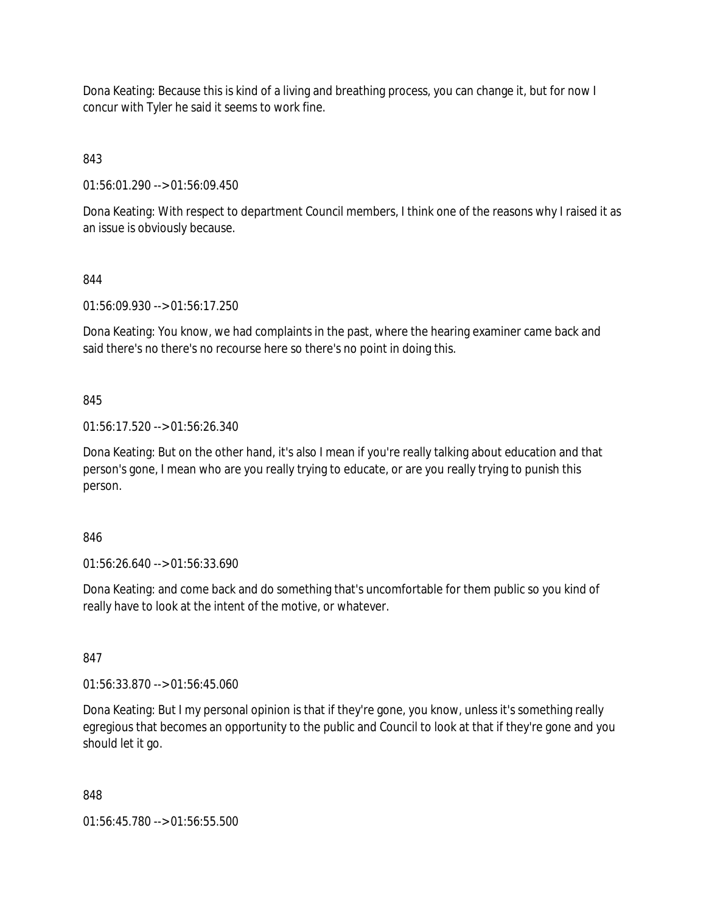Dona Keating: Because this is kind of a living and breathing process, you can change it, but for now I concur with Tyler he said it seems to work fine.

843

01:56:01.290 --> 01:56:09.450

Dona Keating: With respect to department Council members, I think one of the reasons why I raised it as an issue is obviously because.

844

01:56:09.930 --> 01:56:17.250

Dona Keating: You know, we had complaints in the past, where the hearing examiner came back and said there's no there's no recourse here so there's no point in doing this.

845

01:56:17.520 --> 01:56:26.340

Dona Keating: But on the other hand, it's also I mean if you're really talking about education and that person's gone, I mean who are you really trying to educate, or are you really trying to punish this person.

846

01:56:26.640 --> 01:56:33.690

Dona Keating: and come back and do something that's uncomfortable for them public so you kind of really have to look at the intent of the motive, or whatever.

847

01:56:33.870 --> 01:56:45.060

Dona Keating: But I my personal opinion is that if they're gone, you know, unless it's something really egregious that becomes an opportunity to the public and Council to look at that if they're gone and you should let it go.

848

01:56:45.780 --> 01:56:55.500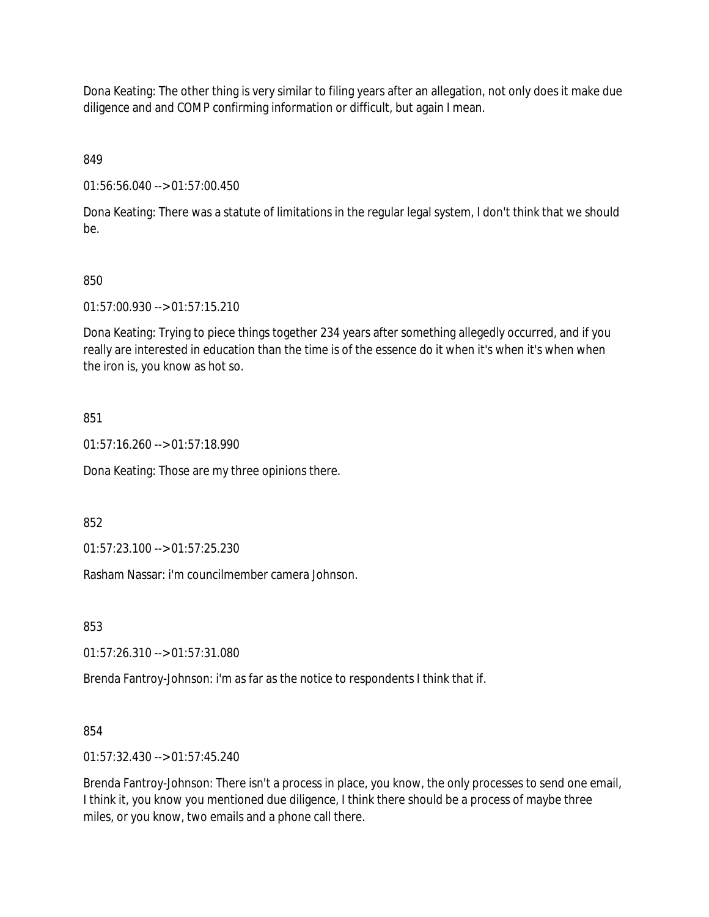Dona Keating: The other thing is very similar to filing years after an allegation, not only does it make due diligence and and COMP confirming information or difficult, but again I mean.

849

01:56:56.040 --> 01:57:00.450

Dona Keating: There was a statute of limitations in the regular legal system, I don't think that we should be.

850

01:57:00.930 --> 01:57:15.210

Dona Keating: Trying to piece things together 234 years after something allegedly occurred, and if you really are interested in education than the time is of the essence do it when it's when it's when when the iron is, you know as hot so.

851

01:57:16.260 --> 01:57:18.990

Dona Keating: Those are my three opinions there.

852

01:57:23.100 --> 01:57:25.230

Rasham Nassar: i'm councilmember camera Johnson.

853

01:57:26.310 --> 01:57:31.080

Brenda Fantroy-Johnson: i'm as far as the notice to respondents I think that if.

854

01:57:32.430 --> 01:57:45.240

Brenda Fantroy-Johnson: There isn't a process in place, you know, the only processes to send one email, I think it, you know you mentioned due diligence, I think there should be a process of maybe three miles, or you know, two emails and a phone call there.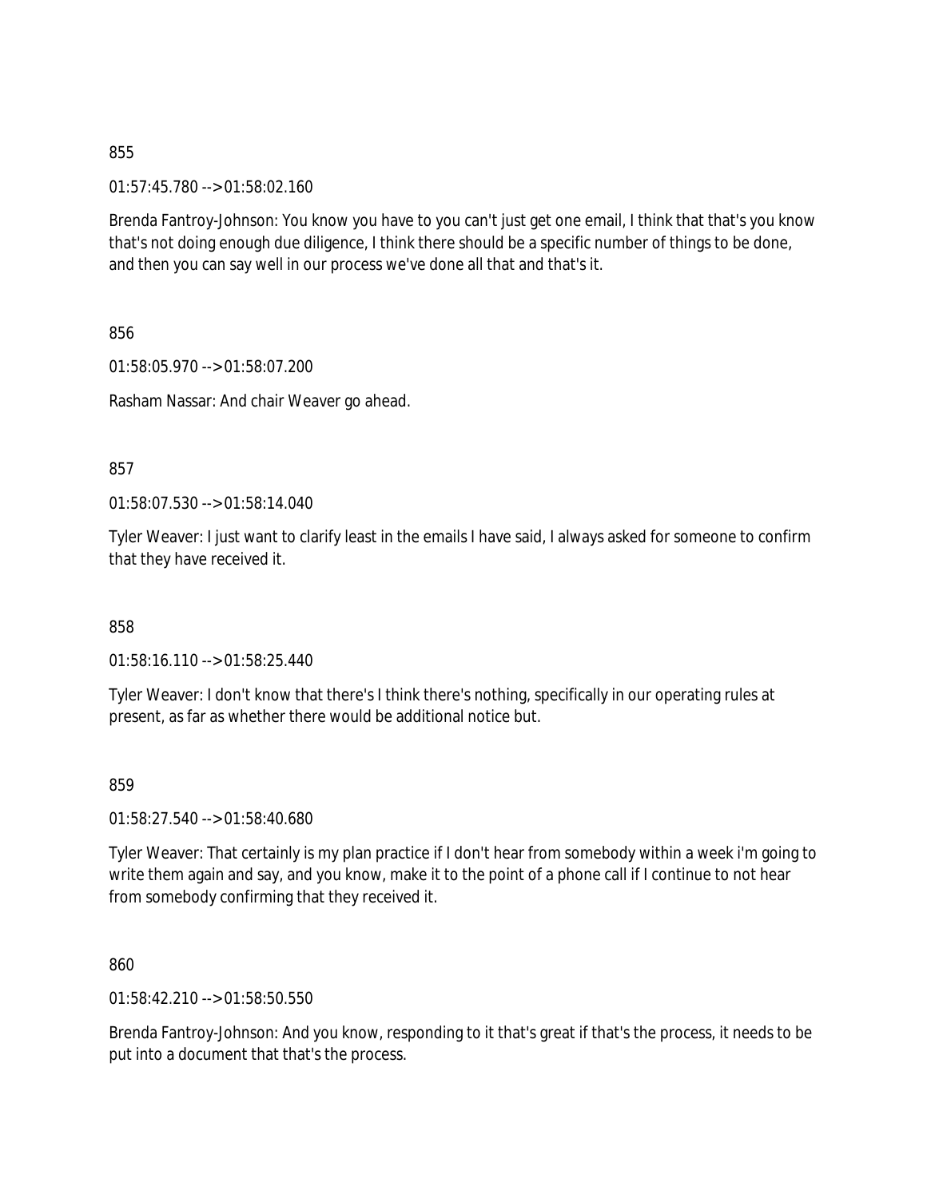855

01:57:45.780 --> 01:58:02.160

Brenda Fantroy-Johnson: You know you have to you can't just get one email, I think that that's you know that's not doing enough due diligence, I think there should be a specific number of things to be done, and then you can say well in our process we've done all that and that's it.

856

01:58:05.970 --> 01:58:07.200

Rasham Nassar: And chair Weaver go ahead.

857

01:58:07.530 --> 01:58:14.040

Tyler Weaver: I just want to clarify least in the emails I have said, I always asked for someone to confirm that they have received it.

858

01:58:16.110 --> 01:58:25.440

Tyler Weaver: I don't know that there's I think there's nothing, specifically in our operating rules at present, as far as whether there would be additional notice but.

859

01:58:27.540 --> 01:58:40.680

Tyler Weaver: That certainly is my plan practice if I don't hear from somebody within a week i'm going to write them again and say, and you know, make it to the point of a phone call if I continue to not hear from somebody confirming that they received it.

860

01:58:42.210 --> 01:58:50.550

Brenda Fantroy-Johnson: And you know, responding to it that's great if that's the process, it needs to be put into a document that that's the process.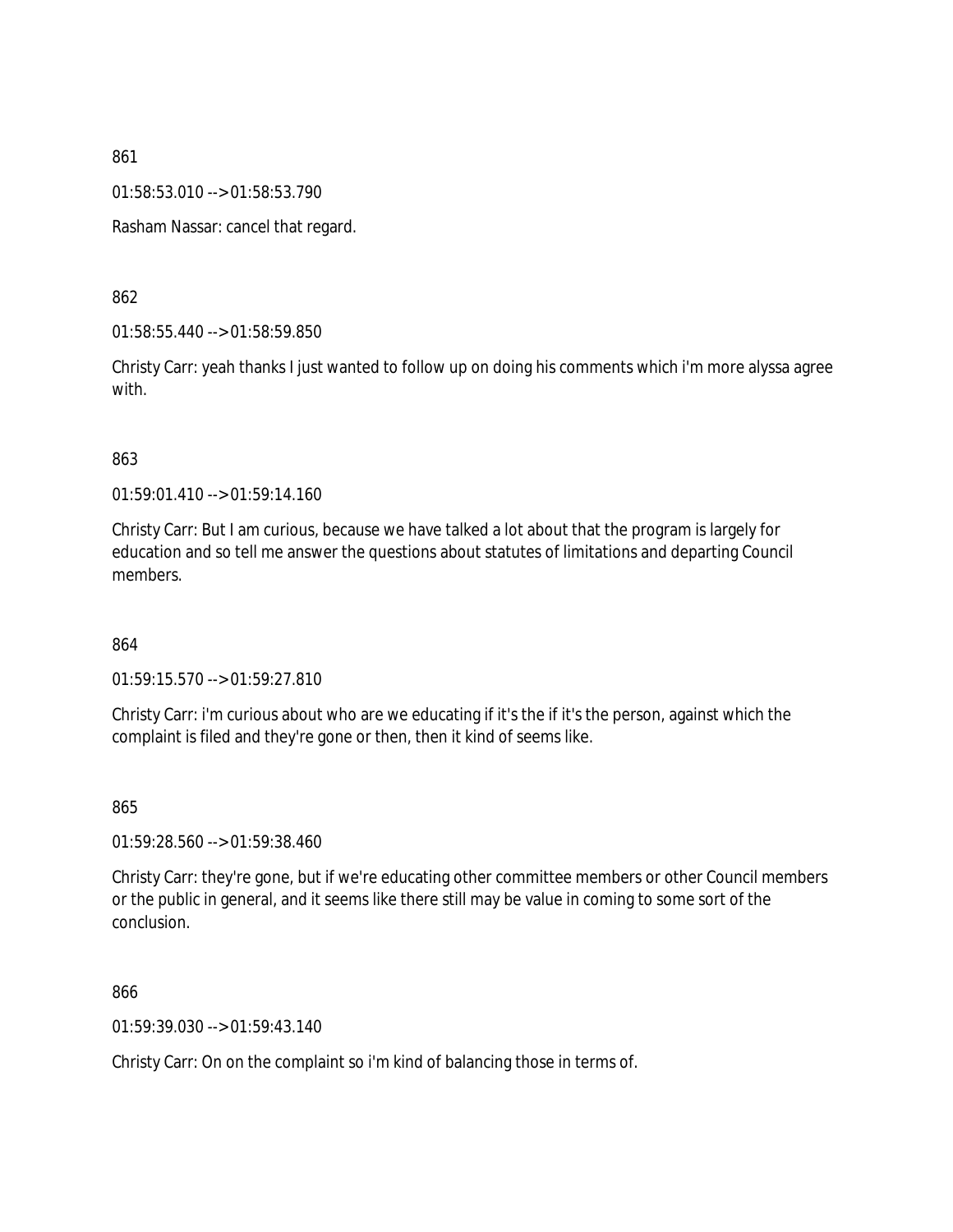861

01:58:53.010 --> 01:58:53.790

Rasham Nassar: cancel that regard.

862

01:58:55.440 --> 01:58:59.850

Christy Carr: yeah thanks I just wanted to follow up on doing his comments which i'm more alyssa agree with.

863

01:59:01.410 --> 01:59:14.160

Christy Carr: But I am curious, because we have talked a lot about that the program is largely for education and so tell me answer the questions about statutes of limitations and departing Council members.

864

01:59:15.570 --> 01:59:27.810

Christy Carr: i'm curious about who are we educating if it's the if it's the person, against which the complaint is filed and they're gone or then, then it kind of seems like.

865

01:59:28.560 --> 01:59:38.460

Christy Carr: they're gone, but if we're educating other committee members or other Council members or the public in general, and it seems like there still may be value in coming to some sort of the conclusion.

866

01:59:39.030 --> 01:59:43.140

Christy Carr: On on the complaint so i'm kind of balancing those in terms of.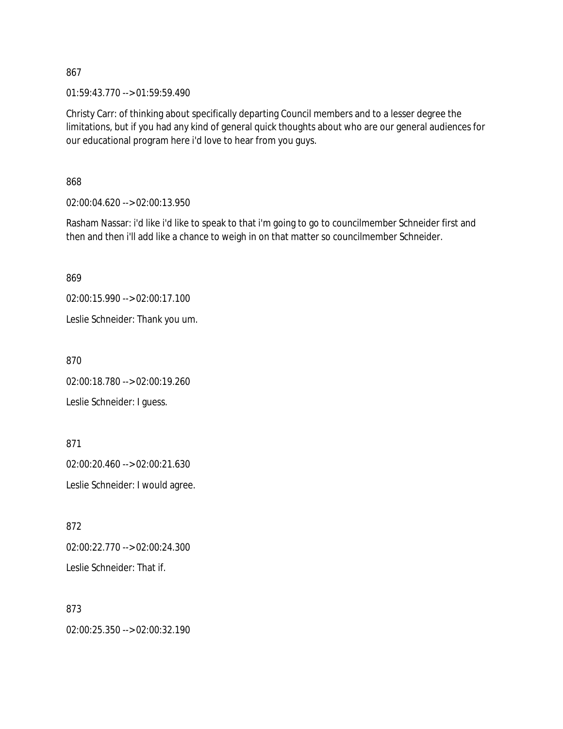867

01:59:43.770 --> 01:59:59.490

Christy Carr: of thinking about specifically departing Council members and to a lesser degree the limitations, but if you had any kind of general quick thoughts about who are our general audiences for our educational program here i'd love to hear from you guys.

868

02:00:04.620 --> 02:00:13.950

Rasham Nassar: i'd like i'd like to speak to that i'm going to go to councilmember Schneider first and then and then i'll add like a chance to weigh in on that matter so councilmember Schneider.

869

02:00:15.990 --> 02:00:17.100

Leslie Schneider: Thank you um.

870

02:00:18.780 --> 02:00:19.260

Leslie Schneider: I guess.

871

02:00:20.460 --> 02:00:21.630

Leslie Schneider: I would agree.

872

02:00:22.770 --> 02:00:24.300

Leslie Schneider: That if.

873

02:00:25.350 --> 02:00:32.190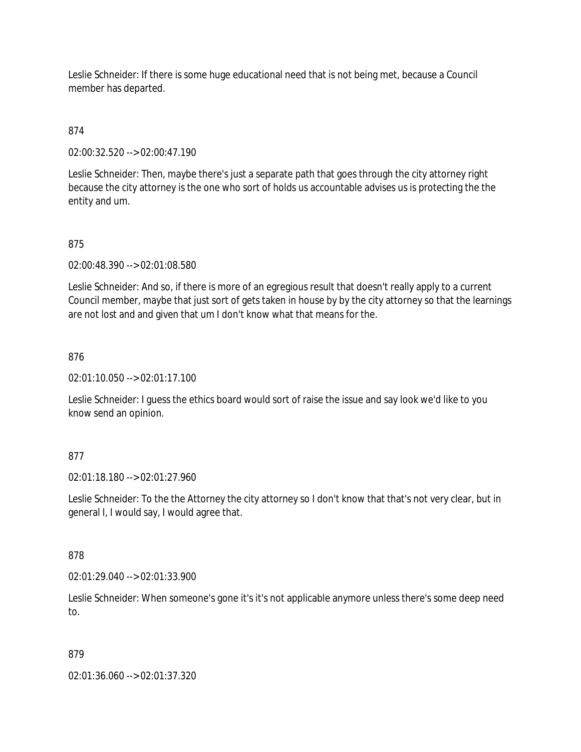Leslie Schneider: If there is some huge educational need that is not being met, because a Council member has departed.

874

02:00:32.520 --> 02:00:47.190

Leslie Schneider: Then, maybe there's just a separate path that goes through the city attorney right because the city attorney is the one who sort of holds us accountable advises us is protecting the the entity and um.

875

02:00:48.390 --> 02:01:08.580

Leslie Schneider: And so, if there is more of an egregious result that doesn't really apply to a current Council member, maybe that just sort of gets taken in house by by the city attorney so that the learnings are not lost and and given that um I don't know what that means for the.

876

02:01:10.050 --> 02:01:17.100

Leslie Schneider: I guess the ethics board would sort of raise the issue and say look we'd like to you know send an opinion.

877

02:01:18.180 --> 02:01:27.960

Leslie Schneider: To the the Attorney the city attorney so I don't know that that's not very clear, but in general I, I would say, I would agree that.

878

02:01:29.040 --> 02:01:33.900

Leslie Schneider: When someone's gone it's it's not applicable anymore unless there's some deep need to.

879

02:01:36.060 --> 02:01:37.320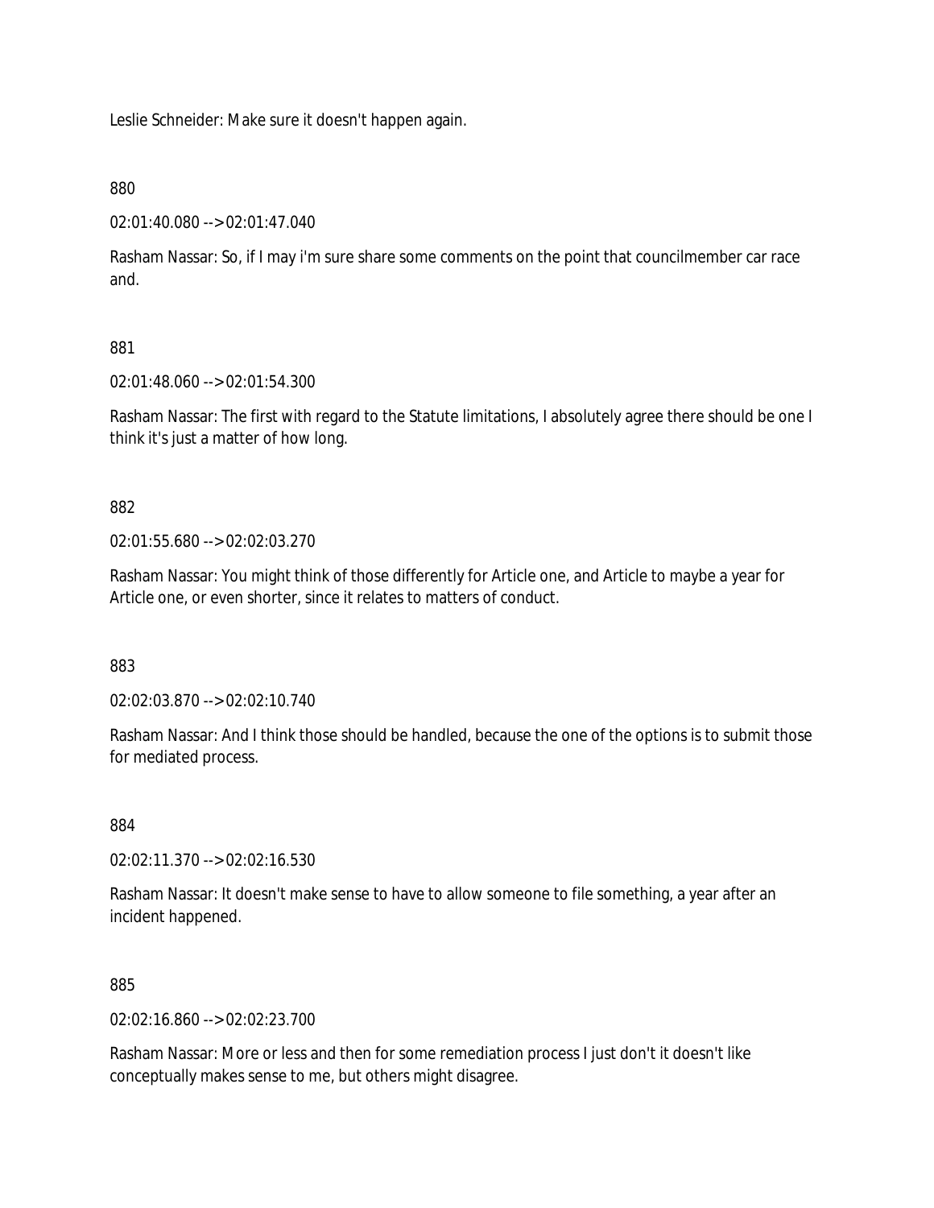Leslie Schneider: Make sure it doesn't happen again.

880

02:01:40.080 --> 02:01:47.040

Rasham Nassar: So, if I may i'm sure share some comments on the point that councilmember car race and.

881

02:01:48.060 --> 02:01:54.300

Rasham Nassar: The first with regard to the Statute limitations, I absolutely agree there should be one I think it's just a matter of how long.

882

02:01:55.680 --> 02:02:03.270

Rasham Nassar: You might think of those differently for Article one, and Article to maybe a year for Article one, or even shorter, since it relates to matters of conduct.

883

02:02:03.870 --> 02:02:10.740

Rasham Nassar: And I think those should be handled, because the one of the options is to submit those for mediated process.

884

02:02:11.370 --> 02:02:16.530

Rasham Nassar: It doesn't make sense to have to allow someone to file something, a year after an incident happened.

885

02:02:16.860 --> 02:02:23.700

Rasham Nassar: More or less and then for some remediation process I just don't it doesn't like conceptually makes sense to me, but others might disagree.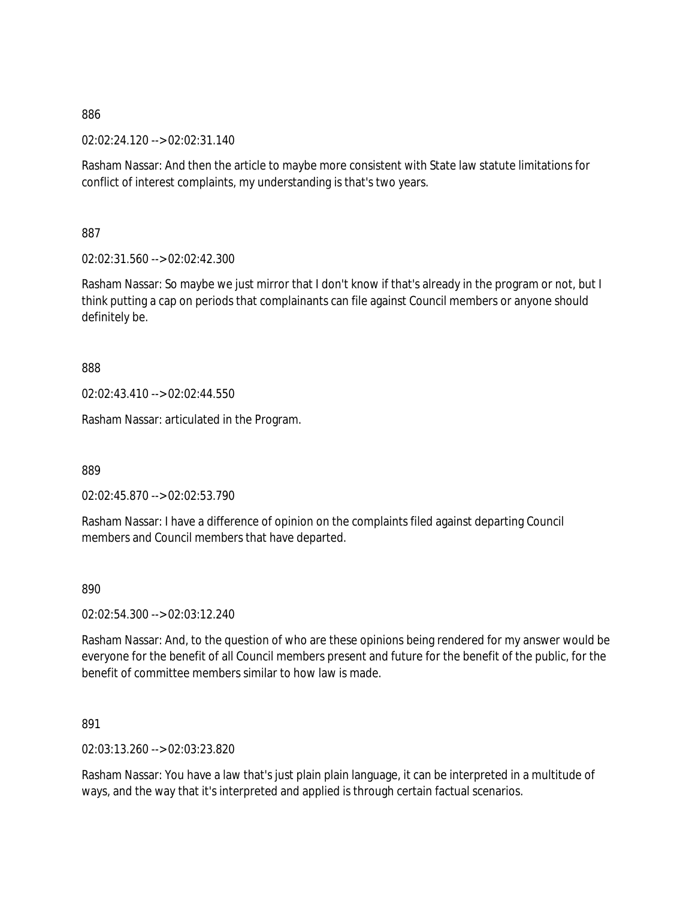886

02:02:24.120 --> 02:02:31.140

Rasham Nassar: And then the article to maybe more consistent with State law statute limitations for conflict of interest complaints, my understanding is that's two years.

887

02:02:31.560 --> 02:02:42.300

Rasham Nassar: So maybe we just mirror that I don't know if that's already in the program or not, but I think putting a cap on periods that complainants can file against Council members or anyone should definitely be.

888

02:02:43.410 --> 02:02:44.550

Rasham Nassar: articulated in the Program.

889

02:02:45.870 --> 02:02:53.790

Rasham Nassar: I have a difference of opinion on the complaints filed against departing Council members and Council members that have departed.

890

02:02:54.300 --> 02:03:12.240

Rasham Nassar: And, to the question of who are these opinions being rendered for my answer would be everyone for the benefit of all Council members present and future for the benefit of the public, for the benefit of committee members similar to how law is made.

891

02:03:13.260 --> 02:03:23.820

Rasham Nassar: You have a law that's just plain plain language, it can be interpreted in a multitude of ways, and the way that it's interpreted and applied is through certain factual scenarios.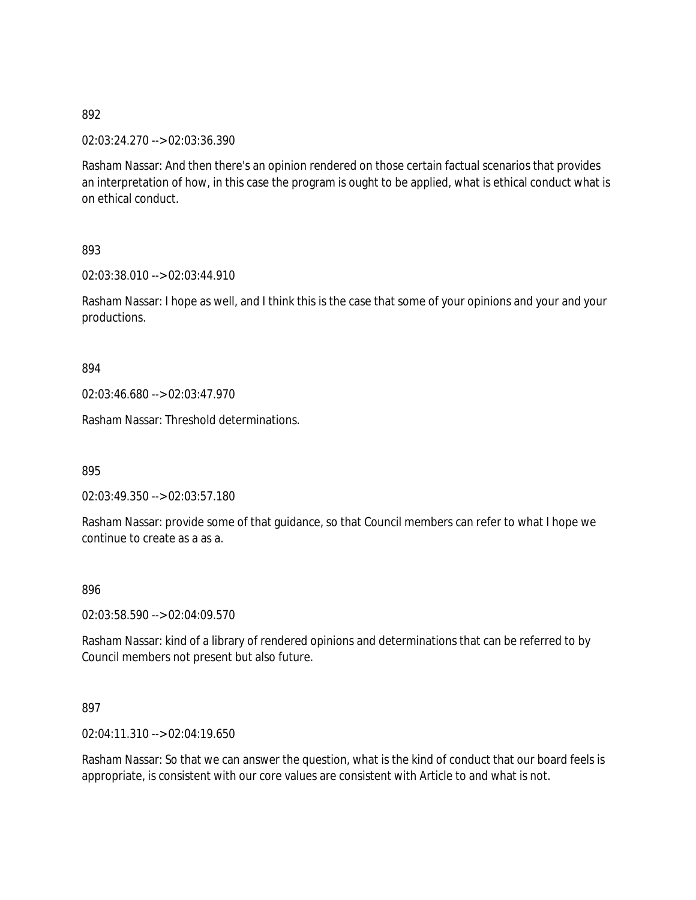892

02:03:24.270 --> 02:03:36.390

Rasham Nassar: And then there's an opinion rendered on those certain factual scenarios that provides an interpretation of how, in this case the program is ought to be applied, what is ethical conduct what is on ethical conduct.

893

02:03:38.010 --> 02:03:44.910

Rasham Nassar: I hope as well, and I think this is the case that some of your opinions and your and your productions.

894

02:03:46.680 --> 02:03:47.970

Rasham Nassar: Threshold determinations.

895

02:03:49.350 --> 02:03:57.180

Rasham Nassar: provide some of that guidance, so that Council members can refer to what I hope we continue to create as a as a.

896

02:03:58.590 --> 02:04:09.570

Rasham Nassar: kind of a library of rendered opinions and determinations that can be referred to by Council members not present but also future.

897

02:04:11.310 --> 02:04:19.650

Rasham Nassar: So that we can answer the question, what is the kind of conduct that our board feels is appropriate, is consistent with our core values are consistent with Article to and what is not.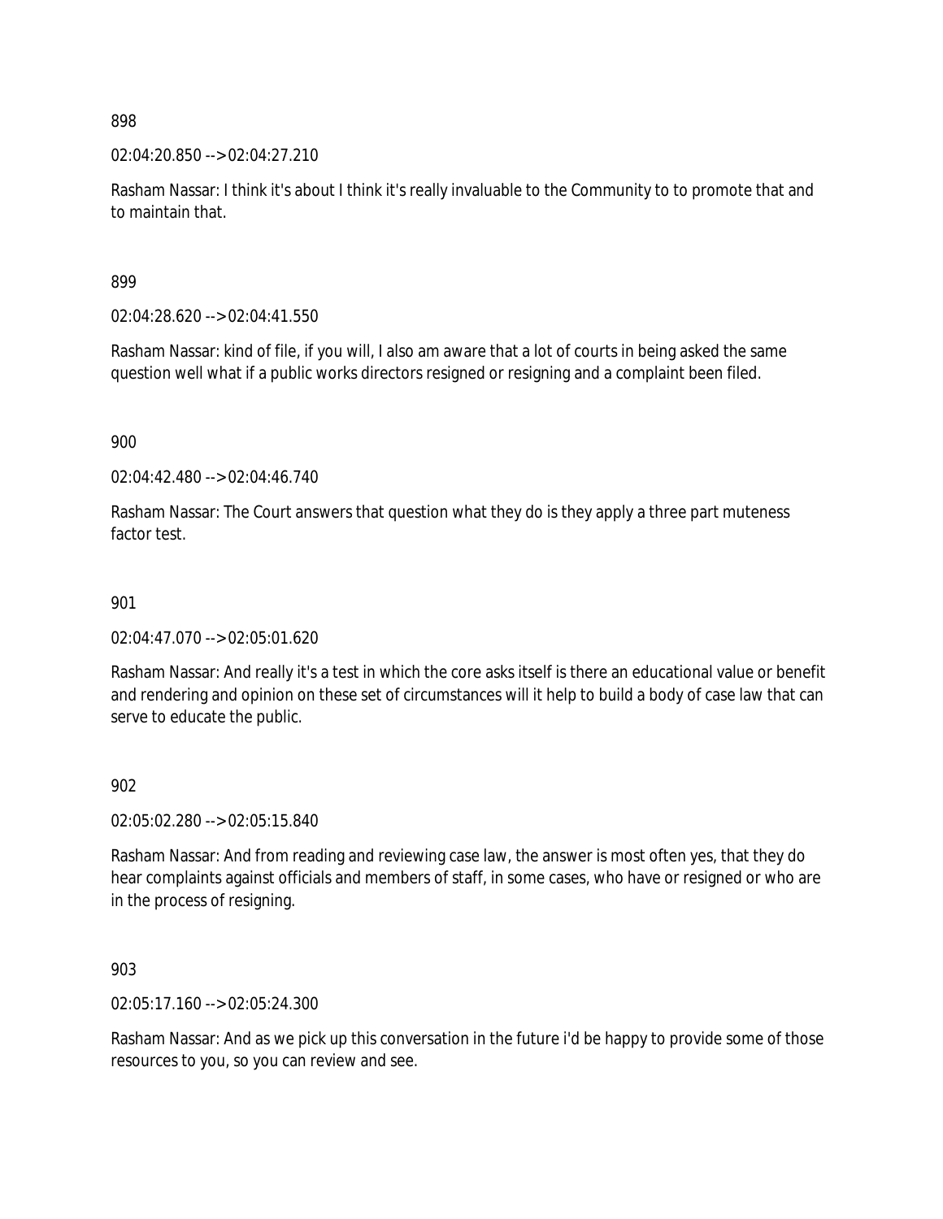898

02:04:20.850 --> 02:04:27.210

Rasham Nassar: I think it's about I think it's really invaluable to the Community to to promote that and to maintain that.

899

02:04:28.620 --> 02:04:41.550

Rasham Nassar: kind of file, if you will, I also am aware that a lot of courts in being asked the same question well what if a public works directors resigned or resigning and a complaint been filed.

900

02:04:42.480 --> 02:04:46.740

Rasham Nassar: The Court answers that question what they do is they apply a three part muteness factor test.

901

02:04:47.070 --> 02:05:01.620

Rasham Nassar: And really it's a test in which the core asks itself is there an educational value or benefit and rendering and opinion on these set of circumstances will it help to build a body of case law that can serve to educate the public.

902

02:05:02.280 --> 02:05:15.840

Rasham Nassar: And from reading and reviewing case law, the answer is most often yes, that they do hear complaints against officials and members of staff, in some cases, who have or resigned or who are in the process of resigning.

903

02:05:17.160 --> 02:05:24.300

Rasham Nassar: And as we pick up this conversation in the future i'd be happy to provide some of those resources to you, so you can review and see.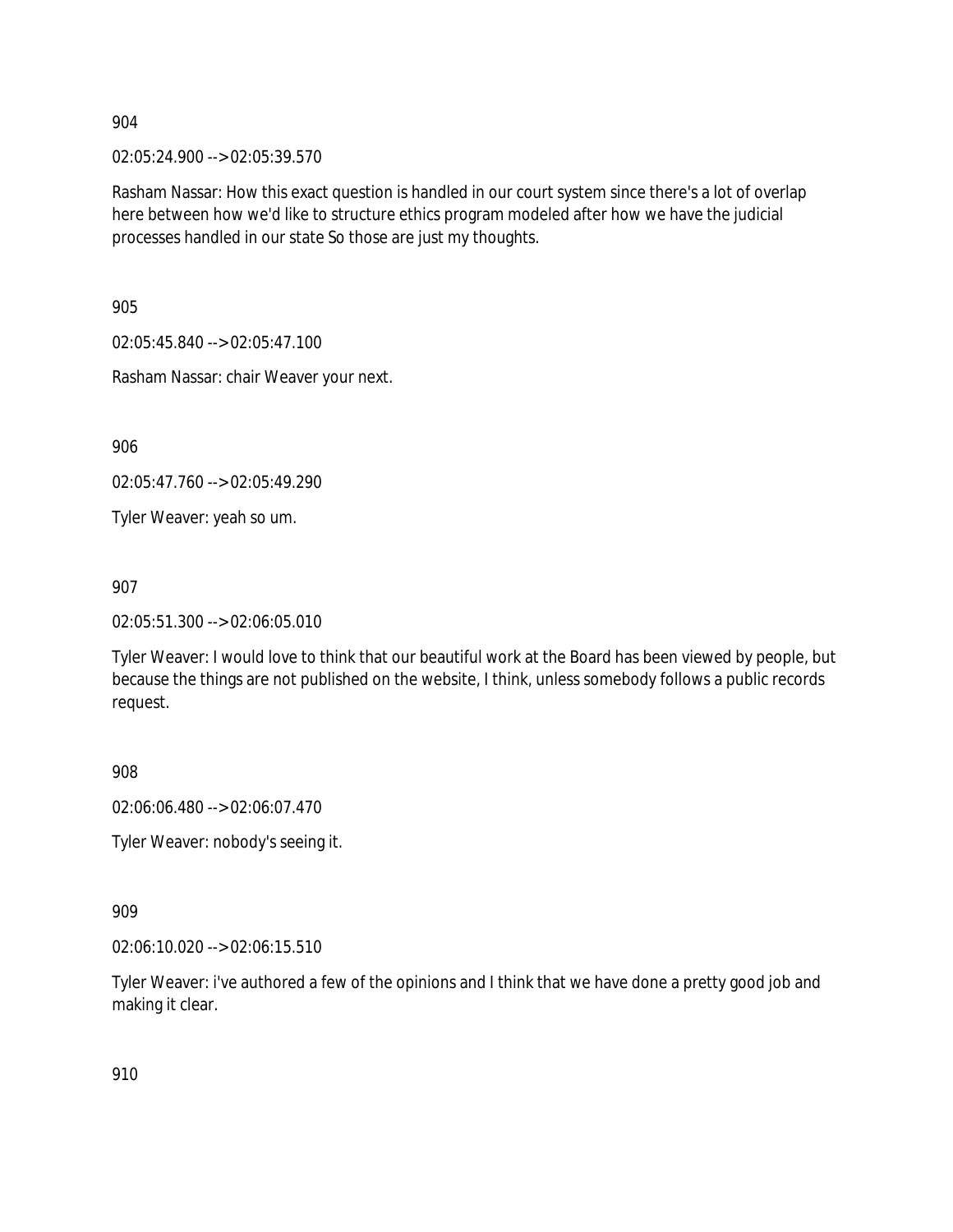904

02:05:24.900 --> 02:05:39.570

Rasham Nassar: How this exact question is handled in our court system since there's a lot of overlap here between how we'd like to structure ethics program modeled after how we have the judicial processes handled in our state So those are just my thoughts.

905

02:05:45.840 --> 02:05:47.100

Rasham Nassar: chair Weaver your next.

906

02:05:47.760 --> 02:05:49.290

Tyler Weaver: yeah so um.

907

02:05:51.300 --> 02:06:05.010

Tyler Weaver: I would love to think that our beautiful work at the Board has been viewed by people, but because the things are not published on the website, I think, unless somebody follows a public records request.

908

02:06:06.480 --> 02:06:07.470

Tyler Weaver: nobody's seeing it.

909

02:06:10.020 --> 02:06:15.510

Tyler Weaver: i've authored a few of the opinions and I think that we have done a pretty good job and making it clear.

910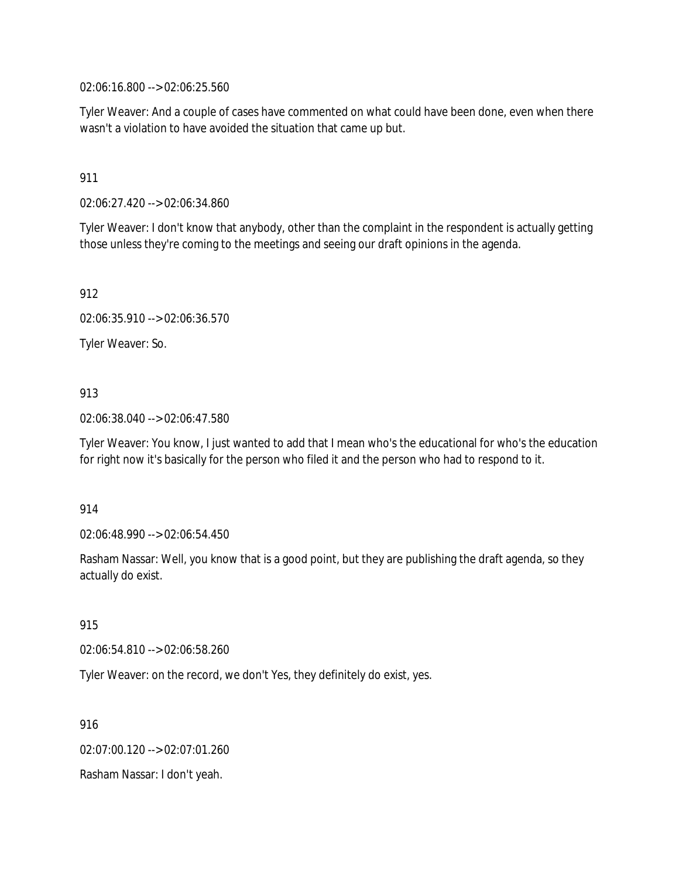02:06:16.800 --> 02:06:25.560

Tyler Weaver: And a couple of cases have commented on what could have been done, even when there wasn't a violation to have avoided the situation that came up but.

911

02:06:27.420 --> 02:06:34.860

Tyler Weaver: I don't know that anybody, other than the complaint in the respondent is actually getting those unless they're coming to the meetings and seeing our draft opinions in the agenda.

912

02:06:35.910 --> 02:06:36.570

Tyler Weaver: So.

913

02:06:38.040 --> 02:06:47.580

Tyler Weaver: You know, I just wanted to add that I mean who's the educational for who's the education for right now it's basically for the person who filed it and the person who had to respond to it.

914

02:06:48.990 --> 02:06:54.450

Rasham Nassar: Well, you know that is a good point, but they are publishing the draft agenda, so they actually do exist.

915

02:06:54.810 --> 02:06:58.260

Tyler Weaver: on the record, we don't Yes, they definitely do exist, yes.

916

02:07:00.120 --> 02:07:01.260

Rasham Nassar: I don't yeah.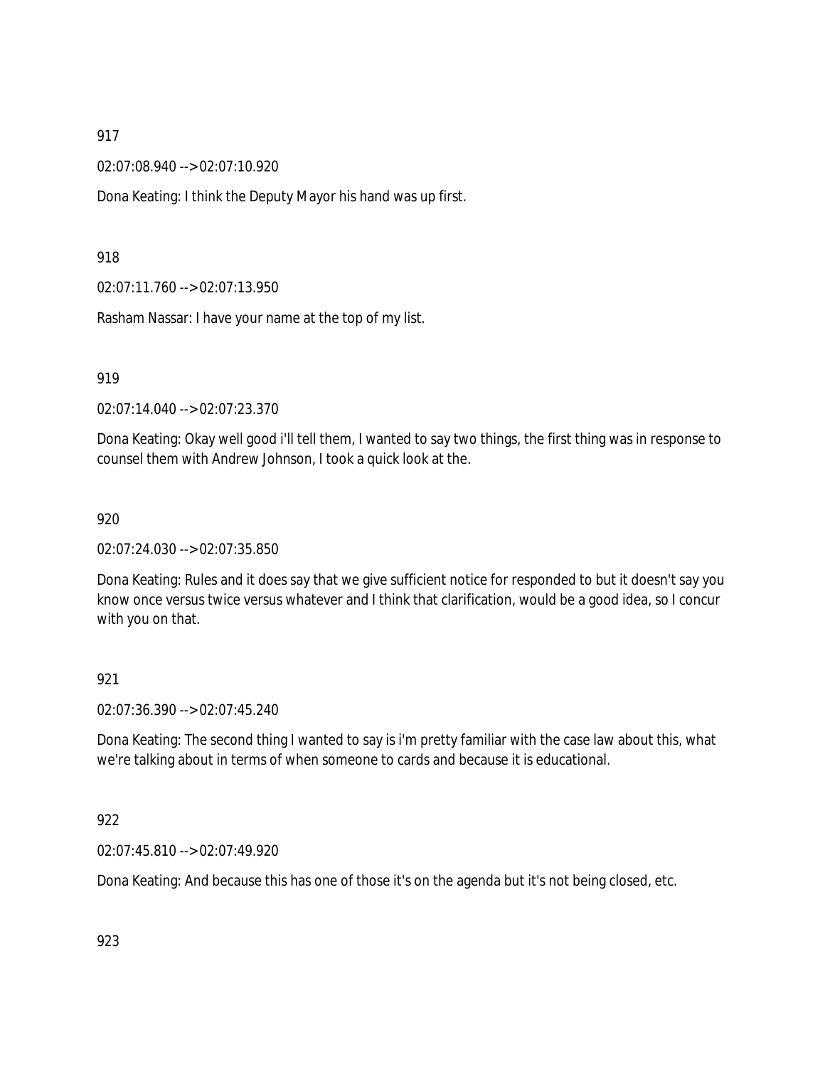917

02:07:08.940 --> 02:07:10.920

Dona Keating: I think the Deputy Mayor his hand was up first.

918

02:07:11.760 --> 02:07:13.950

Rasham Nassar: I have your name at the top of my list.

919

02:07:14.040 --> 02:07:23.370

Dona Keating: Okay well good i'll tell them, I wanted to say two things, the first thing was in response to counsel them with Andrew Johnson, I took a quick look at the.

920

02:07:24.030 --> 02:07:35.850

Dona Keating: Rules and it does say that we give sufficient notice for responded to but it doesn't say you know once versus twice versus whatever and I think that clarification, would be a good idea, so I concur with you on that.

921

02:07:36.390 --> 02:07:45.240

Dona Keating: The second thing I wanted to say is i'm pretty familiar with the case law about this, what we're talking about in terms of when someone to cards and because it is educational.

922

02:07:45.810 --> 02:07:49.920

Dona Keating: And because this has one of those it's on the agenda but it's not being closed, etc.

923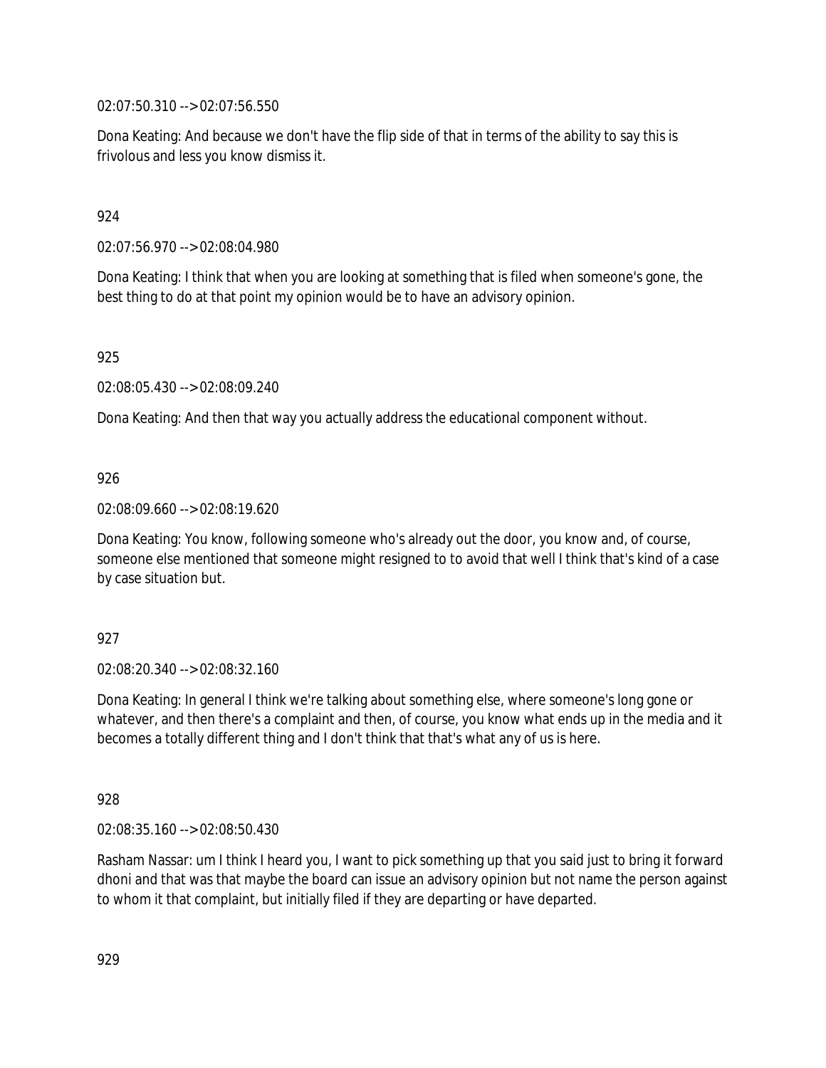02:07:50.310 --> 02:07:56.550

Dona Keating: And because we don't have the flip side of that in terms of the ability to say this is frivolous and less you know dismiss it.

924

02:07:56.970 --> 02:08:04.980

Dona Keating: I think that when you are looking at something that is filed when someone's gone, the best thing to do at that point my opinion would be to have an advisory opinion.

925

02:08:05.430 --> 02:08:09.240

Dona Keating: And then that way you actually address the educational component without.

926

02:08:09.660 --> 02:08:19.620

Dona Keating: You know, following someone who's already out the door, you know and, of course, someone else mentioned that someone might resigned to to avoid that well I think that's kind of a case by case situation but.

927

02:08:20.340 --> 02:08:32.160

Dona Keating: In general I think we're talking about something else, where someone's long gone or whatever, and then there's a complaint and then, of course, you know what ends up in the media and it becomes a totally different thing and I don't think that that's what any of us is here.

928

02:08:35.160 --> 02:08:50.430

Rasham Nassar: um I think I heard you, I want to pick something up that you said just to bring it forward dhoni and that was that maybe the board can issue an advisory opinion but not name the person against to whom it that complaint, but initially filed if they are departing or have departed.

929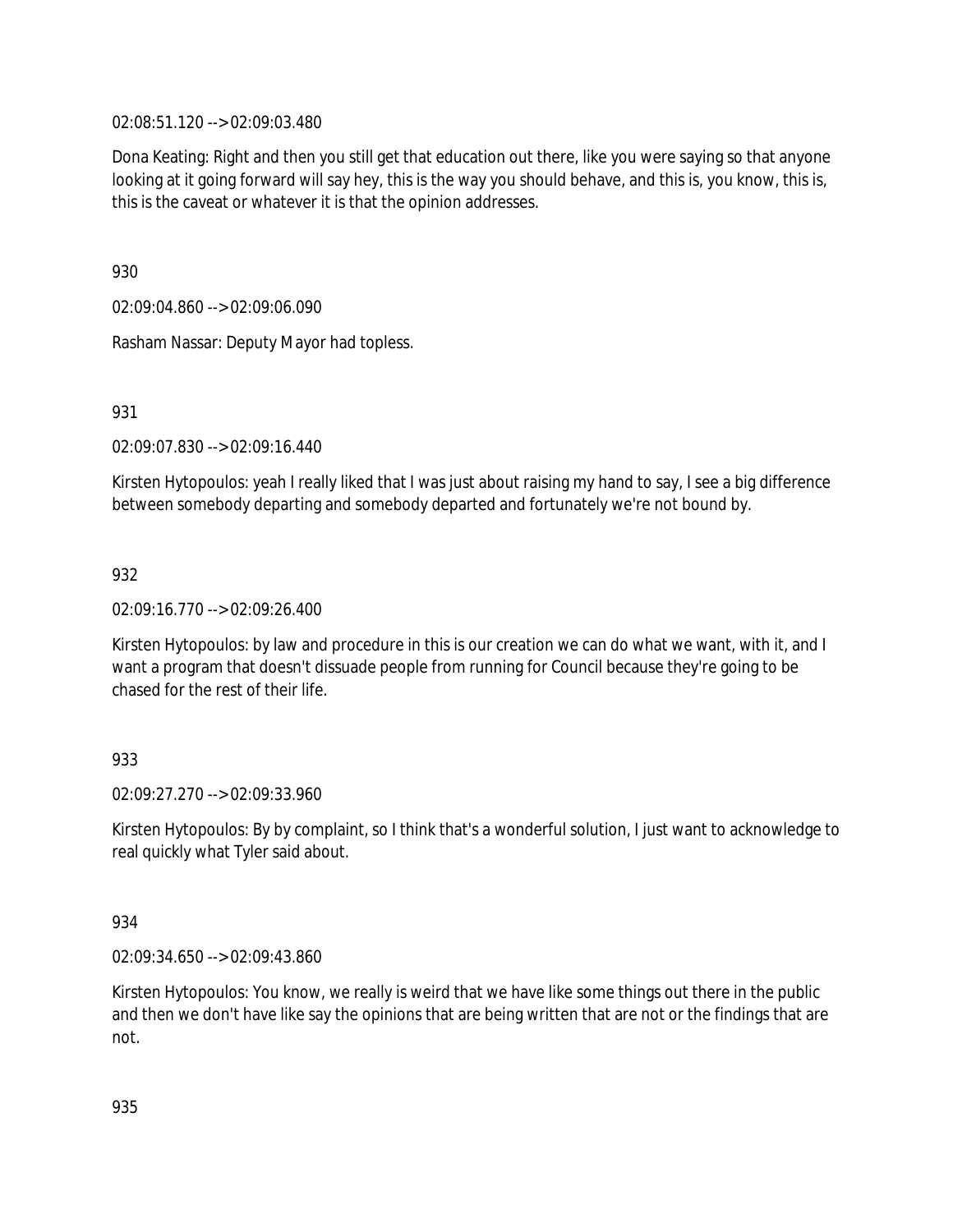02:08:51.120 --> 02:09:03.480

Dona Keating: Right and then you still get that education out there, like you were saying so that anyone looking at it going forward will say hey, this is the way you should behave, and this is, you know, this is, this is the caveat or whatever it is that the opinion addresses.

930

02:09:04.860 --> 02:09:06.090

Rasham Nassar: Deputy Mayor had topless.

931

02:09:07.830 --> 02:09:16.440

Kirsten Hytopoulos: yeah I really liked that I was just about raising my hand to say, I see a big difference between somebody departing and somebody departed and fortunately we're not bound by.

932

02:09:16.770 --> 02:09:26.400

Kirsten Hytopoulos: by law and procedure in this is our creation we can do what we want, with it, and I want a program that doesn't dissuade people from running for Council because they're going to be chased for the rest of their life.

933

02:09:27.270 --> 02:09:33.960

Kirsten Hytopoulos: By by complaint, so I think that's a wonderful solution, I just want to acknowledge to real quickly what Tyler said about.

934

02:09:34.650 --> 02:09:43.860

Kirsten Hytopoulos: You know, we really is weird that we have like some things out there in the public and then we don't have like say the opinions that are being written that are not or the findings that are not.

935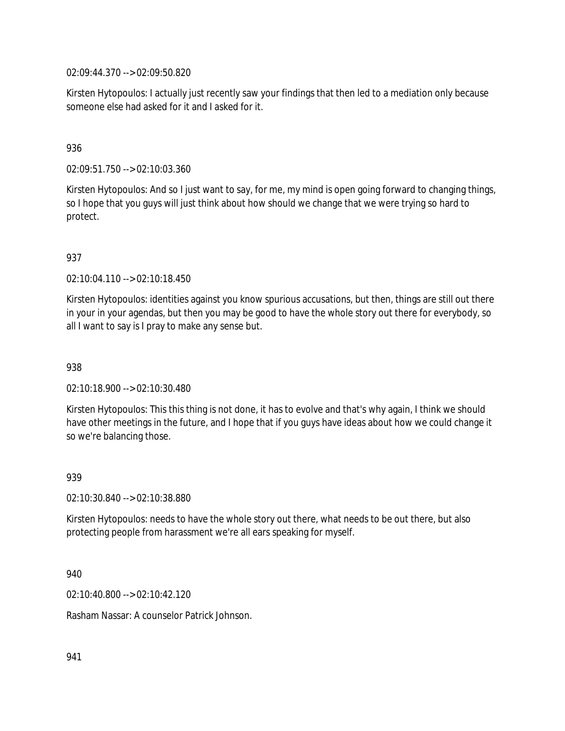02:09:44.370 --> 02:09:50.820

Kirsten Hytopoulos: I actually just recently saw your findings that then led to a mediation only because someone else had asked for it and I asked for it.

936

02:09:51.750 --> 02:10:03.360

Kirsten Hytopoulos: And so I just want to say, for me, my mind is open going forward to changing things, so I hope that you guys will just think about how should we change that we were trying so hard to protect.

937

02:10:04.110 --> 02:10:18.450

Kirsten Hytopoulos: identities against you know spurious accusations, but then, things are still out there in your in your agendas, but then you may be good to have the whole story out there for everybody, so all I want to say is I pray to make any sense but.

938

02:10:18.900 --> 02:10:30.480

Kirsten Hytopoulos: This this thing is not done, it has to evolve and that's why again, I think we should have other meetings in the future, and I hope that if you guys have ideas about how we could change it so we're balancing those.

939

02:10:30.840 --> 02:10:38.880

Kirsten Hytopoulos: needs to have the whole story out there, what needs to be out there, but also protecting people from harassment we're all ears speaking for myself.

940

02:10:40.800 --> 02:10:42.120

Rasham Nassar: A counselor Patrick Johnson.

941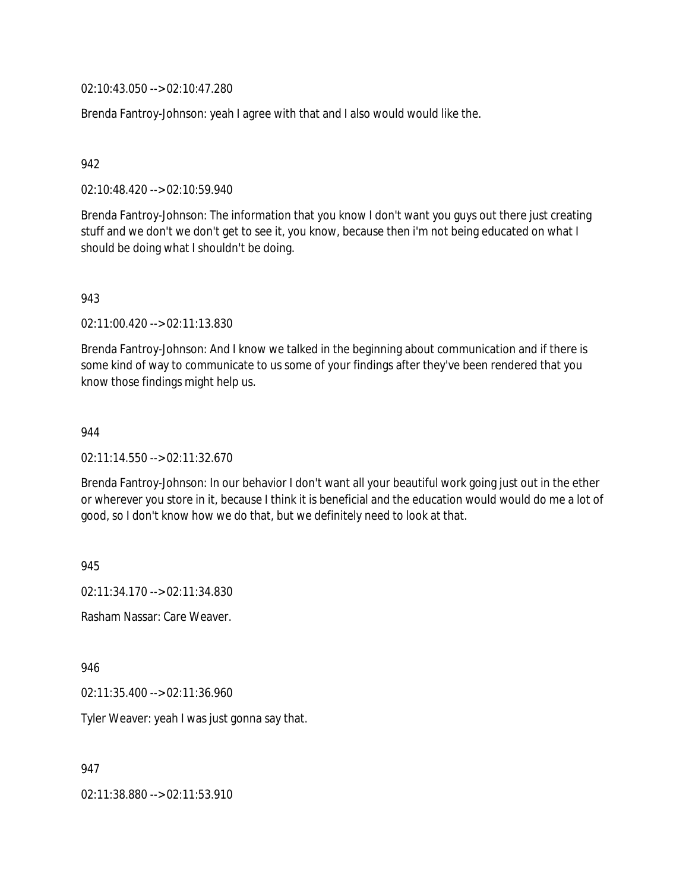02:10:43.050 --> 02:10:47.280

Brenda Fantroy-Johnson: yeah I agree with that and I also would would like the.

942

02:10:48.420 --> 02:10:59.940

Brenda Fantroy-Johnson: The information that you know I don't want you guys out there just creating stuff and we don't we don't get to see it, you know, because then i'm not being educated on what I should be doing what I shouldn't be doing.

943

02:11:00.420 --> 02:11:13.830

Brenda Fantroy-Johnson: And I know we talked in the beginning about communication and if there is some kind of way to communicate to us some of your findings after they've been rendered that you know those findings might help us.

944

02:11:14.550 --> 02:11:32.670

Brenda Fantroy-Johnson: In our behavior I don't want all your beautiful work going just out in the ether or wherever you store in it, because I think it is beneficial and the education would would do me a lot of good, so I don't know how we do that, but we definitely need to look at that.

945

02:11:34.170 --> 02:11:34.830

Rasham Nassar: Care Weaver.

946

02:11:35.400 --> 02:11:36.960

Tyler Weaver: yeah I was just gonna say that.

947

02:11:38.880 --> 02:11:53.910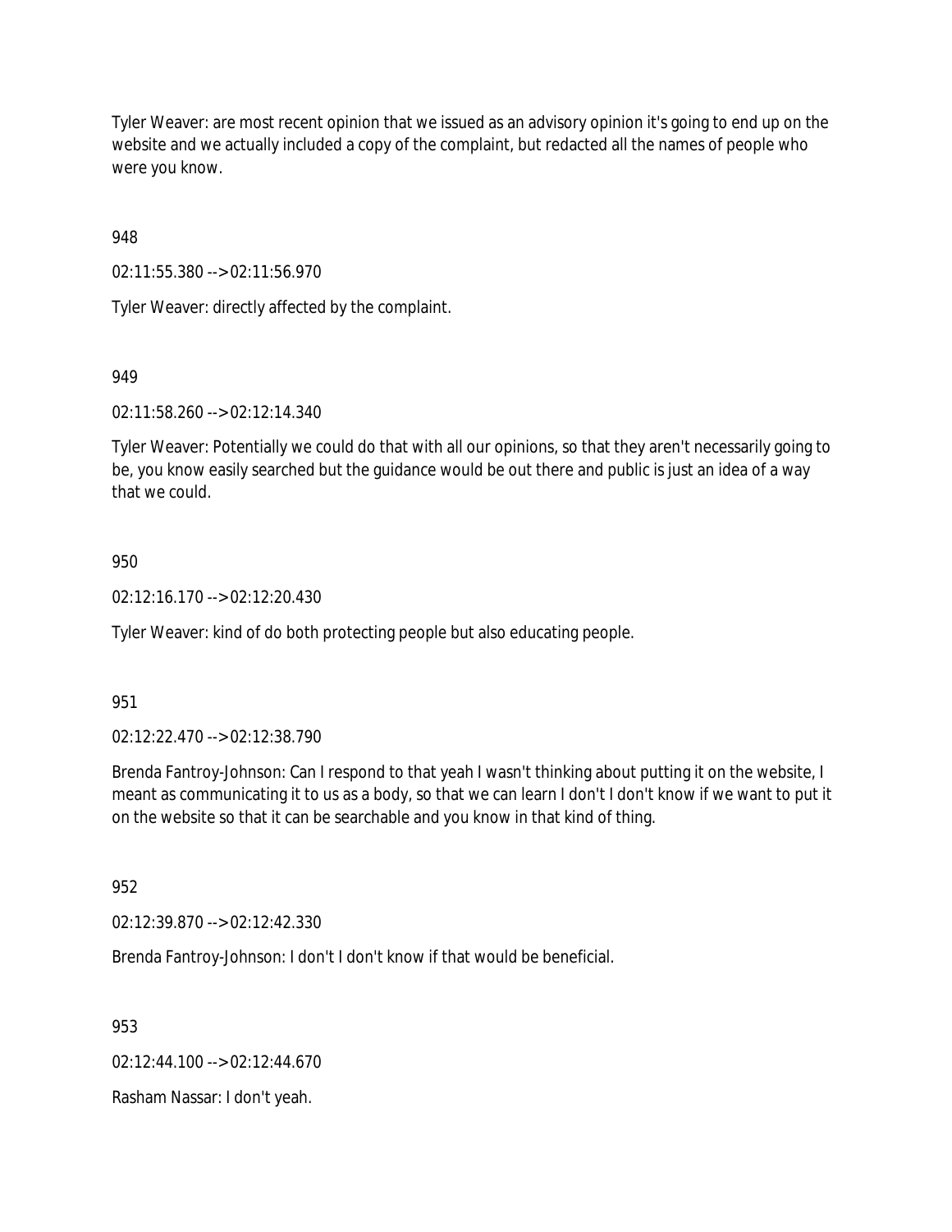Tyler Weaver: are most recent opinion that we issued as an advisory opinion it's going to end up on the website and we actually included a copy of the complaint, but redacted all the names of people who were you know.

948

02:11:55.380 --> 02:11:56.970

Tyler Weaver: directly affected by the complaint.

949

02:11:58.260 --> 02:12:14.340

Tyler Weaver: Potentially we could do that with all our opinions, so that they aren't necessarily going to be, you know easily searched but the guidance would be out there and public is just an idea of a way that we could.

950

02:12:16.170 --> 02:12:20.430

Tyler Weaver: kind of do both protecting people but also educating people.

951

02:12:22.470 --> 02:12:38.790

Brenda Fantroy-Johnson: Can I respond to that yeah I wasn't thinking about putting it on the website, I meant as communicating it to us as a body, so that we can learn I don't I don't know if we want to put it on the website so that it can be searchable and you know in that kind of thing.

952

02:12:39.870 --> 02:12:42.330

Brenda Fantroy-Johnson: I don't I don't know if that would be beneficial.

953

02:12:44.100 --> 02:12:44.670

Rasham Nassar: I don't yeah.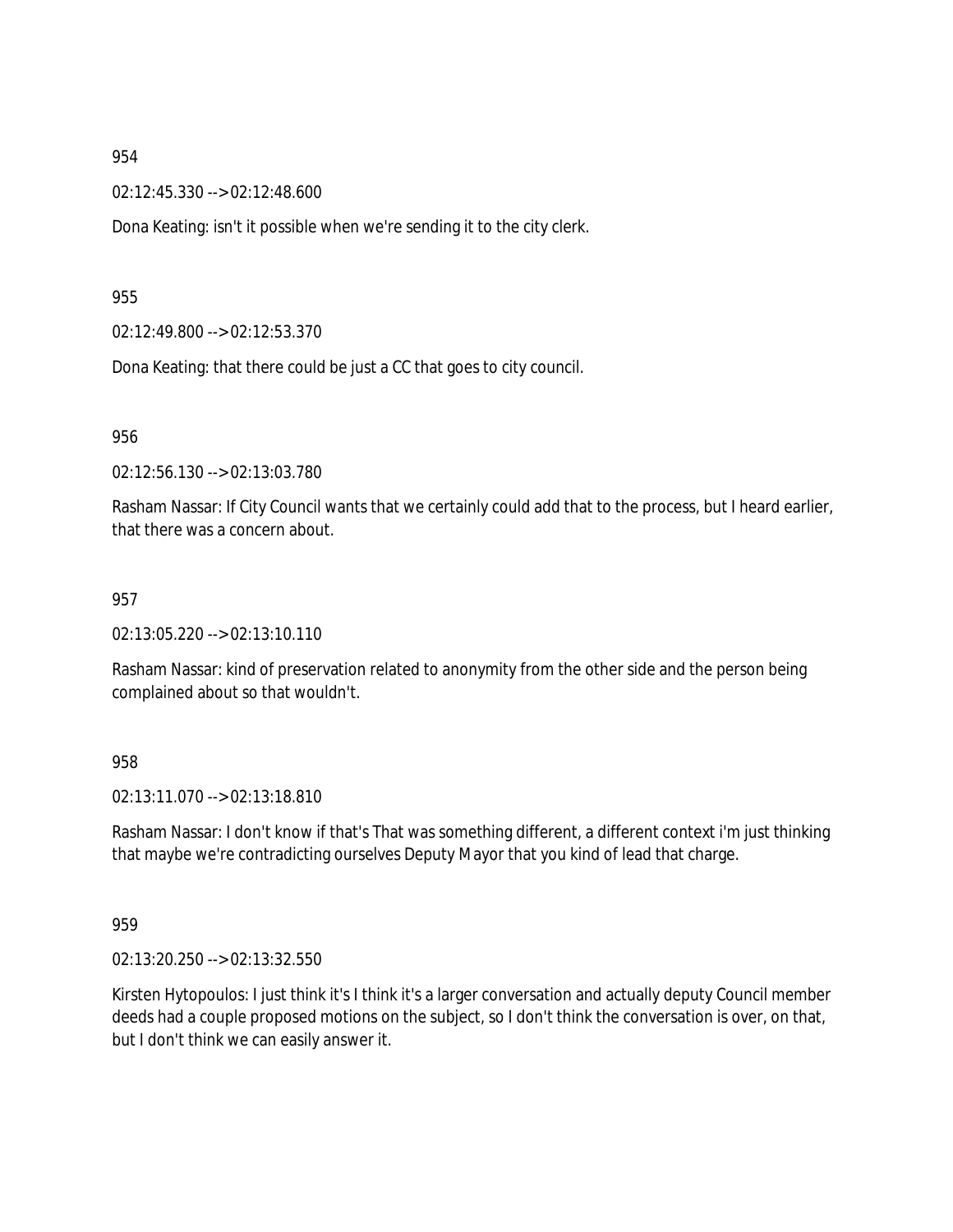954

02:12:45.330 --> 02:12:48.600

Dona Keating: isn't it possible when we're sending it to the city clerk.

955

02:12:49.800 --> 02:12:53.370

Dona Keating: that there could be just a CC that goes to city council.

956

02:12:56.130 --> 02:13:03.780

Rasham Nassar: If City Council wants that we certainly could add that to the process, but I heard earlier, that there was a concern about.

957

02:13:05.220 --> 02:13:10.110

Rasham Nassar: kind of preservation related to anonymity from the other side and the person being complained about so that wouldn't.

958

02:13:11.070 --> 02:13:18.810

Rasham Nassar: I don't know if that's That was something different, a different context i'm just thinking that maybe we're contradicting ourselves Deputy Mayor that you kind of lead that charge.

959

02:13:20.250 --> 02:13:32.550

Kirsten Hytopoulos: I just think it's I think it's a larger conversation and actually deputy Council member deeds had a couple proposed motions on the subject, so I don't think the conversation is over, on that, but I don't think we can easily answer it.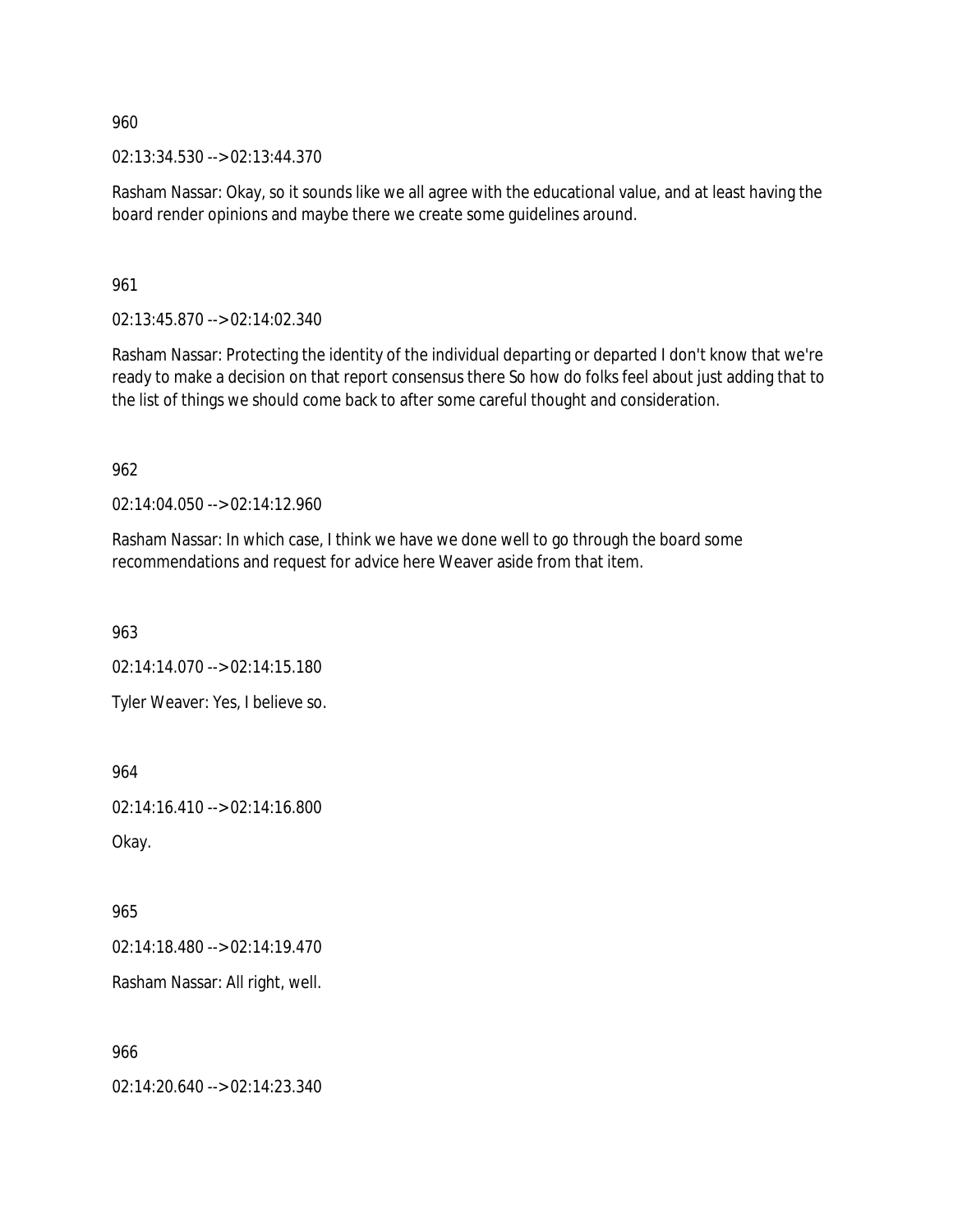960

02:13:34.530 --> 02:13:44.370

Rasham Nassar: Okay, so it sounds like we all agree with the educational value, and at least having the board render opinions and maybe there we create some guidelines around.

961

02:13:45.870 --> 02:14:02.340

Rasham Nassar: Protecting the identity of the individual departing or departed I don't know that we're ready to make a decision on that report consensus there So how do folks feel about just adding that to the list of things we should come back to after some careful thought and consideration.

962

02:14:04.050 --> 02:14:12.960

Rasham Nassar: In which case, I think we have we done well to go through the board some recommendations and request for advice here Weaver aside from that item.

963

02:14:14.070 --> 02:14:15.180

Tyler Weaver: Yes, I believe so.

964

02:14:16.410 --> 02:14:16.800

Okay.

965

02:14:18.480 --> 02:14:19.470

Rasham Nassar: All right, well.

966

02:14:20.640 --> 02:14:23.340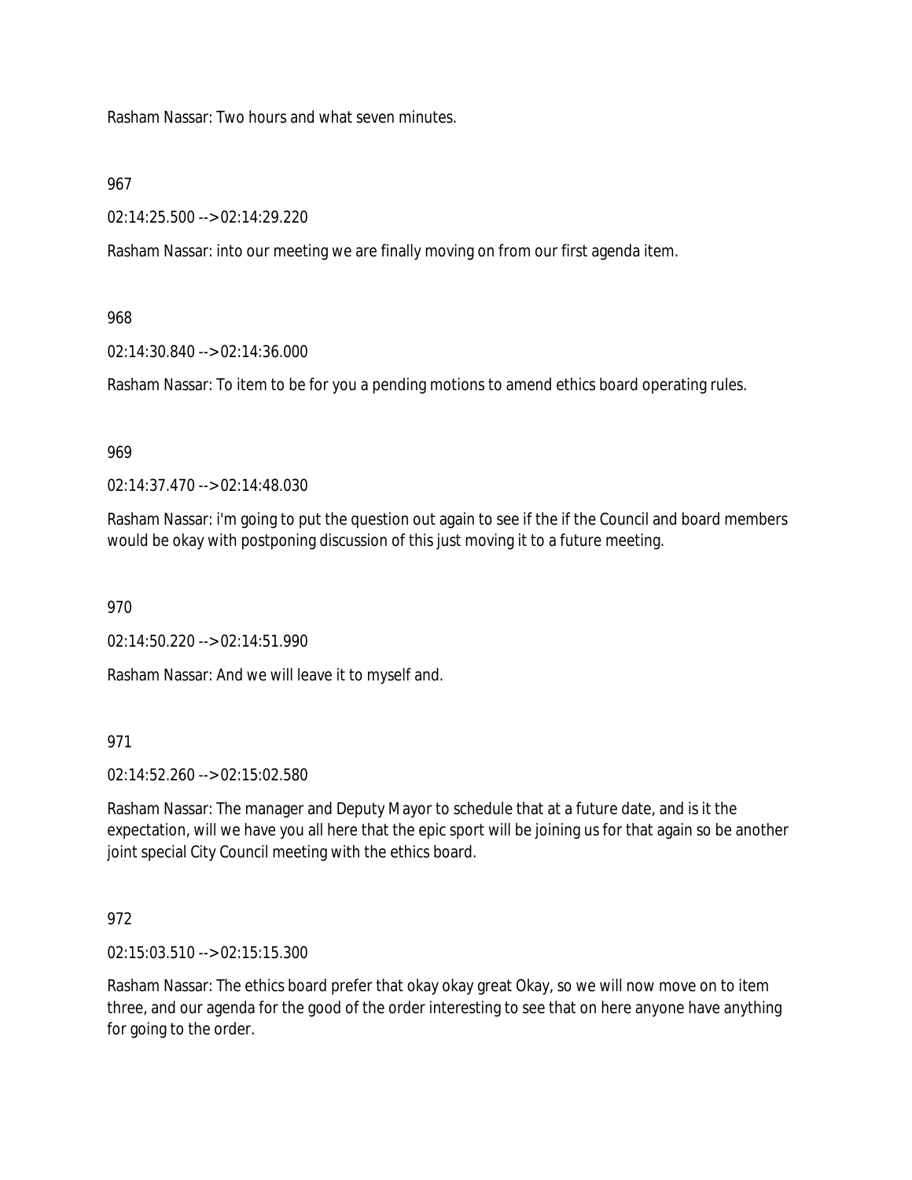Rasham Nassar: Two hours and what seven minutes.

967

02:14:25.500 --> 02:14:29.220

Rasham Nassar: into our meeting we are finally moving on from our first agenda item.

968

02:14:30.840 --> 02:14:36.000

Rasham Nassar: To item to be for you a pending motions to amend ethics board operating rules.

969

02:14:37.470 --> 02:14:48.030

Rasham Nassar: i'm going to put the question out again to see if the if the Council and board members would be okay with postponing discussion of this just moving it to a future meeting.

970

02:14:50.220 --> 02:14:51.990

Rasham Nassar: And we will leave it to myself and.

971

02:14:52.260 --> 02:15:02.580

Rasham Nassar: The manager and Deputy Mayor to schedule that at a future date, and is it the expectation, will we have you all here that the epic sport will be joining us for that again so be another joint special City Council meeting with the ethics board.

972

02:15:03.510 --> 02:15:15.300

Rasham Nassar: The ethics board prefer that okay okay great Okay, so we will now move on to item three, and our agenda for the good of the order interesting to see that on here anyone have anything for going to the order.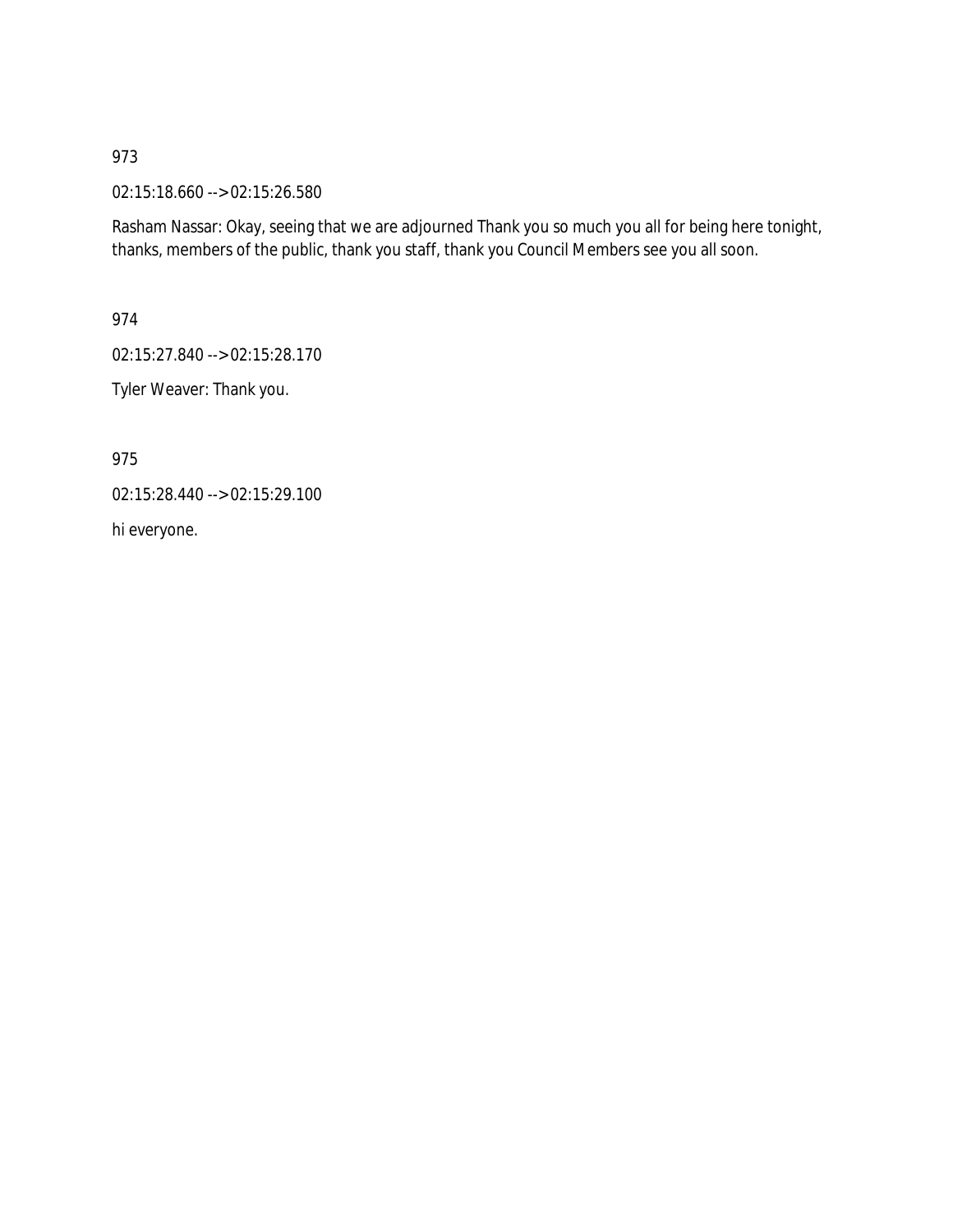973

02:15:18.660 --> 02:15:26.580

Rasham Nassar: Okay, seeing that we are adjourned Thank you so much you all for being here tonight, thanks, members of the public, thank you staff, thank you Council Members see you all soon.

974

02:15:27.840 --> 02:15:28.170

Tyler Weaver: Thank you.

975

02:15:28.440 --> 02:15:29.100

hi everyone.